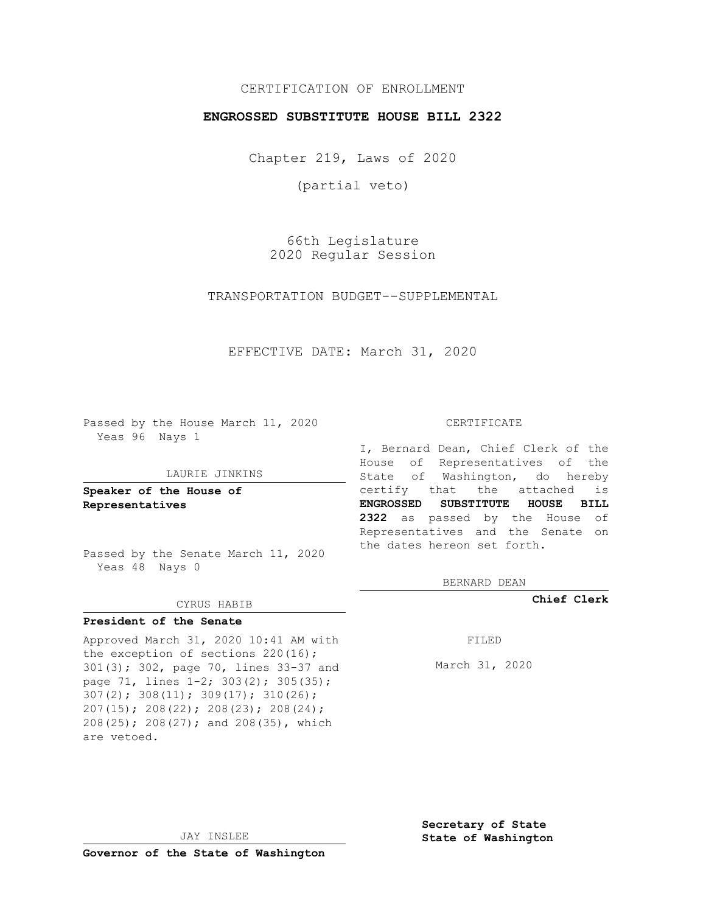CERTIFICATION OF ENROLLMENT

**ENGROSSED SUBSTITUTE HOUSE BILL 2322**

Chapter 219, Laws of 2020

(partial veto)

66th Legislature
2020 Regular Session

TRANSPORTATION BUDGET--SUPPLEMENTAL

EFFECTIVE DATE: March 31, 2020

Passed by the House March 11, 2020
Yeas 96 Nays 1

LAURIE JINKINS

**Speaker of the House of Representatives**

Passed by the Senate March 11, 2020
Yeas 48 Nays 0

CYRUS HABIB

**President of the Senate**

Approved March 31, 2020 10:41 AM with the exception of sections 220(16); 301(3); 302, page 70, lines 33-37 and page 71, lines 1-2; 303(2); 305(35); 307(2); 308(11); 309(17); 310(26); 207(15); 208(22); 208(23); 208(24); 208(25); 208(27); and 208(35), which are vetoed.

JAY INSLEE

**Governor of the State of Washington**

CERTIFICATE

I, Bernard Dean, Chief Clerk of the House of Representatives of the State of Washington, do hereby certify that the attached is **ENGROSSED SUBSTITUTE HOUSE BILL 2322** as passed by the House of Representatives and the Senate on the dates hereon set forth.

BERNARD DEAN

**Chief Clerk**

FILED

March 31, 2020

**Secretary of State**
**State of Washington**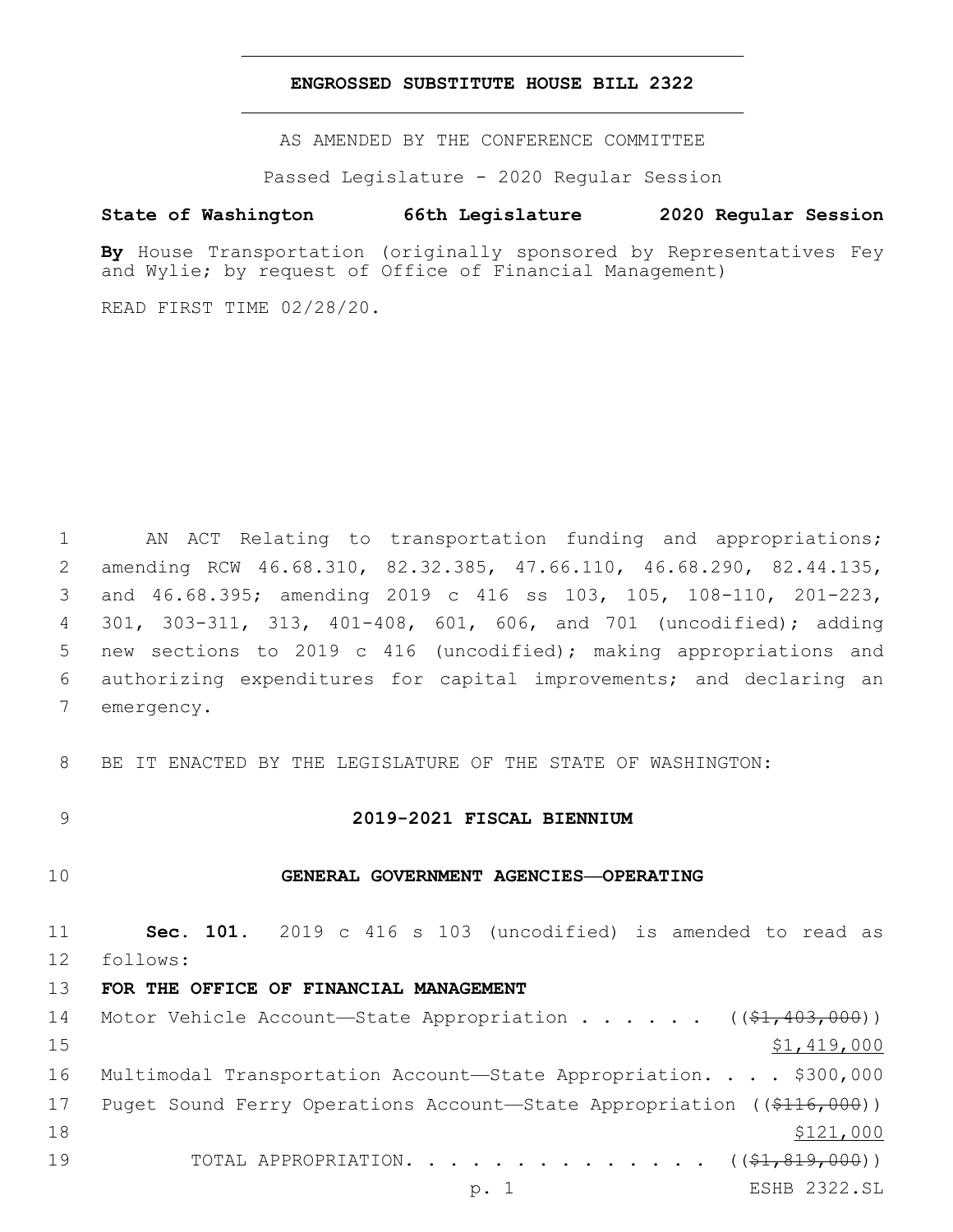# ENGROSSED SUBSTITUTE HOUSE BILL 2322

AS AMENDED BY THE CONFERENCE COMMITTEE

Passed Legislature - 2020 Regular Session

**State of Washington 66th Legislature 2020 Regular Session**

**By** House Transportation (originally sponsored by Representatives Fey and Wylie; by request of Office of Financial Management)

READ FIRST TIME 02/28/20.

1 AN ACT Relating to transportation funding and appropriations;
2 amending RCW 46.68.310, 82.32.385, 47.66.110, 46.68.290, 82.44.135,
3 and 46.68.395; amending 2019 c 416 ss 103, 105, 108-110, 201-223,
4 301, 303-311, 313, 401-408, 601, 606, and 701 (uncodified); adding
5 new sections to 2019 c 416 (uncodified); making appropriations and
6 authorizing expenditures for capital improvements; and declaring an
7 emergency.

8 BE IT ENACTED BY THE LEGISLATURE OF THE STATE OF WASHINGTON:

## 9 2019-2021 FISCAL BIENNIUM

## 10 GENERAL GOVERNMENT AGENCIES—OPERATING

11 **Sec. 101.** 2019 c 416 s 103 (uncodified) is amended to read as
12 follows:

13 **FOR THE OFFICE OF FINANCIAL MANAGEMENT**

14 Motor Vehicle Account—State Appropriation . . . . . . ((~~$1,403,000~~))
15 $1,419,000
16 Multimodal Transportation Account—State Appropriation. . . . $300,000
17 Puget Sound Ferry Operations Account—State Appropriation ((~~$116,000~~))
18 $121,000
19 TOTAL APPROPRIATION. . . . . . . . . . . . . . ((~~$1,819,000~~))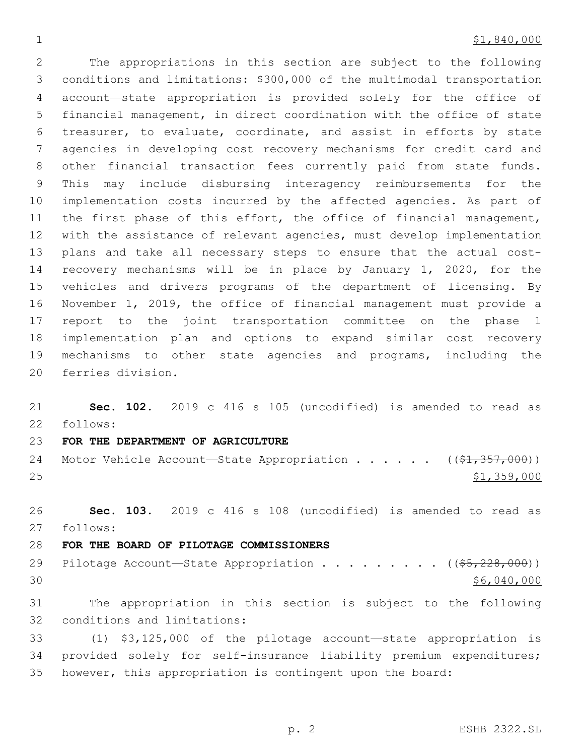$1,840,000

The appropriations in this section are subject to the following conditions and limitations: $300,000 of the multimodal transportation account—state appropriation is provided solely for the office of financial management, in direct coordination with the office of state treasurer, to evaluate, coordinate, and assist in efforts by state agencies in developing cost recovery mechanisms for credit card and other financial transaction fees currently paid from state funds. This may include disbursing interagency reimbursements for the implementation costs incurred by the affected agencies. As part of the first phase of this effort, the office of financial management, with the assistance of relevant agencies, must develop implementation plans and take all necessary steps to ensure that the actual cost-recovery mechanisms will be in place by January 1, 2020, for the vehicles and drivers programs of the department of licensing. By November 1, 2019, the office of financial management must provide a report to the joint transportation committee on the phase 1 implementation plan and options to expand similar cost recovery mechanisms to other state agencies and programs, including the ferries division.

**Sec. 102.** 2019 c 416 s 105 (uncodified) is amended to read as follows:

**FOR THE DEPARTMENT OF AGRICULTURE**

Motor Vehicle Account—State Appropriation . . . . . . ((~~$1,357,000~~))
$1,359,000

**Sec. 103.** 2019 c 416 s 108 (uncodified) is amended to read as follows:

**FOR THE BOARD OF PILOTAGE COMMISSIONERS**

Pilotage Account—State Appropriation . . . . . . . . . ((~~$5,228,000~~))
$6,040,000

The appropriation in this section is subject to the following conditions and limitations:

(1) $3,125,000 of the pilotage account—state appropriation is provided solely for self-insurance liability premium expenditures; however, this appropriation is contingent upon the board: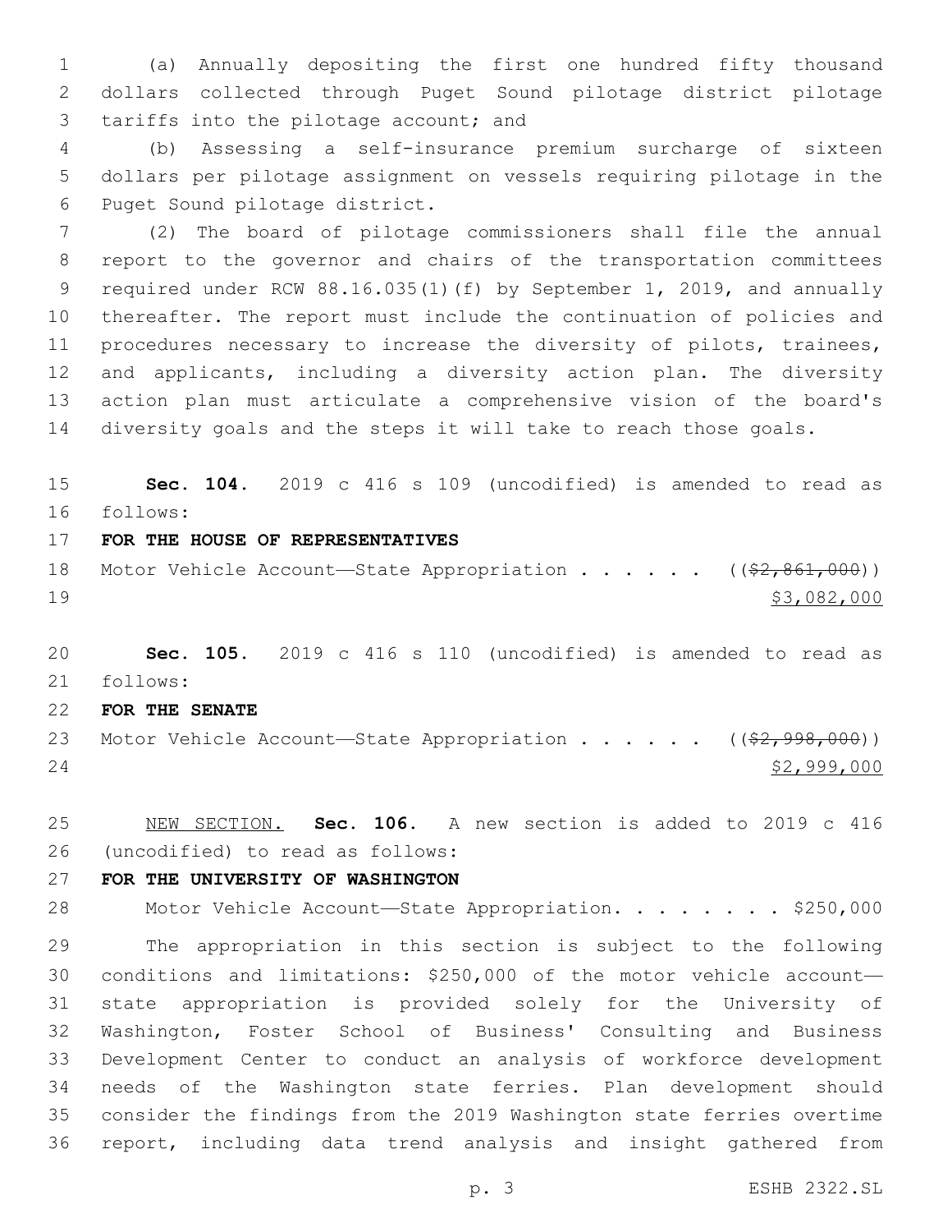(a) Annually depositing the first one hundred fifty thousand dollars collected through Puget Sound pilotage district pilotage tariffs into the pilotage account; and

(b) Assessing a self-insurance premium surcharge of sixteen dollars per pilotage assignment on vessels requiring pilotage in the Puget Sound pilotage district.

(2) The board of pilotage commissioners shall file the annual report to the governor and chairs of the transportation committees required under RCW 88.16.035(1)(f) by September 1, 2019, and annually thereafter. The report must include the continuation of policies and procedures necessary to increase the diversity of pilots, trainees, and applicants, including a diversity action plan. The diversity action plan must articulate a comprehensive vision of the board's diversity goals and the steps it will take to reach those goals.

**Sec. 104.** 2019 c 416 s 109 (uncodified) is amended to read as follows:

**FOR THE HOUSE OF REPRESENTATIVES**

Motor Vehicle Account—State Appropriation . . . . . . ((~~$2,861,000~~))
<u>$3,082,000</u>

**Sec. 105.** 2019 c 416 s 110 (uncodified) is amended to read as follows:

**FOR THE SENATE**

Motor Vehicle Account—State Appropriation . . . . . . ((~~$2,998,000~~))
<u>$2,999,000</u>

<u>NEW SECTION.</u> **Sec. 106.** A new section is added to 2019 c 416 (uncodified) to read as follows:

**FOR THE UNIVERSITY OF WASHINGTON**

Motor Vehicle Account—State Appropriation. . . . . . . . $250,000

The appropriation in this section is subject to the following conditions and limitations: $250,000 of the motor vehicle account—state appropriation is provided solely for the University of Washington, Foster School of Business' Consulting and Business Development Center to conduct an analysis of workforce development needs of the Washington state ferries. Plan development should consider the findings from the 2019 Washington state ferries overtime report, including data trend analysis and insight gathered from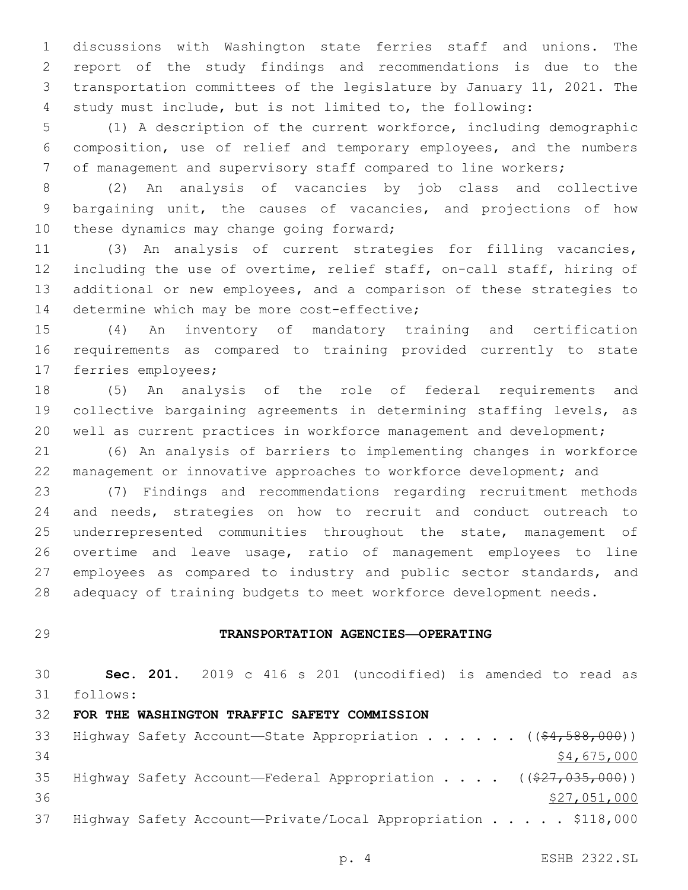discussions with Washington state ferries staff and unions. The report of the study findings and recommendations is due to the transportation committees of the legislature by January 11, 2021. The study must include, but is not limited to, the following:

(1) A description of the current workforce, including demographic composition, use of relief and temporary employees, and the numbers of management and supervisory staff compared to line workers;

(2) An analysis of vacancies by job class and collective bargaining unit, the causes of vacancies, and projections of how these dynamics may change going forward;

(3) An analysis of current strategies for filling vacancies, including the use of overtime, relief staff, on-call staff, hiring of additional or new employees, and a comparison of these strategies to determine which may be more cost-effective;

(4) An inventory of mandatory training and certification requirements as compared to training provided currently to state ferries employees;

(5) An analysis of the role of federal requirements and collective bargaining agreements in determining staffing levels, as well as current practices in workforce management and development;

(6) An analysis of barriers to implementing changes in workforce management or innovative approaches to workforce development; and

(7) Findings and recommendations regarding recruitment methods and needs, strategies on how to recruit and conduct outreach to underrepresented communities throughout the state, management of overtime and leave usage, ratio of management employees to line employees as compared to industry and public sector standards, and adequacy of training budgets to meet workforce development needs.

## TRANSPORTATION AGENCIES—OPERATING

**Sec. 201.** 2019 c 416 s 201 (uncodified) is amended to read as follows:

**FOR THE WASHINGTON TRAFFIC SAFETY COMMISSION**

Highway Safety Account—State Appropriation . . . . . . ((~~$4,588,000~~))
$4,675,000

Highway Safety Account—Federal Appropriation . . . . ((~~$27,035,000~~))
$27,051,000

Highway Safety Account—Private/Local Appropriation . . . . . $118,000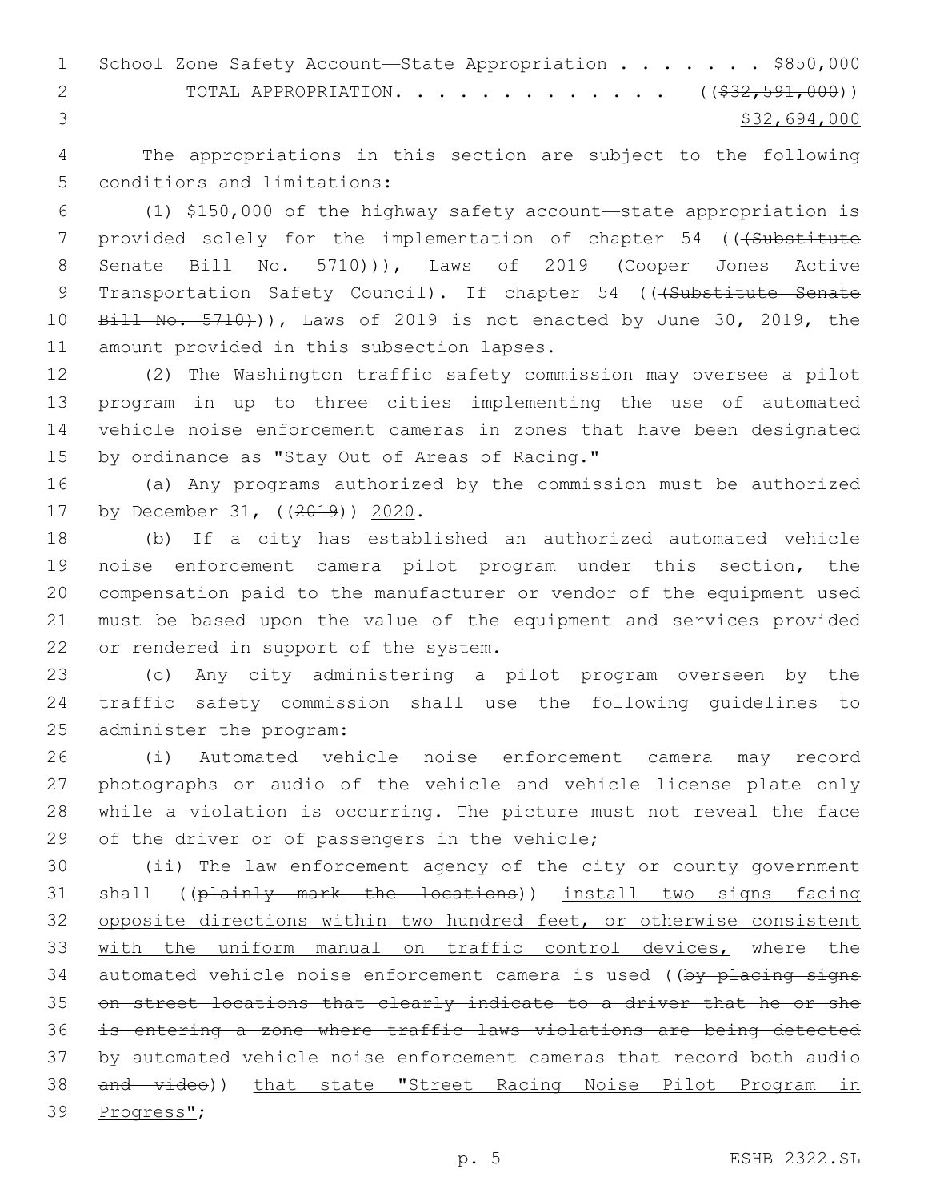School Zone Safety Account—State Appropriation . . . . . . . $850,000

TOTAL APPROPRIATION. . . . . . . . . . . . . ((~~$32,591,000~~))

<u>$32,694,000</u>

The appropriations in this section are subject to the following conditions and limitations:

(1) $150,000 of the highway safety account—state appropriation is provided solely for the implementation of chapter 54 ((~~(Substitute Senate Bill No. 5710)~~)), Laws of 2019 (Cooper Jones Active Transportation Safety Council). If chapter 54 ((~~(Substitute Senate Bill No. 5710)~~)), Laws of 2019 is not enacted by June 30, 2019, the amount provided in this subsection lapses.

(2) The Washington traffic safety commission may oversee a pilot program in up to three cities implementing the use of automated vehicle noise enforcement cameras in zones that have been designated by ordinance as "Stay Out of Areas of Racing."

(a) Any programs authorized by the commission must be authorized by December 31, ((~~2019~~)) <u>2020</u>.

(b) If a city has established an authorized automated vehicle noise enforcement camera pilot program under this section, the compensation paid to the manufacturer or vendor of the equipment used must be based upon the value of the equipment and services provided or rendered in support of the system.

(c) Any city administering a pilot program overseen by the traffic safety commission shall use the following guidelines to administer the program:

(i) Automated vehicle noise enforcement camera may record photographs or audio of the vehicle and vehicle license plate only while a violation is occurring. The picture must not reveal the face of the driver or of passengers in the vehicle;

(ii) The law enforcement agency of the city or county government shall ((~~plainly mark the locations~~)) <u>install two signs facing opposite directions within two hundred feet, or otherwise consistent with the uniform manual on traffic control devices,</u> where the automated vehicle noise enforcement camera is used ((~~by placing signs on street locations that clearly indicate to a driver that he or she is entering a zone where traffic laws violations are being detected by automated vehicle noise enforcement cameras that record both audio and video~~)) <u>that state "Street Racing Noise Pilot Program in Progress"</u>;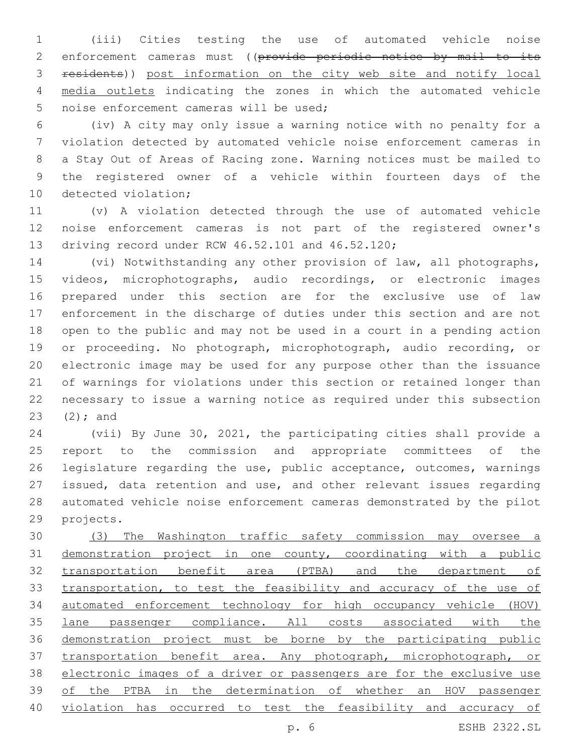(iii) Cities testing the use of automated vehicle noise enforcement cameras must ((~~provide periodic notice by mail to its residents~~)) <u>post information on the city web site and notify local media outlets</u> indicating the zones in which the automated vehicle noise enforcement cameras will be used;

(iv) A city may only issue a warning notice with no penalty for a violation detected by automated vehicle noise enforcement cameras in a Stay Out of Areas of Racing zone. Warning notices must be mailed to the registered owner of a vehicle within fourteen days of the detected violation;

(v) A violation detected through the use of automated vehicle noise enforcement cameras is not part of the registered owner's driving record under RCW 46.52.101 and 46.52.120;

(vi) Notwithstanding any other provision of law, all photographs, videos, microphotographs, audio recordings, or electronic images prepared under this section are for the exclusive use of law enforcement in the discharge of duties under this section and are not open to the public and may not be used in a court in a pending action or proceeding. No photograph, microphotograph, audio recording, or electronic image may be used for any purpose other than the issuance of warnings for violations under this section or retained longer than necessary to issue a warning notice as required under this subsection (2); and

(vii) By June 30, 2021, the participating cities shall provide a report to the commission and appropriate committees of the legislature regarding the use, public acceptance, outcomes, warnings issued, data retention and use, and other relevant issues regarding automated vehicle noise enforcement cameras demonstrated by the pilot projects.

<u>(3) The Washington traffic safety commission may oversee a demonstration project in one county, coordinating with a public transportation benefit area (PTBA) and the department of transportation, to test the feasibility and accuracy of the use of automated enforcement technology for high occupancy vehicle (HOV) lane passenger compliance. All costs associated with the demonstration project must be borne by the participating public transportation benefit area. Any photograph, microphotograph, or electronic images of a driver or passengers are for the exclusive use of the PTBA in the determination of whether an HOV passenger violation has occurred to test the feasibility and accuracy of</u>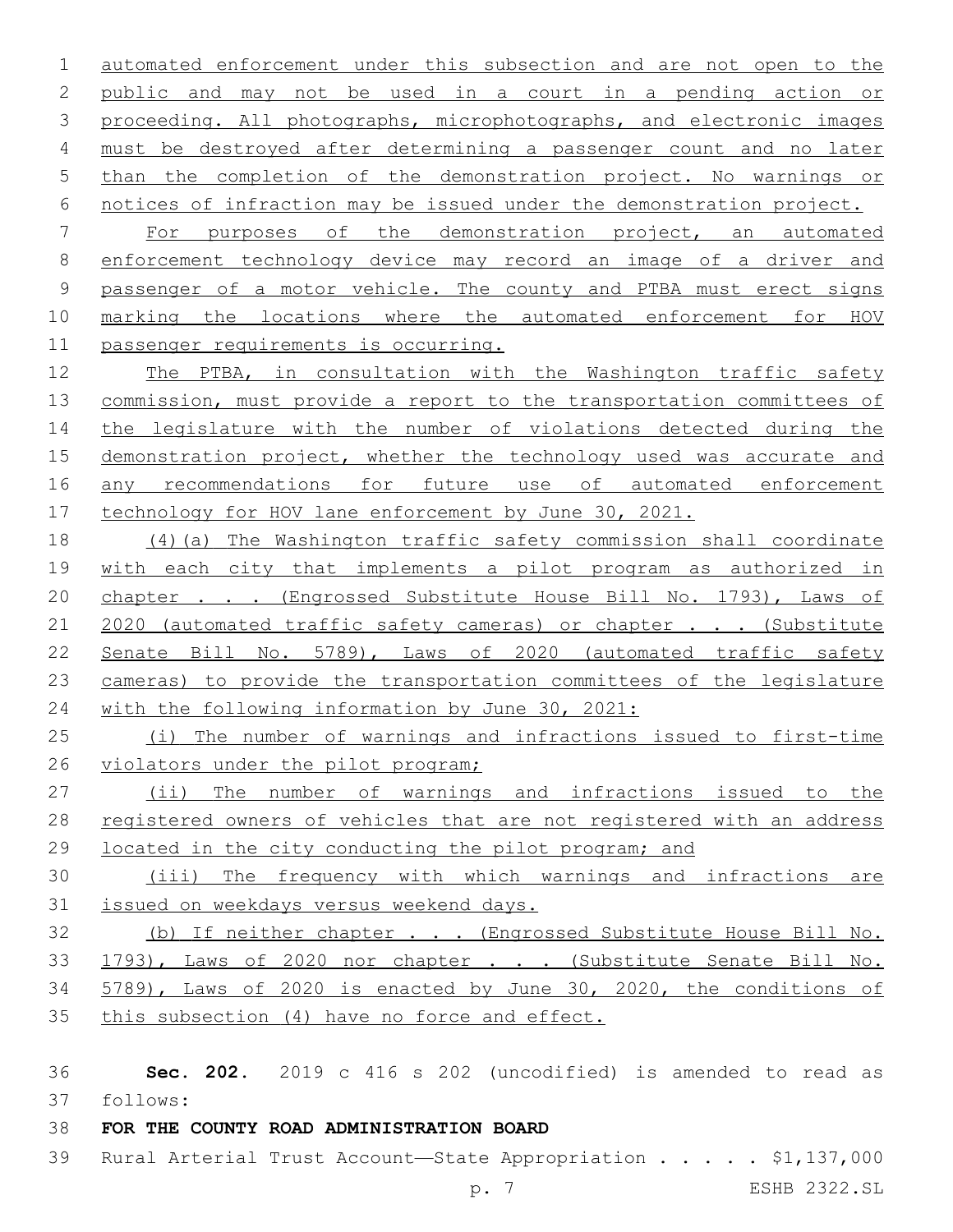automated enforcement under this subsection and are not open to the public and may not be used in a court in a pending action or proceeding. All photographs, microphotographs, and electronic images must be destroyed after determining a passenger count and no later than the completion of the demonstration project. No warnings or notices of infraction may be issued under the demonstration project.

For purposes of the demonstration project, an automated enforcement technology device may record an image of a driver and passenger of a motor vehicle. The county and PTBA must erect signs marking the locations where the automated enforcement for HOV passenger requirements is occurring.

The PTBA, in consultation with the Washington traffic safety commission, must provide a report to the transportation committees of the legislature with the number of violations detected during the demonstration project, whether the technology used was accurate and any recommendations for future use of automated enforcement technology for HOV lane enforcement by June 30, 2021.

(4)(a) The Washington traffic safety commission shall coordinate with each city that implements a pilot program as authorized in chapter . . . (Engrossed Substitute House Bill No. 1793), Laws of 2020 (automated traffic safety cameras) or chapter . . . (Substitute Senate Bill No. 5789), Laws of 2020 (automated traffic safety cameras) to provide the transportation committees of the legislature with the following information by June 30, 2021:

(i) The number of warnings and infractions issued to first-time violators under the pilot program;

(ii) The number of warnings and infractions issued to the registered owners of vehicles that are not registered with an address located in the city conducting the pilot program; and

(iii) The frequency with which warnings and infractions are issued on weekdays versus weekend days.

(b) If neither chapter . . . (Engrossed Substitute House Bill No. 1793), Laws of 2020 nor chapter . . . (Substitute Senate Bill No. 5789), Laws of 2020 is enacted by June 30, 2020, the conditions of this subsection (4) have no force and effect.

**Sec. 202.** 2019 c 416 s 202 (uncodified) is amended to read as follows:

**FOR THE COUNTY ROAD ADMINISTRATION BOARD**

Rural Arterial Trust Account—State Appropriation . . . . . $1,137,000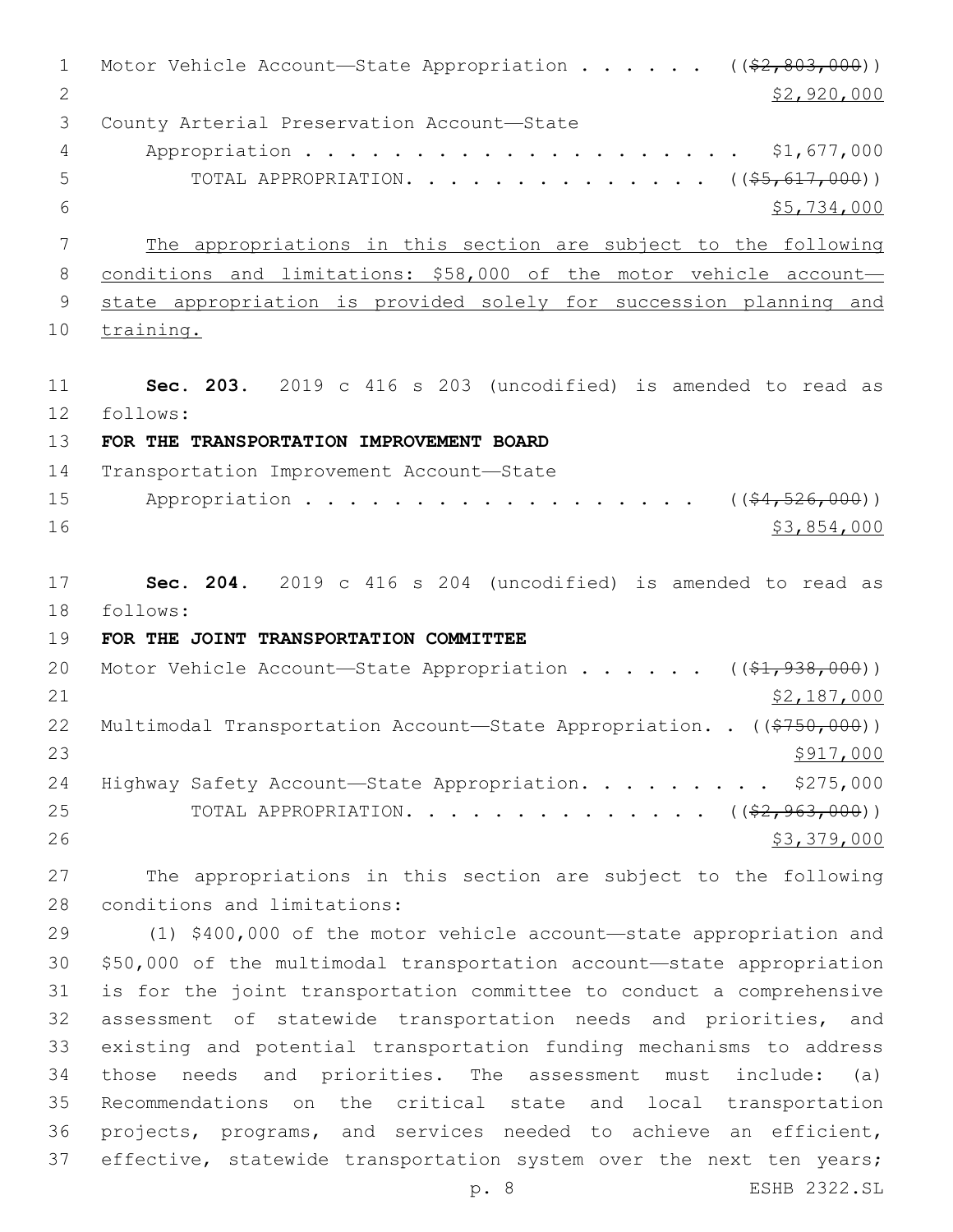Motor Vehicle Account—State Appropriation . . . . . . ((~~$2,803,000~~))
<u>$2,920,000</u>

County Arterial Preservation Account—State Appropriation . . . . . . . . . . . . . . . . . . . . $1,677,000

TOTAL APPROPRIATION. . . . . . . . . . . . . . . ((~~$5,617,000~~))
<u>$5,734,000</u>

<u>The appropriations in this section are subject to the following conditions and limitations: $58,000 of the motor vehicle account—state appropriation is provided solely for succession planning and training.</u>

**Sec. 203.** 2019 c 416 s 203 (uncodified) is amended to read as follows:

**FOR THE TRANSPORTATION IMPROVEMENT BOARD**

Transportation Improvement Account—State Appropriation . . . . . . . . . . . . . . . . . . . . ((~~$4,526,000~~))
<u>$3,854,000</u>

**Sec. 204.** 2019 c 416 s 204 (uncodified) is amended to read as follows:

**FOR THE JOINT TRANSPORTATION COMMITTEE**

Motor Vehicle Account—State Appropriation . . . . . . ((~~$1,938,000~~))
<u>$2,187,000</u>

Multimodal Transportation Account—State Appropriation. . ((~~$750,000~~))
<u>$917,000</u>

Highway Safety Account—State Appropriation. . . . . . . . . $275,000

TOTAL APPROPRIATION. . . . . . . . . . . . . . . ((~~$2,963,000~~))
<u>$3,379,000</u>

The appropriations in this section are subject to the following conditions and limitations:

(1) $400,000 of the motor vehicle account—state appropriation and $50,000 of the multimodal transportation account—state appropriation is for the joint transportation committee to conduct a comprehensive assessment of statewide transportation needs and priorities, and existing and potential transportation funding mechanisms to address those needs and priorities. The assessment must include: (a) Recommendations on the critical state and local transportation projects, programs, and services needed to achieve an efficient, effective, statewide transportation system over the next ten years;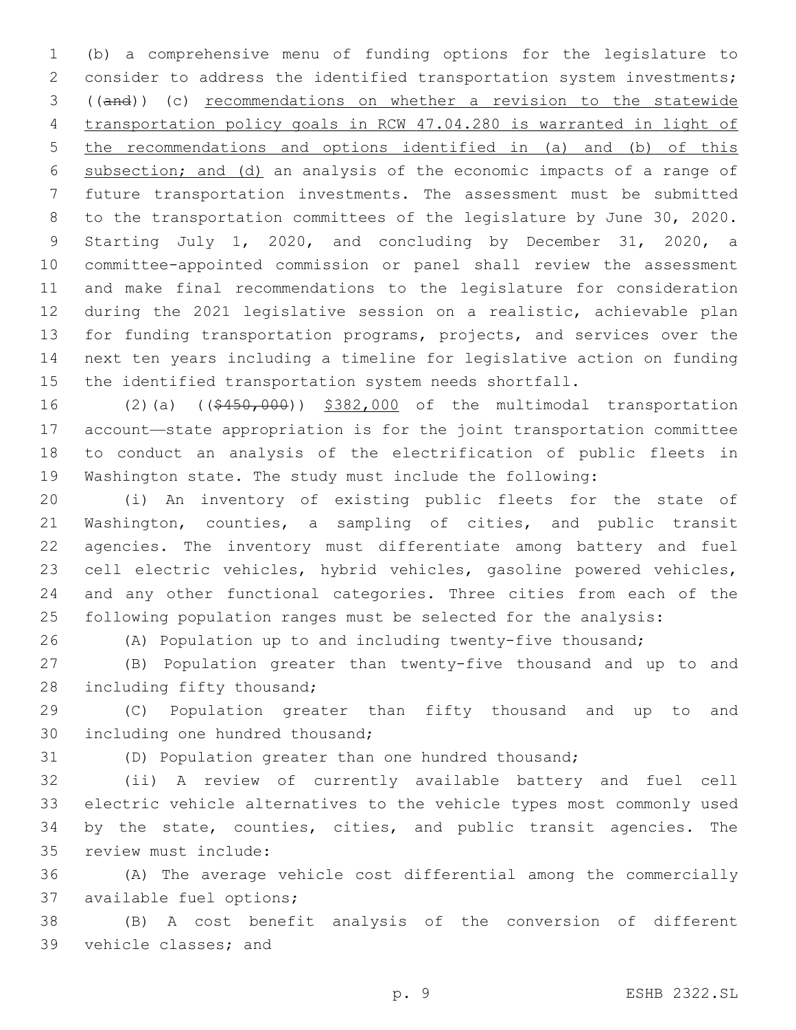(b) a comprehensive menu of funding options for the legislature to consider to address the identified transportation system investments; ((~~and~~)) (c) <u>recommendations on whether a revision to the statewide transportation policy goals in RCW 47.04.280 is warranted in light of the recommendations and options identified in (a) and (b) of this subsection; and (d)</u> an analysis of the economic impacts of a range of future transportation investments. The assessment must be submitted to the transportation committees of the legislature by June 30, 2020. Starting July 1, 2020, and concluding by December 31, 2020, a committee-appointed commission or panel shall review the assessment and make final recommendations to the legislature for consideration during the 2021 legislative session on a realistic, achievable plan for funding transportation programs, projects, and services over the next ten years including a timeline for legislative action on funding the identified transportation system needs shortfall.

(2)(a) ((~~$450,000~~)) <u>$382,000</u> of the multimodal transportation account—state appropriation is for the joint transportation committee to conduct an analysis of the electrification of public fleets in Washington state. The study must include the following:

(i) An inventory of existing public fleets for the state of Washington, counties, a sampling of cities, and public transit agencies. The inventory must differentiate among battery and fuel cell electric vehicles, hybrid vehicles, gasoline powered vehicles, and any other functional categories. Three cities from each of the following population ranges must be selected for the analysis:

(A) Population up to and including twenty-five thousand;

(B) Population greater than twenty-five thousand and up to and including fifty thousand;

(C) Population greater than fifty thousand and up to and including one hundred thousand;

(D) Population greater than one hundred thousand;

(ii) A review of currently available battery and fuel cell electric vehicle alternatives to the vehicle types most commonly used by the state, counties, cities, and public transit agencies. The review must include:

(A) The average vehicle cost differential among the commercially available fuel options;

(B) A cost benefit analysis of the conversion of different vehicle classes; and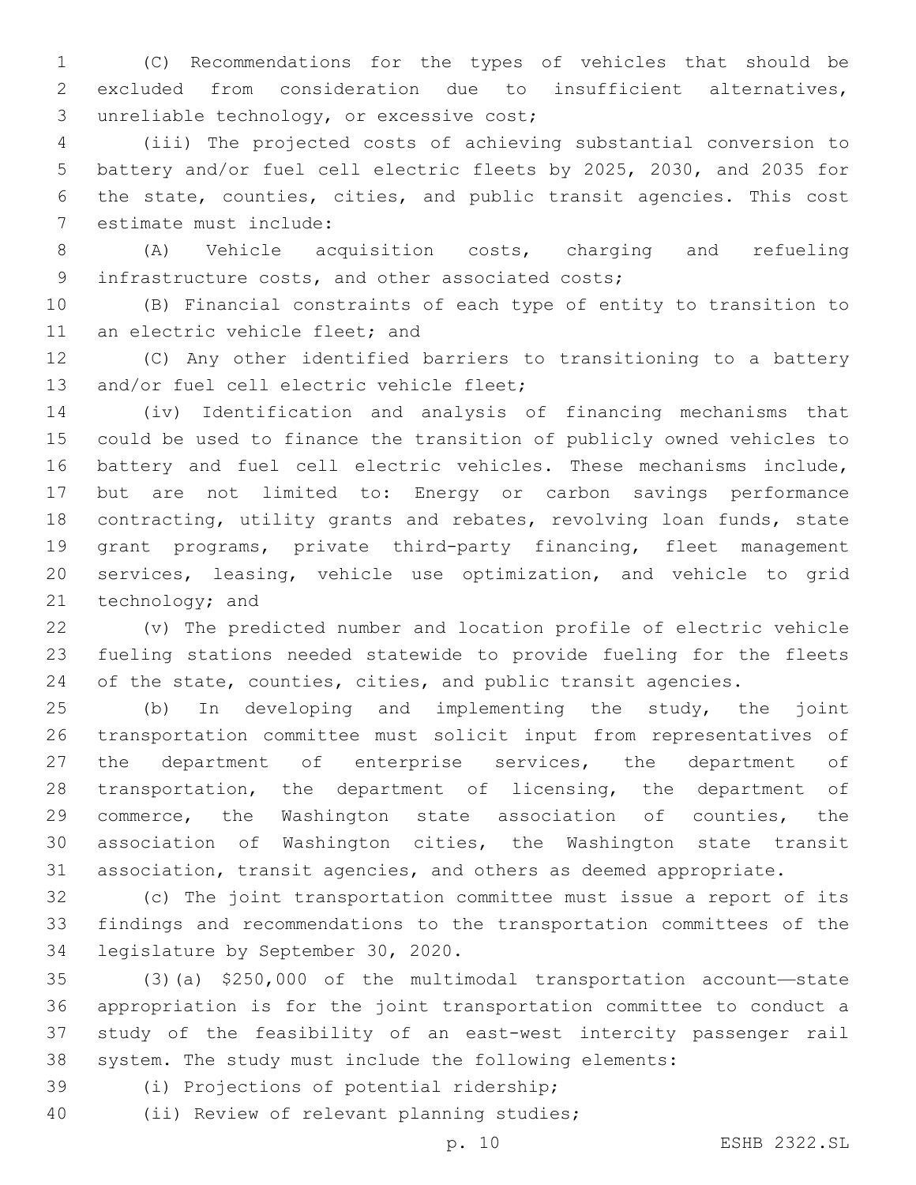(C) Recommendations for the types of vehicles that should be excluded from consideration due to insufficient alternatives, unreliable technology, or excessive cost;

(iii) The projected costs of achieving substantial conversion to battery and/or fuel cell electric fleets by 2025, 2030, and 2035 for the state, counties, cities, and public transit agencies. This cost estimate must include:

(A) Vehicle acquisition costs, charging and refueling infrastructure costs, and other associated costs;

(B) Financial constraints of each type of entity to transition to an electric vehicle fleet; and

(C) Any other identified barriers to transitioning to a battery and/or fuel cell electric vehicle fleet;

(iv) Identification and analysis of financing mechanisms that could be used to finance the transition of publicly owned vehicles to battery and fuel cell electric vehicles. These mechanisms include, but are not limited to: Energy or carbon savings performance contracting, utility grants and rebates, revolving loan funds, state grant programs, private third-party financing, fleet management services, leasing, vehicle use optimization, and vehicle to grid technology; and

(v) The predicted number and location profile of electric vehicle fueling stations needed statewide to provide fueling for the fleets of the state, counties, cities, and public transit agencies.

(b) In developing and implementing the study, the joint transportation committee must solicit input from representatives of the department of enterprise services, the department of transportation, the department of licensing, the department of commerce, the Washington state association of counties, the association of Washington cities, the Washington state transit association, transit agencies, and others as deemed appropriate.

(c) The joint transportation committee must issue a report of its findings and recommendations to the transportation committees of the legislature by September 30, 2020.

(3)(a) $250,000 of the multimodal transportation account—state appropriation is for the joint transportation committee to conduct a study of the feasibility of an east-west intercity passenger rail system. The study must include the following elements:

(i) Projections of potential ridership;

(ii) Review of relevant planning studies;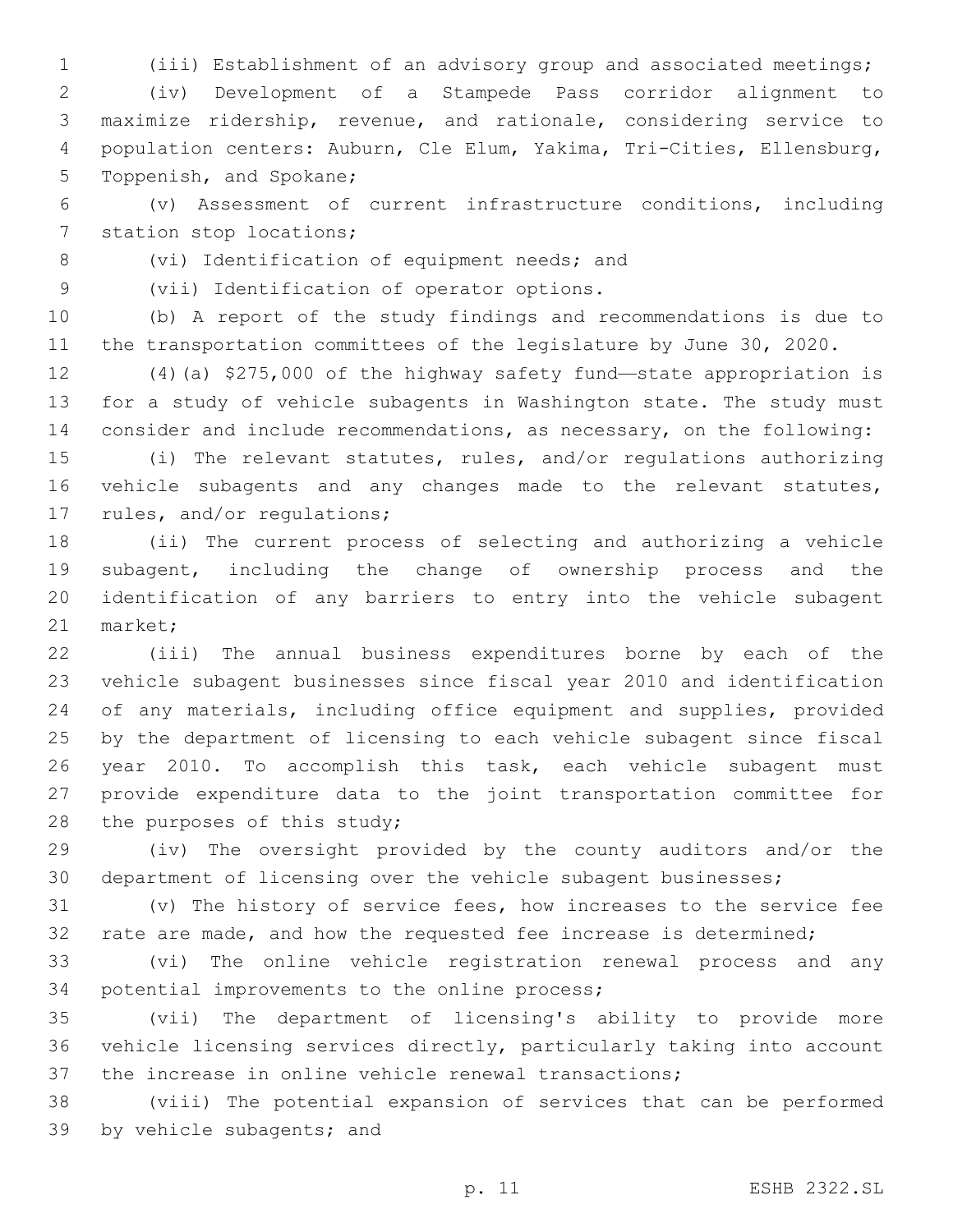(iii) Establishment of an advisory group and associated meetings;

(iv) Development of a Stampede Pass corridor alignment to maximize ridership, revenue, and rationale, considering service to population centers: Auburn, Cle Elum, Yakima, Tri-Cities, Ellensburg, Toppenish, and Spokane;

(v) Assessment of current infrastructure conditions, including station stop locations;

(vi) Identification of equipment needs; and

(vii) Identification of operator options.

(b) A report of the study findings and recommendations is due to the transportation committees of the legislature by June 30, 2020.

(4)(a) $275,000 of the highway safety fund—state appropriation is for a study of vehicle subagents in Washington state. The study must consider and include recommendations, as necessary, on the following:

(i) The relevant statutes, rules, and/or regulations authorizing vehicle subagents and any changes made to the relevant statutes, rules, and/or regulations;

(ii) The current process of selecting and authorizing a vehicle subagent, including the change of ownership process and the identification of any barriers to entry into the vehicle subagent market;

(iii) The annual business expenditures borne by each of the vehicle subagent businesses since fiscal year 2010 and identification of any materials, including office equipment and supplies, provided by the department of licensing to each vehicle subagent since fiscal year 2010. To accomplish this task, each vehicle subagent must provide expenditure data to the joint transportation committee for the purposes of this study;

(iv) The oversight provided by the county auditors and/or the department of licensing over the vehicle subagent businesses;

(v) The history of service fees, how increases to the service fee rate are made, and how the requested fee increase is determined;

(vi) The online vehicle registration renewal process and any potential improvements to the online process;

(vii) The department of licensing's ability to provide more vehicle licensing services directly, particularly taking into account the increase in online vehicle renewal transactions;

(viii) The potential expansion of services that can be performed by vehicle subagents; and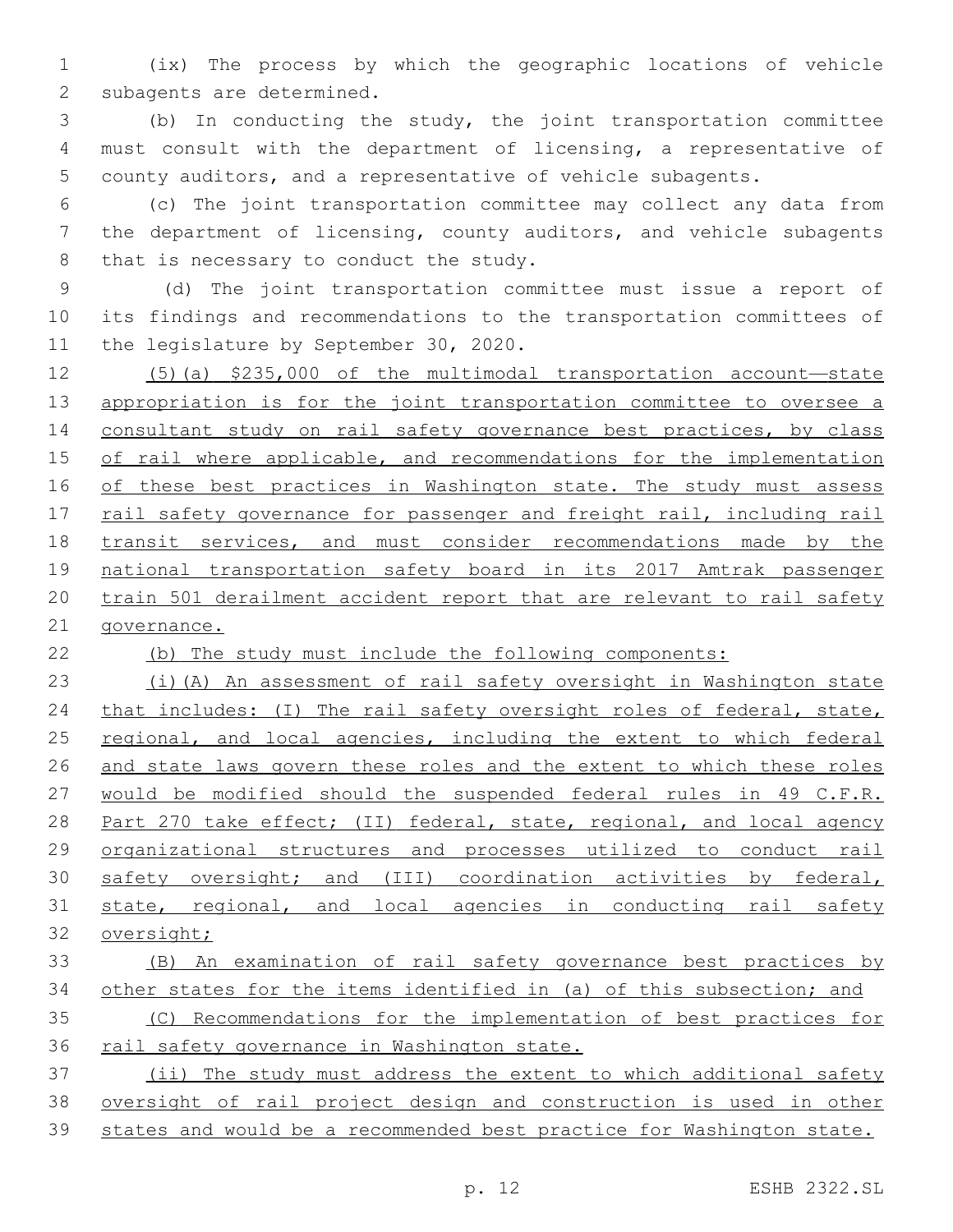(ix) The process by which the geographic locations of vehicle subagents are determined.

(b) In conducting the study, the joint transportation committee must consult with the department of licensing, a representative of county auditors, and a representative of vehicle subagents.

(c) The joint transportation committee may collect any data from the department of licensing, county auditors, and vehicle subagents that is necessary to conduct the study.

(d) The joint transportation committee must issue a report of its findings and recommendations to the transportation committees of the legislature by September 30, 2020.

(5)(a) $235,000 of the multimodal transportation account—state appropriation is for the joint transportation committee to oversee a consultant study on rail safety governance best practices, by class of rail where applicable, and recommendations for the implementation of these best practices in Washington state. The study must assess rail safety governance for passenger and freight rail, including rail transit services, and must consider recommendations made by the national transportation safety board in its 2017 Amtrak passenger train 501 derailment accident report that are relevant to rail safety governance.

(b) The study must include the following components:

(i)(A) An assessment of rail safety oversight in Washington state that includes: (I) The rail safety oversight roles of federal, state, regional, and local agencies, including the extent to which federal and state laws govern these roles and the extent to which these roles would be modified should the suspended federal rules in 49 C.F.R. Part 270 take effect; (II) federal, state, regional, and local agency organizational structures and processes utilized to conduct rail safety oversight; and (III) coordination activities by federal, state, regional, and local agencies in conducting rail safety oversight;

(B) An examination of rail safety governance best practices by other states for the items identified in (a) of this subsection; and

(C) Recommendations for the implementation of best practices for rail safety governance in Washington state.

(ii) The study must address the extent to which additional safety oversight of rail project design and construction is used in other states and would be a recommended best practice for Washington state.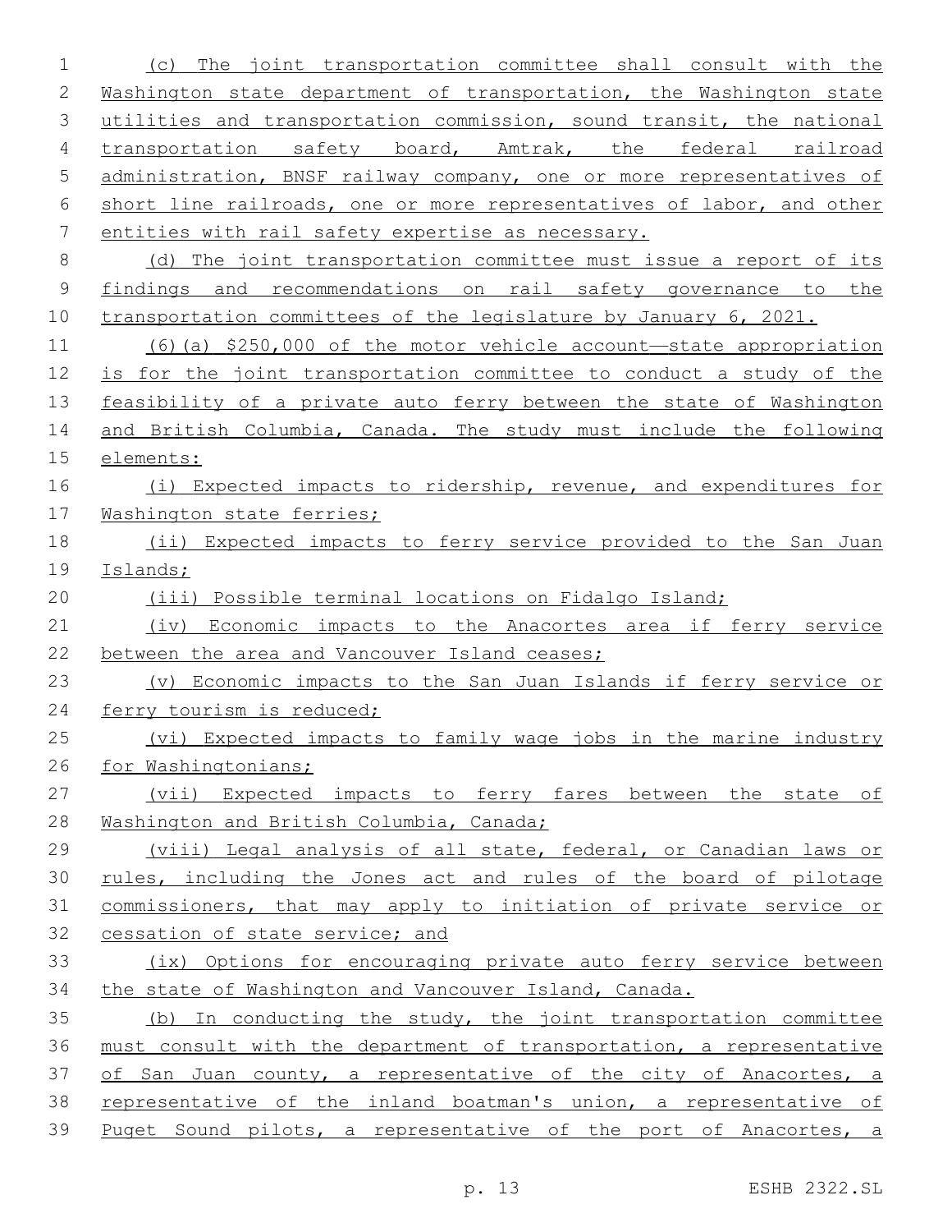(c) The joint transportation committee shall consult with the Washington state department of transportation, the Washington state utilities and transportation commission, sound transit, the national transportation safety board, Amtrak, the federal railroad administration, BNSF railway company, one or more representatives of short line railroads, one or more representatives of labor, and other entities with rail safety expertise as necessary.

(d) The joint transportation committee must issue a report of its findings and recommendations on rail safety governance to the transportation committees of the legislature by January 6, 2021.

(6)(a) $250,000 of the motor vehicle account—state appropriation is for the joint transportation committee to conduct a study of the feasibility of a private auto ferry between the state of Washington and British Columbia, Canada. The study must include the following elements:

(i) Expected impacts to ridership, revenue, and expenditures for Washington state ferries;

(ii) Expected impacts to ferry service provided to the San Juan Islands;

(iii) Possible terminal locations on Fidalgo Island;

(iv) Economic impacts to the Anacortes area if ferry service between the area and Vancouver Island ceases;

(v) Economic impacts to the San Juan Islands if ferry service or ferry tourism is reduced;

(vi) Expected impacts to family wage jobs in the marine industry for Washingtonians;

(vii) Expected impacts to ferry fares between the state of Washington and British Columbia, Canada;

(viii) Legal analysis of all state, federal, or Canadian laws or rules, including the Jones act and rules of the board of pilotage commissioners, that may apply to initiation of private service or cessation of state service; and

(ix) Options for encouraging private auto ferry service between the state of Washington and Vancouver Island, Canada.

(b) In conducting the study, the joint transportation committee must consult with the department of transportation, a representative of San Juan county, a representative of the city of Anacortes, a representative of the inland boatman's union, a representative of Puget Sound pilots, a representative of the port of Anacortes, a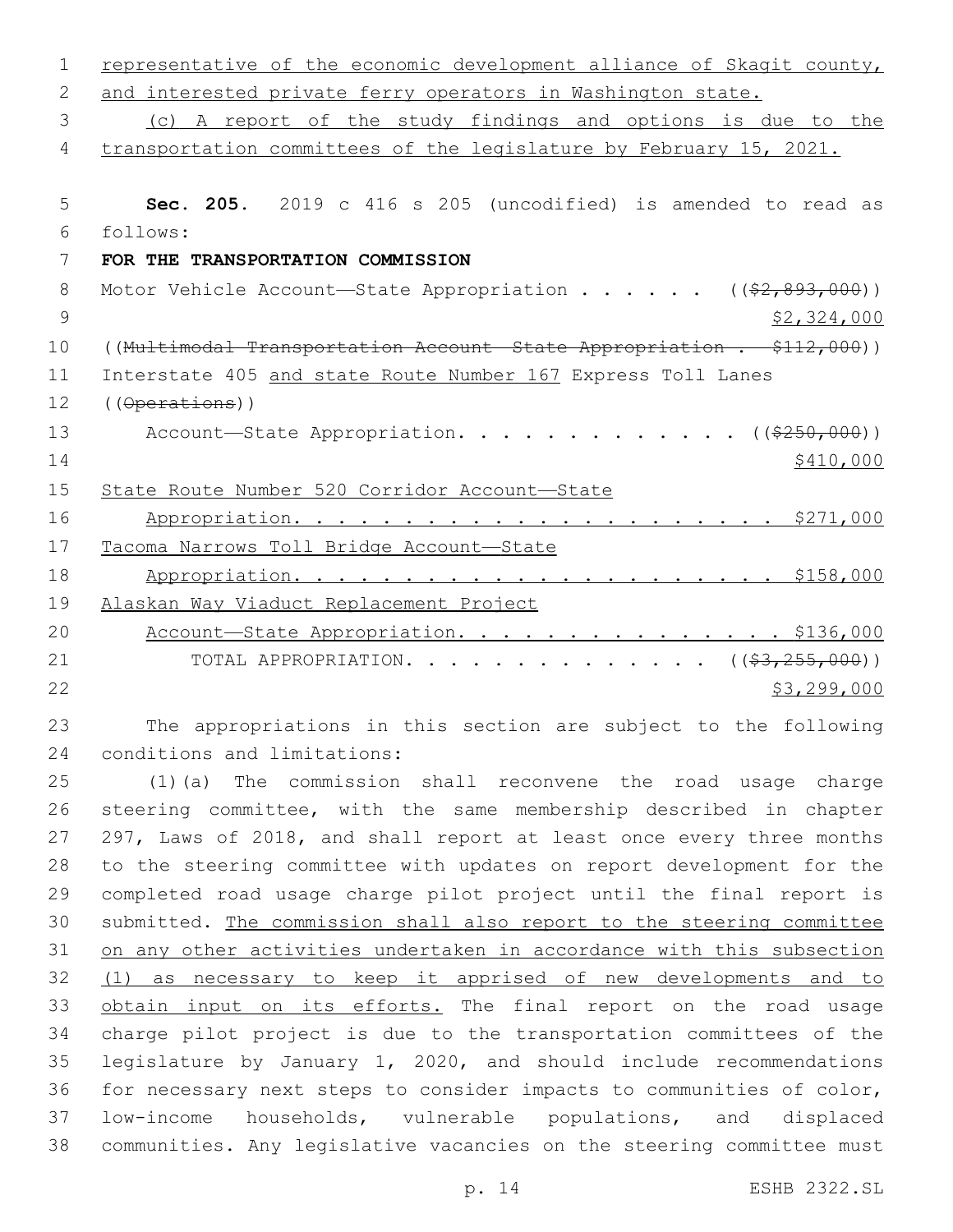representative of the economic development alliance of Skagit county, and interested private ferry operators in Washington state.

(c) A report of the study findings and options is due to the transportation committees of the legislature by February 15, 2021.

**Sec. 205.** 2019 c 416 s 205 (uncodified) is amended to read as follows:

**FOR THE TRANSPORTATION COMMISSION**

Motor Vehicle Account—State Appropriation . . . . . . (($2,893,000)) $2,324,000

((Multimodal Transportation Account—State Appropriation . . $112,000))

Interstate 405 and state Route Number 167 Express Toll Lanes ((Operations)) Account—State Appropriation. . . . . . . . . . . . . (($250,000)) $410,000

State Route Number 520 Corridor Account—State Appropriation. . . . . . . . . . . . . . . . . . . . . . $271,000

Tacoma Narrows Toll Bridge Account—State Appropriation. . . . . . . . . . . . . . . . . . . . . . $158,000

Alaskan Way Viaduct Replacement Project Account—State Appropriation. . . . . . . . . . . . . . . $136,000

TOTAL APPROPRIATION. . . . . . . . . . . . . . (($3,255,000)) $3,299,000

The appropriations in this section are subject to the following conditions and limitations:

(1)(a) The commission shall reconvene the road usage charge steering committee, with the same membership described in chapter 297, Laws of 2018, and shall report at least once every three months to the steering committee with updates on report development for the completed road usage charge pilot project until the final report is submitted. The commission shall also report to the steering committee on any other activities undertaken in accordance with this subsection (1) as necessary to keep it apprised of new developments and to obtain input on its efforts. The final report on the road usage charge pilot project is due to the transportation committees of the legislature by January 1, 2020, and should include recommendations for necessary next steps to consider impacts to communities of color, low-income households, vulnerable populations, and displaced communities. Any legislative vacancies on the steering committee must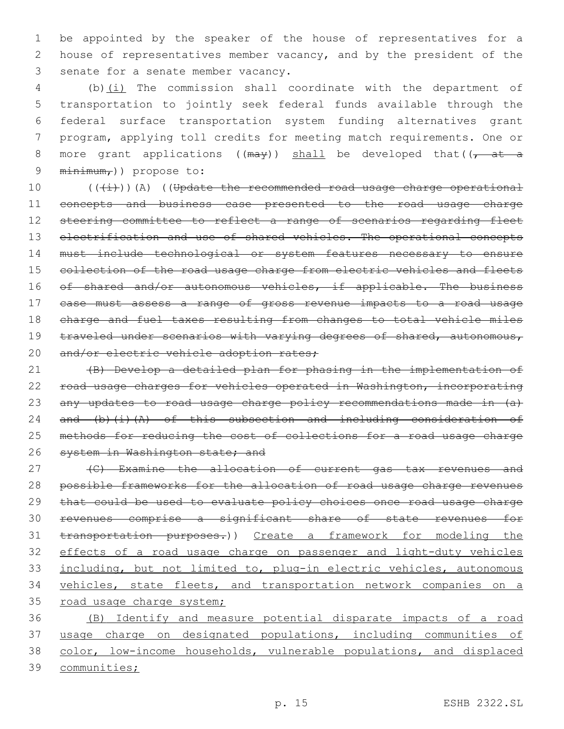be appointed by the speaker of the house of representatives for a house of representatives member vacancy, and by the president of the senate for a senate member vacancy.

(b)<u>(i)</u> The commission shall coordinate with the department of transportation to jointly seek federal funds available through the federal surface transportation system funding alternatives grant program, applying toll credits for meeting match requirements. One or more grant applications ((~~may~~)) <u>shall</u> be developed that((~~, at a minimum,~~)) propose to:

((~~(i)~~))(A) ((~~Update the recommended road usage charge operational concepts and business case presented to the road usage charge steering committee to reflect a range of scenarios regarding fleet electrification and use of shared vehicles. The operational concepts must include technological or system features necessary to ensure collection of the road usage charge from electric vehicles and fleets of shared and/or autonomous vehicles, if applicable. The business case must assess a range of gross revenue impacts to a road usage charge and fuel taxes resulting from changes to total vehicle miles traveled under scenarios with varying degrees of shared, autonomous, and/or electric vehicle adoption rates;~~

~~(B) Develop a detailed plan for phasing in the implementation of road usage charges for vehicles operated in Washington, incorporating any updates to road usage charge policy recommendations made in (a) and (b)(i)(A) of this subsection and including consideration of methods for reducing the cost of collections for a road usage charge system in Washington state; and~~

~~(C) Examine the allocation of current gas tax revenues and possible frameworks for the allocation of road usage charge revenues that could be used to evaluate policy choices once road usage charge revenues comprise a significant share of state revenues for transportation purposes.~~)) <u>Create a framework for modeling the effects of a road usage charge on passenger and light-duty vehicles including, but not limited to, plug-in electric vehicles, autonomous vehicles, state fleets, and transportation network companies on a road usage charge system;</u>

<u>(B) Identify and measure potential disparate impacts of a road usage charge on designated populations, including communities of color, low-income households, vulnerable populations, and displaced communities;</u>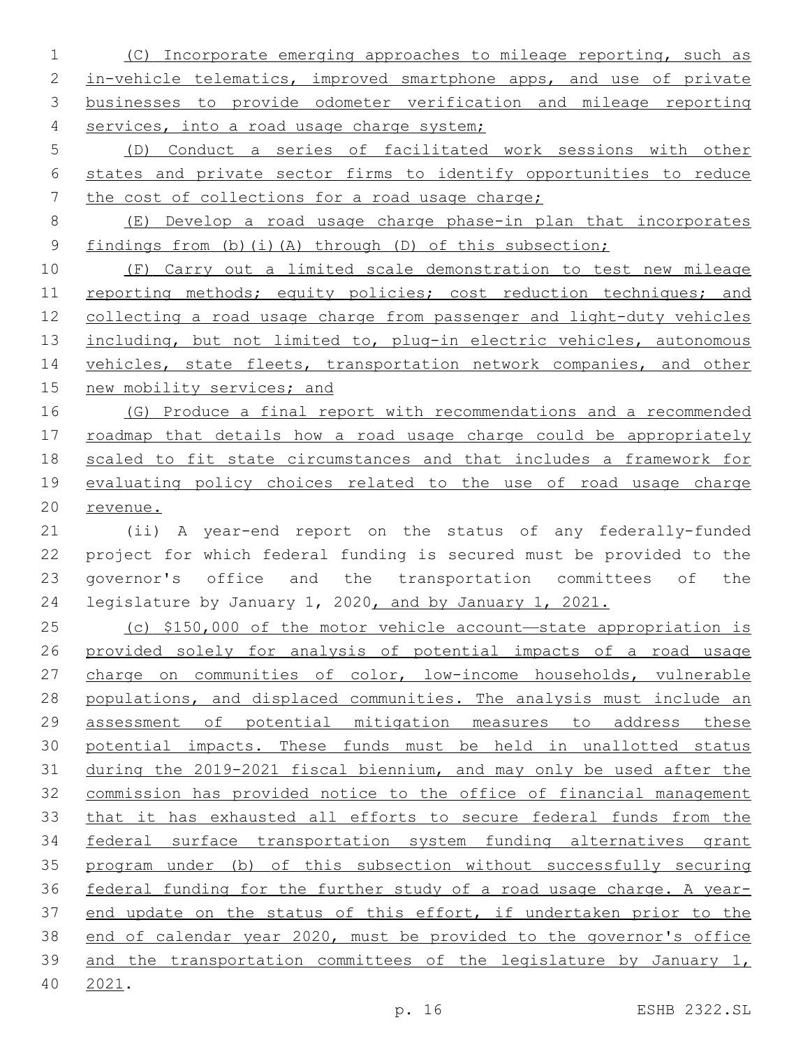(C) Incorporate emerging approaches to mileage reporting, such as in-vehicle telematics, improved smartphone apps, and use of private businesses to provide odometer verification and mileage reporting services, into a road usage charge system;

(D) Conduct a series of facilitated work sessions with other states and private sector firms to identify opportunities to reduce the cost of collections for a road usage charge;

(E) Develop a road usage charge phase-in plan that incorporates findings from (b)(i)(A) through (D) of this subsection;

(F) Carry out a limited scale demonstration to test new mileage reporting methods; equity policies; cost reduction techniques; and collecting a road usage charge from passenger and light-duty vehicles including, but not limited to, plug-in electric vehicles, autonomous vehicles, state fleets, transportation network companies, and other new mobility services; and

(G) Produce a final report with recommendations and a recommended roadmap that details how a road usage charge could be appropriately scaled to fit state circumstances and that includes a framework for evaluating policy choices related to the use of road usage charge revenue.

(ii) A year-end report on the status of any federally-funded project for which federal funding is secured must be provided to the governor's office and the transportation committees of the legislature by January 1, 2020, and by January 1, 2021.

(c) $150,000 of the motor vehicle account—state appropriation is provided solely for analysis of potential impacts of a road usage charge on communities of color, low-income households, vulnerable populations, and displaced communities. The analysis must include an assessment of potential mitigation measures to address these potential impacts. These funds must be held in unallotted status during the 2019-2021 fiscal biennium, and may only be used after the commission has provided notice to the office of financial management that it has exhausted all efforts to secure federal funds from the federal surface transportation system funding alternatives grant program under (b) of this subsection without successfully securing federal funding for the further study of a road usage charge. A year-end update on the status of this effort, if undertaken prior to the end of calendar year 2020, must be provided to the governor's office and the transportation committees of the legislature by January 1, 2021.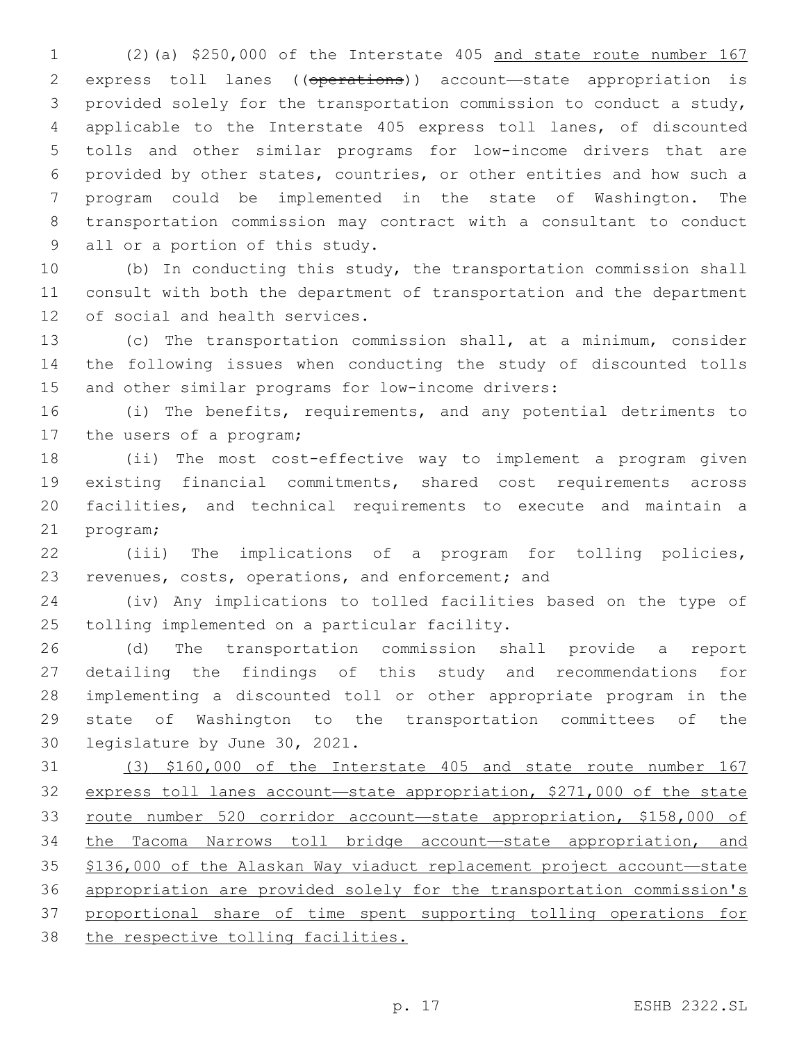(2)(a) $250,000 of the Interstate 405 and state route number 167 express toll lanes ((operations)) account—state appropriation is provided solely for the transportation commission to conduct a study, applicable to the Interstate 405 express toll lanes, of discounted tolls and other similar programs for low-income drivers that are provided by other states, countries, or other entities and how such a program could be implemented in the state of Washington. The transportation commission may contract with a consultant to conduct all or a portion of this study.

(b) In conducting this study, the transportation commission shall consult with both the department of transportation and the department of social and health services.

(c) The transportation commission shall, at a minimum, consider the following issues when conducting the study of discounted tolls and other similar programs for low-income drivers:

(i) The benefits, requirements, and any potential detriments to the users of a program;

(ii) The most cost-effective way to implement a program given existing financial commitments, shared cost requirements across facilities, and technical requirements to execute and maintain a program;

(iii) The implications of a program for tolling policies, revenues, costs, operations, and enforcement; and

(iv) Any implications to tolled facilities based on the type of tolling implemented on a particular facility.

(d) The transportation commission shall provide a report detailing the findings of this study and recommendations for implementing a discounted toll or other appropriate program in the state of Washington to the transportation committees of the legislature by June 30, 2021.

(3) $160,000 of the Interstate 405 and state route number 167 express toll lanes account—state appropriation, $271,000 of the state route number 520 corridor account—state appropriation, $158,000 of the Tacoma Narrows toll bridge account—state appropriation, and $136,000 of the Alaskan Way viaduct replacement project account—state appropriation are provided solely for the transportation commission's proportional share of time spent supporting tolling operations for the respective tolling facilities.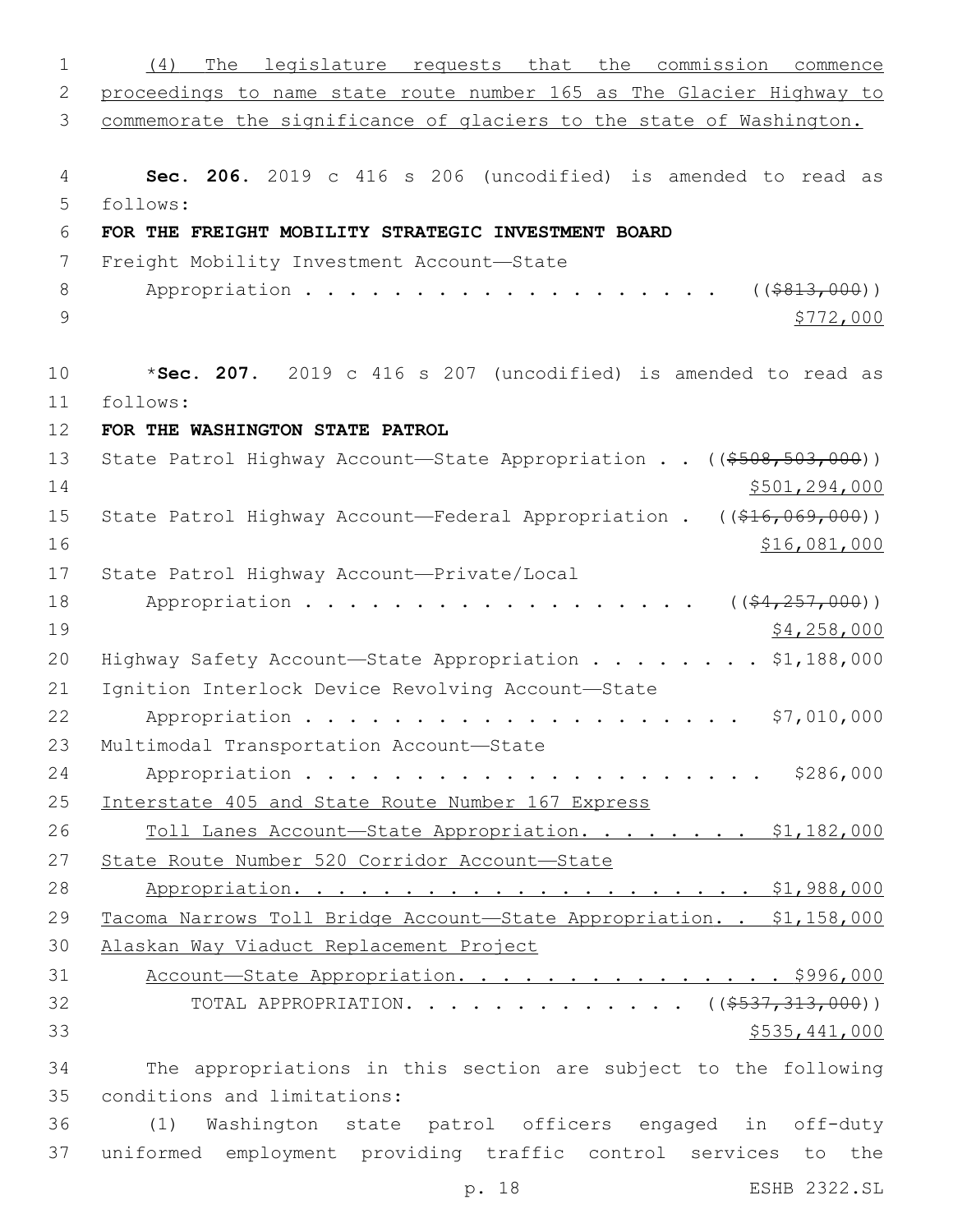(4) The legislature requests that the commission commence proceedings to name state route number 165 as The Glacier Highway to commemorate the significance of glaciers to the state of Washington.

**Sec. 206.** 2019 c 416 s 206 (uncodified) is amended to read as follows:

**FOR THE FREIGHT MOBILITY STRATEGIC INVESTMENT BOARD**

Freight Mobility Investment Account—State Appropriation . . . . . . . . . . . . . . . . . . . . ((~~$813,000~~)) $772,000

*__Sec. 207.__ 2019 c 416 s 207 (uncodified) is amended to read as follows:

**FOR THE WASHINGTON STATE PATROL**

State Patrol Highway Account—State Appropriation . . ((~~$508,503,000~~)) $501,294,000

State Patrol Highway Account—Federal Appropriation . ((~~$16,069,000~~)) $16,081,000

State Patrol Highway Account—Private/Local Appropriation . . . . . . . . . . . . . . . . . . . ((~~$4,257,000~~)) $4,258,000

Highway Safety Account—State Appropriation . . . . . . . . $1,188,000

Ignition Interlock Device Revolving Account—State Appropriation . . . . . . . . . . . . . . . . . . . . . $7,010,000

Multimodal Transportation Account—State Appropriation . . . . . . . . . . . . . . . . . . . . . . $286,000

Interstate 405 and State Route Number 167 Express Toll Lanes Account—State Appropriation. . . . . . . . . $1,182,000

State Route Number 520 Corridor Account—State Appropriation. . . . . . . . . . . . . . . . . . . . . . $1,988,000

Tacoma Narrows Toll Bridge Account—State Appropriation. . $1,158,000

Alaskan Way Viaduct Replacement Project Account—State Appropriation. . . . . . . . . . . . . . . $996,000

TOTAL APPROPRIATION. . . . . . . . . . . . . ((~~$537,313,000~~)) $535,441,000

The appropriations in this section are subject to the following conditions and limitations:

(1) Washington state patrol officers engaged in off-duty uniformed employment providing traffic control services to the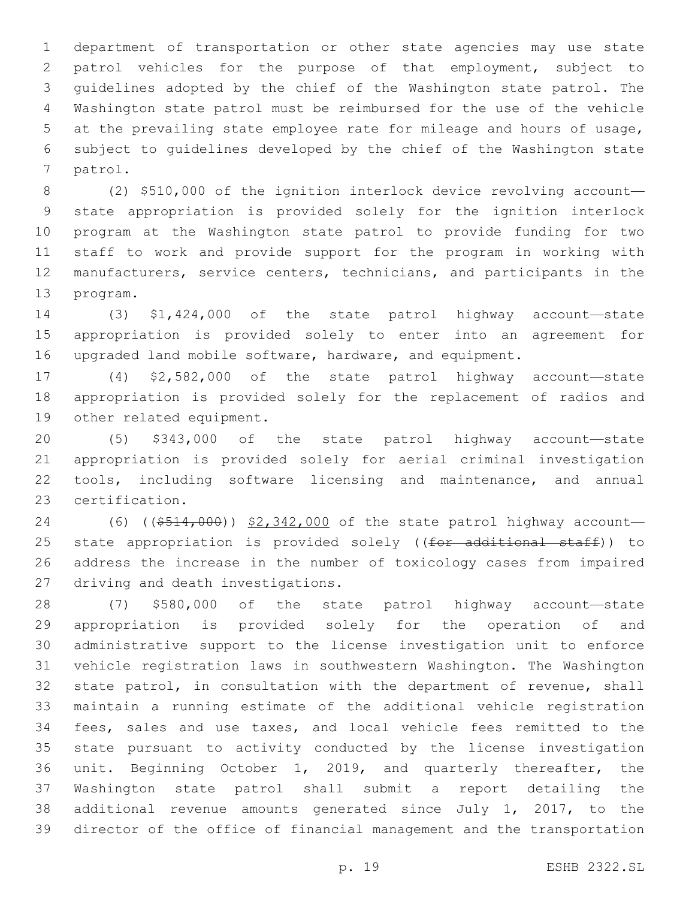department of transportation or other state agencies may use state patrol vehicles for the purpose of that employment, subject to guidelines adopted by the chief of the Washington state patrol. The Washington state patrol must be reimbursed for the use of the vehicle at the prevailing state employee rate for mileage and hours of usage, subject to guidelines developed by the chief of the Washington state patrol.

(2) $510,000 of the ignition interlock device revolving account—state appropriation is provided solely for the ignition interlock program at the Washington state patrol to provide funding for two staff to work and provide support for the program in working with manufacturers, service centers, technicians, and participants in the program.

(3) $1,424,000 of the state patrol highway account—state appropriation is provided solely to enter into an agreement for upgraded land mobile software, hardware, and equipment.

(4) $2,582,000 of the state patrol highway account—state appropriation is provided solely for the replacement of radios and other related equipment.

(5) $343,000 of the state patrol highway account—state appropriation is provided solely for aerial criminal investigation tools, including software licensing and maintenance, and annual certification.

(6) ((~~$514,000~~)) $2,342,000 of the state patrol highway account—state appropriation is provided solely ((~~for additional staff~~)) to address the increase in the number of toxicology cases from impaired driving and death investigations.

(7) $580,000 of the state patrol highway account—state appropriation is provided solely for the operation of and administrative support to the license investigation unit to enforce vehicle registration laws in southwestern Washington. The Washington state patrol, in consultation with the department of revenue, shall maintain a running estimate of the additional vehicle registration fees, sales and use taxes, and local vehicle fees remitted to the state pursuant to activity conducted by the license investigation unit. Beginning October 1, 2019, and quarterly thereafter, the Washington state patrol shall submit a report detailing the additional revenue amounts generated since July 1, 2017, to the director of the office of financial management and the transportation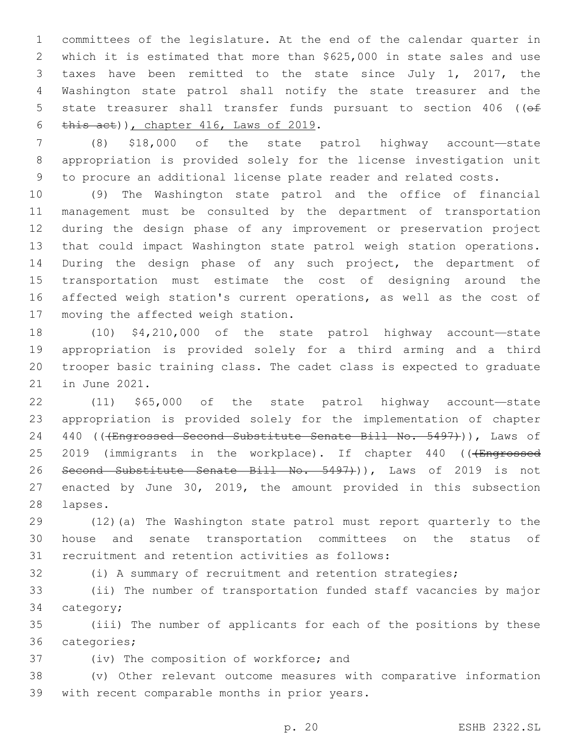committees of the legislature. At the end of the calendar quarter in which it is estimated that more than $625,000 in state sales and use taxes have been remitted to the state since July 1, 2017, the Washington state patrol shall notify the state treasurer and the state treasurer shall transfer funds pursuant to section 406 ((~~of this act~~)), chapter 416, Laws of 2019.

(8) $18,000 of the state patrol highway account—state appropriation is provided solely for the license investigation unit to procure an additional license plate reader and related costs.

(9) The Washington state patrol and the office of financial management must be consulted by the department of transportation during the design phase of any improvement or preservation project that could impact Washington state patrol weigh station operations. During the design phase of any such project, the department of transportation must estimate the cost of designing around the affected weigh station's current operations, as well as the cost of moving the affected weigh station.

(10) $4,210,000 of the state patrol highway account—state appropriation is provided solely for a third arming and a third trooper basic training class. The cadet class is expected to graduate in June 2021.

(11) $65,000 of the state patrol highway account—state appropriation is provided solely for the implementation of chapter 440 ((~~(Engrossed Second Substitute Senate Bill No. 5497)~~)), Laws of 2019 (immigrants in the workplace). If chapter 440 ((~~(Engrossed Second Substitute Senate Bill No. 5497)~~)), Laws of 2019 is not enacted by June 30, 2019, the amount provided in this subsection lapses.

(12)(a) The Washington state patrol must report quarterly to the house and senate transportation committees on the status of recruitment and retention activities as follows:

(i) A summary of recruitment and retention strategies;

(ii) The number of transportation funded staff vacancies by major category;

(iii) The number of applicants for each of the positions by these categories;

(iv) The composition of workforce; and

(v) Other relevant outcome measures with comparative information with recent comparable months in prior years.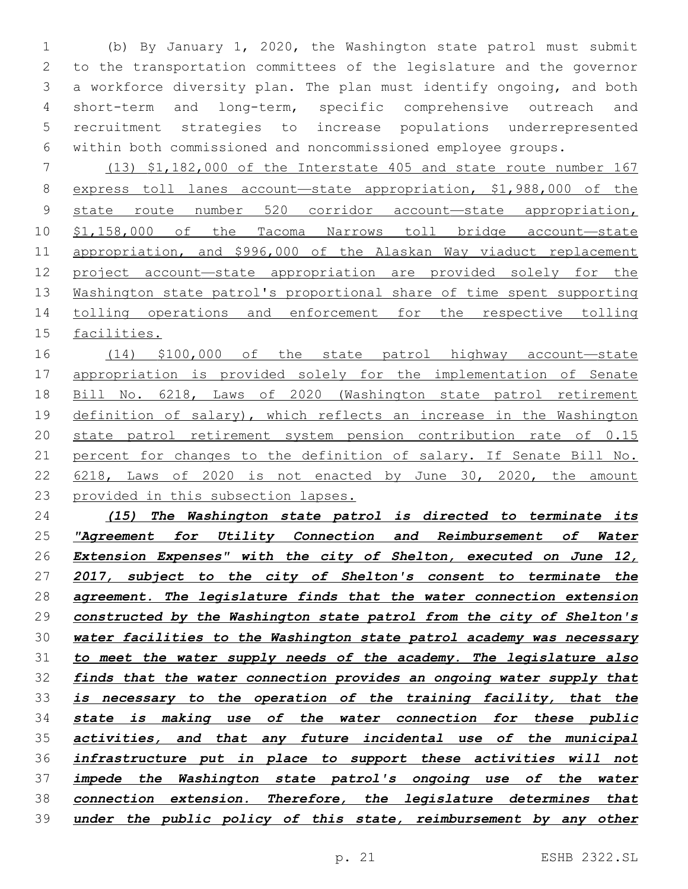(b) By January 1, 2020, the Washington state patrol must submit to the transportation committees of the legislature and the governor a workforce diversity plan. The plan must identify ongoing, and both short-term and long-term, specific comprehensive outreach and recruitment strategies to increase populations underrepresented within both commissioned and noncommissioned employee groups.

<u>(13) $1,182,000 of the Interstate 405 and state route number 167 express toll lanes account—state appropriation, $1,988,000 of the state route number 520 corridor account—state appropriation, $1,158,000 of the Tacoma Narrows toll bridge account—state appropriation, and $996,000 of the Alaskan Way viaduct replacement project account—state appropriation are provided solely for the Washington state patrol's proportional share of time spent supporting tolling operations and enforcement for the respective tolling facilities.</u>

<u>(14) $100,000 of the state patrol highway account—state appropriation is provided solely for the implementation of Senate Bill No. 6218, Laws of 2020 (Washington state patrol retirement definition of salary), which reflects an increase in the Washington state patrol retirement system pension contribution rate of 0.15 percent for changes to the definition of salary. If Senate Bill No. 6218, Laws of 2020 is not enacted by June 30, 2020, the amount provided in this subsection lapses.</u>

***<u>(15) The Washington state patrol is directed to terminate its "Agreement for Utility Connection and Reimbursement of Water Extension Expenses" with the city of Shelton, executed on June 12, 2017, subject to the city of Shelton's consent to terminate the agreement. The legislature finds that the water connection extension constructed by the Washington state patrol from the city of Shelton's water facilities to the Washington state patrol academy was necessary to meet the water supply needs of the academy. The legislature also finds that the water connection provides an ongoing water supply that is necessary to the operation of the training facility, that the state is making use of the water connection for these public activities, and that any future incidental use of the municipal infrastructure put in place to support these activities will not impede the Washington state patrol's ongoing use of the water connection extension. Therefore, the legislature determines that under the public policy of this state, reimbursement by any other</u>***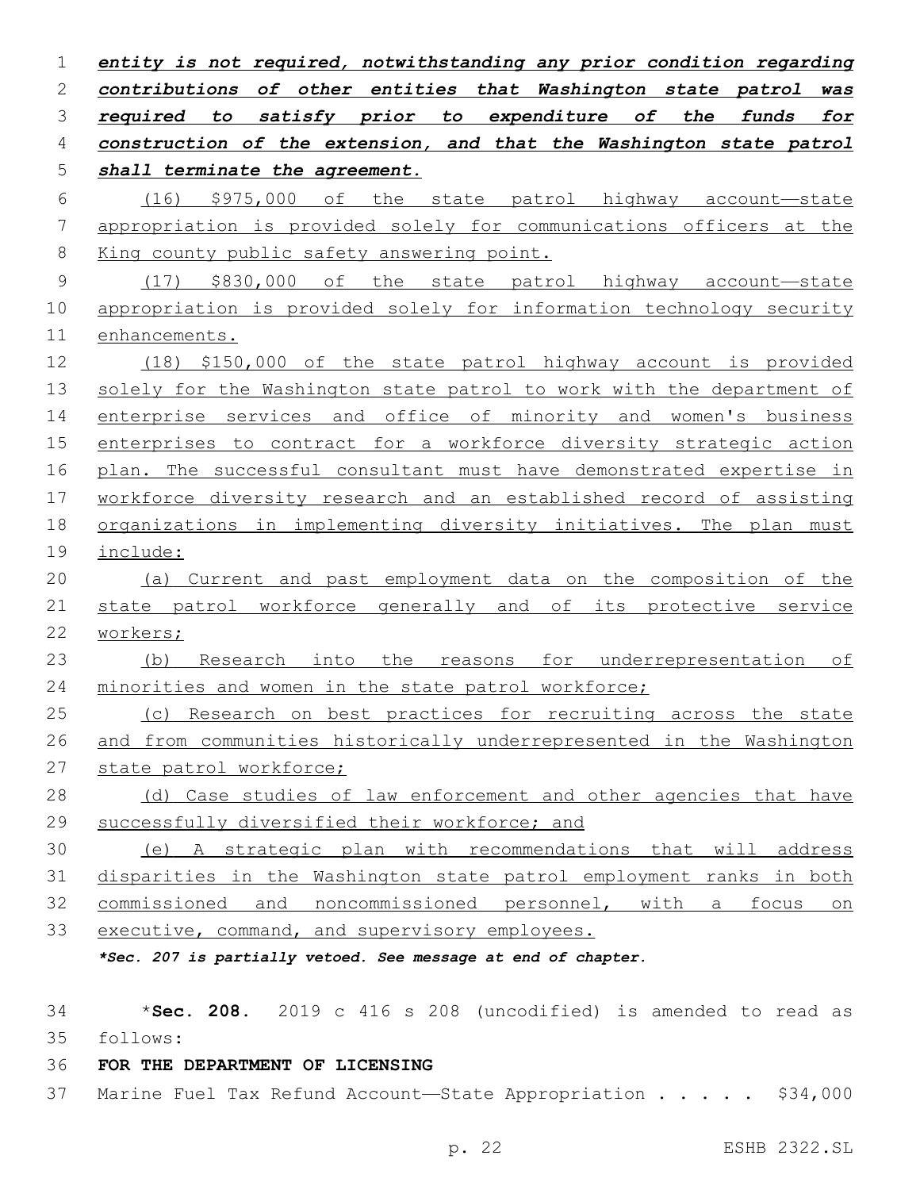***entity is not required, notwithstanding any prior condition regarding contributions of other entities that Washington state patrol was required to satisfy prior to expenditure of the funds for construction of the extension, and that the Washington state patrol shall terminate the agreement.***

(16) $975,000 of the state patrol highway account—state appropriation is provided solely for communications officers at the King county public safety answering point.

(17) $830,000 of the state patrol highway account—state appropriation is provided solely for information technology security enhancements.

(18) $150,000 of the state patrol highway account is provided solely for the Washington state patrol to work with the department of enterprise services and office of minority and women's business enterprises to contract for a workforce diversity strategic action plan. The successful consultant must have demonstrated expertise in workforce diversity research and an established record of assisting organizations in implementing diversity initiatives. The plan must include:

(a) Current and past employment data on the composition of the state patrol workforce generally and of its protective service workers;

(b) Research into the reasons for underrepresentation of minorities and women in the state patrol workforce;

(c) Research on best practices for recruiting across the state and from communities historically underrepresented in the Washington state patrol workforce;

(d) Case studies of law enforcement and other agencies that have successfully diversified their workforce; and

(e) A strategic plan with recommendations that will address disparities in the Washington state patrol employment ranks in both commissioned and noncommissioned personnel, with a focus on executive, command, and supervisory employees.

***Sec. 207 is partially vetoed. See message at end of chapter.***

*__Sec. 208.__ 2019 c 416 s 208 (uncodified) is amended to read as follows:

**FOR THE DEPARTMENT OF LICENSING**

Marine Fuel Tax Refund Account—State Appropriation . . . . . $34,000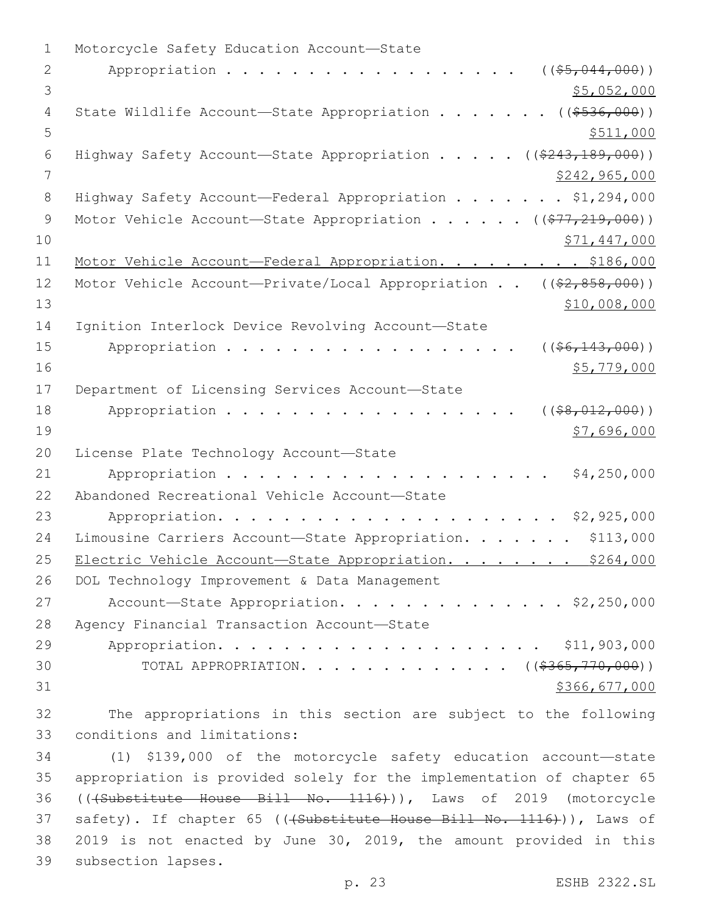Motor Cycle Safety Education Account—State Appropriation . . . . . . . . . . . . . . . . . . . ((~~$5,044,000~~)) $5,052,000

State Wildlife Account—State Appropriation . . . . . . . ((~~$536,000~~)) $511,000

Highway Safety Account—State Appropriation . . . . . ((~~$243,189,000~~)) $242,965,000

Highway Safety Account—Federal Appropriation . . . . . . . $1,294,000

Motor Vehicle Account—State Appropriation . . . . . . ((~~$77,219,000~~)) $71,447,000

Motor Vehicle Account—Federal Appropriation. . . . . . . . . $186,000

Motor Vehicle Account—Private/Local Appropriation . . ((~~$2,858,000~~)) $10,008,000

Ignition Interlock Device Revolving Account—State Appropriation . . . . . . . . . . . . . . . . . . . ((~~$6,143,000~~)) $5,779,000

Department of Licensing Services Account—State Appropriation . . . . . . . . . . . . . . . . . . . ((~~$8,012,000~~)) $7,696,000

License Plate Technology Account—State Appropriation . . . . . . . . . . . . . . . . . . . . . $4,250,000

Abandoned Recreational Vehicle Account—State Appropriation. . . . . . . . . . . . . . . . . . . . . $2,925,000

Limousine Carriers Account—State Appropriation. . . . . . . $113,000

Electric Vehicle Account—State Appropriation. . . . . . . . $264,000

DOL Technology Improvement & Data Management Account—State Appropriation. . . . . . . . . . . . . . $2,250,000

Agency Financial Transaction Account—State Appropriation. . . . . . . . . . . . . . . . . . . . . $11,903,000

TOTAL APPROPRIATION. . . . . . . . . . . . . ((~~$365,770,000~~)) $366,677,000

The appropriations in this section are subject to the following conditions and limitations:

(1) $139,000 of the motorcycle safety education account—state appropriation is provided solely for the implementation of chapter 65 ((~~(Substitute House Bill No. 1116)~~)), Laws of 2019 (motorcycle safety). If chapter 65 ((~~(Substitute House Bill No. 1116)~~)), Laws of 2019 is not enacted by June 30, 2019, the amount provided in this subsection lapses.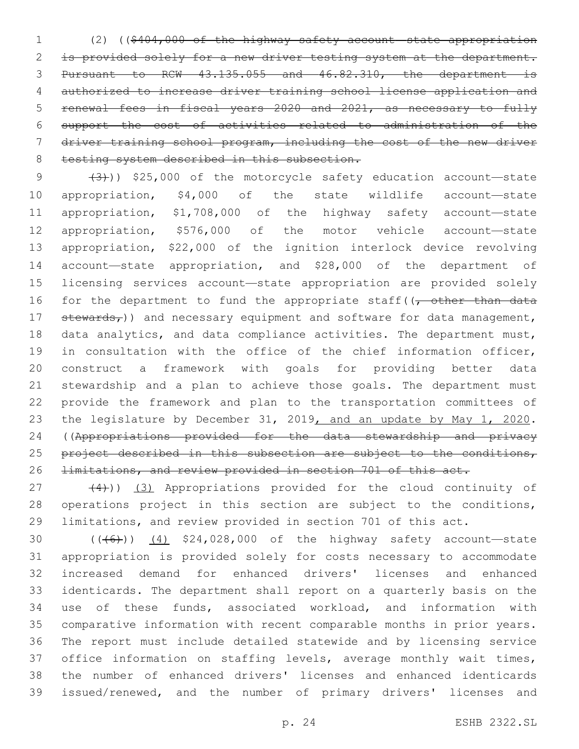(2) (($404,000 of the highway safety account—state appropriation is provided solely for a new driver testing system at the department. Pursuant to RCW 43.135.055 and 46.82.310, the department is authorized to increase driver training school license application and renewal fees in fiscal years 2020 and 2021, as necessary to fully support the cost of activities related to administration of the driver training school program, including the cost of the new driver testing system described in this subsection.

(3))) $25,000 of the motorcycle safety education account—state appropriation, $4,000 of the state wildlife account—state appropriation, $1,708,000 of the highway safety account—state appropriation, $576,000 of the motor vehicle account—state appropriation, $22,000 of the ignition interlock device revolving account—state appropriation, and $28,000 of the department of licensing services account—state appropriation are provided solely for the department to fund the appropriate staff((, other than data stewards,)) and necessary equipment and software for data management, data analytics, and data compliance activities. The department must, in consultation with the office of the chief information officer, construct a framework with goals for providing better data stewardship and a plan to achieve those goals. The department must provide the framework and plan to the transportation committees of the legislature by December 31, 2019, and an update by May 1, 2020. ((Appropriations provided for the data stewardship and privacy project described in this subsection are subject to the conditions, limitations, and review provided in section 701 of this act.

(4))) (3) Appropriations provided for the cloud continuity of operations project in this section are subject to the conditions, limitations, and review provided in section 701 of this act.

(((6))) (4) $24,028,000 of the highway safety account—state appropriation is provided solely for costs necessary to accommodate increased demand for enhanced drivers' licenses and enhanced identicards. The department shall report on a quarterly basis on the use of these funds, associated workload, and information with comparative information with recent comparable months in prior years. The report must include detailed statewide and by licensing service office information on staffing levels, average monthly wait times, the number of enhanced drivers' licenses and enhanced identicards issued/renewed, and the number of primary drivers' licenses and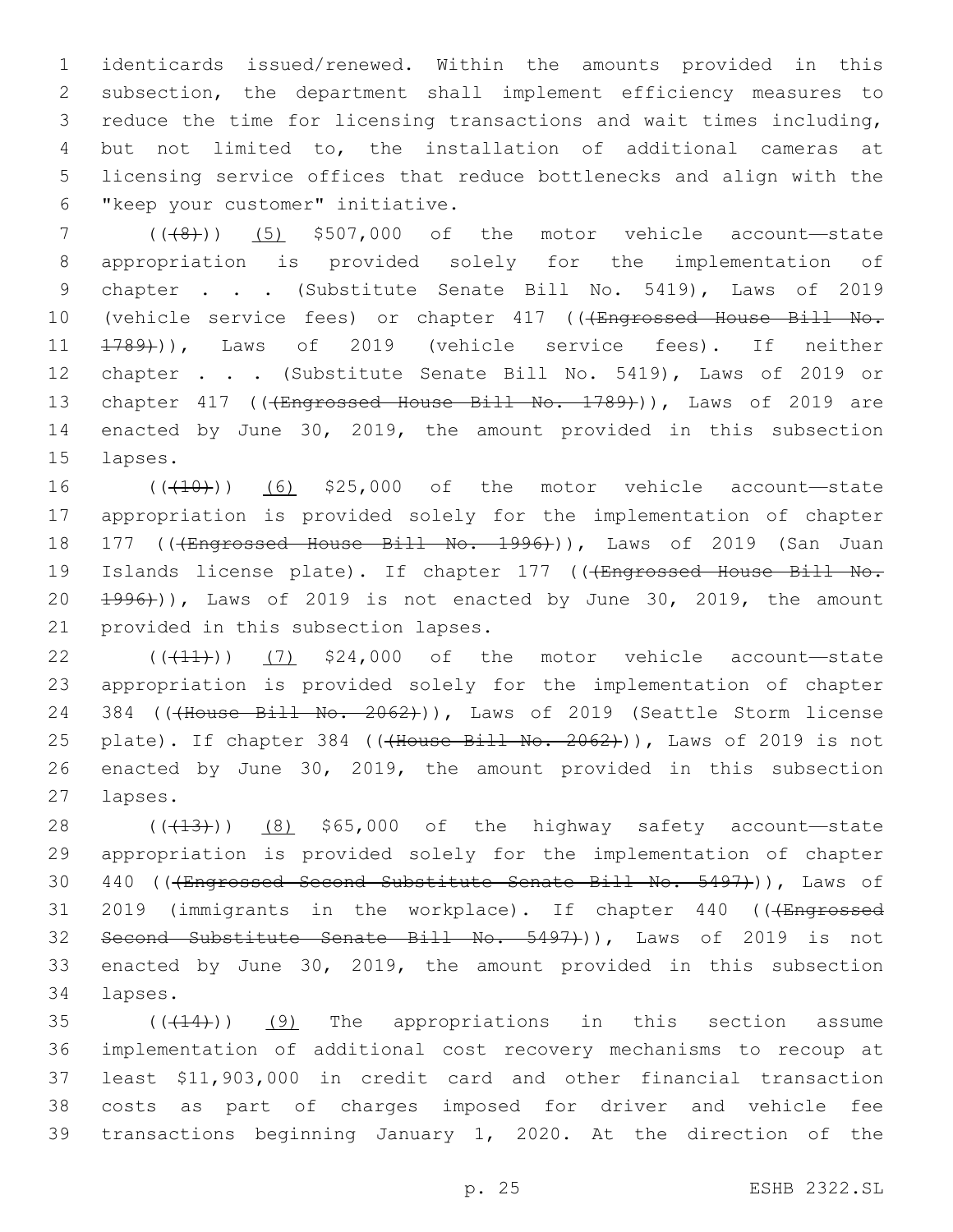identicards issued/renewed. Within the amounts provided in this subsection, the department shall implement efficiency measures to reduce the time for licensing transactions and wait times including, but not limited to, the installation of additional cameras at licensing service offices that reduce bottlenecks and align with the "keep your customer" initiative.

(((8))) (5) $507,000 of the motor vehicle account—state appropriation is provided solely for the implementation of chapter . . . (Substitute Senate Bill No. 5419), Laws of 2019 (vehicle service fees) or chapter 417 (((Engrossed House Bill No. 1789))), Laws of 2019 (vehicle service fees). If neither chapter . . . (Substitute Senate Bill No. 5419), Laws of 2019 or chapter 417 (((Engrossed House Bill No. 1789))), Laws of 2019 are enacted by June 30, 2019, the amount provided in this subsection lapses.

(((10))) (6) $25,000 of the motor vehicle account—state appropriation is provided solely for the implementation of chapter 177 (((Engrossed House Bill No. 1996))), Laws of 2019 (San Juan Islands license plate). If chapter 177 (((Engrossed House Bill No. 1996))), Laws of 2019 is not enacted by June 30, 2019, the amount provided in this subsection lapses.

(((11))) (7) $24,000 of the motor vehicle account—state appropriation is provided solely for the implementation of chapter 384 (((House Bill No. 2062))), Laws of 2019 (Seattle Storm license plate). If chapter 384 (((House Bill No. 2062))), Laws of 2019 is not enacted by June 30, 2019, the amount provided in this subsection lapses.

(((13))) (8) $65,000 of the highway safety account—state appropriation is provided solely for the implementation of chapter 440 (((Engrossed Second Substitute Senate Bill No. 5497))), Laws of 2019 (immigrants in the workplace). If chapter 440 (((Engrossed Second Substitute Senate Bill No. 5497))), Laws of 2019 is not enacted by June 30, 2019, the amount provided in this subsection lapses.

(((14))) (9) The appropriations in this section assume implementation of additional cost recovery mechanisms to recoup at least $11,903,000 in credit card and other financial transaction costs as part of charges imposed for driver and vehicle fee transactions beginning January 1, 2020. At the direction of the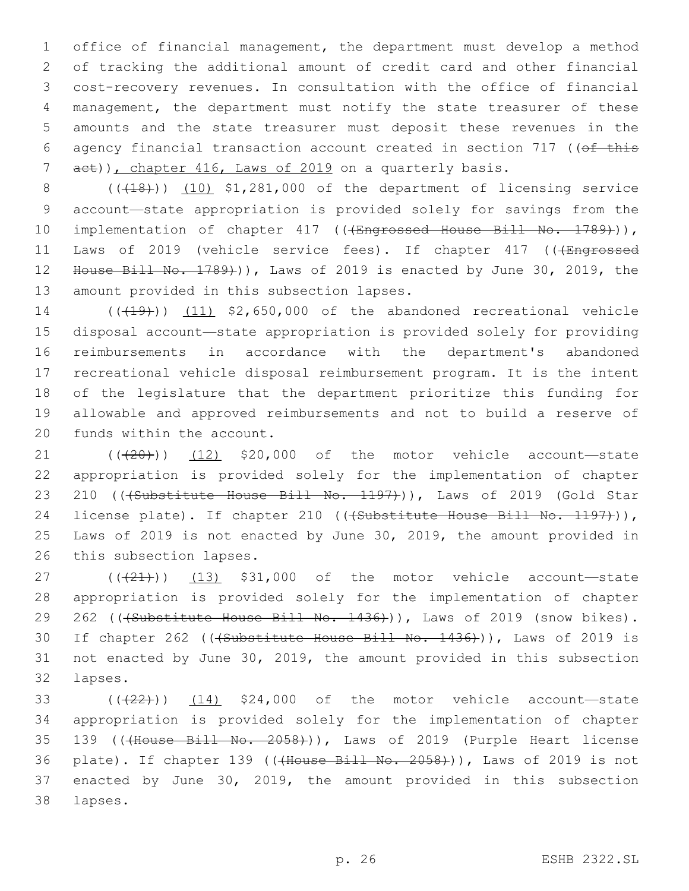office of financial management, the department must develop a method of tracking the additional amount of credit card and other financial cost-recovery revenues. In consultation with the office of financial management, the department must notify the state treasurer of these amounts and the state treasurer must deposit these revenues in the agency financial transaction account created in section 717 ((~~of this act~~)), chapter 416, Laws of 2019 on a quarterly basis.

((~~(18)~~)) (10) $1,281,000 of the department of licensing service account—state appropriation is provided solely for savings from the implementation of chapter 417 ((~~(Engrossed House Bill No. 1789)~~)), Laws of 2019 (vehicle service fees). If chapter 417 ((~~(Engrossed House Bill No. 1789)~~)), Laws of 2019 is enacted by June 30, 2019, the amount provided in this subsection lapses.

((~~(19)~~)) (11) $2,650,000 of the abandoned recreational vehicle disposal account—state appropriation is provided solely for providing reimbursements in accordance with the department's abandoned recreational vehicle disposal reimbursement program. It is the intent of the legislature that the department prioritize this funding for allowable and approved reimbursements and not to build a reserve of funds within the account.

((~~(20)~~)) (12) $20,000 of the motor vehicle account—state appropriation is provided solely for the implementation of chapter 210 ((~~(Substitute House Bill No. 1197)~~)), Laws of 2019 (Gold Star license plate). If chapter 210 ((~~(Substitute House Bill No. 1197)~~)), Laws of 2019 is not enacted by June 30, 2019, the amount provided in this subsection lapses.

((~~(21)~~)) (13) $31,000 of the motor vehicle account—state appropriation is provided solely for the implementation of chapter 262 ((~~(Substitute House Bill No. 1436)~~)), Laws of 2019 (snow bikes). If chapter 262 ((~~(Substitute House Bill No. 1436)~~)), Laws of 2019 is not enacted by June 30, 2019, the amount provided in this subsection lapses.

((~~(22)~~)) (14) $24,000 of the motor vehicle account—state appropriation is provided solely for the implementation of chapter 139 ((~~(House Bill No. 2058)~~)), Laws of 2019 (Purple Heart license plate). If chapter 139 ((~~(House Bill No. 2058)~~)), Laws of 2019 is not enacted by June 30, 2019, the amount provided in this subsection lapses.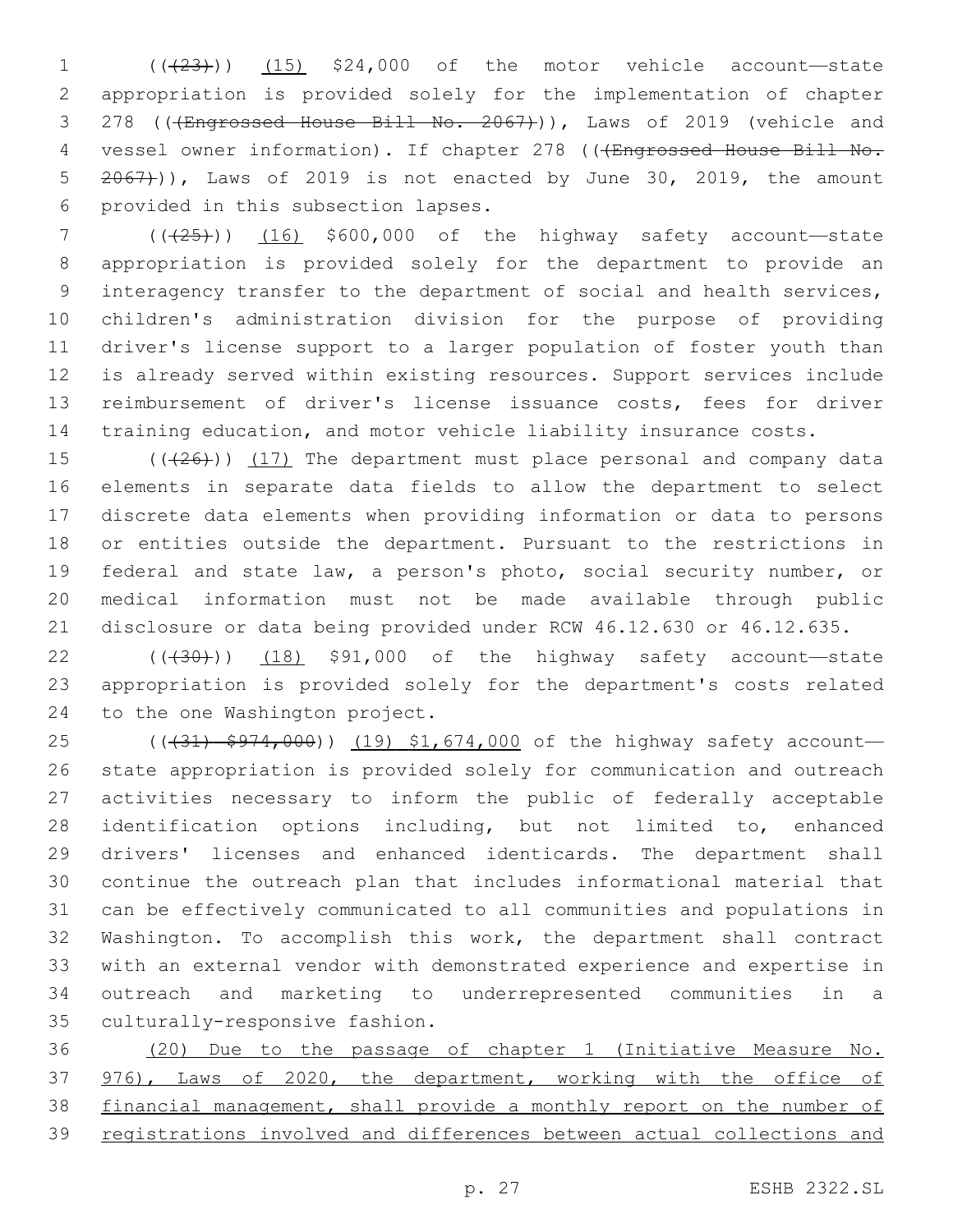(((23))) (15) $24,000 of the motor vehicle account—state appropriation is provided solely for the implementation of chapter 278 (((Engrossed House Bill No. 2067))), Laws of 2019 (vehicle and vessel owner information). If chapter 278 (((Engrossed House Bill No. 2067))), Laws of 2019 is not enacted by June 30, 2019, the amount provided in this subsection lapses.

(((25))) (16) $600,000 of the highway safety account—state appropriation is provided solely for the department to provide an interagency transfer to the department of social and health services, children's administration division for the purpose of providing driver's license support to a larger population of foster youth than is already served within existing resources. Support services include reimbursement of driver's license issuance costs, fees for driver training education, and motor vehicle liability insurance costs.

(((26))) (17) The department must place personal and company data elements in separate data fields to allow the department to select discrete data elements when providing information or data to persons or entities outside the department. Pursuant to the restrictions in federal and state law, a person's photo, social security number, or medical information must not be made available through public disclosure or data being provided under RCW 46.12.630 or 46.12.635.

(((30))) (18) $91,000 of the highway safety account—state appropriation is provided solely for the department's costs related to the one Washington project.

(((31) $974,000)) (19) $1,674,000 of the highway safety account—state appropriation is provided solely for communication and outreach activities necessary to inform the public of federally acceptable identification options including, but not limited to, enhanced drivers' licenses and enhanced identicards. The department shall continue the outreach plan that includes informational material that can be effectively communicated to all communities and populations in Washington. To accomplish this work, the department shall contract with an external vendor with demonstrated experience and expertise in outreach and marketing to underrepresented communities in a culturally-responsive fashion.

(20) Due to the passage of chapter 1 (Initiative Measure No. 976), Laws of 2020, the department, working with the office of financial management, shall provide a monthly report on the number of registrations involved and differences between actual collections and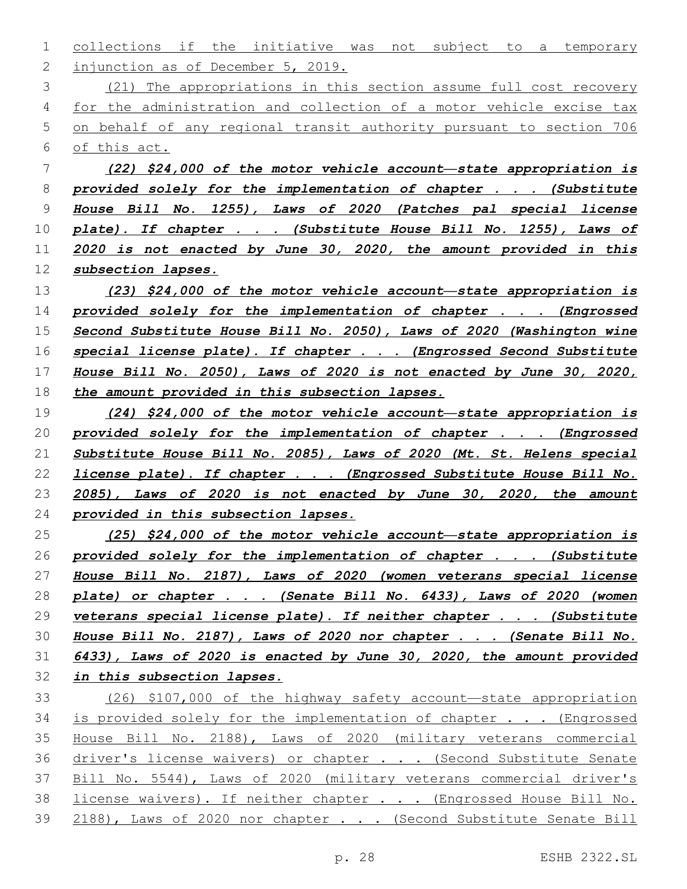collections if the initiative was not subject to a temporary injunction as of December 5, 2019.

(21) The appropriations in this section assume full cost recovery for the administration and collection of a motor vehicle excise tax on behalf of any regional transit authority pursuant to section 706 of this act.

***(22) $24,000 of the motor vehicle account—state appropriation is provided solely for the implementation of chapter . . . (Substitute House Bill No. 1255), Laws of 2020 (Patches pal special license plate). If chapter . . . (Substitute House Bill No. 1255), Laws of 2020 is not enacted by June 30, 2020, the amount provided in this subsection lapses.***

***(23) $24,000 of the motor vehicle account—state appropriation is provided solely for the implementation of chapter . . . (Engrossed Second Substitute House Bill No. 2050), Laws of 2020 (Washington wine special license plate). If chapter . . . (Engrossed Second Substitute House Bill No. 2050), Laws of 2020 is not enacted by June 30, 2020, the amount provided in this subsection lapses.***

***(24) $24,000 of the motor vehicle account—state appropriation is provided solely for the implementation of chapter . . . (Engrossed Substitute House Bill No. 2085), Laws of 2020 (Mt. St. Helens special license plate). If chapter . . . (Engrossed Substitute House Bill No. 2085), Laws of 2020 is not enacted by June 30, 2020, the amount provided in this subsection lapses.***

***(25) $24,000 of the motor vehicle account—state appropriation is provided solely for the implementation of chapter . . . (Substitute House Bill No. 2187), Laws of 2020 (women veterans special license plate) or chapter . . . (Senate Bill No. 6433), Laws of 2020 (women veterans special license plate). If neither chapter . . . (Substitute House Bill No. 2187), Laws of 2020 nor chapter . . . (Senate Bill No. 6433), Laws of 2020 is enacted by June 30, 2020, the amount provided in this subsection lapses.***

(26) $107,000 of the highway safety account—state appropriation is provided solely for the implementation of chapter . . . (Engrossed House Bill No. 2188), Laws of 2020 (military veterans commercial driver's license waivers) or chapter . . . (Second Substitute Senate Bill No. 5544), Laws of 2020 (military veterans commercial driver's license waivers). If neither chapter . . . (Engrossed House Bill No. 2188), Laws of 2020 nor chapter . . . (Second Substitute Senate Bill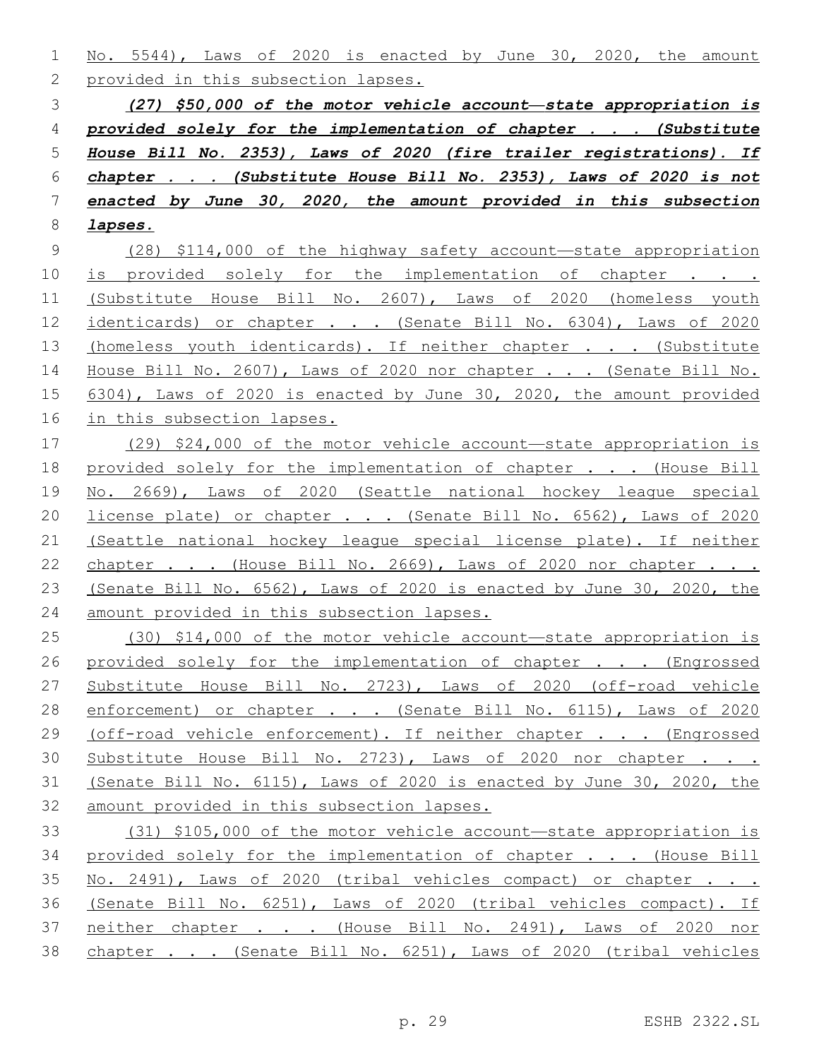No. 5544), Laws of 2020 is enacted by June 30, 2020, the amount provided in this subsection lapses.

***(27) $50,000 of the motor vehicle account—state appropriation is provided solely for the implementation of chapter . . . (Substitute House Bill No. 2353), Laws of 2020 (fire trailer registrations). If chapter . . . (Substitute House Bill No. 2353), Laws of 2020 is not enacted by June 30, 2020, the amount provided in this subsection lapses.***

(28) $114,000 of the highway safety account—state appropriation is provided solely for the implementation of chapter . . . (Substitute House Bill No. 2607), Laws of 2020 (homeless youth identicards) or chapter . . . (Senate Bill No. 6304), Laws of 2020 (homeless youth identicards). If neither chapter . . . (Substitute House Bill No. 2607), Laws of 2020 nor chapter . . . (Senate Bill No. 6304), Laws of 2020 is enacted by June 30, 2020, the amount provided in this subsection lapses.

(29) $24,000 of the motor vehicle account—state appropriation is provided solely for the implementation of chapter . . . (House Bill No. 2669), Laws of 2020 (Seattle national hockey league special license plate) or chapter . . . (Senate Bill No. 6562), Laws of 2020 (Seattle national hockey league special license plate). If neither chapter . . . (House Bill No. 2669), Laws of 2020 nor chapter . . . (Senate Bill No. 6562), Laws of 2020 is enacted by June 30, 2020, the amount provided in this subsection lapses.

(30) $14,000 of the motor vehicle account—state appropriation is provided solely for the implementation of chapter . . . (Engrossed Substitute House Bill No. 2723), Laws of 2020 (off-road vehicle enforcement) or chapter . . . (Senate Bill No. 6115), Laws of 2020 (off-road vehicle enforcement). If neither chapter . . . (Engrossed Substitute House Bill No. 2723), Laws of 2020 nor chapter . . . (Senate Bill No. 6115), Laws of 2020 is enacted by June 30, 2020, the amount provided in this subsection lapses.

(31) $105,000 of the motor vehicle account—state appropriation is provided solely for the implementation of chapter . . . (House Bill No. 2491), Laws of 2020 (tribal vehicles compact) or chapter . . . (Senate Bill No. 6251), Laws of 2020 (tribal vehicles compact). If neither chapter . . . (House Bill No. 2491), Laws of 2020 nor chapter . . . (Senate Bill No. 6251), Laws of 2020 (tribal vehicles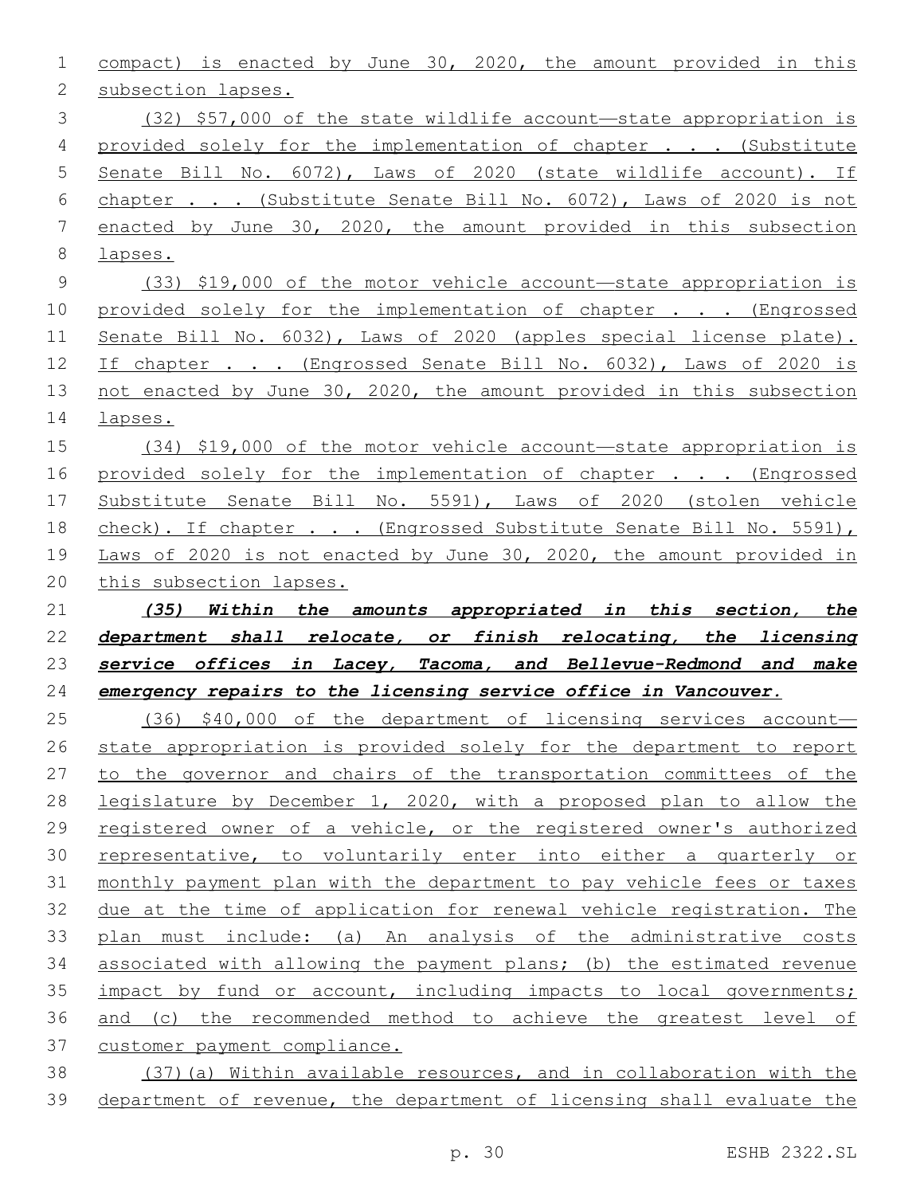compact) is enacted by June 30, 2020, the amount provided in this subsection lapses.

(32) $57,000 of the state wildlife account—state appropriation is provided solely for the implementation of chapter . . . (Substitute Senate Bill No. 6072), Laws of 2020 (state wildlife account). If chapter . . . (Substitute Senate Bill No. 6072), Laws of 2020 is not enacted by June 30, 2020, the amount provided in this subsection lapses.

(33) $19,000 of the motor vehicle account—state appropriation is provided solely for the implementation of chapter . . . (Engrossed Senate Bill No. 6032), Laws of 2020 (apples special license plate). If chapter . . . (Engrossed Senate Bill No. 6032), Laws of 2020 is not enacted by June 30, 2020, the amount provided in this subsection lapses.

(34) $19,000 of the motor vehicle account—state appropriation is provided solely for the implementation of chapter . . . (Engrossed Substitute Senate Bill No. 5591), Laws of 2020 (stolen vehicle check). If chapter . . . (Engrossed Substitute Senate Bill No. 5591), Laws of 2020 is not enacted by June 30, 2020, the amount provided in this subsection lapses.

***(35) Within the amounts appropriated in this section, the department shall relocate, or finish relocating, the licensing service offices in Lacey, Tacoma, and Bellevue-Redmond and make emergency repairs to the licensing service office in Vancouver.***

(36) $40,000 of the department of licensing services account—state appropriation is provided solely for the department to report to the governor and chairs of the transportation committees of the legislature by December 1, 2020, with a proposed plan to allow the registered owner of a vehicle, or the registered owner's authorized representative, to voluntarily enter into either a quarterly or monthly payment plan with the department to pay vehicle fees or taxes due at the time of application for renewal vehicle registration. The plan must include: (a) An analysis of the administrative costs associated with allowing the payment plans; (b) the estimated revenue impact by fund or account, including impacts to local governments; and (c) the recommended method to achieve the greatest level of customer payment compliance.

(37)(a) Within available resources, and in collaboration with the department of revenue, the department of licensing shall evaluate the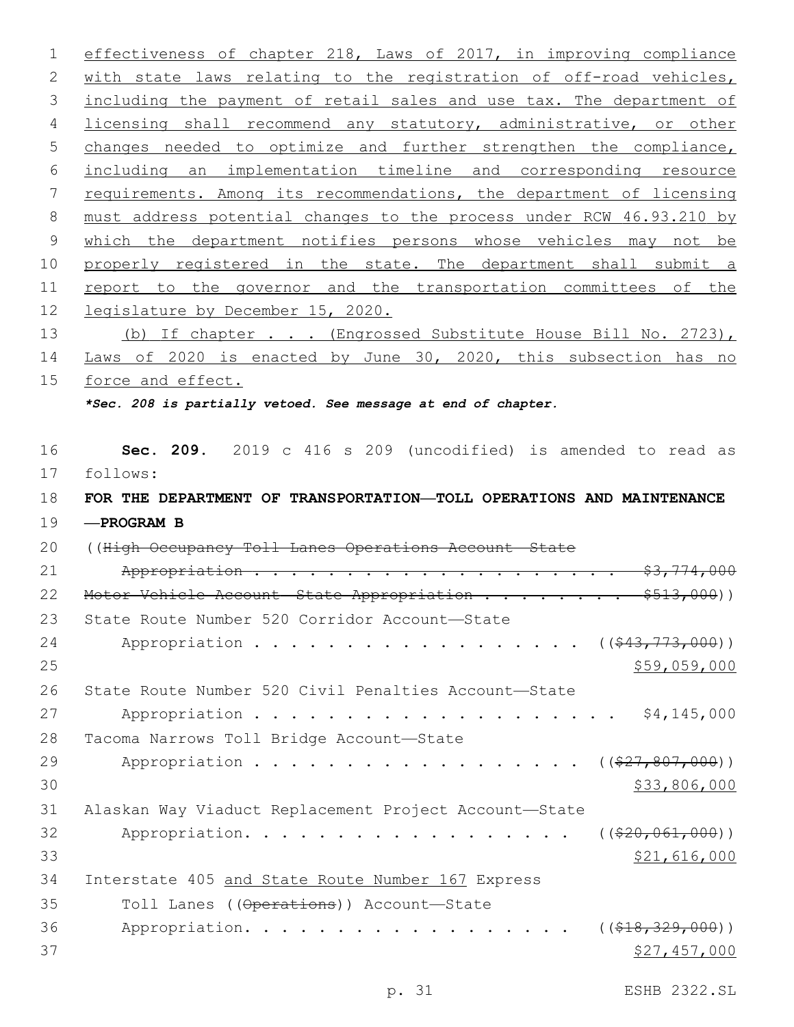effectiveness of chapter 218, Laws of 2017, in improving compliance with state laws relating to the registration of off-road vehicles, including the payment of retail sales and use tax. The department of licensing shall recommend any statutory, administrative, or other changes needed to optimize and further strengthen the compliance, including an implementation timeline and corresponding resource requirements. Among its recommendations, the department of licensing must address potential changes to the process under RCW 46.93.210 by which the department notifies persons whose vehicles may not be properly registered in the state. The department shall submit a report to the governor and the transportation committees of the legislature by December 15, 2020.

(b) If chapter . . . (Engrossed Substitute House Bill No. 2723), Laws of 2020 is enacted by June 30, 2020, this subsection has no force and effect.

***Sec. 208 is partially vetoed. See message at end of chapter.***

**Sec. 209.** 2019 c 416 s 209 (uncodified) is amended to read as follows:

**FOR THE DEPARTMENT OF TRANSPORTATION—TOLL OPERATIONS AND MAINTENANCE —PROGRAM B**

((~~High Occupancy Toll Lanes Operations Account—State Appropriation . . . . . . . . . . . . . . . . . . . . . $3,774,000~~

~~Motor Vehicle Account—State Appropriation . . . . . . . . . $513,000~~))

State Route Number 520 Corridor Account—State Appropriation . . . . . . . . . . . . . . . . . . . ((~~$43,773,000~~)) $59,059,000

State Route Number 520 Civil Penalties Account—State Appropriation . . . . . . . . . . . . . . . . . . . . . $4,145,000

Tacoma Narrows Toll Bridge Account—State Appropriation . . . . . . . . . . . . . . . . . . . ((~~$27,807,000~~)) $33,806,000

Alaskan Way Viaduct Replacement Project Account—State Appropriation. . . . . . . . . . . . . . . . . . . ((~~$20,061,000~~)) $21,616,000

Interstate 405 and State Route Number 167 Express Toll Lanes ((~~Operations~~)) Account—State Appropriation. . . . . . . . . . . . . . . . . . . ((~~$18,329,000~~)) $27,457,000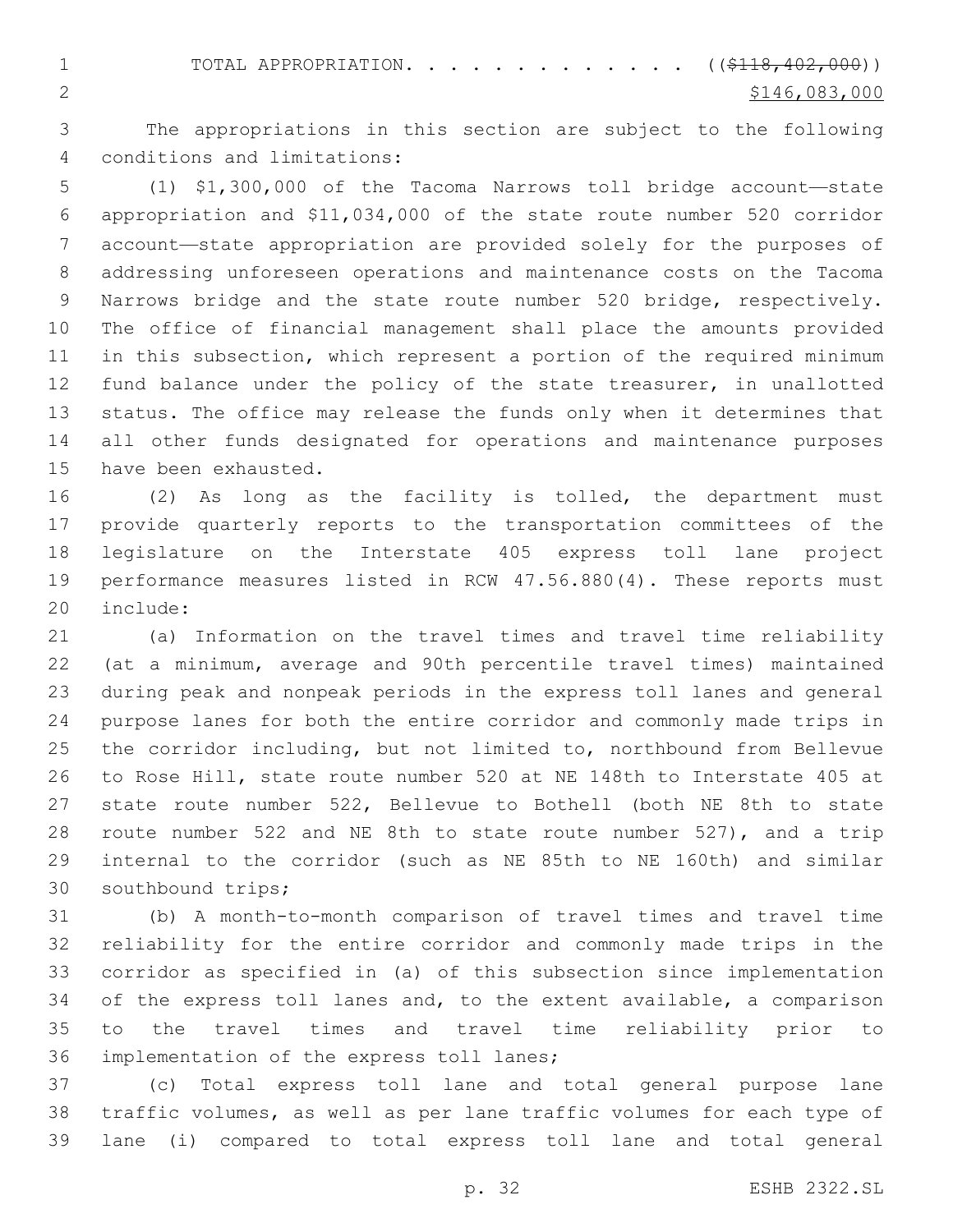TOTAL APPROPRIATION. . . . . . . . . . . . . . ~~(($118,402,000))~~
$146,083,000

The appropriations in this section are subject to the following conditions and limitations:

(1) $1,300,000 of the Tacoma Narrows toll bridge account—state appropriation and $11,034,000 of the state route number 520 corridor account—state appropriation are provided solely for the purposes of addressing unforeseen operations and maintenance costs on the Tacoma Narrows bridge and the state route number 520 bridge, respectively. The office of financial management shall place the amounts provided in this subsection, which represent a portion of the required minimum fund balance under the policy of the state treasurer, in unallotted status. The office may release the funds only when it determines that all other funds designated for operations and maintenance purposes have been exhausted.

(2) As long as the facility is tolled, the department must provide quarterly reports to the transportation committees of the legislature on the Interstate 405 express toll lane project performance measures listed in RCW 47.56.880(4). These reports must include:

(a) Information on the travel times and travel time reliability (at a minimum, average and 90th percentile travel times) maintained during peak and nonpeak periods in the express toll lanes and general purpose lanes for both the entire corridor and commonly made trips in the corridor including, but not limited to, northbound from Bellevue to Rose Hill, state route number 520 at NE 148th to Interstate 405 at state route number 522, Bellevue to Bothell (both NE 8th to state route number 522 and NE 8th to state route number 527), and a trip internal to the corridor (such as NE 85th to NE 160th) and similar southbound trips;

(b) A month-to-month comparison of travel times and travel time reliability for the entire corridor and commonly made trips in the corridor as specified in (a) of this subsection since implementation of the express toll lanes and, to the extent available, a comparison to the travel times and travel time reliability prior to implementation of the express toll lanes;

(c) Total express toll lane and total general purpose lane traffic volumes, as well as per lane traffic volumes for each type of lane (i) compared to total express toll lane and total general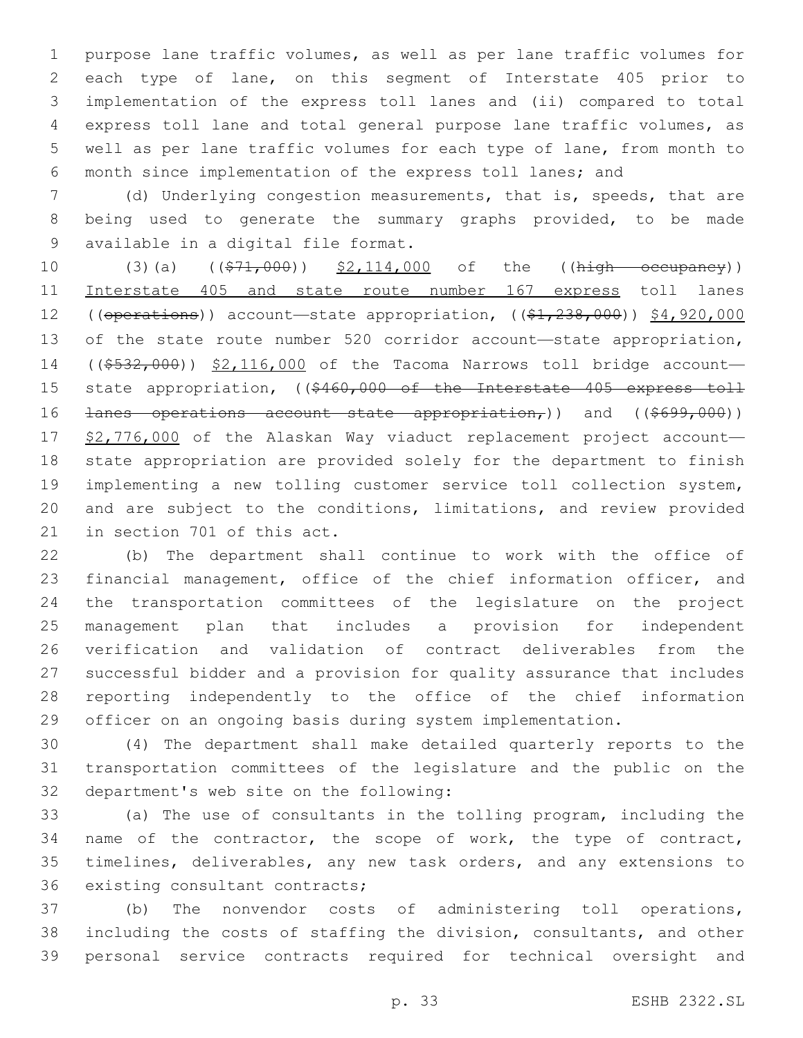purpose lane traffic volumes, as well as per lane traffic volumes for each type of lane, on this segment of Interstate 405 prior to implementation of the express toll lanes and (ii) compared to total express toll lane and total general purpose lane traffic volumes, as well as per lane traffic volumes for each type of lane, from month to month since implementation of the express toll lanes; and

(d) Underlying congestion measurements, that is, speeds, that are being used to generate the summary graphs provided, to be made available in a digital file format.

(3)(a) ((~~$71,000~~)) $2,114,000 of the ((~~high occupancy~~)) Interstate 405 and state route number 167 express toll lanes ((~~operations~~)) account—state appropriation, ((~~$1,238,000~~)) $4,920,000 of the state route number 520 corridor account—state appropriation, ((~~$532,000~~)) $2,116,000 of the Tacoma Narrows toll bridge account—state appropriation, ((~~$460,000 of the Interstate 405 express toll lanes operations account—state appropriation,~~)) and ((~~$699,000~~)) $2,776,000 of the Alaskan Way viaduct replacement project account—state appropriation are provided solely for the department to finish implementing a new tolling customer service toll collection system, and are subject to the conditions, limitations, and review provided in section 701 of this act.

(b) The department shall continue to work with the office of financial management, office of the chief information officer, and the transportation committees of the legislature on the project management plan that includes a provision for independent verification and validation of contract deliverables from the successful bidder and a provision for quality assurance that includes reporting independently to the office of the chief information officer on an ongoing basis during system implementation.

(4) The department shall make detailed quarterly reports to the transportation committees of the legislature and the public on the department's web site on the following:

(a) The use of consultants in the tolling program, including the name of the contractor, the scope of work, the type of contract, timelines, deliverables, any new task orders, and any extensions to existing consultant contracts;

(b) The nonvendor costs of administering toll operations, including the costs of staffing the division, consultants, and other personal service contracts required for technical oversight and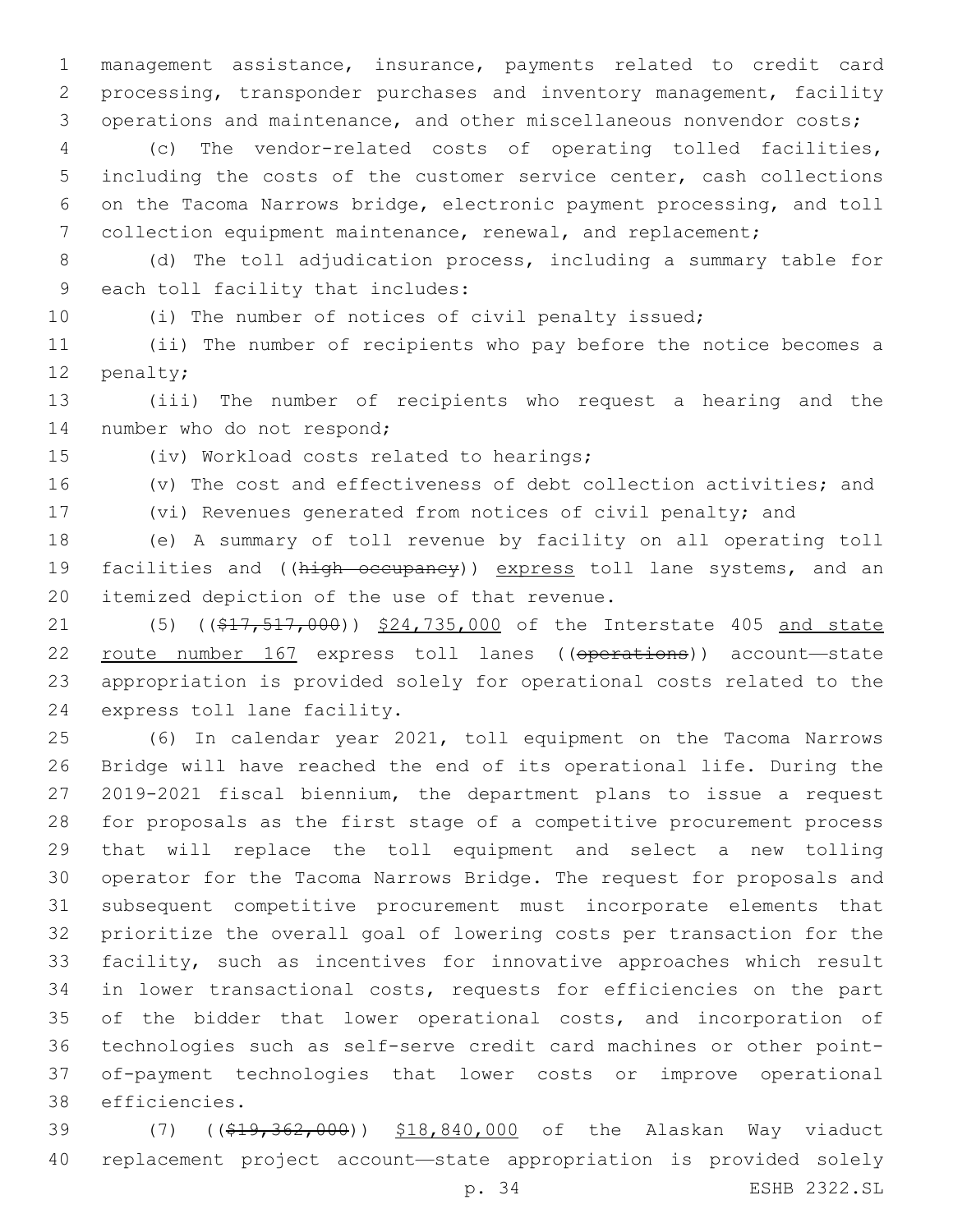management assistance, insurance, payments related to credit card processing, transponder purchases and inventory management, facility operations and maintenance, and other miscellaneous nonvendor costs;

(c) The vendor-related costs of operating tolled facilities, including the costs of the customer service center, cash collections on the Tacoma Narrows bridge, electronic payment processing, and toll collection equipment maintenance, renewal, and replacement;

(d) The toll adjudication process, including a summary table for each toll facility that includes:

(i) The number of notices of civil penalty issued;

(ii) The number of recipients who pay before the notice becomes a penalty;

(iii) The number of recipients who request a hearing and the number who do not respond;

(iv) Workload costs related to hearings;

(v) The cost and effectiveness of debt collection activities; and

(vi) Revenues generated from notices of civil penalty; and

(e) A summary of toll revenue by facility on all operating toll facilities and ((~~high occupancy~~)) <u>express</u> toll lane systems, and an itemized depiction of the use of that revenue.

(5) ((~~$17,517,000~~)) <u>$24,735,000</u> of the Interstate 405 <u>and state route number 167</u> express toll lanes ((~~operations~~)) account—state appropriation is provided solely for operational costs related to the express toll lane facility.

(6) In calendar year 2021, toll equipment on the Tacoma Narrows Bridge will have reached the end of its operational life. During the 2019-2021 fiscal biennium, the department plans to issue a request for proposals as the first stage of a competitive procurement process that will replace the toll equipment and select a new tolling operator for the Tacoma Narrows Bridge. The request for proposals and subsequent competitive procurement must incorporate elements that prioritize the overall goal of lowering costs per transaction for the facility, such as incentives for innovative approaches which result in lower transactional costs, requests for efficiencies on the part of the bidder that lower operational costs, and incorporation of technologies such as self-serve credit card machines or other point-of-payment technologies that lower costs or improve operational efficiencies.

(7) ((~~$19,362,000~~)) <u>$18,840,000</u> of the Alaskan Way viaduct replacement project account—state appropriation is provided solely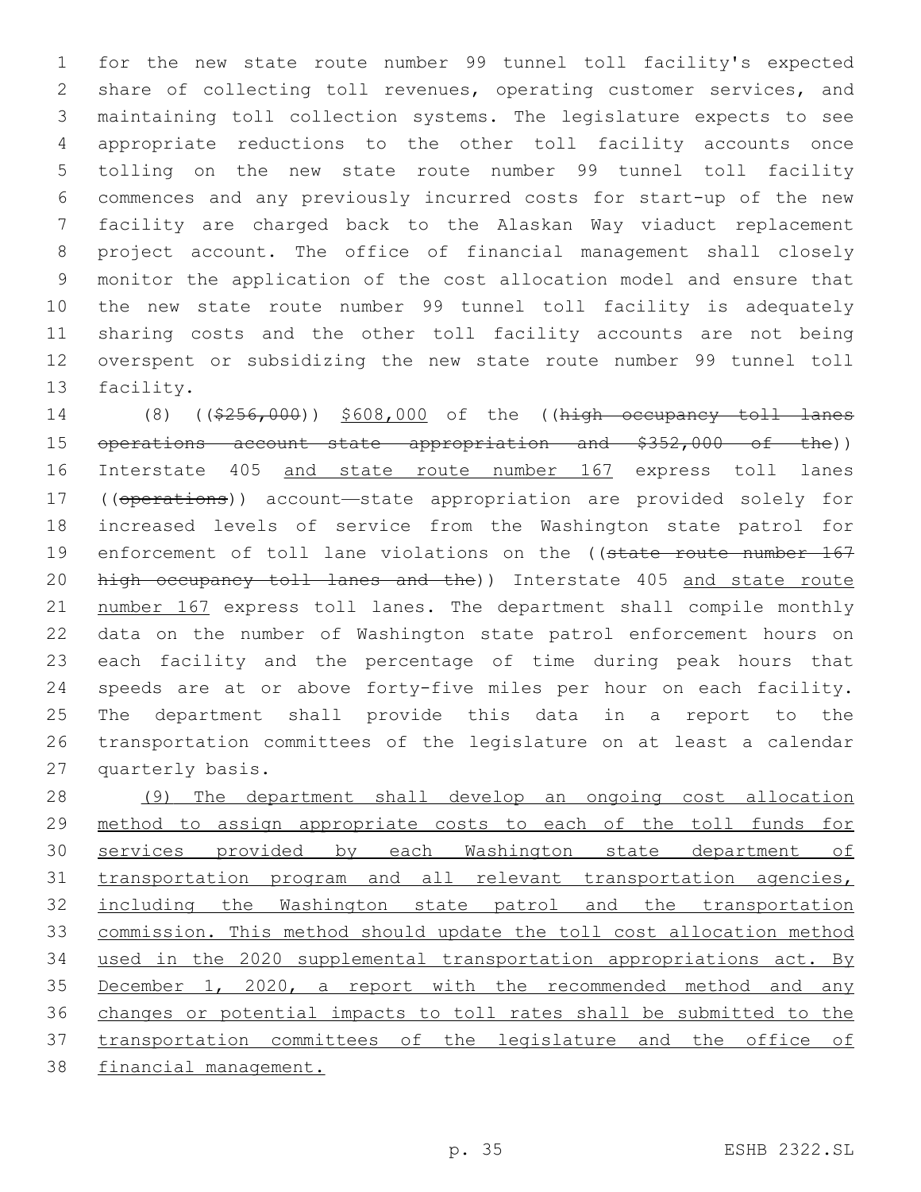for the new state route number 99 tunnel toll facility's expected share of collecting toll revenues, operating customer services, and maintaining toll collection systems. The legislature expects to see appropriate reductions to the other toll facility accounts once tolling on the new state route number 99 tunnel toll facility commences and any previously incurred costs for start-up of the new facility are charged back to the Alaskan Way viaduct replacement project account. The office of financial management shall closely monitor the application of the cost allocation model and ensure that the new state route number 99 tunnel toll facility is adequately sharing costs and the other toll facility accounts are not being overspent or subsidizing the new state route number 99 tunnel toll facility.

(8) ((~~$256,000~~)) <u>$608,000</u> of the ((~~high occupancy toll lanes operations account state appropriation and $352,000 of the~~)) Interstate 405 <u>and state route number 167</u> express toll lanes ((~~operations~~)) account—state appropriation are provided solely for increased levels of service from the Washington state patrol for enforcement of toll lane violations on the ((~~state route number 167 high occupancy toll lanes and the~~)) Interstate 405 <u>and state route number 167</u> express toll lanes. The department shall compile monthly data on the number of Washington state patrol enforcement hours on each facility and the percentage of time during peak hours that speeds are at or above forty-five miles per hour on each facility. The department shall provide this data in a report to the transportation committees of the legislature on at least a calendar quarterly basis.

<u>(9) The department shall develop an ongoing cost allocation method to assign appropriate costs to each of the toll funds for services provided by each Washington state department of transportation program and all relevant transportation agencies, including the Washington state patrol and the transportation commission. This method should update the toll cost allocation method used in the 2020 supplemental transportation appropriations act. By December 1, 2020, a report with the recommended method and any changes or potential impacts to toll rates shall be submitted to the transportation committees of the legislature and the office of financial management.</u>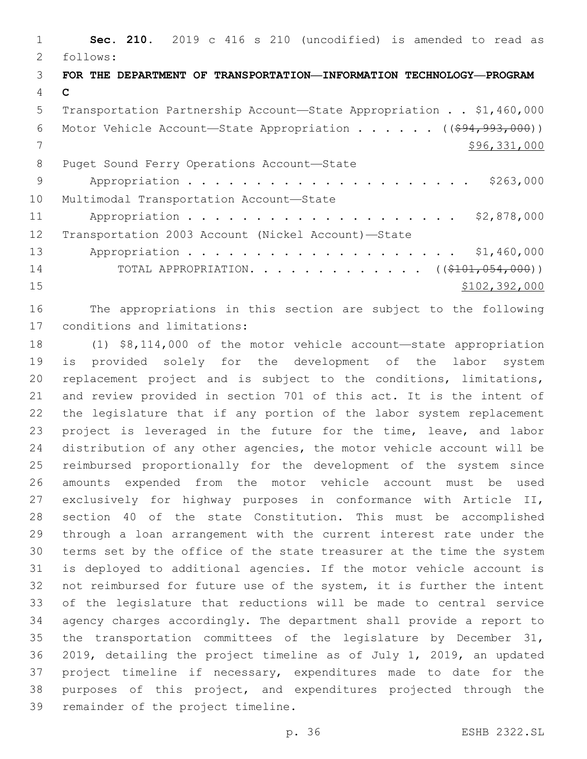**Sec. 210.** 2019 c 416 s 210 (uncodified) is amended to read as follows:

**FOR THE DEPARTMENT OF TRANSPORTATION—INFORMATION TECHNOLOGY—PROGRAM C**

Transportation Partnership Account—State Appropriation . . $1,460,000

Motor Vehicle Account—State Appropriation . . . . . . ((~~$94,993,000~~))
$96,331,000

Puget Sound Ferry Operations Account—State
Appropriation . . . . . . . . . . . . . . . . . . . . . . $263,000

Multimodal Transportation Account—State
Appropriation . . . . . . . . . . . . . . . . . . . . . . $2,878,000

Transportation 2003 Account (Nickel Account)—State
Appropriation . . . . . . . . . . . . . . . . . . . . . . $1,460,000

TOTAL APPROPRIATION. . . . . . . . . . . . . ((~~$101,054,000~~))
$102,392,000

The appropriations in this section are subject to the following conditions and limitations:

(1) $8,114,000 of the motor vehicle account—state appropriation is provided solely for the development of the labor system replacement project and is subject to the conditions, limitations, and review provided in section 701 of this act. It is the intent of the legislature that if any portion of the labor system replacement project is leveraged in the future for the time, leave, and labor distribution of any other agencies, the motor vehicle account will be reimbursed proportionally for the development of the system since amounts expended from the motor vehicle account must be used exclusively for highway purposes in conformance with Article II, section 40 of the state Constitution. This must be accomplished through a loan arrangement with the current interest rate under the terms set by the office of the state treasurer at the time the system is deployed to additional agencies. If the motor vehicle account is not reimbursed for future use of the system, it is further the intent of the legislature that reductions will be made to central service agency charges accordingly. The department shall provide a report to the transportation committees of the legislature by December 31, 2019, detailing the project timeline as of July 1, 2019, an updated project timeline if necessary, expenditures made to date for the purposes of this project, and expenditures projected through the remainder of the project timeline.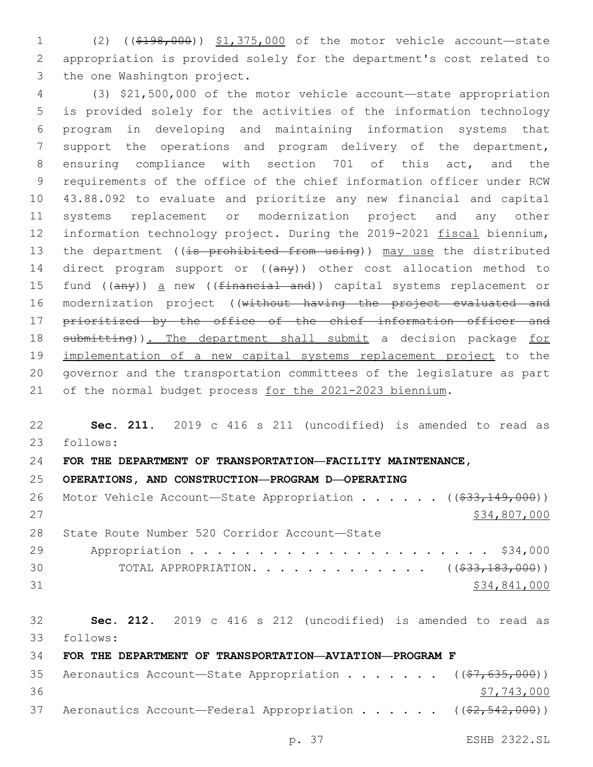(2) (($198,000)) $1,375,000 of the motor vehicle account—state appropriation is provided solely for the department's cost related to the one Washington project.

(3) $21,500,000 of the motor vehicle account—state appropriation is provided solely for the activities of the information technology program in developing and maintaining information systems that support the operations and program delivery of the department, ensuring compliance with section 701 of this act, and the requirements of the office of the chief information officer under RCW 43.88.092 to evaluate and prioritize any new financial and capital systems replacement or modernization project and any other information technology project. During the 2019-2021 fiscal biennium, the department ((is prohibited from using)) may use the distributed direct program support or ((any)) other cost allocation method to fund ((any)) a new ((financial and)) capital systems replacement or modernization project ((without having the project evaluated and prioritized by the office of the chief information officer and submitting)). The department shall submit a decision package for implementation of a new capital systems replacement project to the governor and the transportation committees of the legislature as part of the normal budget process for the 2021-2023 biennium.

**Sec. 211.** 2019 c 416 s 211 (uncodified) is amended to read as follows:

**FOR THE DEPARTMENT OF TRANSPORTATION—FACILITY MAINTENANCE, OPERATIONS, AND CONSTRUCTION—PROGRAM D—OPERATING**

Motor Vehicle Account—State Appropriation . . . . . . (($33,149,000)) $34,807,000

State Route Number 520 Corridor Account—State Appropriation . . . . . . . . . . . . . . . . . . . . . . . $34,000

TOTAL APPROPRIATION. . . . . . . . . . . . . (($33,183,000)) $34,841,000

**Sec. 212.** 2019 c 416 s 212 (uncodified) is amended to read as follows:

**FOR THE DEPARTMENT OF TRANSPORTATION—AVIATION—PROGRAM F**

Aeronautics Account—State Appropriation . . . . . . . (($7,635,000)) $7,743,000

Aeronautics Account—Federal Appropriation . . . . . . (($2,542,000))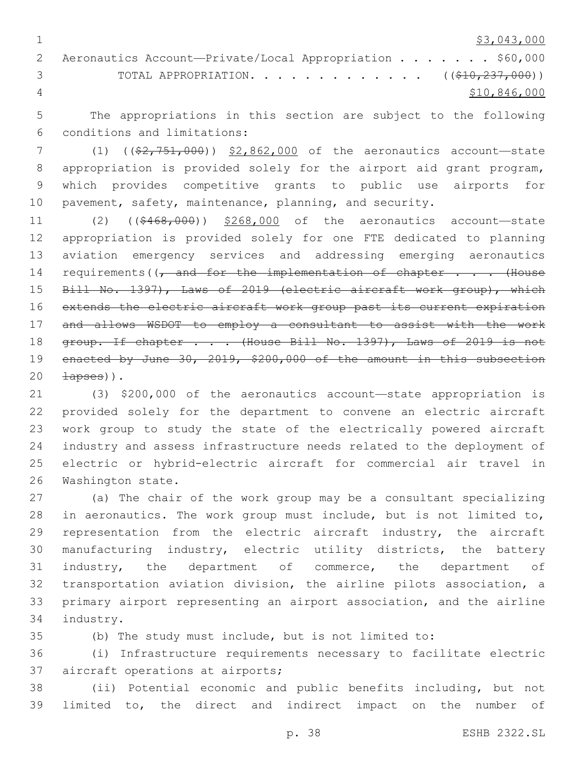$3,043,000

Aeronautics Account—Private/Local Appropriation . . . . . . . $60,000

TOTAL APPROPRIATION. . . . . . . . . . . . . ((~~$10,237,000~~))

$10,846,000

The appropriations in this section are subject to the following conditions and limitations:

(1) ((~~$2,751,000~~)) $2,862,000 of the aeronautics account—state appropriation is provided solely for the airport aid grant program, which provides competitive grants to public use airports for pavement, safety, maintenance, planning, and security.

(2) ((~~$468,000~~)) $268,000 of the aeronautics account—state appropriation is provided solely for one FTE dedicated to planning aviation emergency services and addressing emerging aeronautics requirements((~~, and for the implementation of chapter . . . (House Bill No. 1397), Laws of 2019 (electric aircraft work group), which extends the electric aircraft work group past its current expiration and allows WSDOT to employ a consultant to assist with the work group. If chapter . . . (House Bill No. 1397), Laws of 2019 is not enacted by June 30, 2019, $200,000 of the amount in this subsection lapses~~)).

(3) $200,000 of the aeronautics account—state appropriation is provided solely for the department to convene an electric aircraft work group to study the state of the electrically powered aircraft industry and assess infrastructure needs related to the deployment of electric or hybrid-electric aircraft for commercial air travel in Washington state.

(a) The chair of the work group may be a consultant specializing in aeronautics. The work group must include, but is not limited to, representation from the electric aircraft industry, the aircraft manufacturing industry, electric utility districts, the battery industry, the department of commerce, the department of transportation aviation division, the airline pilots association, a primary airport representing an airport association, and the airline industry.

(b) The study must include, but is not limited to:

(i) Infrastructure requirements necessary to facilitate electric aircraft operations at airports;

(ii) Potential economic and public benefits including, but not limited to, the direct and indirect impact on the number of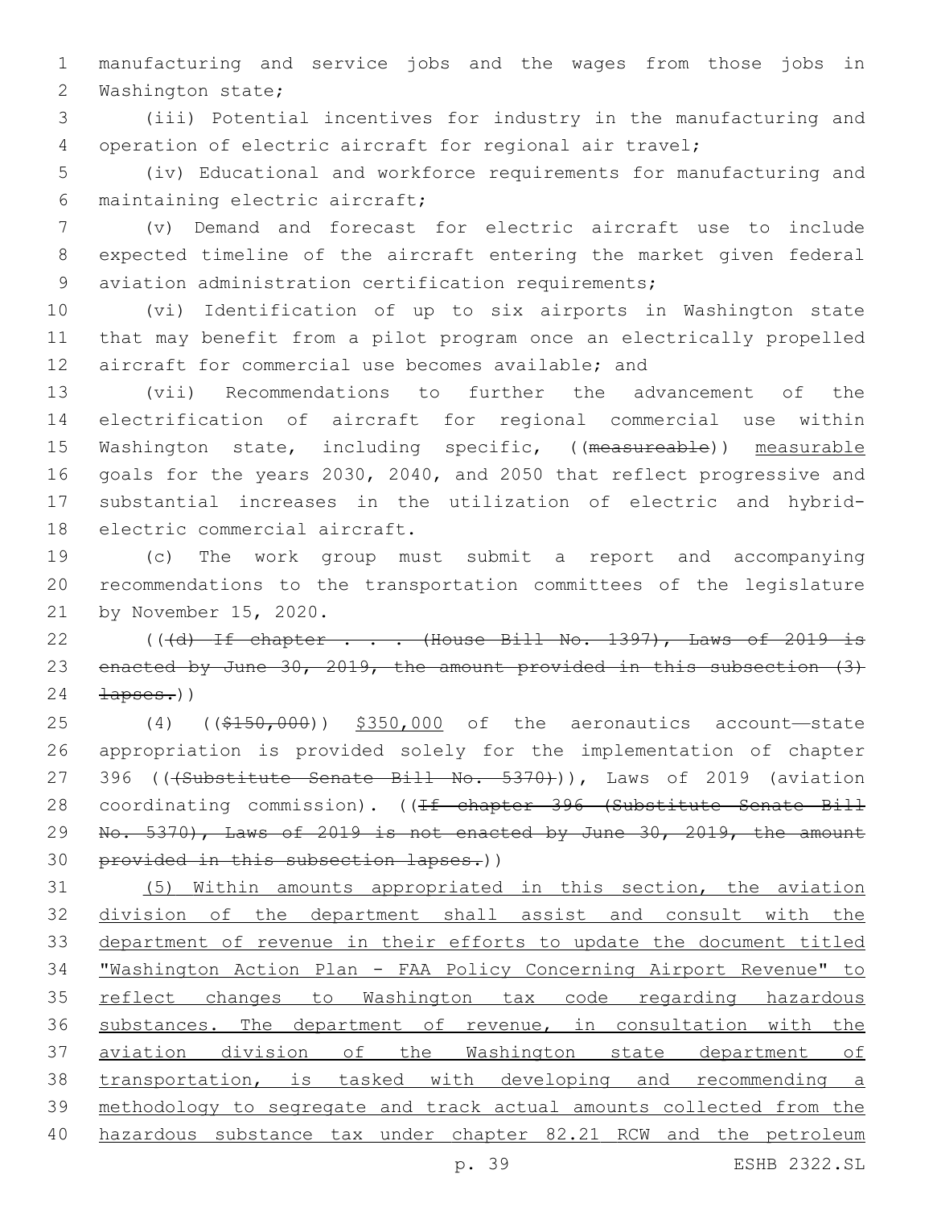manufacturing and service jobs and the wages from those jobs in Washington state;

(iii) Potential incentives for industry in the manufacturing and operation of electric aircraft for regional air travel;

(iv) Educational and workforce requirements for manufacturing and maintaining electric aircraft;

(v) Demand and forecast for electric aircraft use to include expected timeline of the aircraft entering the market given federal aviation administration certification requirements;

(vi) Identification of up to six airports in Washington state that may benefit from a pilot program once an electrically propelled aircraft for commercial use becomes available; and

(vii) Recommendations to further the advancement of the electrification of aircraft for regional commercial use within Washington state, including specific, ((~~measureable~~)) <u>measurable</u> goals for the years 2030, 2040, and 2050 that reflect progressive and substantial increases in the utilization of electric and hybrid-electric commercial aircraft.

(c) The work group must submit a report and accompanying recommendations to the transportation committees of the legislature by November 15, 2020.

((~~(d) If chapter . . . (House Bill No. 1397), Laws of 2019 is enacted by June 30, 2019, the amount provided in this subsection (3) lapses.~~))

(4) ((~~$150,000~~)) <u>$350,000</u> of the aeronautics account—state appropriation is provided solely for the implementation of chapter 396 ((~~(Substitute Senate Bill No. 5370)~~)), Laws of 2019 (aviation coordinating commission). ((~~If chapter 396 (Substitute Senate Bill No. 5370), Laws of 2019 is not enacted by June 30, 2019, the amount provided in this subsection lapses.~~))

<u>(5) Within amounts appropriated in this section, the aviation division of the department shall assist and consult with the department of revenue in their efforts to update the document titled "Washington Action Plan - FAA Policy Concerning Airport Revenue" to reflect changes to Washington tax code regarding hazardous substances. The department of revenue, in consultation with the aviation division of the Washington state department of transportation, is tasked with developing and recommending a methodology to segregate and track actual amounts collected from the hazardous substance tax under chapter 82.21 RCW and the petroleum</u>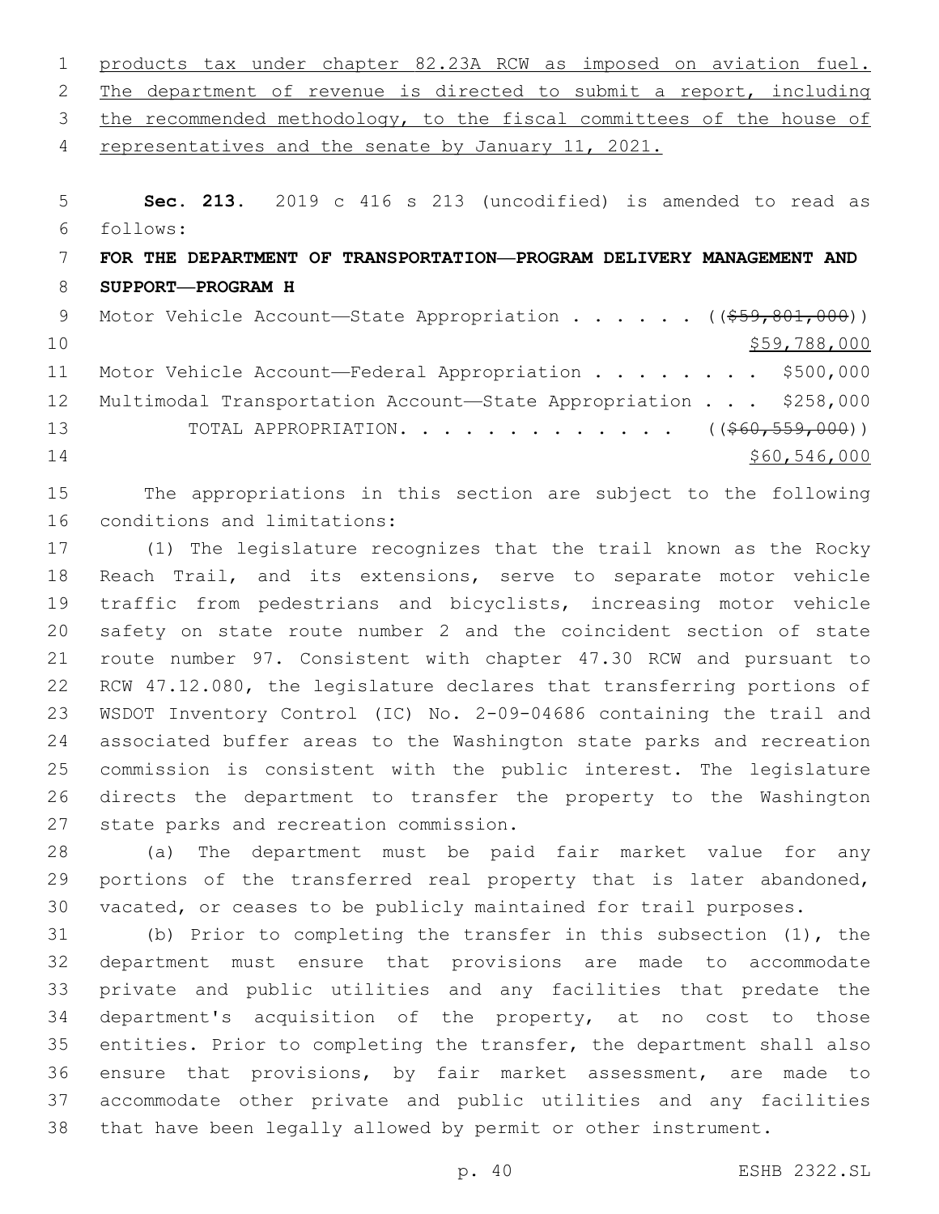products tax under chapter 82.23A RCW as imposed on aviation fuel. The department of revenue is directed to submit a report, including the recommended methodology, to the fiscal committees of the house of representatives and the senate by January 11, 2021.

**Sec. 213.** 2019 c 416 s 213 (uncodified) is amended to read as follows:

**FOR THE DEPARTMENT OF TRANSPORTATION—PROGRAM DELIVERY MANAGEMENT AND SUPPORT—PROGRAM H**

Motor Vehicle Account—State Appropriation . . . . . . ((~~$59,801,000~~))
$59,788,000

Motor Vehicle Account—Federal Appropriation . . . . . . . . $500,000

Multimodal Transportation Account—State Appropriation . . . $258,000

TOTAL APPROPRIATION. . . . . . . . . . . . . ((~~$60,559,000~~))
$60,546,000

The appropriations in this section are subject to the following conditions and limitations:

(1) The legislature recognizes that the trail known as the Rocky Reach Trail, and its extensions, serve to separate motor vehicle traffic from pedestrians and bicyclists, increasing motor vehicle safety on state route number 2 and the coincident section of state route number 97. Consistent with chapter 47.30 RCW and pursuant to RCW 47.12.080, the legislature declares that transferring portions of WSDOT Inventory Control (IC) No. 2-09-04686 containing the trail and associated buffer areas to the Washington state parks and recreation commission is consistent with the public interest. The legislature directs the department to transfer the property to the Washington state parks and recreation commission.

(a) The department must be paid fair market value for any portions of the transferred real property that is later abandoned, vacated, or ceases to be publicly maintained for trail purposes.

(b) Prior to completing the transfer in this subsection (1), the department must ensure that provisions are made to accommodate private and public utilities and any facilities that predate the department's acquisition of the property, at no cost to those entities. Prior to completing the transfer, the department shall also ensure that provisions, by fair market assessment, are made to accommodate other private and public utilities and any facilities that have been legally allowed by permit or other instrument.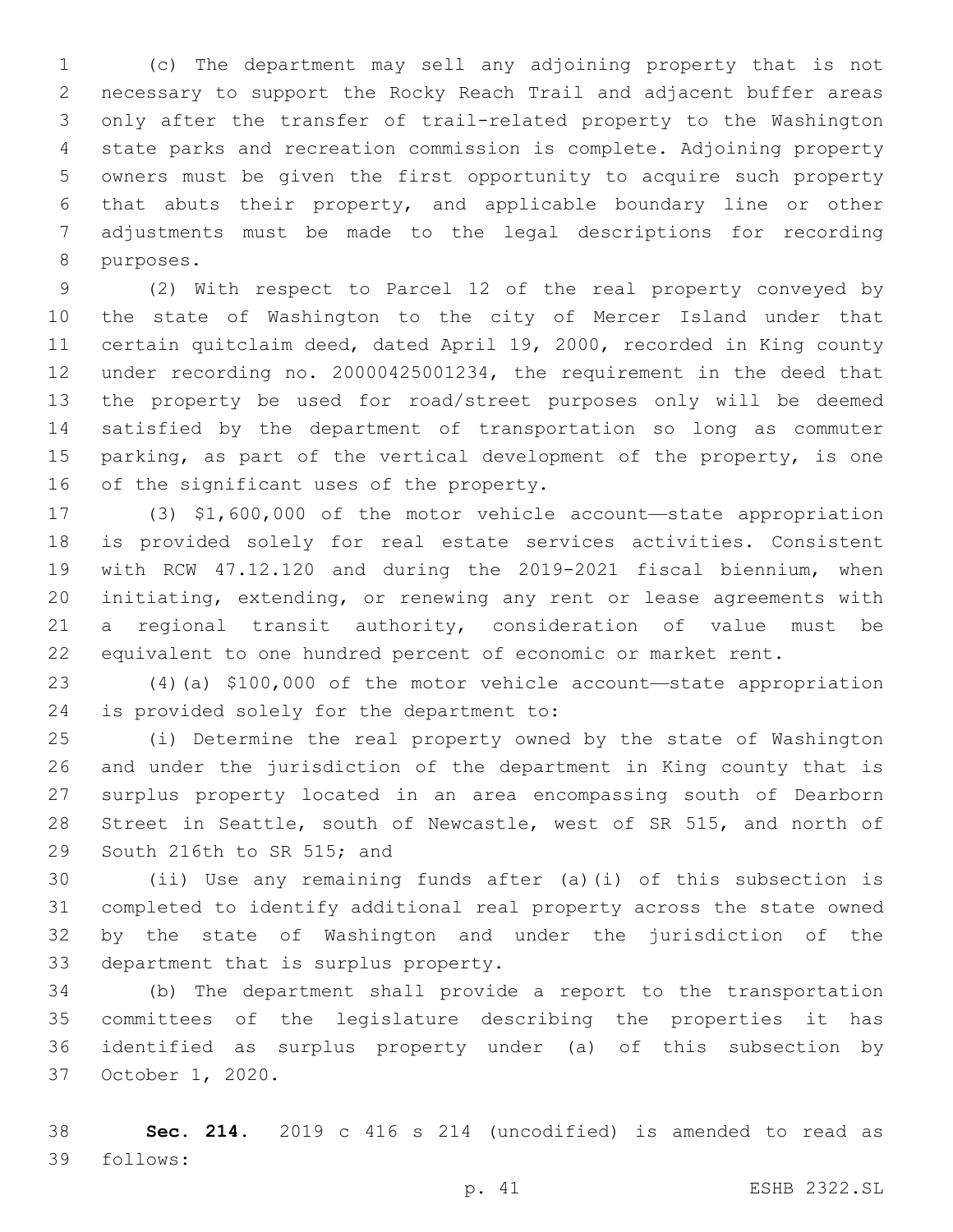(c) The department may sell any adjoining property that is not necessary to support the Rocky Reach Trail and adjacent buffer areas only after the transfer of trail-related property to the Washington state parks and recreation commission is complete. Adjoining property owners must be given the first opportunity to acquire such property that abuts their property, and applicable boundary line or other adjustments must be made to the legal descriptions for recording purposes.

(2) With respect to Parcel 12 of the real property conveyed by the state of Washington to the city of Mercer Island under that certain quitclaim deed, dated April 19, 2000, recorded in King county under recording no. 20000425001234, the requirement in the deed that the property be used for road/street purposes only will be deemed satisfied by the department of transportation so long as commuter parking, as part of the vertical development of the property, is one of the significant uses of the property.

(3) $1,600,000 of the motor vehicle account—state appropriation is provided solely for real estate services activities. Consistent with RCW 47.12.120 and during the 2019-2021 fiscal biennium, when initiating, extending, or renewing any rent or lease agreements with a regional transit authority, consideration of value must be equivalent to one hundred percent of economic or market rent.

(4)(a) $100,000 of the motor vehicle account—state appropriation is provided solely for the department to:

(i) Determine the real property owned by the state of Washington and under the jurisdiction of the department in King county that is surplus property located in an area encompassing south of Dearborn Street in Seattle, south of Newcastle, west of SR 515, and north of South 216th to SR 515; and

(ii) Use any remaining funds after (a)(i) of this subsection is completed to identify additional real property across the state owned by the state of Washington and under the jurisdiction of the department that is surplus property.

(b) The department shall provide a report to the transportation committees of the legislature describing the properties it has identified as surplus property under (a) of this subsection by October 1, 2020.

**Sec. 214.** 2019 c 416 s 214 (uncodified) is amended to read as follows: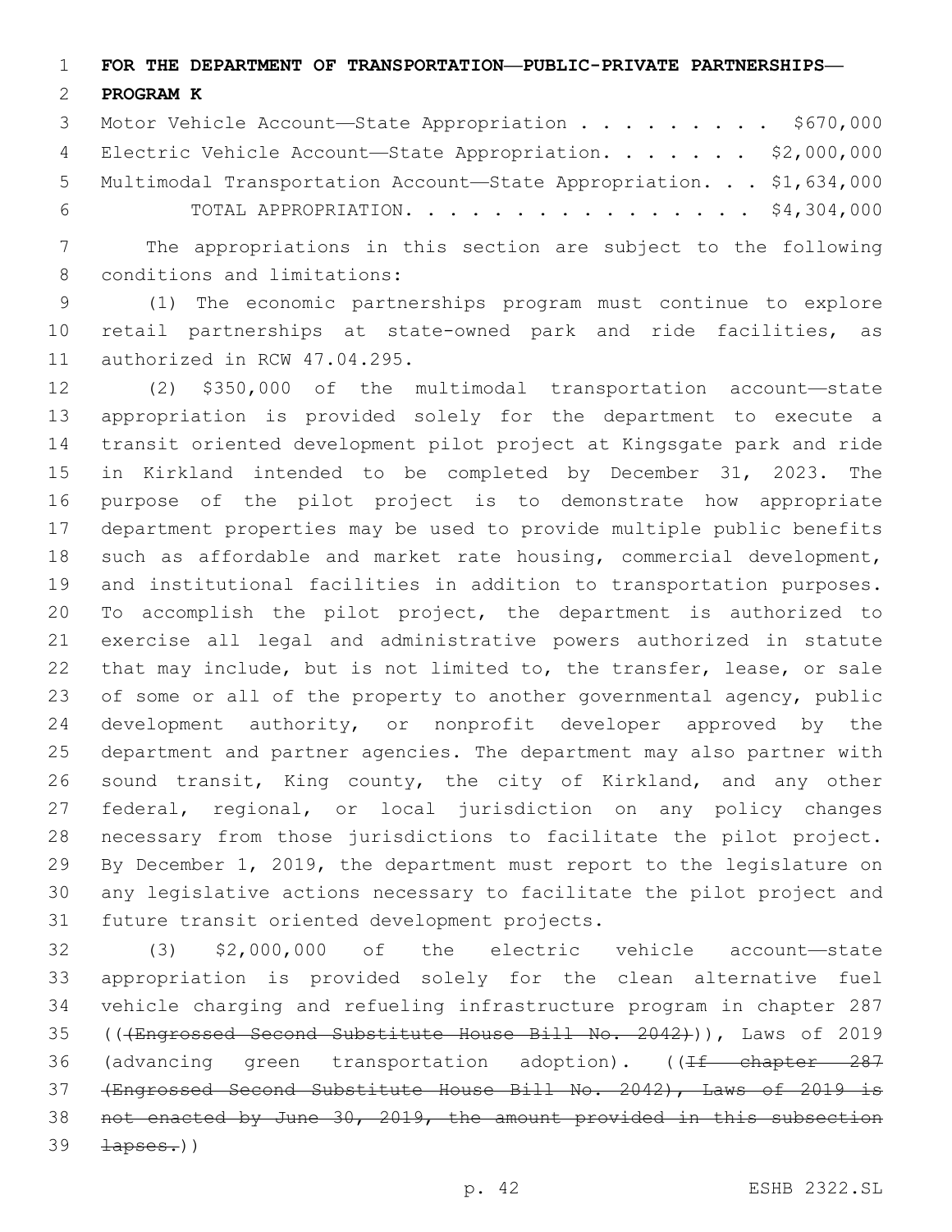**FOR THE DEPARTMENT OF TRANSPORTATION—PUBLIC-PRIVATE PARTNERSHIPS—PROGRAM K**

| | |
|---|---|
| Motor Vehicle Account—State Appropriation | $670,000 |
| Electric Vehicle Account—State Appropriation | $2,000,000 |
| Multimodal Transportation Account—State Appropriation | $1,634,000 |
| TOTAL APPROPRIATION | $4,304,000 |

The appropriations in this section are subject to the following conditions and limitations:

(1) The economic partnerships program must continue to explore retail partnerships at state-owned park and ride facilities, as authorized in RCW 47.04.295.

(2) $350,000 of the multimodal transportation account—state appropriation is provided solely for the department to execute a transit oriented development pilot project at Kingsgate park and ride in Kirkland intended to be completed by December 31, 2023. The purpose of the pilot project is to demonstrate how appropriate department properties may be used to provide multiple public benefits such as affordable and market rate housing, commercial development, and institutional facilities in addition to transportation purposes. To accomplish the pilot project, the department is authorized to exercise all legal and administrative powers authorized in statute that may include, but is not limited to, the transfer, lease, or sale of some or all of the property to another governmental agency, public development authority, or nonprofit developer approved by the department and partner agencies. The department may also partner with sound transit, King county, the city of Kirkland, and any other federal, regional, or local jurisdiction on any policy changes necessary from those jurisdictions to facilitate the pilot project. By December 1, 2019, the department must report to the legislature on any legislative actions necessary to facilitate the pilot project and future transit oriented development projects.

(3) $2,000,000 of the electric vehicle account—state appropriation is provided solely for the clean alternative fuel vehicle charging and refueling infrastructure program in chapter 287 ((~~(Engrossed Second Substitute House Bill No. 2042)~~)), Laws of 2019 (advancing green transportation adoption). ((~~If chapter 287 (Engrossed Second Substitute House Bill No. 2042), Laws of 2019 is not enacted by June 30, 2019, the amount provided in this subsection lapses.~~))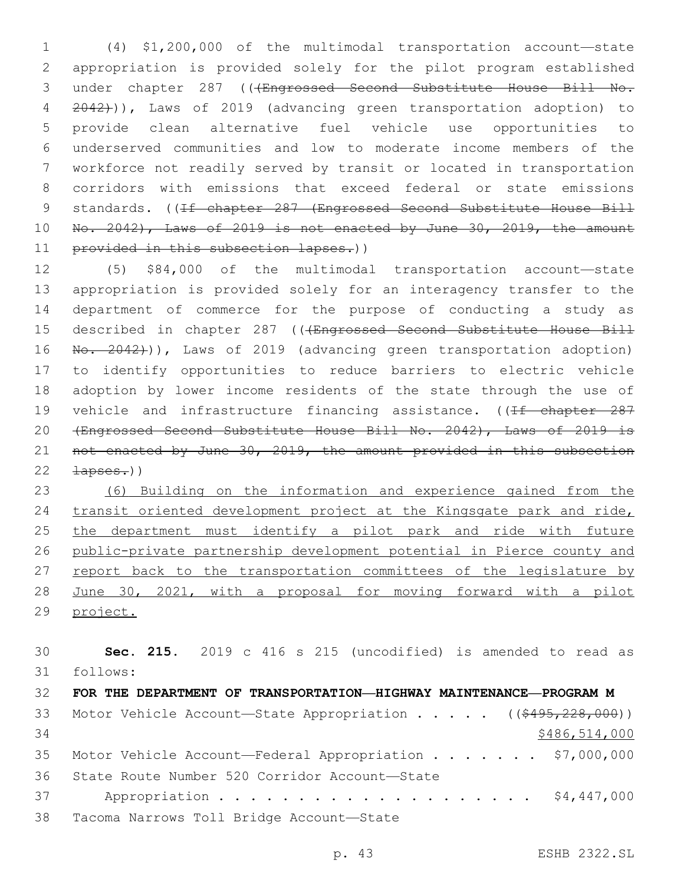(4) $1,200,000 of the multimodal transportation account—state appropriation is provided solely for the pilot program established under chapter 287 ((~~(Engrossed Second Substitute House Bill No. 2042)~~)), Laws of 2019 (advancing green transportation adoption) to provide clean alternative fuel vehicle use opportunities to underserved communities and low to moderate income members of the workforce not readily served by transit or located in transportation corridors with emissions that exceed federal or state emissions standards. ((~~If chapter 287 (Engrossed Second Substitute House Bill No. 2042), Laws of 2019 is not enacted by June 30, 2019, the amount provided in this subsection lapses.~~))

(5) $84,000 of the multimodal transportation account—state appropriation is provided solely for an interagency transfer to the department of commerce for the purpose of conducting a study as described in chapter 287 ((~~(Engrossed Second Substitute House Bill No. 2042)~~)), Laws of 2019 (advancing green transportation adoption) to identify opportunities to reduce barriers to electric vehicle adoption by lower income residents of the state through the use of vehicle and infrastructure financing assistance. ((~~If chapter 287 (Engrossed Second Substitute House Bill No. 2042), Laws of 2019 is not enacted by June 30, 2019, the amount provided in this subsection lapses.~~))

<u>(6) Building on the information and experience gained from the transit oriented development project at the Kingsgate park and ride, the department must identify a pilot park and ride with future public-private partnership development potential in Pierce county and report back to the transportation committees of the legislature by June 30, 2021, with a proposal for moving forward with a pilot project.</u>

**Sec. 215.** 2019 c 416 s 215 (uncodified) is amended to read as follows:

**FOR THE DEPARTMENT OF TRANSPORTATION—HIGHWAY MAINTENANCE—PROGRAM M**

Motor Vehicle Account—State Appropriation . . . . . ((~~$495,228,000~~))
<u>$486,514,000</u>

Motor Vehicle Account—Federal Appropriation . . . . . . . $7,000,000

State Route Number 520 Corridor Account—State
Appropriation . . . . . . . . . . . . . . . . . . . . . $4,447,000

Tacoma Narrows Toll Bridge Account—State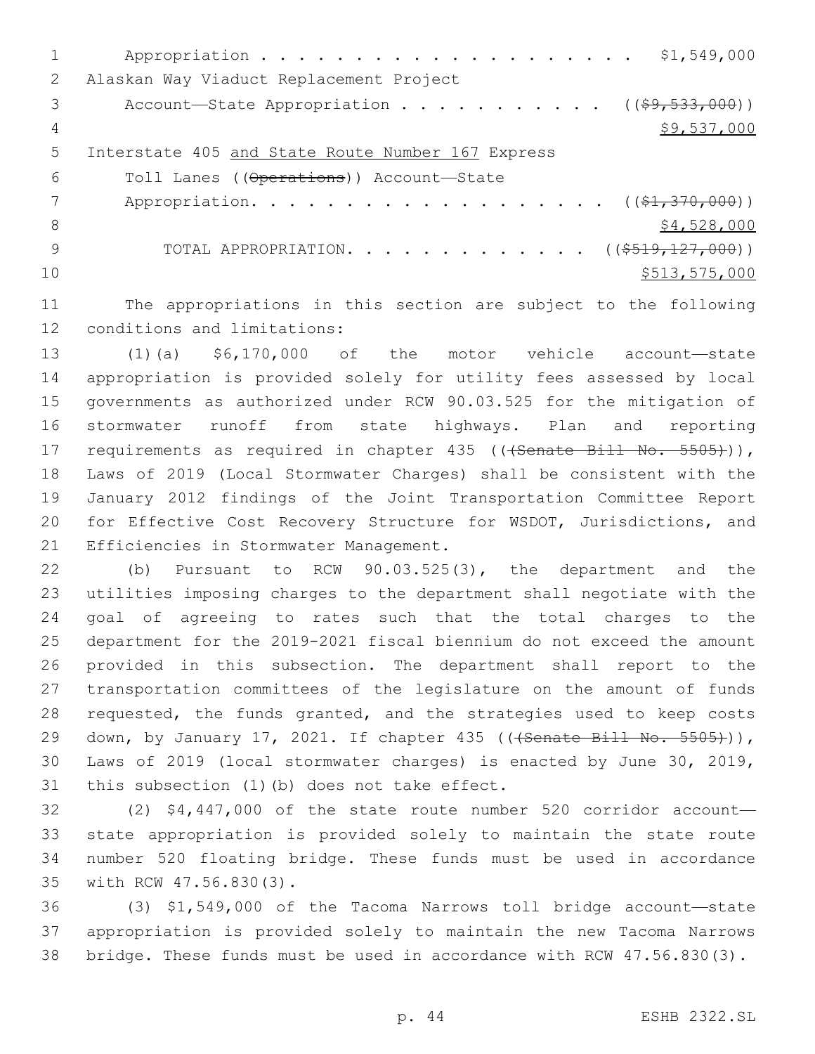Appropriation . . . . . . . . . . . . . . . . . . . . . . $1,549,000

Alaskan Way Viaduct Replacement Project

Account—State Appropriation . . . . . . . . . . . . ((~~$9,533,000~~))

$9,537,000

Interstate 405 and State Route Number 167 Express

Toll Lanes ((~~Operations~~)) Account—State

Appropriation. . . . . . . . . . . . . . . . . . . . ((~~$1,370,000~~))

$4,528,000

TOTAL APPROPRIATION. . . . . . . . . . . . . . ((~~$519,127,000~~))

$513,575,000

The appropriations in this section are subject to the following conditions and limitations:

(1)(a) $6,170,000 of the motor vehicle account—state appropriation is provided solely for utility fees assessed by local governments as authorized under RCW 90.03.525 for the mitigation of stormwater runoff from state highways. Plan and reporting requirements as required in chapter 435 ((~~(Senate Bill No. 5505)~~)), Laws of 2019 (Local Stormwater Charges) shall be consistent with the January 2012 findings of the Joint Transportation Committee Report for Effective Cost Recovery Structure for WSDOT, Jurisdictions, and Efficiencies in Stormwater Management.

(b) Pursuant to RCW 90.03.525(3), the department and the utilities imposing charges to the department shall negotiate with the goal of agreeing to rates such that the total charges to the department for the 2019-2021 fiscal biennium do not exceed the amount provided in this subsection. The department shall report to the transportation committees of the legislature on the amount of funds requested, the funds granted, and the strategies used to keep costs down, by January 17, 2021. If chapter 435 ((~~(Senate Bill No. 5505)~~)), Laws of 2019 (local stormwater charges) is enacted by June 30, 2019, this subsection (1)(b) does not take effect.

(2) $4,447,000 of the state route number 520 corridor account—state appropriation is provided solely to maintain the state route number 520 floating bridge. These funds must be used in accordance with RCW 47.56.830(3).

(3) $1,549,000 of the Tacoma Narrows toll bridge account—state appropriation is provided solely to maintain the new Tacoma Narrows bridge. These funds must be used in accordance with RCW 47.56.830(3).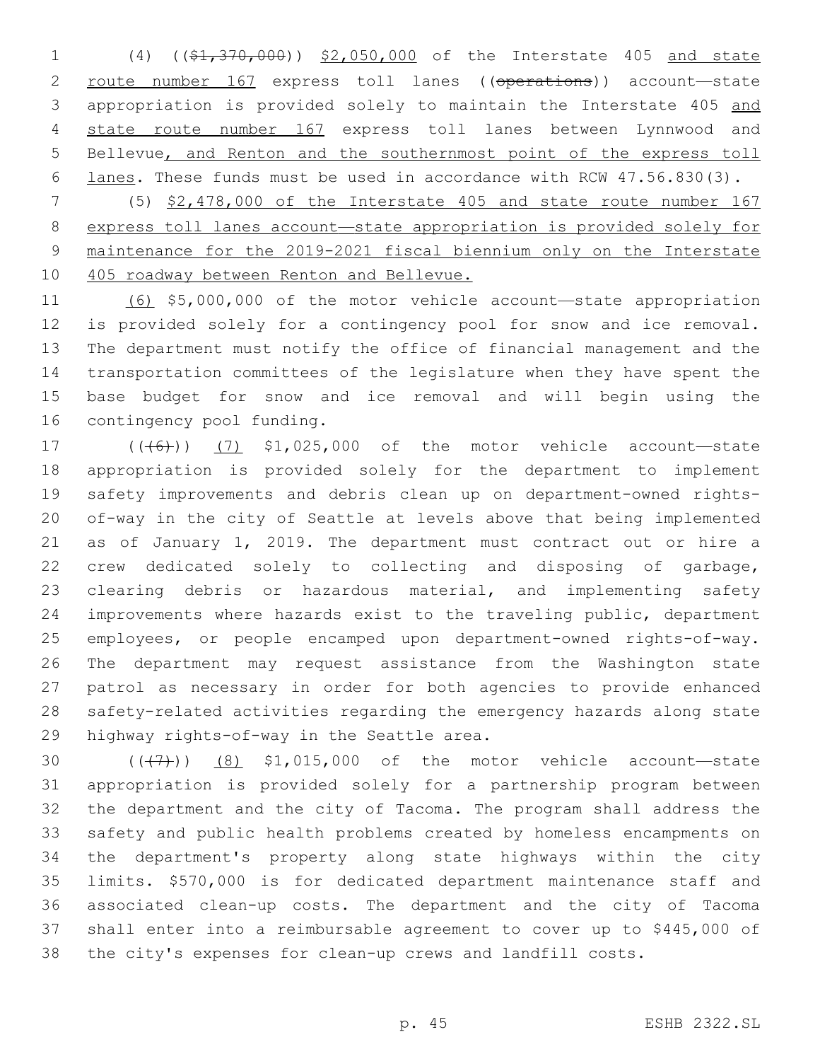(4) (($1,370,000)) $2,050,000 of the Interstate 405 and state route number 167 express toll lanes ((operations)) account—state appropriation is provided solely to maintain the Interstate 405 and state route number 167 express toll lanes between Lynnwood and Bellevue, and Renton and the southernmost point of the express toll lanes. These funds must be used in accordance with RCW 47.56.830(3).

(5) $2,478,000 of the Interstate 405 and state route number 167 express toll lanes account—state appropriation is provided solely for maintenance for the 2019-2021 fiscal biennium only on the Interstate 405 roadway between Renton and Bellevue.

(6) $5,000,000 of the motor vehicle account—state appropriation is provided solely for a contingency pool for snow and ice removal. The department must notify the office of financial management and the transportation committees of the legislature when they have spent the base budget for snow and ice removal and will begin using the contingency pool funding.

(((6))) (7) $1,025,000 of the motor vehicle account—state appropriation is provided solely for the department to implement safety improvements and debris clean up on department-owned rights-of-way in the city of Seattle at levels above that being implemented as of January 1, 2019. The department must contract out or hire a crew dedicated solely to collecting and disposing of garbage, clearing debris or hazardous material, and implementing safety improvements where hazards exist to the traveling public, department employees, or people encamped upon department-owned rights-of-way. The department may request assistance from the Washington state patrol as necessary in order for both agencies to provide enhanced safety-related activities regarding the emergency hazards along state highway rights-of-way in the Seattle area.

(((7))) (8) $1,015,000 of the motor vehicle account—state appropriation is provided solely for a partnership program between the department and the city of Tacoma. The program shall address the safety and public health problems created by homeless encampments on the department's property along state highways within the city limits. $570,000 is for dedicated department maintenance staff and associated clean-up costs. The department and the city of Tacoma shall enter into a reimbursable agreement to cover up to $445,000 of the city's expenses for clean-up crews and landfill costs.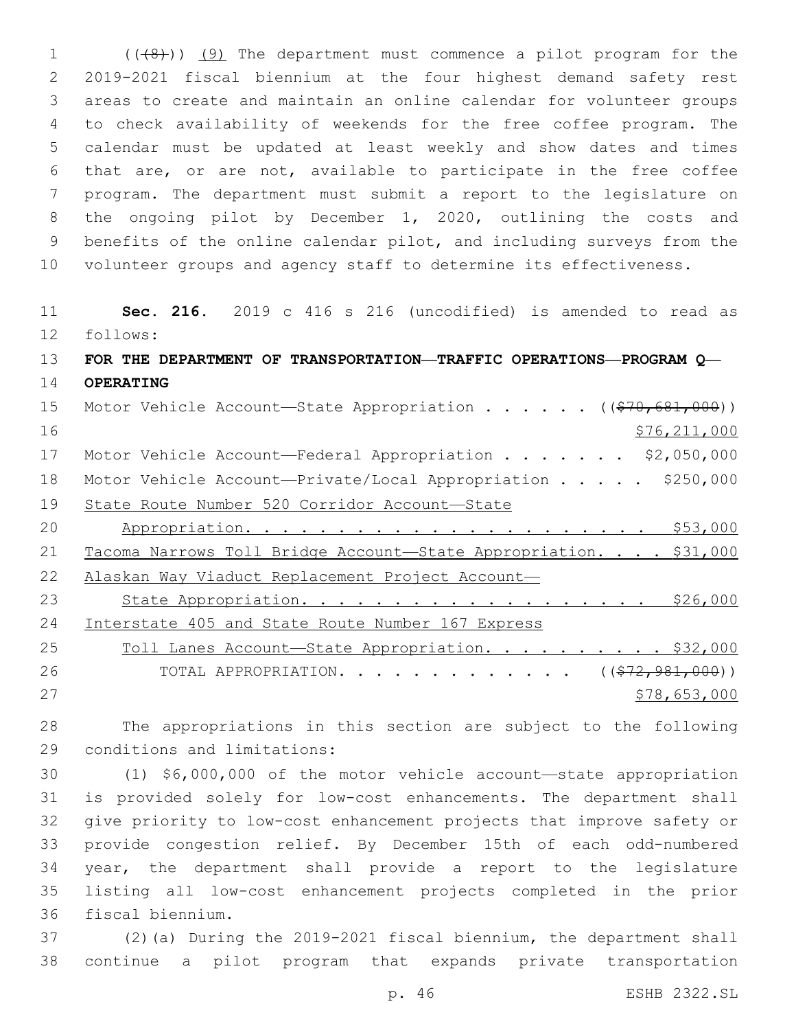((~~(8)~~)) <u>(9)</u> The department must commence a pilot program for the 2019-2021 fiscal biennium at the four highest demand safety rest areas to create and maintain an online calendar for volunteer groups to check availability of weekends for the free coffee program. The calendar must be updated at least weekly and show dates and times that are, or are not, available to participate in the free coffee program. The department must submit a report to the legislature on the ongoing pilot by December 1, 2020, outlining the costs and benefits of the online calendar pilot, and including surveys from the volunteer groups and agency staff to determine its effectiveness.

**Sec. 216.** 2019 c 416 s 216 (uncodified) is amended to read as follows:

**FOR THE DEPARTMENT OF TRANSPORTATION—TRAFFIC OPERATIONS—PROGRAM Q—OPERATING**

Motor Vehicle Account—State Appropriation . . . . . . ((~~$70,681,000~~)) <u>$76,211,000</u>

Motor Vehicle Account—Federal Appropriation . . . . . . . $2,050,000

Motor Vehicle Account—Private/Local Appropriation . . . . . $250,000

<u>State Route Number 520 Corridor Account—State Appropriation. . . . . . . . . . . . . . . . . . . . . . $53,000</u>

<u>Tacoma Narrows Toll Bridge Account—State Appropriation. . . . $31,000</u>

<u>Alaskan Way Viaduct Replacement Project Account—State Appropriation. . . . . . . . . . . . . . . . . . . $26,000</u>

<u>Interstate 405 and State Route Number 167 Express Toll Lanes Account—State Appropriation. . . . . . . . . . $32,000</u>

TOTAL APPROPRIATION. . . . . . . . . . . . . ((~~$72,981,000~~)) <u>$78,653,000</u>

The appropriations in this section are subject to the following conditions and limitations:

(1) $6,000,000 of the motor vehicle account—state appropriation is provided solely for low-cost enhancements. The department shall give priority to low-cost enhancement projects that improve safety or provide congestion relief. By December 15th of each odd-numbered year, the department shall provide a report to the legislature listing all low-cost enhancement projects completed in the prior fiscal biennium.

(2)(a) During the 2019-2021 fiscal biennium, the department shall continue a pilot program that expands private transportation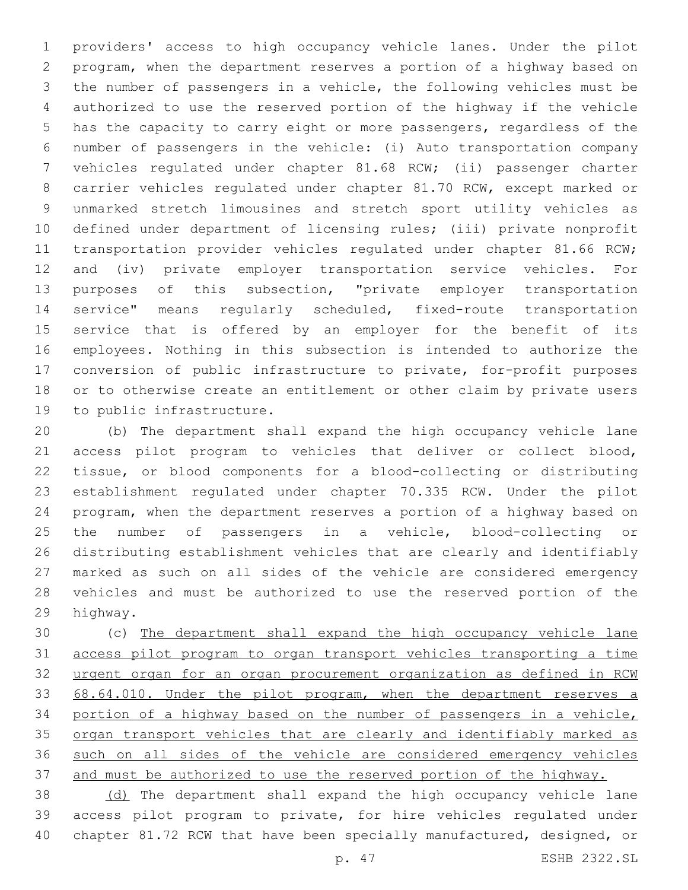providers' access to high occupancy vehicle lanes. Under the pilot program, when the department reserves a portion of a highway based on the number of passengers in a vehicle, the following vehicles must be authorized to use the reserved portion of the highway if the vehicle has the capacity to carry eight or more passengers, regardless of the number of passengers in the vehicle: (i) Auto transportation company vehicles regulated under chapter 81.68 RCW; (ii) passenger charter carrier vehicles regulated under chapter 81.70 RCW, except marked or unmarked stretch limousines and stretch sport utility vehicles as defined under department of licensing rules; (iii) private nonprofit transportation provider vehicles regulated under chapter 81.66 RCW; and (iv) private employer transportation service vehicles. For purposes of this subsection, "private employer transportation service" means regularly scheduled, fixed-route transportation service that is offered by an employer for the benefit of its employees. Nothing in this subsection is intended to authorize the conversion of public infrastructure to private, for-profit purposes or to otherwise create an entitlement or other claim by private users to public infrastructure.

(b) The department shall expand the high occupancy vehicle lane access pilot program to vehicles that deliver or collect blood, tissue, or blood components for a blood-collecting or distributing establishment regulated under chapter 70.335 RCW. Under the pilot program, when the department reserves a portion of a highway based on the number of passengers in a vehicle, blood-collecting or distributing establishment vehicles that are clearly and identifiably marked as such on all sides of the vehicle are considered emergency vehicles and must be authorized to use the reserved portion of the highway.

(c) <u>The department shall expand the high occupancy vehicle lane access pilot program to organ transport vehicles transporting a time urgent organ for an organ procurement organization as defined in RCW 68.64.010. Under the pilot program, when the department reserves a portion of a highway based on the number of passengers in a vehicle, organ transport vehicles that are clearly and identifiably marked as such on all sides of the vehicle are considered emergency vehicles and must be authorized to use the reserved portion of the highway.</u>

<u>(d)</u> The department shall expand the high occupancy vehicle lane access pilot program to private, for hire vehicles regulated under chapter 81.72 RCW that have been specially manufactured, designed, or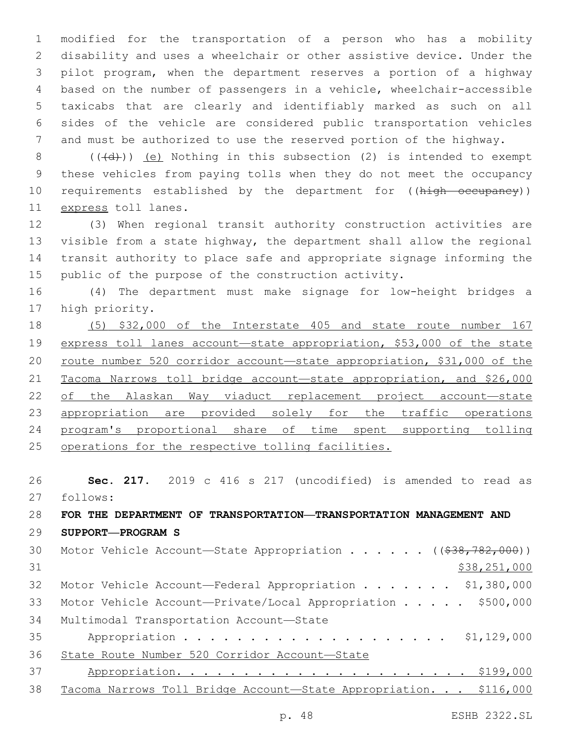modified for the transportation of a person who has a mobility disability and uses a wheelchair or other assistive device. Under the pilot program, when the department reserves a portion of a highway based on the number of passengers in a vehicle, wheelchair-accessible taxicabs that are clearly and identifiably marked as such on all sides of the vehicle are considered public transportation vehicles and must be authorized to use the reserved portion of the highway.

((~~(d)~~)) <u>(e)</u> Nothing in this subsection (2) is intended to exempt these vehicles from paying tolls when they do not meet the occupancy requirements established by the department for ((~~high occupancy~~)) <u>express</u> toll lanes.

(3) When regional transit authority construction activities are visible from a state highway, the department shall allow the regional transit authority to place safe and appropriate signage informing the public of the purpose of the construction activity.

(4) The department must make signage for low-height bridges a high priority.

<u>(5) $32,000 of the Interstate 405 and state route number 167 express toll lanes account—state appropriation, $53,000 of the state route number 520 corridor account—state appropriation, $31,000 of the Tacoma Narrows toll bridge account—state appropriation, and $26,000 of the Alaskan Way viaduct replacement project account—state appropriation are provided solely for the traffic operations program's proportional share of time spent supporting tolling operations for the respective tolling facilities.</u>

**Sec. 217.** 2019 c 416 s 217 (uncodified) is amended to read as follows:

**FOR THE DEPARTMENT OF TRANSPORTATION—TRANSPORTATION MANAGEMENT AND SUPPORT—PROGRAM S**

Motor Vehicle Account—State Appropriation . . . . . . ((~~$38,782,000~~)) <u>$38,251,000</u>

Motor Vehicle Account—Federal Appropriation . . . . . . . $1,380,000

Motor Vehicle Account—Private/Local Appropriation . . . . . $500,000

Multimodal Transportation Account—State Appropriation . . . . . . . . . . . . . . . . . . . . . $1,129,000

<u>State Route Number 520 Corridor Account—State Appropriation. . . . . . . . . . . . . . . . . . . . . . $199,000</u>

<u>Tacoma Narrows Toll Bridge Account—State Appropriation. . . $116,000</u>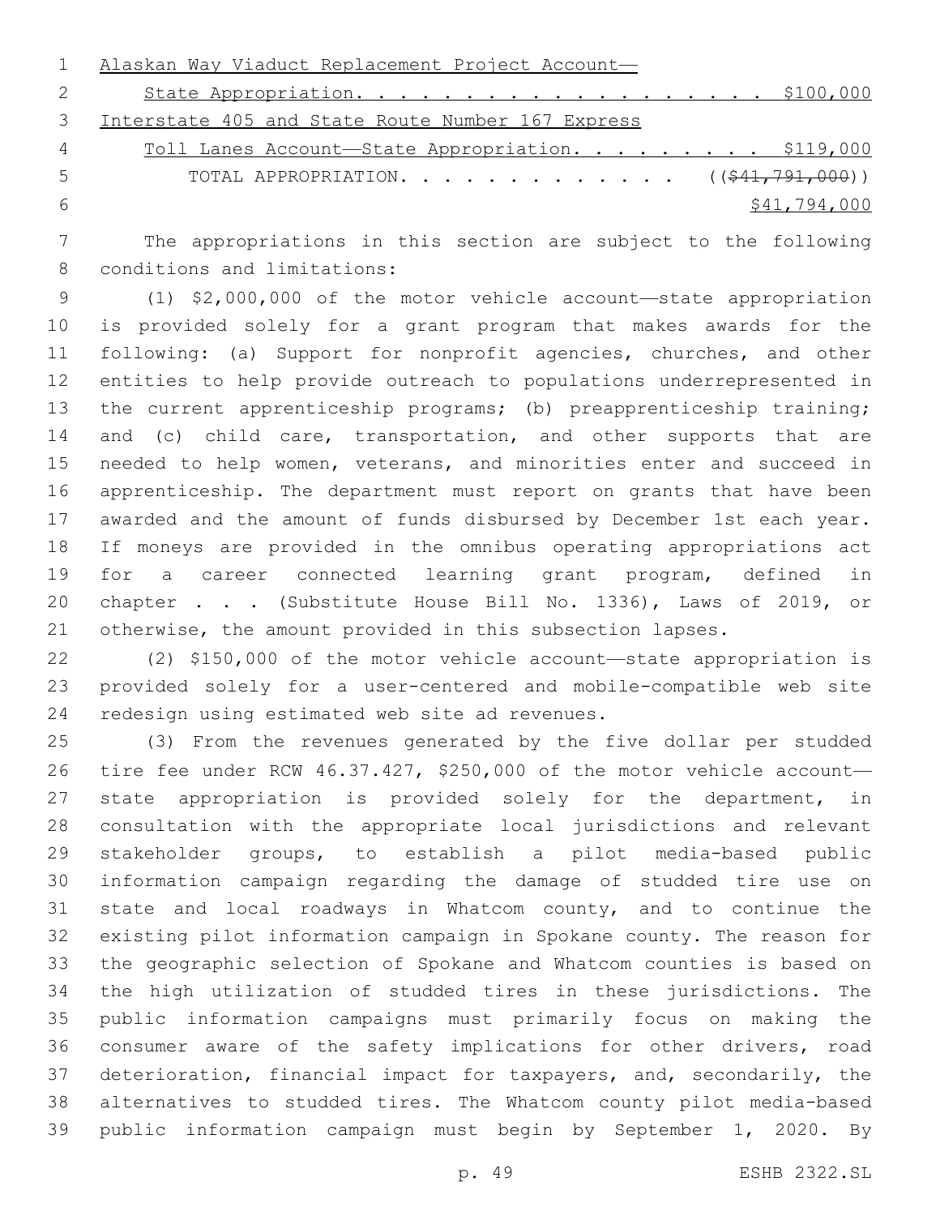Alaskan Way Viaduct Replacement Project Account—
    State Appropriation. . . . . . . . . . . . . . . . . . . $100,000
Interstate 405 and State Route Number 167 Express
    Toll Lanes Account—State Appropriation. . . . . . . . . $119,000
        TOTAL APPROPRIATION. . . . . . . . . . . . . ~~(($41,791,000))~~
                                                              $41,794,000

The appropriations in this section are subject to the following conditions and limitations:

(1) $2,000,000 of the motor vehicle account—state appropriation is provided solely for a grant program that makes awards for the following: (a) Support for nonprofit agencies, churches, and other entities to help provide outreach to populations underrepresented in the current apprenticeship programs; (b) preapprenticeship training; and (c) child care, transportation, and other supports that are needed to help women, veterans, and minorities enter and succeed in apprenticeship. The department must report on grants that have been awarded and the amount of funds disbursed by December 1st each year. If moneys are provided in the omnibus operating appropriations act for a career connected learning grant program, defined in chapter . . . (Substitute House Bill No. 1336), Laws of 2019, or otherwise, the amount provided in this subsection lapses.

(2) $150,000 of the motor vehicle account—state appropriation is provided solely for a user-centered and mobile-compatible web site redesign using estimated web site ad revenues.

(3) From the revenues generated by the five dollar per studded tire fee under RCW 46.37.427, $250,000 of the motor vehicle account—state appropriation is provided solely for the department, in consultation with the appropriate local jurisdictions and relevant stakeholder groups, to establish a pilot media-based public information campaign regarding the damage of studded tire use on state and local roadways in Whatcom county, and to continue the existing pilot information campaign in Spokane county. The reason for the geographic selection of Spokane and Whatcom counties is based on the high utilization of studded tires in these jurisdictions. The public information campaigns must primarily focus on making the consumer aware of the safety implications for other drivers, road deterioration, financial impact for taxpayers, and, secondarily, the alternatives to studded tires. The Whatcom county pilot media-based public information campaign must begin by September 1, 2020. By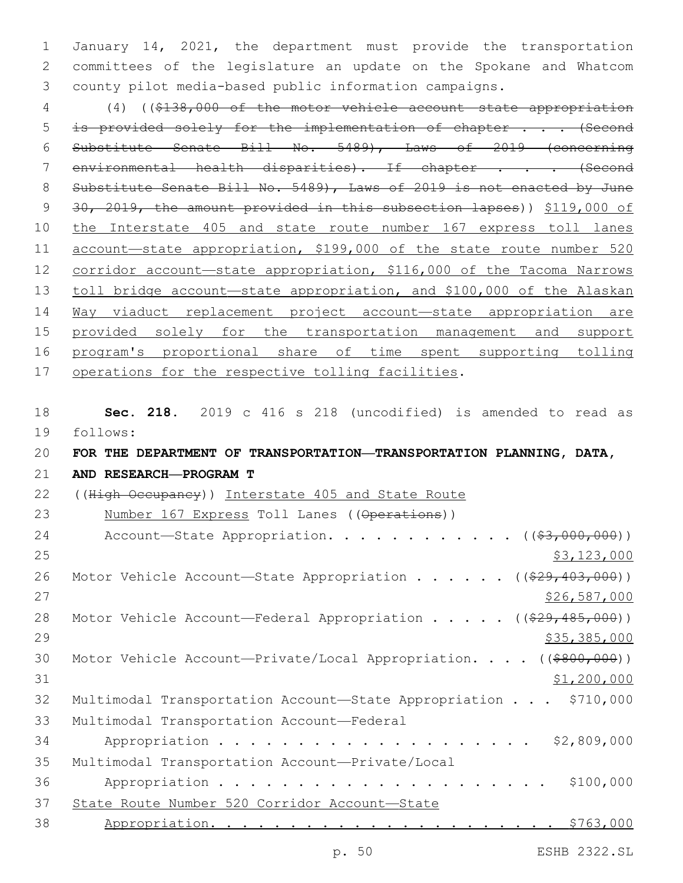January 14, 2021, the department must provide the transportation committees of the legislature an update on the Spokane and Whatcom county pilot media-based public information campaigns.

(4) ((~~$138,000 of the motor vehicle account—state appropriation is provided solely for the implementation of chapter . . . (Second Substitute Senate Bill No. 5489), Laws of 2019 (concerning environmental health disparities). If chapter . . . (Second Substitute Senate Bill No. 5489), Laws of 2019 is not enacted by June 30, 2019, the amount provided in this subsection lapses~~)) <u>$119,000 of the Interstate 405 and state route number 167 express toll lanes account—state appropriation, $199,000 of the state route number 520 corridor account—state appropriation, $116,000 of the Tacoma Narrows toll bridge account—state appropriation, and $100,000 of the Alaskan Way viaduct replacement project account—state appropriation are provided solely for the transportation management and support program's proportional share of time spent supporting tolling operations for the respective tolling facilities</u>.

**Sec. 218.** 2019 c 416 s 218 (uncodified) is amended to read as follows:

**FOR THE DEPARTMENT OF TRANSPORTATION—TRANSPORTATION PLANNING, DATA, AND RESEARCH—PROGRAM T**

((~~High Occupancy~~)) <u>Interstate 405 and State Route Number 167 Express</u> Toll Lanes ((~~Operations~~)) Account—State Appropriation. . . . . . . . . . . . ((~~$3,000,000~~)) <u>$3,123,000</u>

Motor Vehicle Account—State Appropriation . . . . . . ((~~$29,403,000~~)) <u>$26,587,000</u>

Motor Vehicle Account—Federal Appropriation . . . . . ((~~$29,485,000~~)) <u>$35,385,000</u>

Motor Vehicle Account—Private/Local Appropriation. . . . ((~~$800,000~~)) <u>$1,200,000</u>

Multimodal Transportation Account—State Appropriation . . . $710,000

Multimodal Transportation Account—Federal Appropriation . . . . . . . . . . . . . . . . . . . . . $2,809,000

Multimodal Transportation Account—Private/Local Appropriation . . . . . . . . . . . . . . . . . . . . . $100,000

<u>State Route Number 520 Corridor Account—State Appropriation. . . . . . . . . . . . . . . . . . . . . . $763,000</u>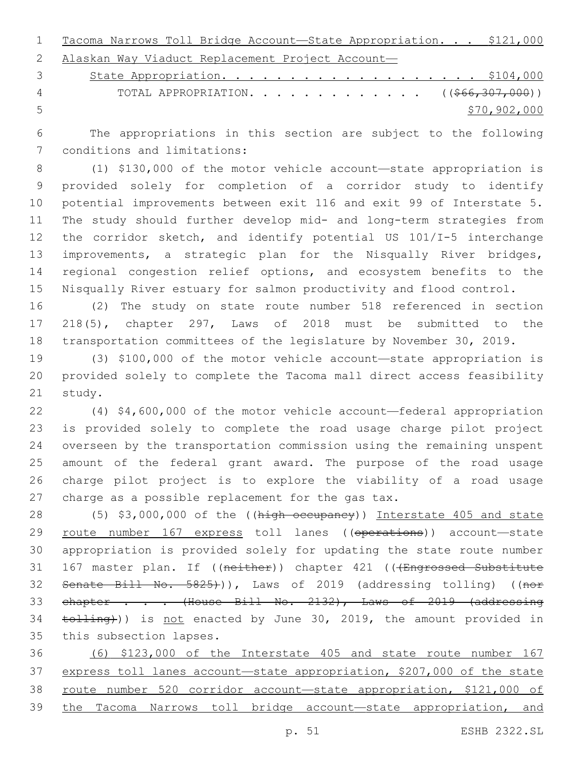Tacoma Narrows Toll Bridge Account—State Appropriation. . . $121,000
Alaskan Way Viaduct Replacement Project Account—
State Appropriation. . . . . . . . . . . . . . . . . . . $104,000
TOTAL APPROPRIATION. . . . . . . . . . . . . ((~~$66,307,000~~))
$70,902,000

The appropriations in this section are subject to the following conditions and limitations:

(1) $130,000 of the motor vehicle account—state appropriation is provided solely for completion of a corridor study to identify potential improvements between exit 116 and exit 99 of Interstate 5. The study should further develop mid- and long-term strategies from the corridor sketch, and identify potential US 101/I-5 interchange improvements, a strategic plan for the Nisqually River bridges, regional congestion relief options, and ecosystem benefits to the Nisqually River estuary for salmon productivity and flood control.

(2) The study on state route number 518 referenced in section 218(5), chapter 297, Laws of 2018 must be submitted to the transportation committees of the legislature by November 30, 2019.

(3) $100,000 of the motor vehicle account—state appropriation is provided solely to complete the Tacoma mall direct access feasibility study.

(4) $4,600,000 of the motor vehicle account—federal appropriation is provided solely to complete the road usage charge pilot project overseen by the transportation commission using the remaining unspent amount of the federal grant award. The purpose of the road usage charge pilot project is to explore the viability of a road usage charge as a possible replacement for the gas tax.

(5) $3,000,000 of the ((~~high occupancy~~)) Interstate 405 and state route number 167 express toll lanes ((~~operations~~)) account—state appropriation is provided solely for updating the state route number 167 master plan. If ((~~neither~~)) chapter 421 ((~~(Engrossed Substitute Senate Bill No. 5825)~~)), Laws of 2019 (addressing tolling) ((~~nor chapter . . . (House Bill No. 2132), Laws of 2019 (addressing tolling)~~)) is not enacted by June 30, 2019, the amount provided in this subsection lapses.

(6) $123,000 of the Interstate 405 and state route number 167 express toll lanes account—state appropriation, $207,000 of the state route number 520 corridor account—state appropriation, $121,000 of the Tacoma Narrows toll bridge account—state appropriation, and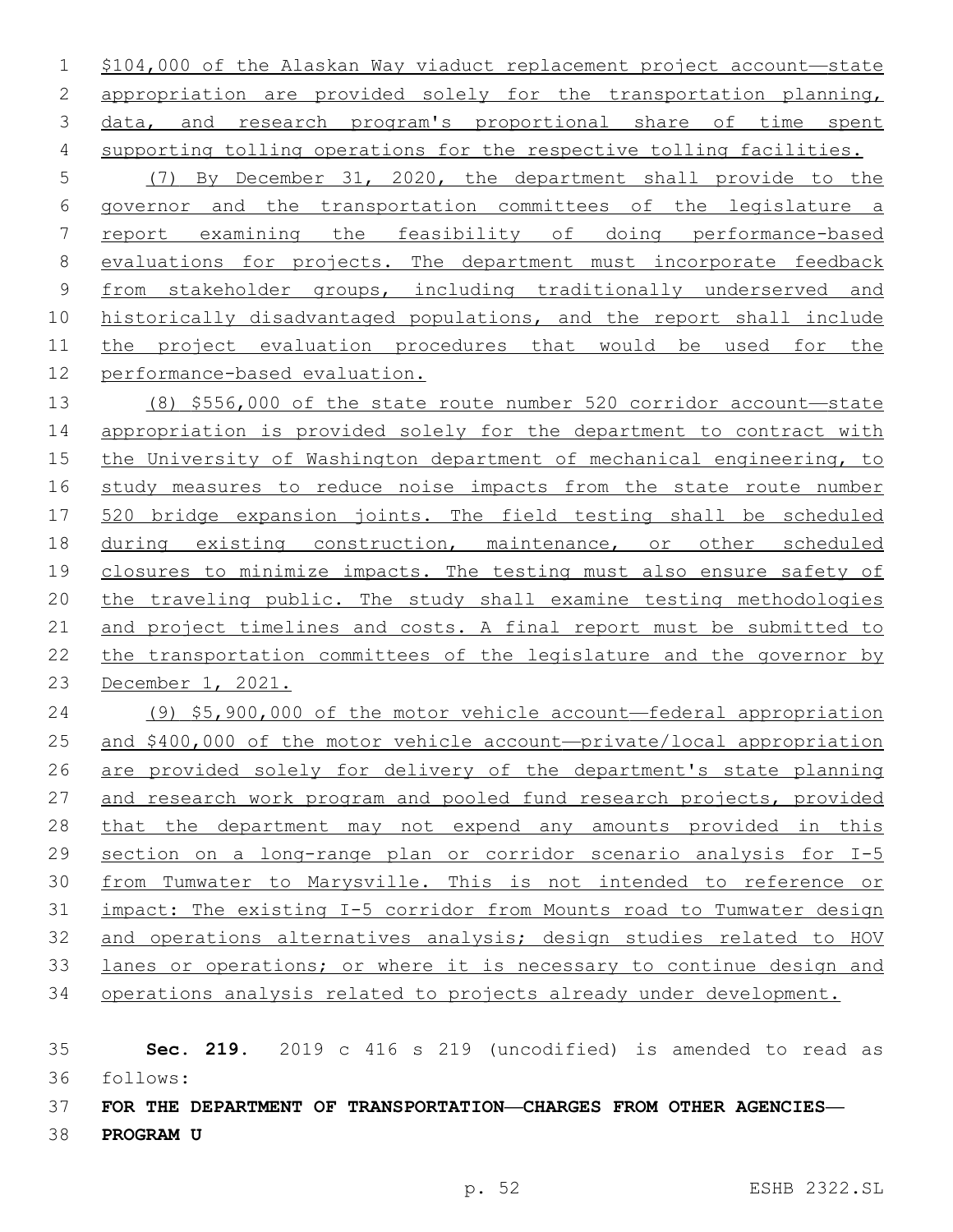$104,000 of the Alaskan Way viaduct replacement project account—state appropriation are provided solely for the transportation planning, data, and research program's proportional share of time spent supporting tolling operations for the respective tolling facilities.

(7) By December 31, 2020, the department shall provide to the governor and the transportation committees of the legislature a report examining the feasibility of doing performance-based evaluations for projects. The department must incorporate feedback from stakeholder groups, including traditionally underserved and historically disadvantaged populations, and the report shall include the project evaluation procedures that would be used for the performance-based evaluation.

(8) $556,000 of the state route number 520 corridor account—state appropriation is provided solely for the department to contract with the University of Washington department of mechanical engineering, to study measures to reduce noise impacts from the state route number 520 bridge expansion joints. The field testing shall be scheduled during existing construction, maintenance, or other scheduled closures to minimize impacts. The testing must also ensure safety of the traveling public. The study shall examine testing methodologies and project timelines and costs. A final report must be submitted to the transportation committees of the legislature and the governor by December 1, 2021.

(9) $5,900,000 of the motor vehicle account—federal appropriation and $400,000 of the motor vehicle account—private/local appropriation are provided solely for delivery of the department's state planning and research work program and pooled fund research projects, provided that the department may not expend any amounts provided in this section on a long-range plan or corridor scenario analysis for I-5 from Tumwater to Marysville. This is not intended to reference or impact: The existing I-5 corridor from Mounts road to Tumwater design and operations alternatives analysis; design studies related to HOV lanes or operations; or where it is necessary to continue design and operations analysis related to projects already under development.

**Sec. 219.** 2019 c 416 s 219 (uncodified) is amended to read as follows:

**FOR THE DEPARTMENT OF TRANSPORTATION—CHARGES FROM OTHER AGENCIES—PROGRAM U**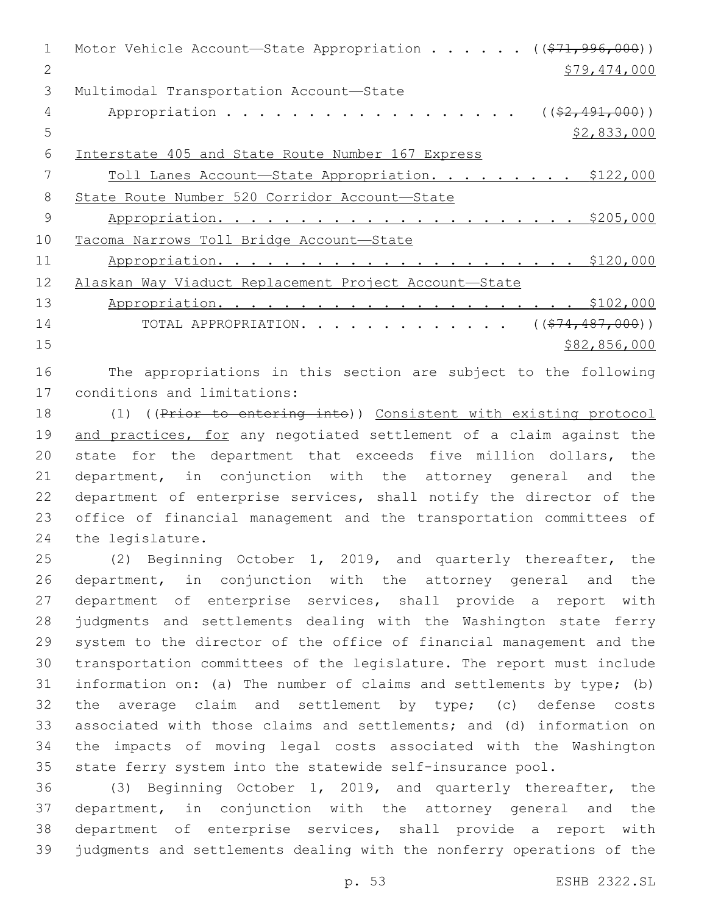Motor Vehicle Account—State Appropriation . . . . . . ((~~$71,996,000~~))
$79,474,000

Multimodal Transportation Account—State
Appropriation . . . . . . . . . . . . . . . . . . ((~~$2,491,000~~))
$2,833,000

<u>Interstate 405 and State Route Number 167 Express</u>
<u>Toll Lanes Account—State Appropriation. . . . . . . . . $122,000</u>

<u>State Route Number 520 Corridor Account—State</u>
<u>Appropriation. . . . . . . . . . . . . . . . . . . . . . $205,000</u>

<u>Tacoma Narrows Toll Bridge Account—State</u>
<u>Appropriation. . . . . . . . . . . . . . . . . . . . . . $120,000</u>

<u>Alaskan Way Viaduct Replacement Project Account—State</u>
<u>Appropriation. . . . . . . . . . . . . . . . . . . . . . $102,000</u>

TOTAL APPROPRIATION. . . . . . . . . . . . . ((~~$74,487,000~~))
$82,856,000

The appropriations in this section are subject to the following conditions and limitations:

(1) ((~~Prior to entering into~~)) <u>Consistent with existing protocol and practices, for</u> any negotiated settlement of a claim against the state for the department that exceeds five million dollars, the department, in conjunction with the attorney general and the department of enterprise services, shall notify the director of the office of financial management and the transportation committees of the legislature.

(2) Beginning October 1, 2019, and quarterly thereafter, the department, in conjunction with the attorney general and the department of enterprise services, shall provide a report with judgments and settlements dealing with the Washington state ferry system to the director of the office of financial management and the transportation committees of the legislature. The report must include information on: (a) The number of claims and settlements by type; (b) the average claim and settlement by type; (c) defense costs associated with those claims and settlements; and (d) information on the impacts of moving legal costs associated with the Washington state ferry system into the statewide self-insurance pool.

(3) Beginning October 1, 2019, and quarterly thereafter, the department, in conjunction with the attorney general and the department of enterprise services, shall provide a report with judgments and settlements dealing with the nonferry operations of the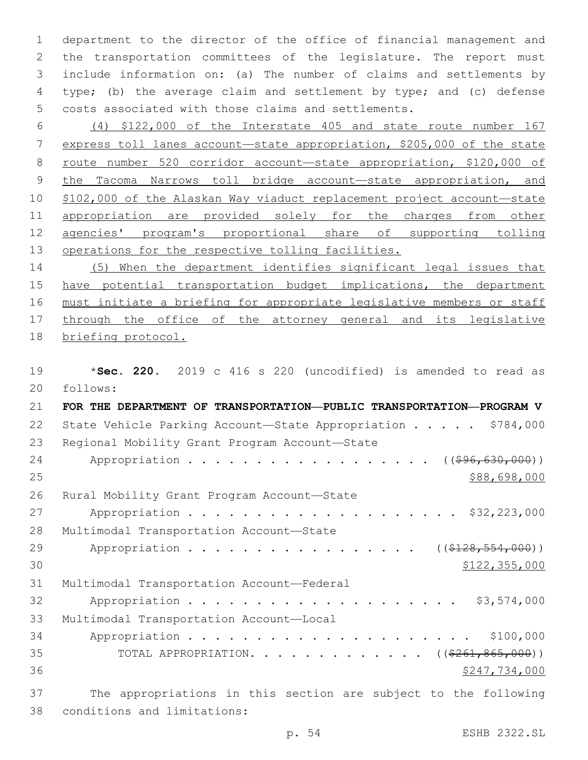department to the director of the office of financial management and the transportation committees of the legislature. The report must include information on: (a) The number of claims and settlements by type; (b) the average claim and settlement by type; and (c) defense costs associated with those claims and settlements.

<u>(4) $122,000 of the Interstate 405 and state route number 167 express toll lanes account—state appropriation, $205,000 of the state route number 520 corridor account—state appropriation, $120,000 of the Tacoma Narrows toll bridge account—state appropriation, and $102,000 of the Alaskan Way viaduct replacement project account—state appropriation are provided solely for the charges from other agencies' program's proportional share of supporting tolling operations for the respective tolling facilities.</u>

<u>(5) When the department identifies significant legal issues that have potential transportation budget implications, the department must initiate a briefing for appropriate legislative members or staff through the office of the attorney general and its legislative briefing protocol.</u>

*__Sec. 220.__ 2019 c 416 s 220 (uncodified) is amended to read as follows:

**FOR THE DEPARTMENT OF TRANSPORTATION—PUBLIC TRANSPORTATION—PROGRAM V**

State Vehicle Parking Account—State Appropriation . . . . . $784,000

Regional Mobility Grant Program Account—State
Appropriation . . . . . . . . . . . . . . . . . . . ((~~$96,630,000~~))
<u>$88,698,000</u>

Rural Mobility Grant Program Account—State
Appropriation . . . . . . . . . . . . . . . . . . . . . $32,223,000

Multimodal Transportation Account—State
Appropriation . . . . . . . . . . . . . . . . . . ((~~$128,554,000~~))
<u>$122,355,000</u>

Multimodal Transportation Account—Federal
Appropriation . . . . . . . . . . . . . . . . . . . . . $3,574,000

Multimodal Transportation Account—Local
Appropriation . . . . . . . . . . . . . . . . . . . . . . $100,000

TOTAL APPROPRIATION. . . . . . . . . . . . . ((~~$261,865,000~~))
<u>$247,734,000</u>

The appropriations in this section are subject to the following conditions and limitations: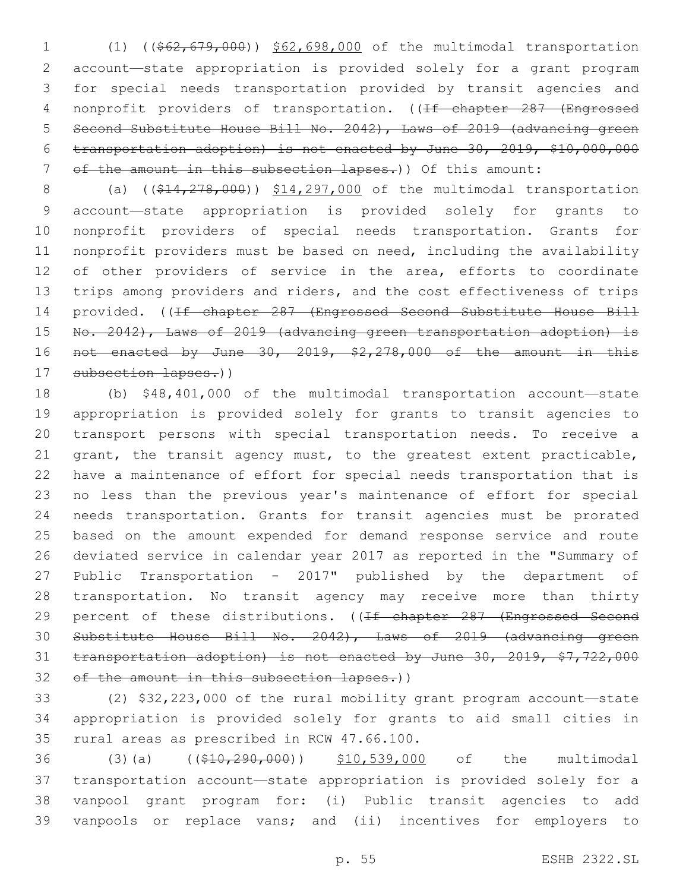(1) (($62,679,000)) $62,698,000 of the multimodal transportation account—state appropriation is provided solely for a grant program for special needs transportation provided by transit agencies and nonprofit providers of transportation. ((~~If chapter 287 (Engrossed Second Substitute House Bill No. 2042), Laws of 2019 (advancing green transportation adoption) is not enacted by June 30, 2019, $10,000,000 of the amount in this subsection lapses.~~)) Of this amount:

(a) (($14,278,000)) $14,297,000 of the multimodal transportation account—state appropriation is provided solely for grants to nonprofit providers of special needs transportation. Grants for nonprofit providers must be based on need, including the availability of other providers of service in the area, efforts to coordinate trips among providers and riders, and the cost effectiveness of trips provided. ((~~If chapter 287 (Engrossed Second Substitute House Bill No. 2042), Laws of 2019 (advancing green transportation adoption) is not enacted by June 30, 2019, $2,278,000 of the amount in this subsection lapses.~~))

(b) $48,401,000 of the multimodal transportation account—state appropriation is provided solely for grants to transit agencies to transport persons with special transportation needs. To receive a grant, the transit agency must, to the greatest extent practicable, have a maintenance of effort for special needs transportation that is no less than the previous year's maintenance of effort for special needs transportation. Grants for transit agencies must be prorated based on the amount expended for demand response service and route deviated service in calendar year 2017 as reported in the "Summary of Public Transportation - 2017" published by the department of transportation. No transit agency may receive more than thirty percent of these distributions. ((~~If chapter 287 (Engrossed Second Substitute House Bill No. 2042), Laws of 2019 (advancing green transportation adoption) is not enacted by June 30, 2019, $7,722,000 of the amount in this subsection lapses.~~))

(2) $32,223,000 of the rural mobility grant program account—state appropriation is provided solely for grants to aid small cities in rural areas as prescribed in RCW 47.66.100.

(3)(a) (($10,290,000)) $10,539,000 of the multimodal transportation account—state appropriation is provided solely for a vanpool grant program for: (i) Public transit agencies to add vanpools or replace vans; and (ii) incentives for employers to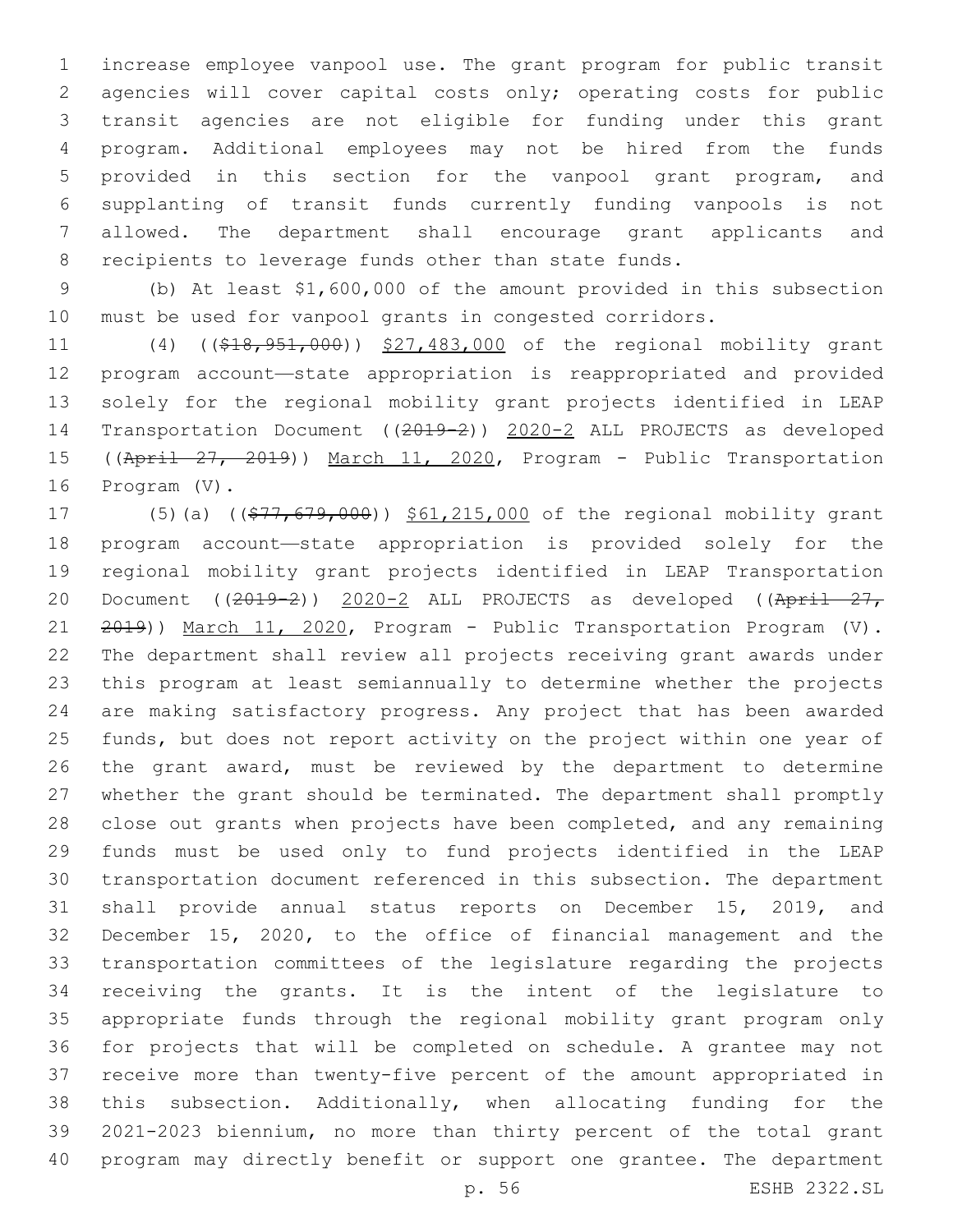increase employee vanpool use. The grant program for public transit agencies will cover capital costs only; operating costs for public transit agencies are not eligible for funding under this grant program. Additional employees may not be hired from the funds provided in this section for the vanpool grant program, and supplanting of transit funds currently funding vanpools is not allowed. The department shall encourage grant applicants and recipients to leverage funds other than state funds.

(b) At least $1,600,000 of the amount provided in this subsection must be used for vanpool grants in congested corridors.

(4) ((~~$18,951,000~~)) $27,483,000 of the regional mobility grant program account—state appropriation is reappropriated and provided solely for the regional mobility grant projects identified in LEAP Transportation Document ((~~2019-2~~)) 2020-2 ALL PROJECTS as developed ((~~April 27, 2019~~)) March 11, 2020, Program - Public Transportation Program (V).

(5)(a) ((~~$77,679,000~~)) $61,215,000 of the regional mobility grant program account—state appropriation is provided solely for the regional mobility grant projects identified in LEAP Transportation Document ((~~2019-2~~)) 2020-2 ALL PROJECTS as developed ((~~April 27, 2019~~)) March 11, 2020, Program - Public Transportation Program (V). The department shall review all projects receiving grant awards under this program at least semiannually to determine whether the projects are making satisfactory progress. Any project that has been awarded funds, but does not report activity on the project within one year of the grant award, must be reviewed by the department to determine whether the grant should be terminated. The department shall promptly close out grants when projects have been completed, and any remaining funds must be used only to fund projects identified in the LEAP transportation document referenced in this subsection. The department shall provide annual status reports on December 15, 2019, and December 15, 2020, to the office of financial management and the transportation committees of the legislature regarding the projects receiving the grants. It is the intent of the legislature to appropriate funds through the regional mobility grant program only for projects that will be completed on schedule. A grantee may not receive more than twenty-five percent of the amount appropriated in this subsection. Additionally, when allocating funding for the 2021-2023 biennium, no more than thirty percent of the total grant program may directly benefit or support one grantee. The department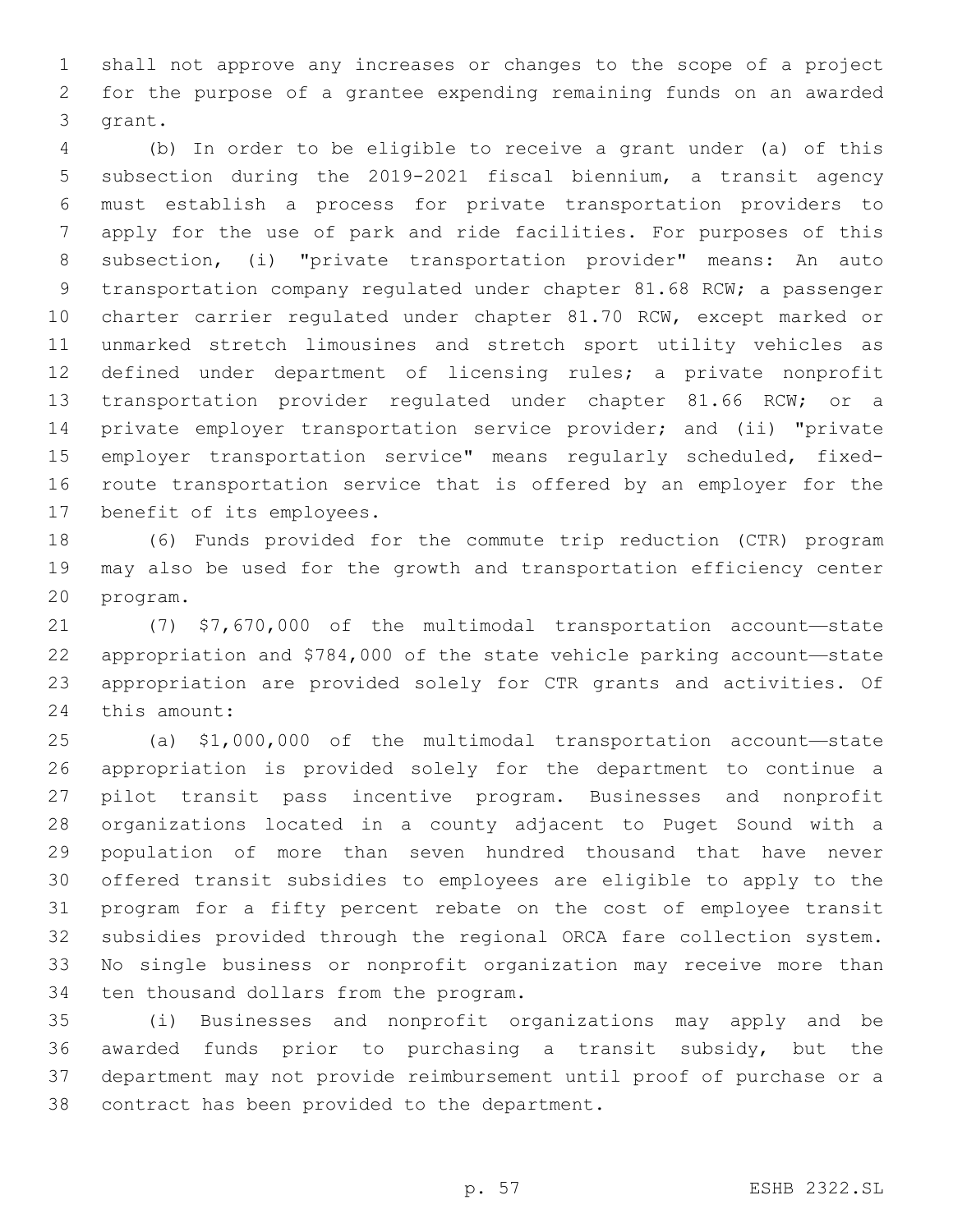shall not approve any increases or changes to the scope of a project for the purpose of a grantee expending remaining funds on an awarded grant.

(b) In order to be eligible to receive a grant under (a) of this subsection during the 2019-2021 fiscal biennium, a transit agency must establish a process for private transportation providers to apply for the use of park and ride facilities. For purposes of this subsection, (i) "private transportation provider" means: An auto transportation company regulated under chapter 81.68 RCW; a passenger charter carrier regulated under chapter 81.70 RCW, except marked or unmarked stretch limousines and stretch sport utility vehicles as defined under department of licensing rules; a private nonprofit transportation provider regulated under chapter 81.66 RCW; or a private employer transportation service provider; and (ii) "private employer transportation service" means regularly scheduled, fixed-route transportation service that is offered by an employer for the benefit of its employees.

(6) Funds provided for the commute trip reduction (CTR) program may also be used for the growth and transportation efficiency center program.

(7) $7,670,000 of the multimodal transportation account—state appropriation and $784,000 of the state vehicle parking account—state appropriation are provided solely for CTR grants and activities. Of this amount:

(a) $1,000,000 of the multimodal transportation account—state appropriation is provided solely for the department to continue a pilot transit pass incentive program. Businesses and nonprofit organizations located in a county adjacent to Puget Sound with a population of more than seven hundred thousand that have never offered transit subsidies to employees are eligible to apply to the program for a fifty percent rebate on the cost of employee transit subsidies provided through the regional ORCA fare collection system. No single business or nonprofit organization may receive more than ten thousand dollars from the program.

(i) Businesses and nonprofit organizations may apply and be awarded funds prior to purchasing a transit subsidy, but the department may not provide reimbursement until proof of purchase or a contract has been provided to the department.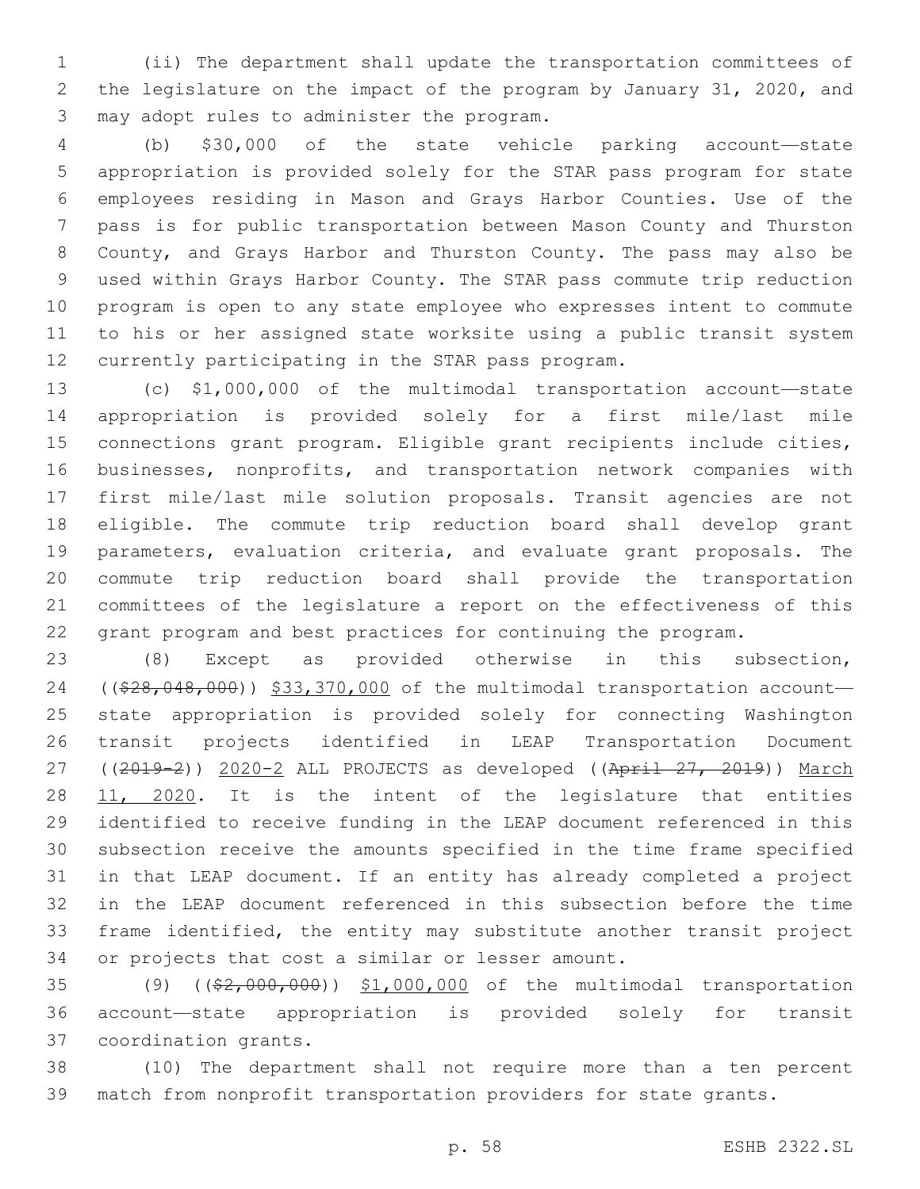(ii) The department shall update the transportation committees of the legislature on the impact of the program by January 31, 2020, and may adopt rules to administer the program.

(b) $30,000 of the state vehicle parking account—state appropriation is provided solely for the STAR pass program for state employees residing in Mason and Grays Harbor Counties. Use of the pass is for public transportation between Mason County and Thurston County, and Grays Harbor and Thurston County. The pass may also be used within Grays Harbor County. The STAR pass commute trip reduction program is open to any state employee who expresses intent to commute to his or her assigned state worksite using a public transit system currently participating in the STAR pass program.

(c) $1,000,000 of the multimodal transportation account—state appropriation is provided solely for a first mile/last mile connections grant program. Eligible grant recipients include cities, businesses, nonprofits, and transportation network companies with first mile/last mile solution proposals. Transit agencies are not eligible. The commute trip reduction board shall develop grant parameters, evaluation criteria, and evaluate grant proposals. The commute trip reduction board shall provide the transportation committees of the legislature a report on the effectiveness of this grant program and best practices for continuing the program.

(8) Except as provided otherwise in this subsection, ((~~$28,048,000~~)) <u>$33,370,000</u> of the multimodal transportation account—state appropriation is provided solely for connecting Washington transit projects identified in LEAP Transportation Document ((~~2019-2~~)) <u>2020-2</u> ALL PROJECTS as developed ((~~April 27, 2019~~)) <u>March 11, 2020</u>. It is the intent of the legislature that entities identified to receive funding in the LEAP document referenced in this subsection receive the amounts specified in the time frame specified in that LEAP document. If an entity has already completed a project in the LEAP document referenced in this subsection before the time frame identified, the entity may substitute another transit project or projects that cost a similar or lesser amount.

(9) ((~~$2,000,000~~)) <u>$1,000,000</u> of the multimodal transportation account—state appropriation is provided solely for transit coordination grants.

(10) The department shall not require more than a ten percent match from nonprofit transportation providers for state grants.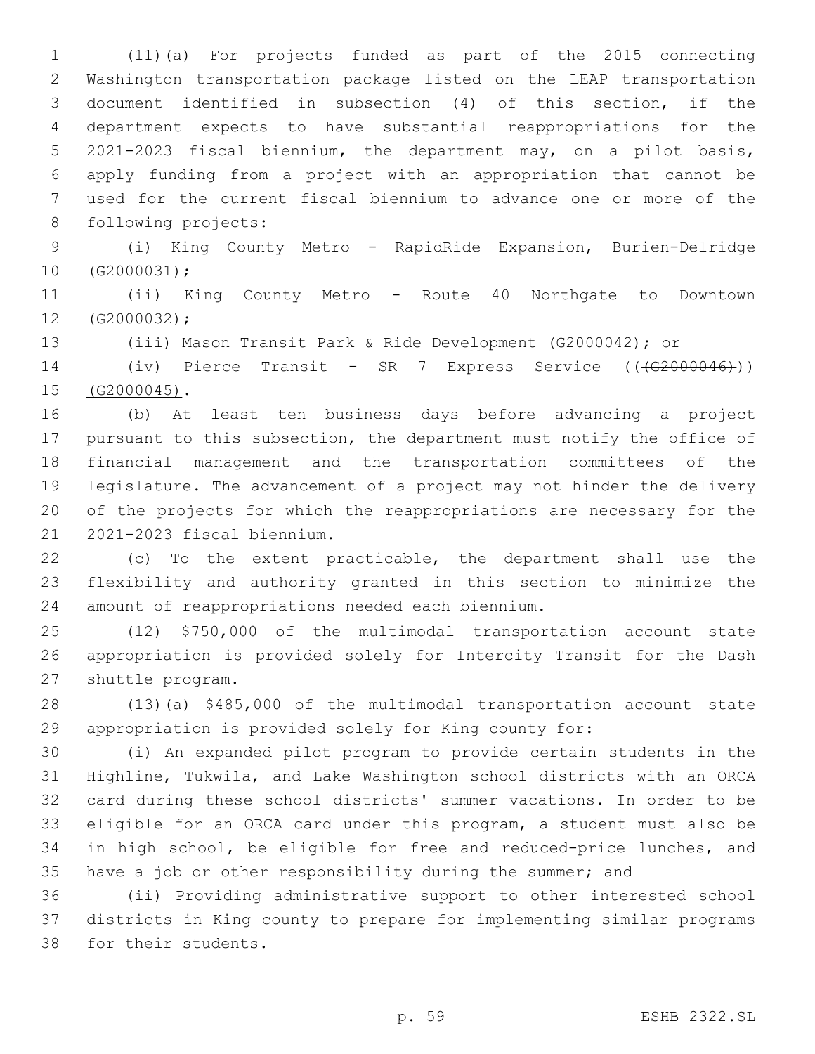(11)(a) For projects funded as part of the 2015 connecting Washington transportation package listed on the LEAP transportation document identified in subsection (4) of this section, if the department expects to have substantial reappropriations for the 2021-2023 fiscal biennium, the department may, on a pilot basis, apply funding from a project with an appropriation that cannot be used for the current fiscal biennium to advance one or more of the following projects:

(i) King County Metro - RapidRide Expansion, Burien-Delridge (G2000031);

(ii) King County Metro - Route 40 Northgate to Downtown (G2000032);

(iii) Mason Transit Park & Ride Development (G2000042); or

(iv) Pierce Transit - SR 7 Express Service ((~~(G2000046)~~)) (G2000045).

(b) At least ten business days before advancing a project pursuant to this subsection, the department must notify the office of financial management and the transportation committees of the legislature. The advancement of a project may not hinder the delivery of the projects for which the reappropriations are necessary for the 2021-2023 fiscal biennium.

(c) To the extent practicable, the department shall use the flexibility and authority granted in this section to minimize the amount of reappropriations needed each biennium.

(12) $750,000 of the multimodal transportation account—state appropriation is provided solely for Intercity Transit for the Dash shuttle program.

(13)(a) $485,000 of the multimodal transportation account—state appropriation is provided solely for King county for:

(i) An expanded pilot program to provide certain students in the Highline, Tukwila, and Lake Washington school districts with an ORCA card during these school districts' summer vacations. In order to be eligible for an ORCA card under this program, a student must also be in high school, be eligible for free and reduced-price lunches, and have a job or other responsibility during the summer; and

(ii) Providing administrative support to other interested school districts in King county to prepare for implementing similar programs for their students.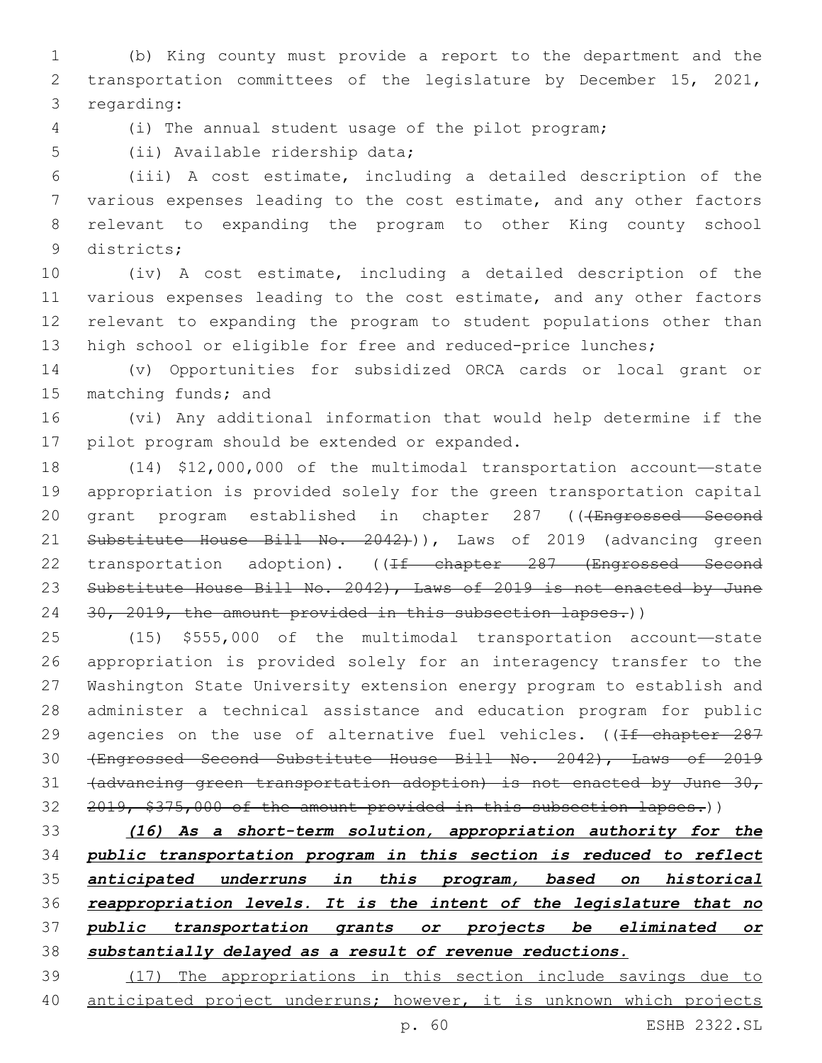(b) King county must provide a report to the department and the transportation committees of the legislature by December 15, 2021, regarding:

(i) The annual student usage of the pilot program;

(ii) Available ridership data;

(iii) A cost estimate, including a detailed description of the various expenses leading to the cost estimate, and any other factors relevant to expanding the program to other King county school districts;

(iv) A cost estimate, including a detailed description of the various expenses leading to the cost estimate, and any other factors relevant to expanding the program to student populations other than high school or eligible for free and reduced-price lunches;

(v) Opportunities for subsidized ORCA cards or local grant or matching funds; and

(vi) Any additional information that would help determine if the pilot program should be extended or expanded.

(14) $12,000,000 of the multimodal transportation account—state appropriation is provided solely for the green transportation capital grant program established in chapter 287 ((~~(Engrossed Second Substitute House Bill No. 2042)~~)), Laws of 2019 (advancing green transportation adoption). ((~~If chapter 287 (Engrossed Second Substitute House Bill No. 2042), Laws of 2019 is not enacted by June 30, 2019, the amount provided in this subsection lapses.~~))

(15) $555,000 of the multimodal transportation account—state appropriation is provided solely for an interagency transfer to the Washington State University extension energy program to establish and administer a technical assistance and education program for public agencies on the use of alternative fuel vehicles. ((~~If chapter 287 (Engrossed Second Substitute House Bill No. 2042), Laws of 2019 (advancing green transportation adoption) is not enacted by June 30, 2019, $375,000 of the amount provided in this subsection lapses.~~))

***(16) As a short-term solution, appropriation authority for the public transportation program in this section is reduced to reflect anticipated underruns in this program, based on historical reappropriation levels. It is the intent of the legislature that no public transportation grants or projects be eliminated or substantially delayed as a result of revenue reductions.***

(17) The appropriations in this section include savings due to anticipated project underruns; however, it is unknown which projects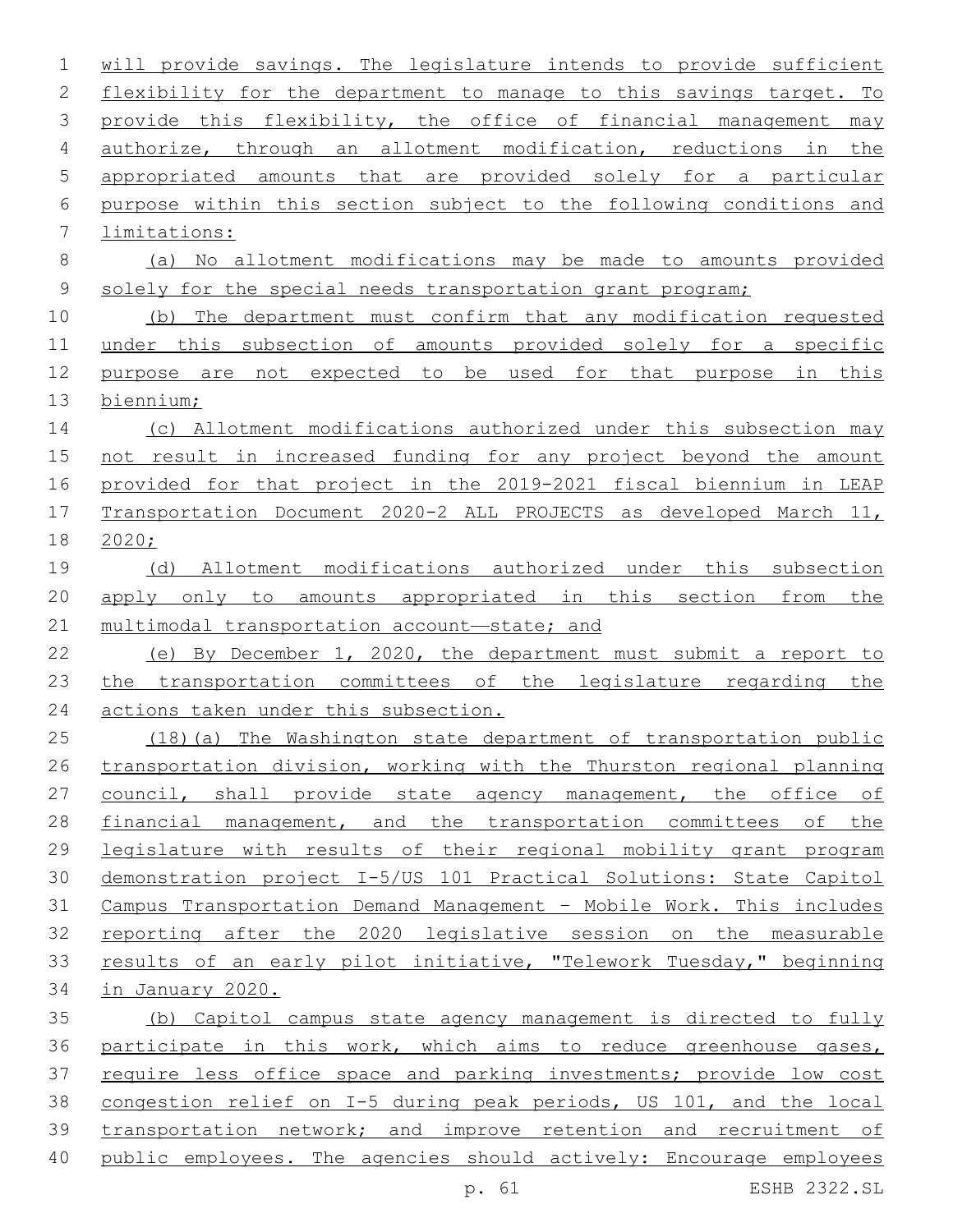will provide savings. The legislature intends to provide sufficient flexibility for the department to manage to this savings target. To provide this flexibility, the office of financial management may authorize, through an allotment modification, reductions in the appropriated amounts that are provided solely for a particular purpose within this section subject to the following conditions and limitations:

(a) No allotment modifications may be made to amounts provided solely for the special needs transportation grant program;

(b) The department must confirm that any modification requested under this subsection of amounts provided solely for a specific purpose are not expected to be used for that purpose in this biennium;

(c) Allotment modifications authorized under this subsection may not result in increased funding for any project beyond the amount provided for that project in the 2019-2021 fiscal biennium in LEAP Transportation Document 2020-2 ALL PROJECTS as developed March 11, 2020;

(d) Allotment modifications authorized under this subsection apply only to amounts appropriated in this section from the multimodal transportation account—state; and

(e) By December 1, 2020, the department must submit a report to the transportation committees of the legislature regarding the actions taken under this subsection.

(18)(a) The Washington state department of transportation public transportation division, working with the Thurston regional planning council, shall provide state agency management, the office of financial management, and the transportation committees of the legislature with results of their regional mobility grant program demonstration project I-5/US 101 Practical Solutions: State Capitol Campus Transportation Demand Management - Mobile Work. This includes reporting after the 2020 legislative session on the measurable results of an early pilot initiative, "Telework Tuesday," beginning in January 2020.

(b) Capitol campus state agency management is directed to fully participate in this work, which aims to reduce greenhouse gases, require less office space and parking investments; provide low cost congestion relief on I-5 during peak periods, US 101, and the local transportation network; and improve retention and recruitment of public employees. The agencies should actively: Encourage employees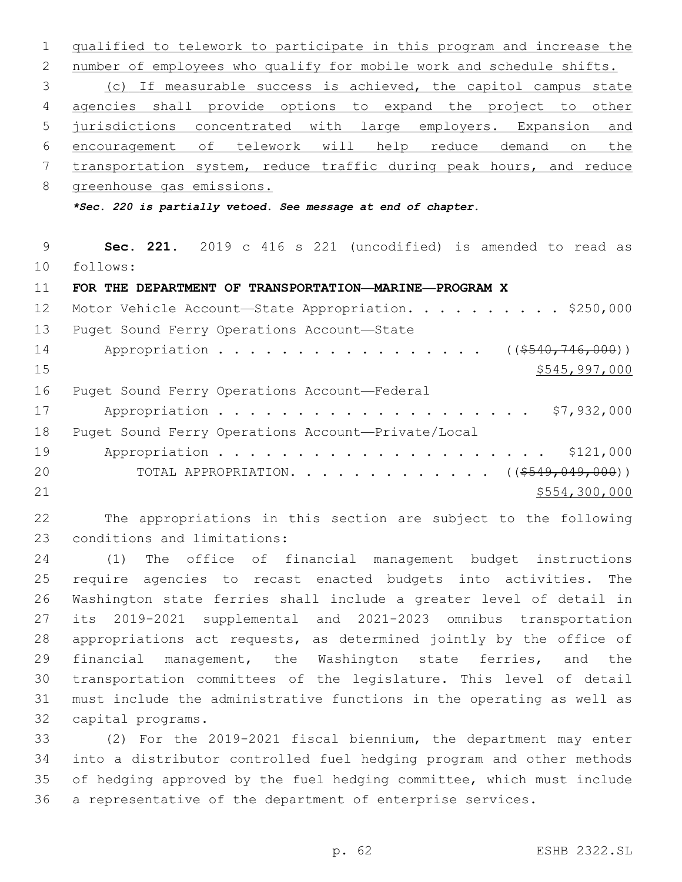qualified to telework to participate in this program and increase the number of employees who qualify for mobile work and schedule shifts.

(c) If measurable success is achieved, the capitol campus state agencies shall provide options to expand the project to other jurisdictions concentrated with large employers. Expansion and encouragement of telework will help reduce demand on the transportation system, reduce traffic during peak hours, and reduce greenhouse gas emissions.

***Sec. 220 is partially vetoed. See message at end of chapter.***

**Sec. 221.** 2019 c 416 s 221 (uncodified) is amended to read as follows:

**FOR THE DEPARTMENT OF TRANSPORTATION—MARINE—PROGRAM X**

Motor Vehicle Account—State Appropriation. . . . . . . . . . . $250,000

Puget Sound Ferry Operations Account—State Appropriation . . . . . . . . . . . . . . . . . . ((~~$540,746,000~~)) $545,997,000

Puget Sound Ferry Operations Account—Federal Appropriation . . . . . . . . . . . . . . . . . . . . . . $7,932,000

Puget Sound Ferry Operations Account—Private/Local Appropriation . . . . . . . . . . . . . . . . . . . . . . . $121,000

TOTAL APPROPRIATION. . . . . . . . . . . . . ((~~$549,049,000~~)) $554,300,000

The appropriations in this section are subject to the following conditions and limitations:

(1) The office of financial management budget instructions require agencies to recast enacted budgets into activities. The Washington state ferries shall include a greater level of detail in its 2019-2021 supplemental and 2021-2023 omnibus transportation appropriations act requests, as determined jointly by the office of financial management, the Washington state ferries, and the transportation committees of the legislature. This level of detail must include the administrative functions in the operating as well as capital programs.

(2) For the 2019-2021 fiscal biennium, the department may enter into a distributor controlled fuel hedging program and other methods of hedging approved by the fuel hedging committee, which must include a representative of the department of enterprise services.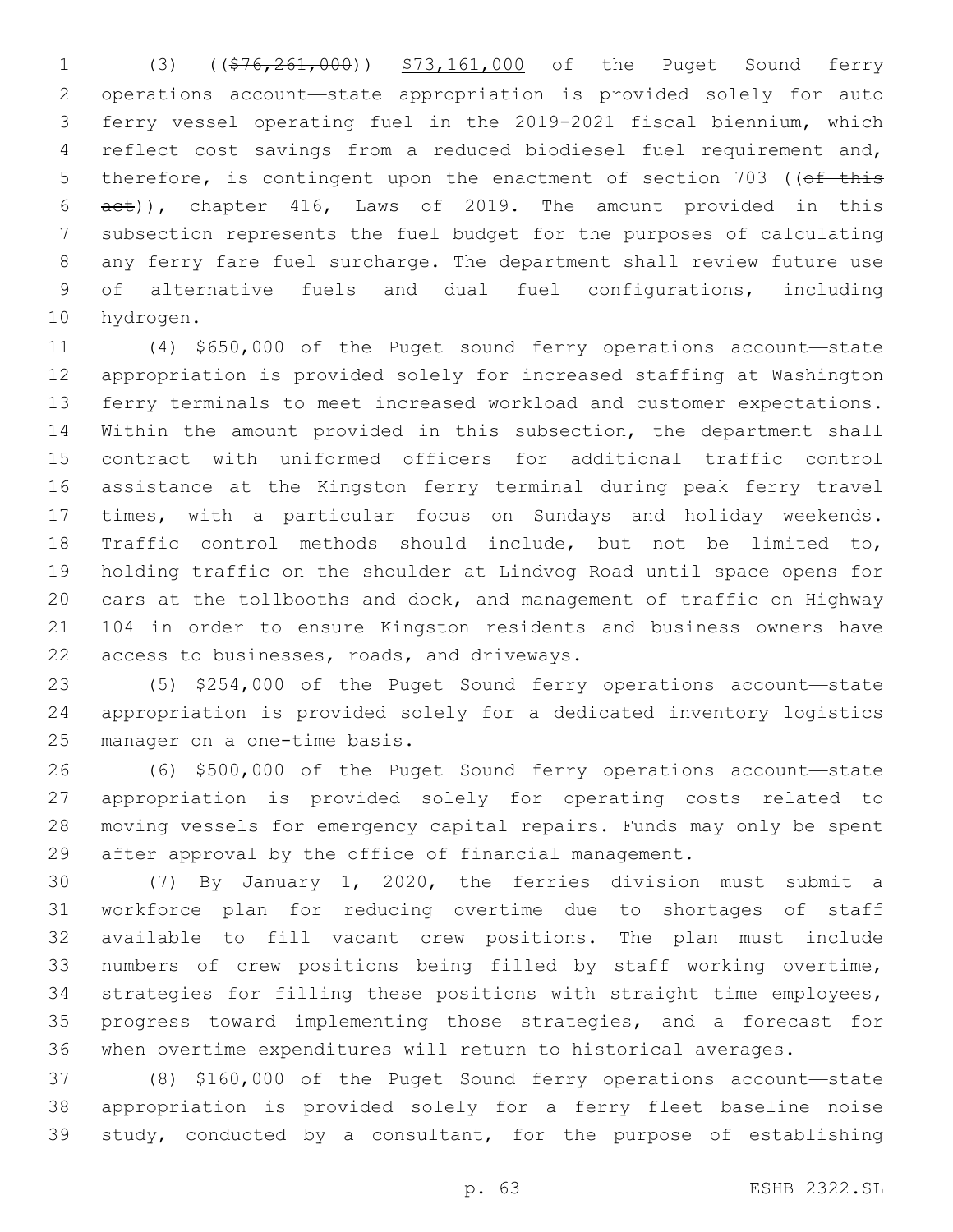(3) (($76,261,000)) $73,161,000 of the Puget Sound ferry operations account—state appropriation is provided solely for auto ferry vessel operating fuel in the 2019-2021 fiscal biennium, which reflect cost savings from a reduced biodiesel fuel requirement and, therefore, is contingent upon the enactment of section 703 ((of this act)), chapter 416, Laws of 2019. The amount provided in this subsection represents the fuel budget for the purposes of calculating any ferry fare fuel surcharge. The department shall review future use of alternative fuels and dual fuel configurations, including hydrogen.

(4) $650,000 of the Puget sound ferry operations account—state appropriation is provided solely for increased staffing at Washington ferry terminals to meet increased workload and customer expectations. Within the amount provided in this subsection, the department shall contract with uniformed officers for additional traffic control assistance at the Kingston ferry terminal during peak ferry travel times, with a particular focus on Sundays and holiday weekends. Traffic control methods should include, but not be limited to, holding traffic on the shoulder at Lindvog Road until space opens for cars at the tollbooths and dock, and management of traffic on Highway 104 in order to ensure Kingston residents and business owners have access to businesses, roads, and driveways.

(5) $254,000 of the Puget Sound ferry operations account—state appropriation is provided solely for a dedicated inventory logistics manager on a one-time basis.

(6) $500,000 of the Puget Sound ferry operations account—state appropriation is provided solely for operating costs related to moving vessels for emergency capital repairs. Funds may only be spent after approval by the office of financial management.

(7) By January 1, 2020, the ferries division must submit a workforce plan for reducing overtime due to shortages of staff available to fill vacant crew positions. The plan must include numbers of crew positions being filled by staff working overtime, strategies for filling these positions with straight time employees, progress toward implementing those strategies, and a forecast for when overtime expenditures will return to historical averages.

(8) $160,000 of the Puget Sound ferry operations account—state appropriation is provided solely for a ferry fleet baseline noise study, conducted by a consultant, for the purpose of establishing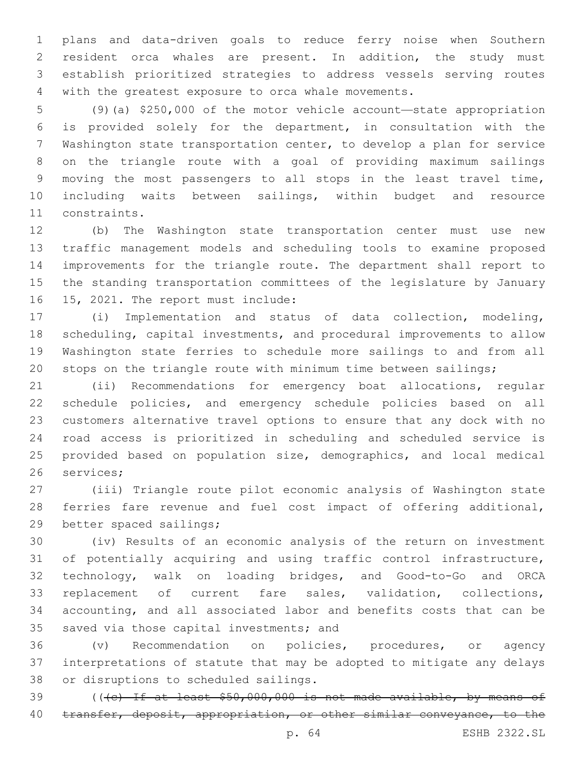plans and data-driven goals to reduce ferry noise when Southern resident orca whales are present. In addition, the study must establish prioritized strategies to address vessels serving routes with the greatest exposure to orca whale movements.

(9)(a) $250,000 of the motor vehicle account—state appropriation is provided solely for the department, in consultation with the Washington state transportation center, to develop a plan for service on the triangle route with a goal of providing maximum sailings moving the most passengers to all stops in the least travel time, including waits between sailings, within budget and resource constraints.

(b) The Washington state transportation center must use new traffic management models and scheduling tools to examine proposed improvements for the triangle route. The department shall report to the standing transportation committees of the legislature by January 15, 2021. The report must include:

(i) Implementation and status of data collection, modeling, scheduling, capital investments, and procedural improvements to allow Washington state ferries to schedule more sailings to and from all stops on the triangle route with minimum time between sailings;

(ii) Recommendations for emergency boat allocations, regular schedule policies, and emergency schedule policies based on all customers alternative travel options to ensure that any dock with no road access is prioritized in scheduling and scheduled service is provided based on population size, demographics, and local medical services;

(iii) Triangle route pilot economic analysis of Washington state ferries fare revenue and fuel cost impact of offering additional, better spaced sailings;

(iv) Results of an economic analysis of the return on investment of potentially acquiring and using traffic control infrastructure, technology, walk on loading bridges, and Good-to-Go and ORCA replacement of current fare sales, validation, collections, accounting, and all associated labor and benefits costs that can be saved via those capital investments; and

(v) Recommendation on policies, procedures, or agency interpretations of statute that may be adopted to mitigate any delays or disruptions to scheduled sailings.

((~~(c) If at least $50,000,000 is not made available, by means of transfer, deposit, appropriation, or other similar conveyance, to the~~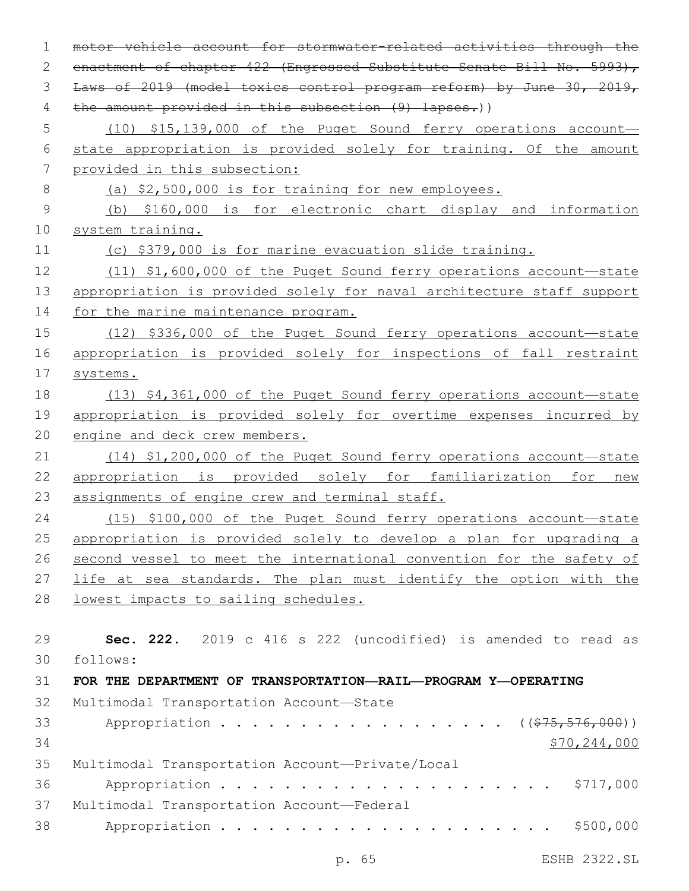~~motor vehicle account for stormwater-related activities through the enactment of chapter 422 (Engrossed Substitute Senate Bill No. 5993), Laws of 2019 (model toxics control program reform) by June 30, 2019, the amount provided in this subsection (9) lapses.~~))

(10) $15,139,000 of the Puget Sound ferry operations account—state appropriation is provided solely for training. Of the amount provided in this subsection:

(a) $2,500,000 is for training for new employees.

(b) $160,000 is for electronic chart display and information system training.

(c) $379,000 is for marine evacuation slide training.

(11) $1,600,000 of the Puget Sound ferry operations account—state appropriation is provided solely for naval architecture staff support for the marine maintenance program.

(12) $336,000 of the Puget Sound ferry operations account—state appropriation is provided solely for inspections of fall restraint systems.

(13) $4,361,000 of the Puget Sound ferry operations account—state appropriation is provided solely for overtime expenses incurred by engine and deck crew members.

(14) $1,200,000 of the Puget Sound ferry operations account—state appropriation is provided solely for familiarization for new assignments of engine crew and terminal staff.

(15) $100,000 of the Puget Sound ferry operations account—state appropriation is provided solely to develop a plan for upgrading a second vessel to meet the international convention for the safety of life at sea standards. The plan must identify the option with the lowest impacts to sailing schedules.

**Sec. 222.** 2019 c 416 s 222 (uncodified) is amended to read as follows:

**FOR THE DEPARTMENT OF TRANSPORTATION—RAIL—PROGRAM Y—OPERATING**

Multimodal Transportation Account—State Appropriation . . . . . . . . . . . . . . . . . . (( ~~$75,576,000~~ )) $70,244,000

Multimodal Transportation Account—Private/Local Appropriation . . . . . . . . . . . . . . . . . . . . . . $717,000

Multimodal Transportation Account—Federal Appropriation . . . . . . . . . . . . . . . . . . . . . . $500,000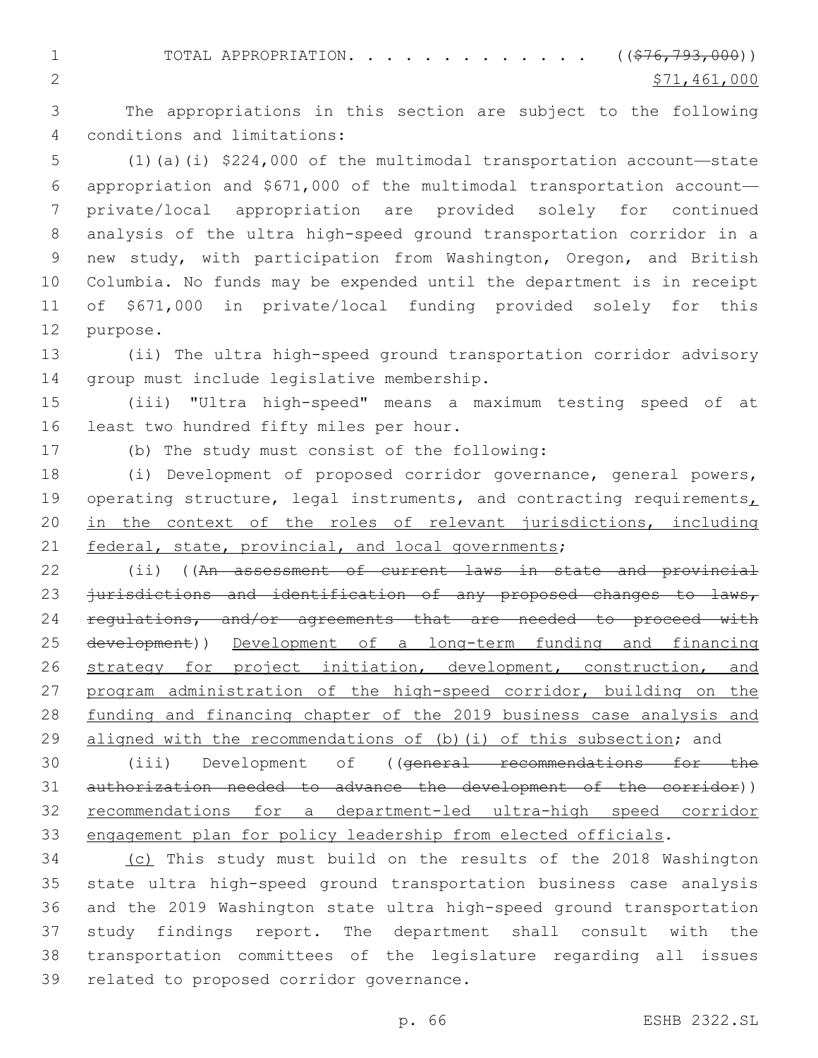TOTAL APPROPRIATION. . . . . . . . . . . . . ~~(($76,793,000))~~
$71,461,000

The appropriations in this section are subject to the following conditions and limitations:

(1)(a)(i) $224,000 of the multimodal transportation account—state appropriation and $671,000 of the multimodal transportation account—private/local appropriation are provided solely for continued analysis of the ultra high-speed ground transportation corridor in a new study, with participation from Washington, Oregon, and British Columbia. No funds may be expended until the department is in receipt of $671,000 in private/local funding provided solely for this purpose.

(ii) The ultra high-speed ground transportation corridor advisory group must include legislative membership.

(iii) "Ultra high-speed" means a maximum testing speed of at least two hundred fifty miles per hour.

(b) The study must consist of the following:

(i) Development of proposed corridor governance, general powers, operating structure, legal instruments, and contracting requirements<u>, in the context of the roles of relevant jurisdictions, including federal, state, provincial, and local governments</u>;

(ii) ((~~An assessment of current laws in state and provincial jurisdictions and identification of any proposed changes to laws, regulations, and/or agreements that are needed to proceed with development~~)) <u>Development of a long-term funding and financing strategy for project initiation, development, construction, and program administration of the high-speed corridor, building on the funding and financing chapter of the 2019 business case analysis and aligned with the recommendations of (b)(i) of this subsection</u>; and

(iii) Development of ((~~general recommendations for the authorization needed to advance the development of the corridor~~)) <u>recommendations for a department-led ultra-high speed corridor engagement plan for policy leadership from elected officials</u>.

<u>(c)</u> This study must build on the results of the 2018 Washington state ultra high-speed ground transportation business case analysis and the 2019 Washington state ultra high-speed ground transportation study findings report. The department shall consult with the transportation committees of the legislature regarding all issues related to proposed corridor governance.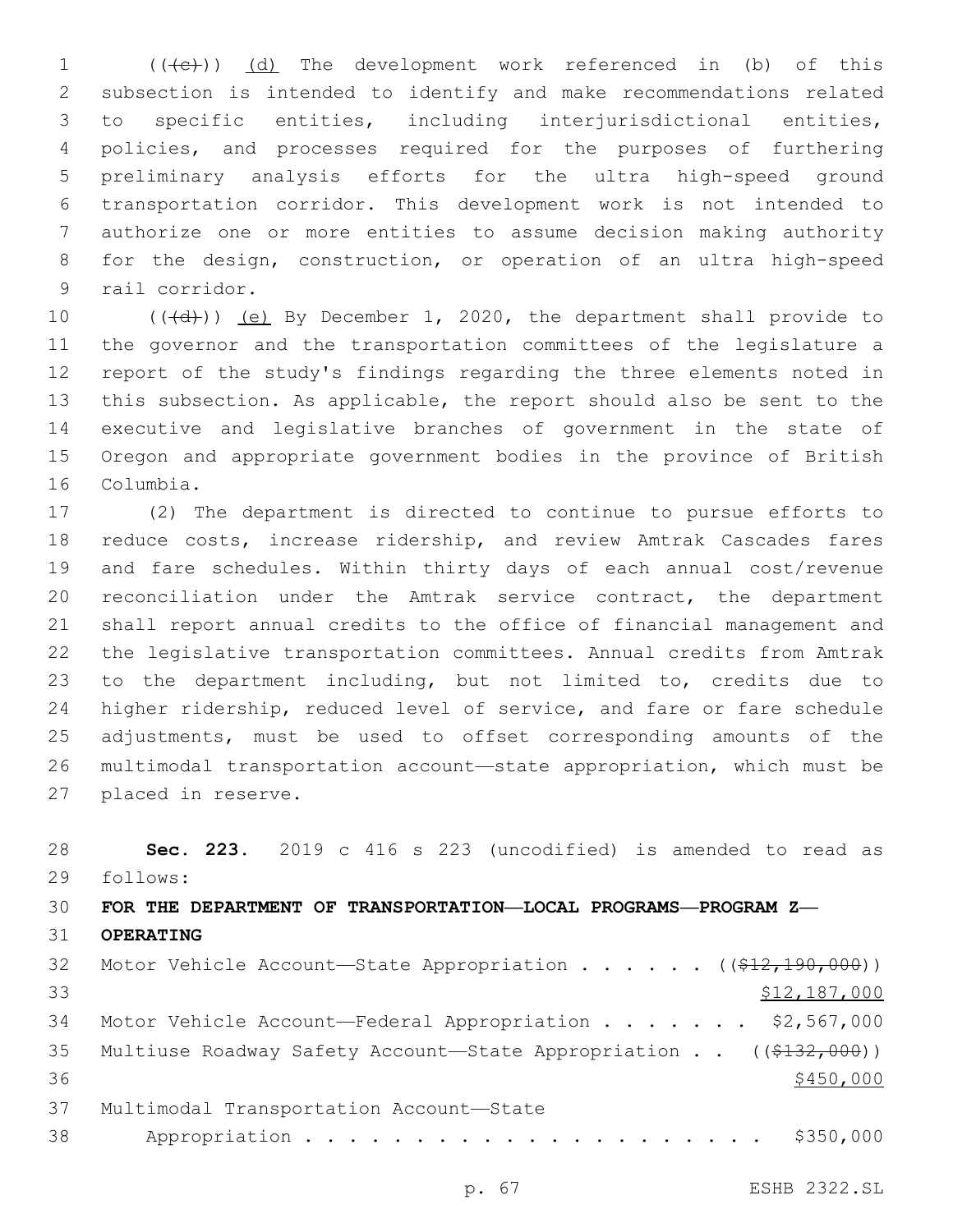(((c))) (d) The development work referenced in (b) of this subsection is intended to identify and make recommendations related to specific entities, including interjurisdictional entities, policies, and processes required for the purposes of furthering preliminary analysis efforts for the ultra high-speed ground transportation corridor. This development work is not intended to authorize one or more entities to assume decision making authority for the design, construction, or operation of an ultra high-speed rail corridor.

(((d))) (e) By December 1, 2020, the department shall provide to the governor and the transportation committees of the legislature a report of the study's findings regarding the three elements noted in this subsection. As applicable, the report should also be sent to the executive and legislative branches of government in the state of Oregon and appropriate government bodies in the province of British Columbia.

(2) The department is directed to continue to pursue efforts to reduce costs, increase ridership, and review Amtrak Cascades fares and fare schedules. Within thirty days of each annual cost/revenue reconciliation under the Amtrak service contract, the department shall report annual credits to the office of financial management and the legislative transportation committees. Annual credits from Amtrak to the department including, but not limited to, credits due to higher ridership, reduced level of service, and fare or fare schedule adjustments, must be used to offset corresponding amounts of the multimodal transportation account—state appropriation, which must be placed in reserve.

**Sec. 223.** 2019 c 416 s 223 (uncodified) is amended to read as follows:

**FOR THE DEPARTMENT OF TRANSPORTATION—LOCAL PROGRAMS—PROGRAM Z—OPERATING**

Motor Vehicle Account—State Appropriation . . . . . . ((~~$12,190,000~~)) $12,187,000

Motor Vehicle Account—Federal Appropriation . . . . . . . $2,567,000

Multiuse Roadway Safety Account—State Appropriation . . ((~~$132,000~~)) $450,000

Multimodal Transportation Account—State Appropriation . . . . . . . . . . . . . . . . . . . . . . $350,000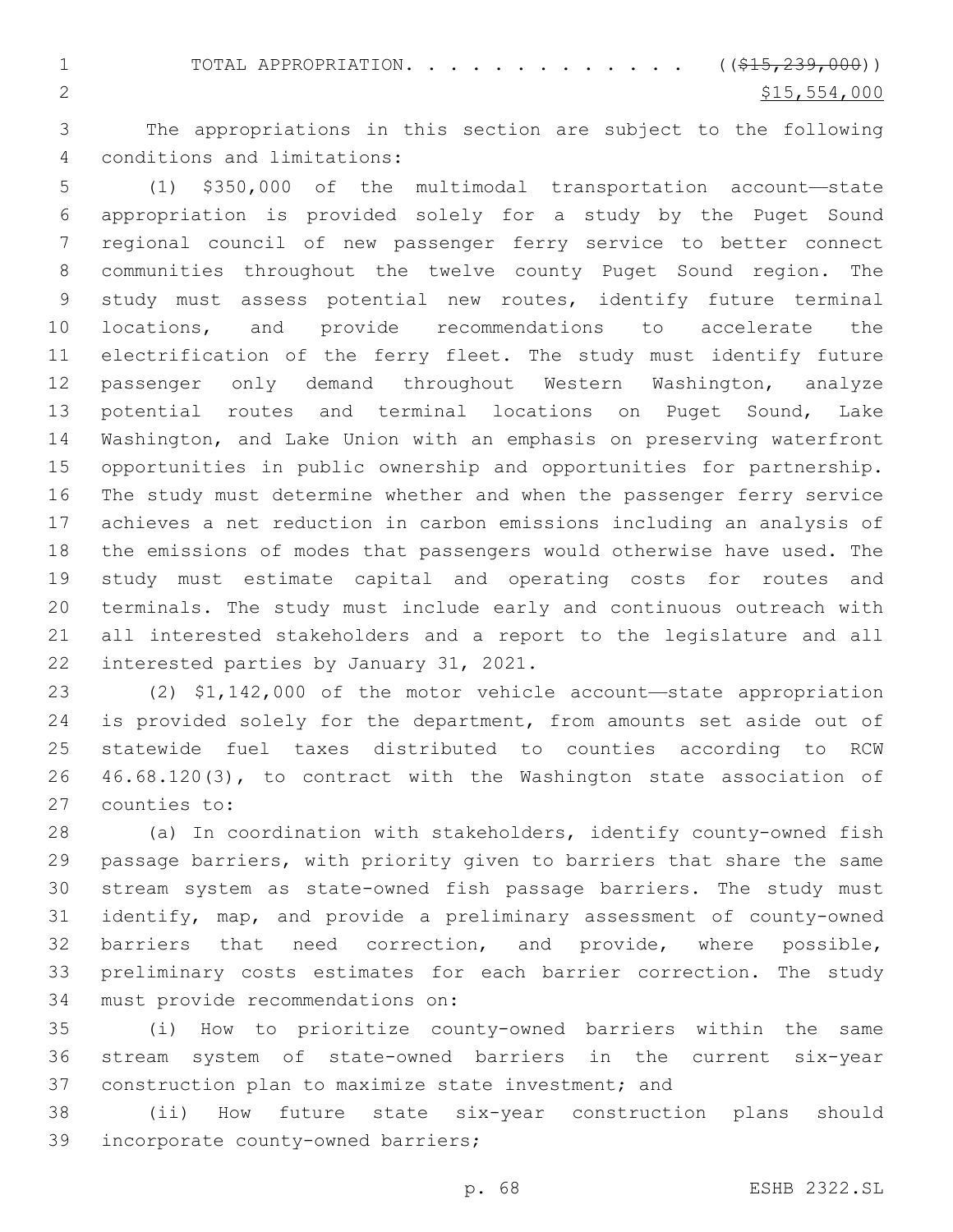TOTAL APPROPRIATION. . . . . . . . . . . . . ~~(($15,239,000))~~
$15,554,000

The appropriations in this section are subject to the following conditions and limitations:

(1) $350,000 of the multimodal transportation account—state appropriation is provided solely for a study by the Puget Sound regional council of new passenger ferry service to better connect communities throughout the twelve county Puget Sound region. The study must assess potential new routes, identify future terminal locations, and provide recommendations to accelerate the electrification of the ferry fleet. The study must identify future passenger only demand throughout Western Washington, analyze potential routes and terminal locations on Puget Sound, Lake Washington, and Lake Union with an emphasis on preserving waterfront opportunities in public ownership and opportunities for partnership. The study must determine whether and when the passenger ferry service achieves a net reduction in carbon emissions including an analysis of the emissions of modes that passengers would otherwise have used. The study must estimate capital and operating costs for routes and terminals. The study must include early and continuous outreach with all interested stakeholders and a report to the legislature and all interested parties by January 31, 2021.

(2) $1,142,000 of the motor vehicle account—state appropriation is provided solely for the department, from amounts set aside out of statewide fuel taxes distributed to counties according to RCW 46.68.120(3), to contract with the Washington state association of counties to:

(a) In coordination with stakeholders, identify county-owned fish passage barriers, with priority given to barriers that share the same stream system as state-owned fish passage barriers. The study must identify, map, and provide a preliminary assessment of county-owned barriers that need correction, and provide, where possible, preliminary costs estimates for each barrier correction. The study must provide recommendations on:

(i) How to prioritize county-owned barriers within the same stream system of state-owned barriers in the current six-year construction plan to maximize state investment; and

(ii) How future state six-year construction plans should incorporate county-owned barriers;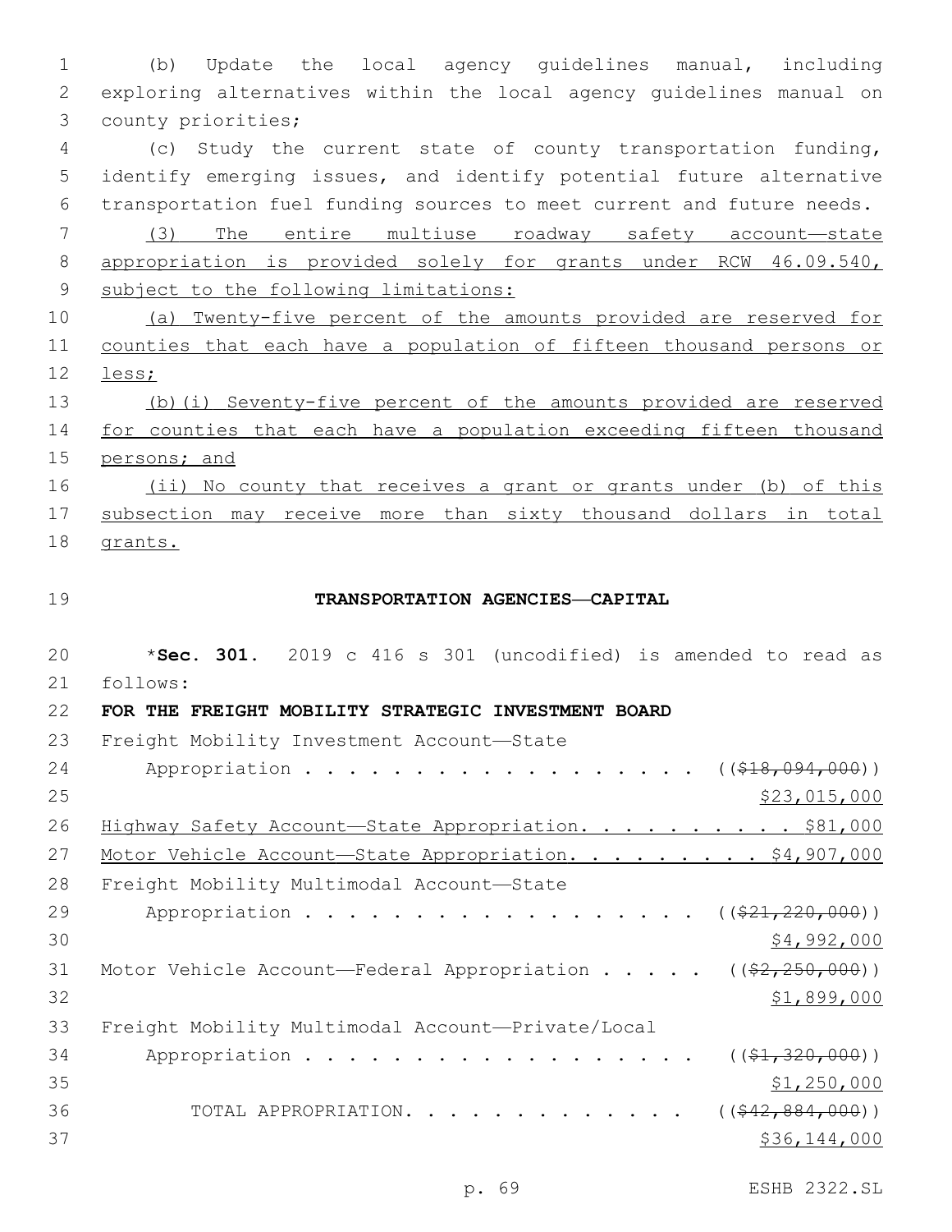(b) Update the local agency guidelines manual, including exploring alternatives within the local agency guidelines manual on county priorities;

(c) Study the current state of county transportation funding, identify emerging issues, and identify potential future alternative transportation fuel funding sources to meet current and future needs.

(3) The entire multiuse roadway safety account—state appropriation is provided solely for grants under RCW 46.09.540, subject to the following limitations:

(a) Twenty-five percent of the amounts provided are reserved for counties that each have a population of fifteen thousand persons or less;

(b)(i) Seventy-five percent of the amounts provided are reserved for counties that each have a population exceeding fifteen thousand persons; and

(ii) No county that receives a grant or grants under (b) of this subsection may receive more than sixty thousand dollars in total grants.

## TRANSPORTATION AGENCIES—CAPITAL

*__Sec. 301.__ 2019 c 416 s 301 (uncodified) is amended to read as follows:

**FOR THE FREIGHT MOBILITY STRATEGIC INVESTMENT BOARD**

Freight Mobility Investment Account—State Appropriation . . . . . . . . . . . . . . . . . . . ((~~$18,094,000~~)) $23,015,000

Highway Safety Account—State Appropriation. . . . . . . . . . . $81,000

Motor Vehicle Account—State Appropriation. . . . . . . . . . $4,907,000

Freight Mobility Multimodal Account—State Appropriation . . . . . . . . . . . . . . . . . . . ((~~$21,220,000~~)) $4,992,000

Motor Vehicle Account—Federal Appropriation . . . . . ((~~$2,250,000~~)) $1,899,000

Freight Mobility Multimodal Account—Private/Local Appropriation . . . . . . . . . . . . . . . . . . . ((~~$1,320,000~~)) $1,250,000

TOTAL APPROPRIATION. . . . . . . . . . . . . . ((~~$42,884,000~~)) $36,144,000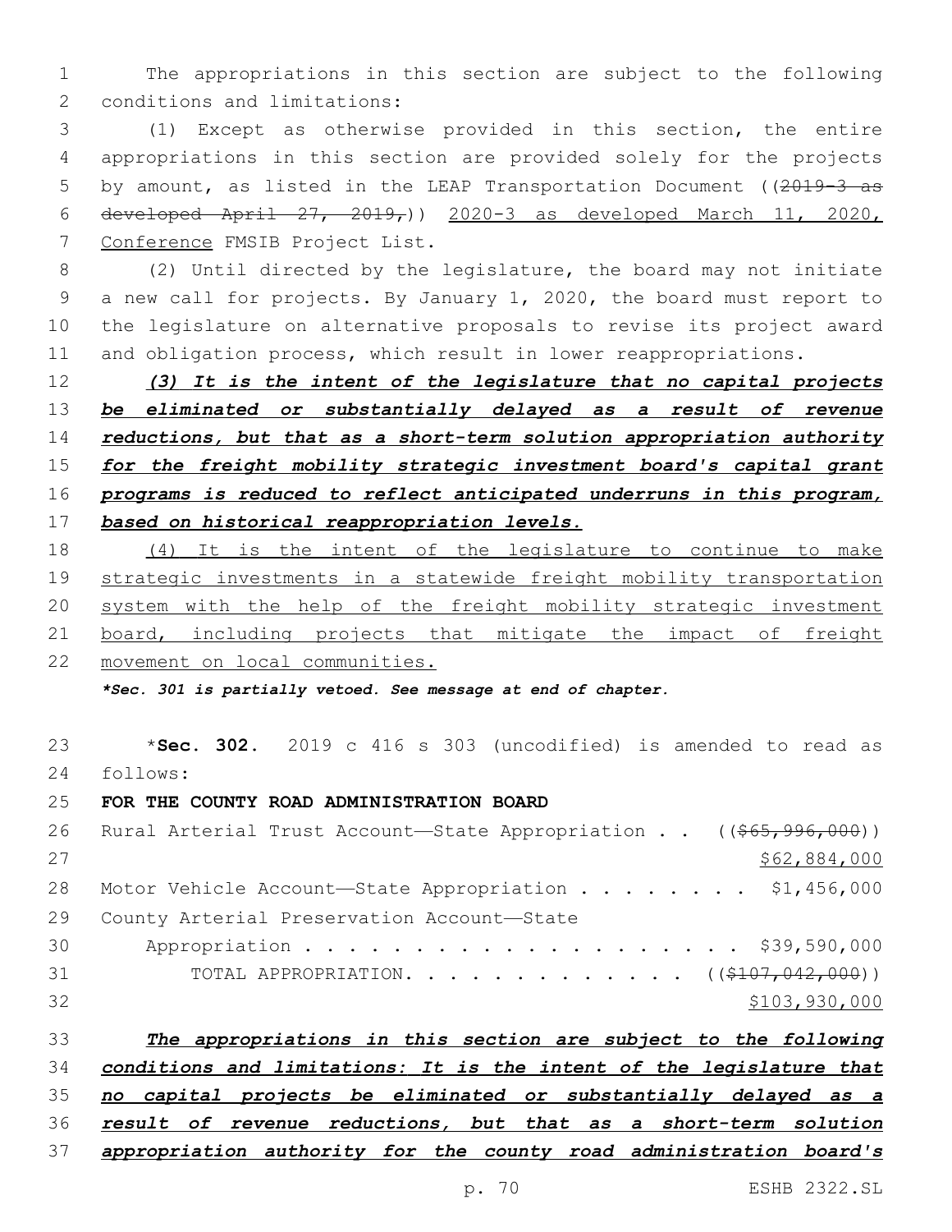The appropriations in this section are subject to the following conditions and limitations:

(1) Except as otherwise provided in this section, the entire appropriations in this section are provided solely for the projects by amount, as listed in the LEAP Transportation Document ((~~2019-3 as developed April 27, 2019,~~)) <u>2020-3 as developed March 11, 2020, Conference</u> FMSIB Project List.

(2) Until directed by the legislature, the board may not initiate a new call for projects. By January 1, 2020, the board must report to the legislature on alternative proposals to revise its project award and obligation process, which result in lower reappropriations.

***<u>(3) It is the intent of the legislature that no capital projects be eliminated or substantially delayed as a result of revenue reductions, but that as a short-term solution appropriation authority for the freight mobility strategic investment board's capital grant programs is reduced to reflect anticipated underruns in this program, based on historical reappropriation levels.</u>***

<u>(4) It is the intent of the legislature to continue to make strategic investments in a statewide freight mobility transportation system with the help of the freight mobility strategic investment board, including projects that mitigate the impact of freight movement on local communities.</u>

***\*Sec. 301 is partially vetoed. See message at end of chapter.***

\***Sec. 302.** 2019 c 416 s 303 (uncodified) is amended to read as follows:

**FOR THE COUNTY ROAD ADMINISTRATION BOARD**

| | |
|---|---|
| Rural Arterial Trust Account—State Appropriation | ((~~$65,996,000~~)) <u>$62,884,000</u> |
| Motor Vehicle Account—State Appropriation | $1,456,000 |
| County Arterial Preservation Account—State Appropriation | $39,590,000 |
| TOTAL APPROPRIATION | ((~~$107,042,000~~)) <u>$103,930,000</u> |

***<u>The appropriations in this section are subject to the following conditions and limitations: It is the intent of the legislature that no capital projects be eliminated or substantially delayed as a result of revenue reductions, but that as a short-term solution appropriation authority for the county road administration board's</u>***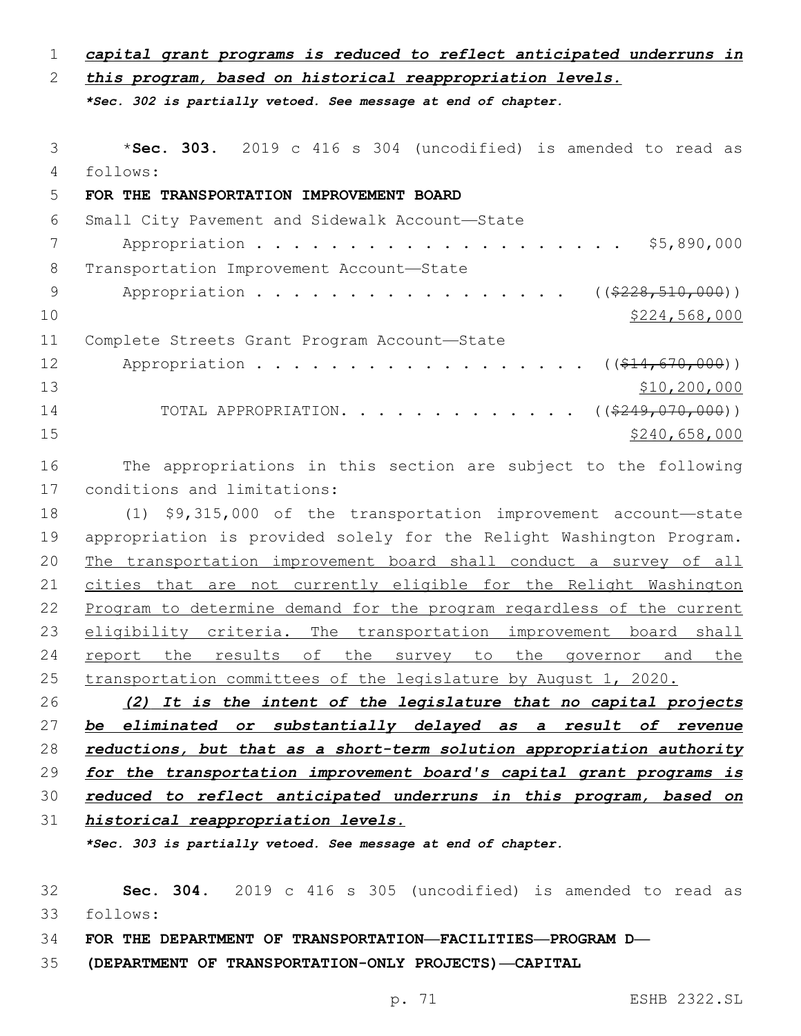***capital grant programs is reduced to reflect anticipated underruns in this program, based on historical reappropriation levels.***

***Sec. 302 is partially vetoed. See message at end of chapter.***

*__Sec. 303.__ 2019 c 416 s 304 (uncodified) is amended to read as follows:

**FOR THE TRANSPORTATION IMPROVEMENT BOARD**

Small City Pavement and Sidewalk Account—State Appropriation . . . . . . . . . . . . . . . . . . . . . $5,890,000

Transportation Improvement Account—State Appropriation . . . . . . . . . . . . . . . . . . . ((~~$228,510,000~~)) <u>$224,568,000</u>

Complete Streets Grant Program Account—State Appropriation . . . . . . . . . . . . . . . . . . . ((~~$14,670,000~~)) <u>$10,200,000</u>

TOTAL APPROPRIATION. . . . . . . . . . . . . . ((~~$249,070,000~~)) <u>$240,658,000</u>

The appropriations in this section are subject to the following conditions and limitations:

(1) $9,315,000 of the transportation improvement account—state appropriation is provided solely for the Relight Washington Program. <u>The transportation improvement board shall conduct a survey of all cities that are not currently eligible for the Relight Washington Program to determine demand for the program regardless of the current eligibility criteria. The transportation improvement board shall report the results of the survey to the governor and the transportation committees of the legislature by August 1, 2020.</u>

***(2) It is the intent of the legislature that no capital projects be eliminated or substantially delayed as a result of revenue reductions, but that as a short-term solution appropriation authority for the transportation improvement board's capital grant programs is reduced to reflect anticipated underruns in this program, based on historical reappropriation levels.***

***Sec. 303 is partially vetoed. See message at end of chapter.***

**Sec. 304.** 2019 c 416 s 305 (uncodified) is amended to read as follows:

**FOR THE DEPARTMENT OF TRANSPORTATION—FACILITIES—PROGRAM D—(DEPARTMENT OF TRANSPORTATION-ONLY PROJECTS)—CAPITAL**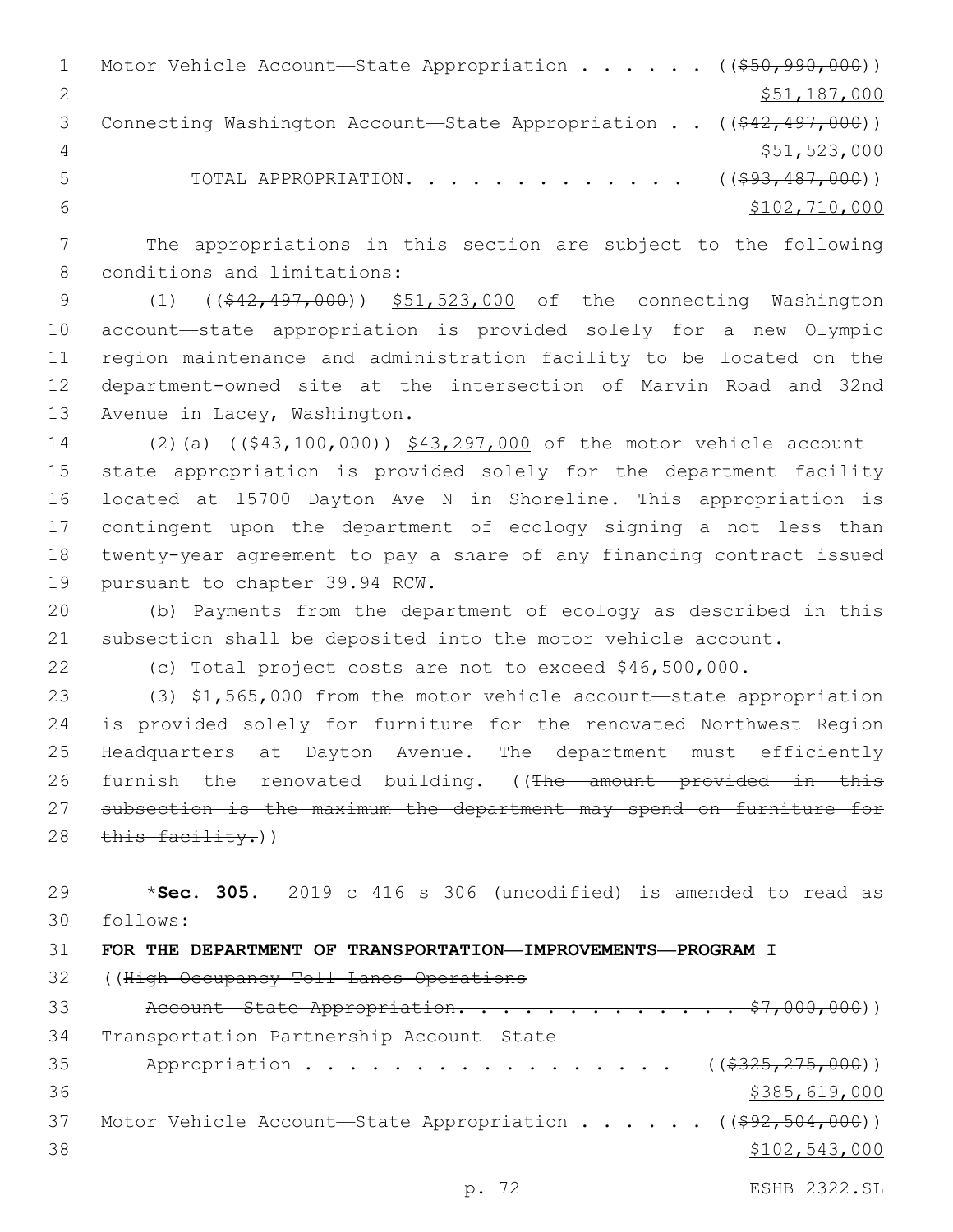Motor Vehicle Account—State Appropriation . . . . . . (($50,990,000))
$51,187,000

Connecting Washington Account—State Appropriation . . (($42,497,000))
$51,523,000

TOTAL APPROPRIATION. . . . . . . . . . . . . . (($93,487,000))
$102,710,000

The appropriations in this section are subject to the following conditions and limitations:

(1) (($42,497,000)) $51,523,000 of the connecting Washington account—state appropriation is provided solely for a new Olympic region maintenance and administration facility to be located on the department-owned site at the intersection of Marvin Road and 32nd Avenue in Lacey, Washington.

(2)(a) (($43,100,000)) $43,297,000 of the motor vehicle account—state appropriation is provided solely for the department facility located at 15700 Dayton Ave N in Shoreline. This appropriation is contingent upon the department of ecology signing a not less than twenty-year agreement to pay a share of any financing contract issued pursuant to chapter 39.94 RCW.

(b) Payments from the department of ecology as described in this subsection shall be deposited into the motor vehicle account.

(c) Total project costs are not to exceed $46,500,000.

(3) $1,565,000 from the motor vehicle account—state appropriation is provided solely for furniture for the renovated Northwest Region Headquarters at Dayton Avenue. The department must efficiently furnish the renovated building. ((The amount provided in this subsection is the maximum the department may spend on furniture for this facility.))

*__Sec. 305.__ 2019 c 416 s 306 (uncodified) is amended to read as follows:

**FOR THE DEPARTMENT OF TRANSPORTATION—IMPROVEMENTS—PROGRAM I**

((High Occupancy Toll Lanes Operations
Account—State Appropriation. . . . . . . . . . . . . . $7,000,000))

Transportation Partnership Account—State
Appropriation . . . . . . . . . . . . . . . . . . (($325,275,000))
$385,619,000

Motor Vehicle Account—State Appropriation . . . . . . (($92,504,000))
$102,543,000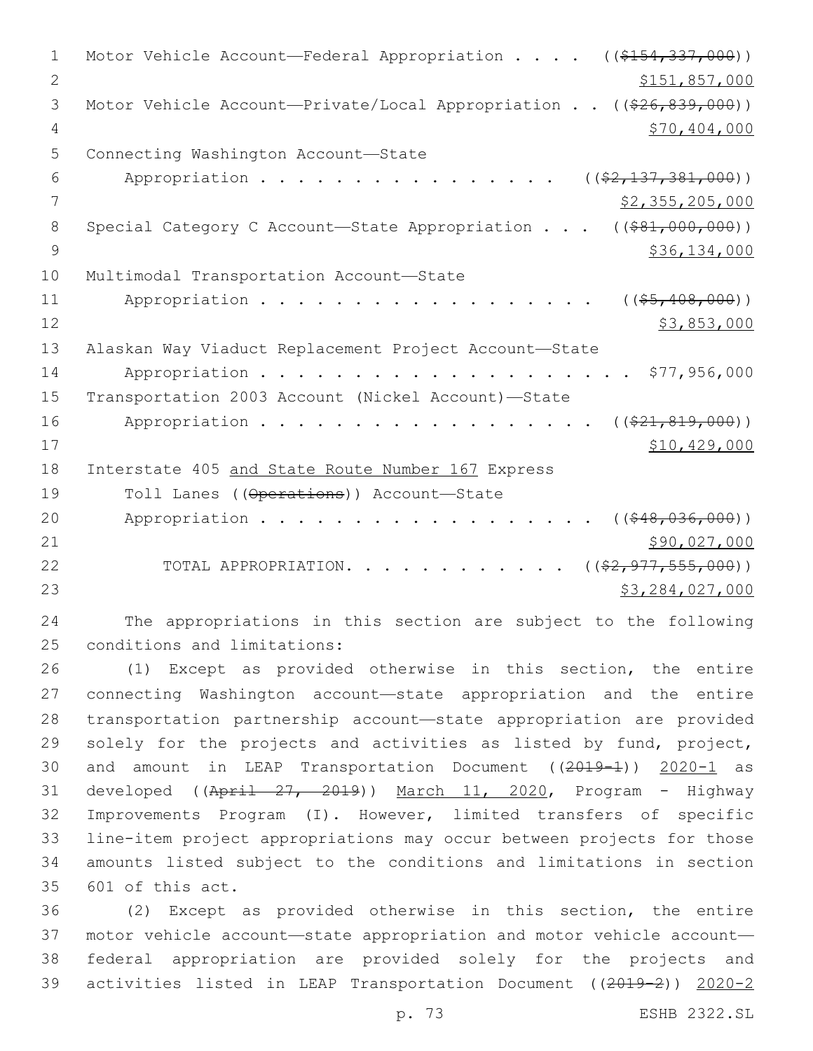Motor Vehicle Account—Federal Appropriation . . . . ((~~$154,337,000~~))
<u>$151,857,000</u>

Motor Vehicle Account—Private/Local Appropriation . . ((~~$26,839,000~~))
<u>$70,404,000</u>

Connecting Washington Account—State
Appropriation . . . . . . . . . . . . . . . . ((~~$2,137,381,000~~))
<u>$2,355,205,000</u>

Special Category C Account—State Appropriation . . . ((~~$81,000,000~~))
<u>$36,134,000</u>

Multimodal Transportation Account—State
Appropriation . . . . . . . . . . . . . . . . . . ((~~$5,408,000~~))
<u>$3,853,000</u>

Alaskan Way Viaduct Replacement Project Account—State
Appropriation . . . . . . . . . . . . . . . . . . . . . $77,956,000

Transportation 2003 Account (Nickel Account)—State
Appropriation . . . . . . . . . . . . . . . . . . ((~~$21,819,000~~))
<u>$10,429,000</u>

Interstate 405 <u>and State Route Number 167</u> Express
Toll Lanes ((~~Operations~~)) Account—State
Appropriation . . . . . . . . . . . . . . . . . . ((~~$48,036,000~~))
<u>$90,027,000</u>

TOTAL APPROPRIATION. . . . . . . . . . . . ((~~$2,977,555,000~~))
<u>$3,284,027,000</u>

The appropriations in this section are subject to the following conditions and limitations:

(1) Except as provided otherwise in this section, the entire connecting Washington account—state appropriation and the entire transportation partnership account—state appropriation are provided solely for the projects and activities as listed by fund, project, and amount in LEAP Transportation Document ((~~2019-1~~)) <u>2020-1</u> as developed ((~~April 27, 2019~~)) <u>March 11, 2020</u>, Program - Highway Improvements Program (I). However, limited transfers of specific line-item project appropriations may occur between projects for those amounts listed subject to the conditions and limitations in section 601 of this act.

(2) Except as provided otherwise in this section, the entire motor vehicle account—state appropriation and motor vehicle account—federal appropriation are provided solely for the projects and activities listed in LEAP Transportation Document ((~~2019-2~~)) <u>2020-2</u>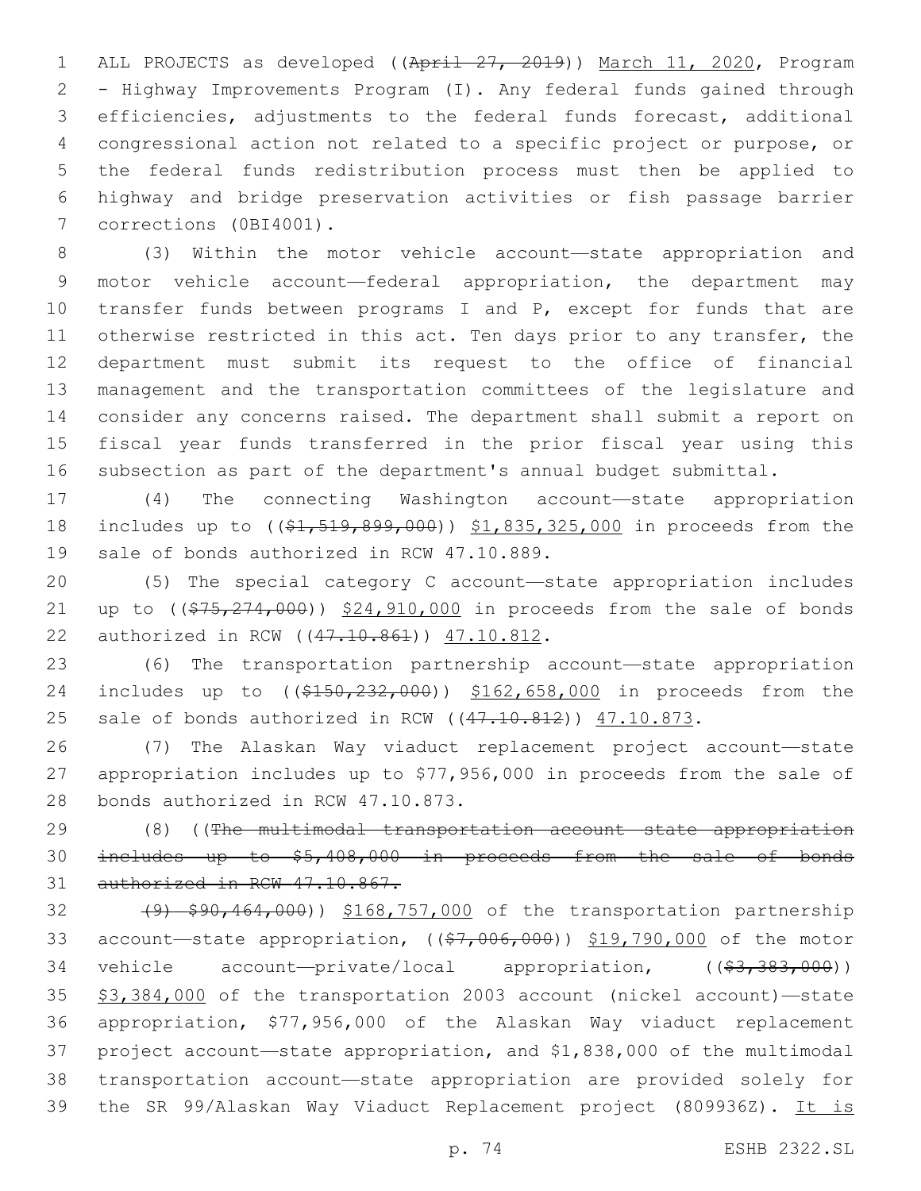ALL PROJECTS as developed ((~~April 27, 2019~~)) <u>March 11, 2020</u>, Program - Highway Improvements Program (I). Any federal funds gained through efficiencies, adjustments to the federal funds forecast, additional congressional action not related to a specific project or purpose, or the federal funds redistribution process must then be applied to highway and bridge preservation activities or fish passage barrier corrections (0BI4001).

(3) Within the motor vehicle account—state appropriation and motor vehicle account—federal appropriation, the department may transfer funds between programs I and P, except for funds that are otherwise restricted in this act. Ten days prior to any transfer, the department must submit its request to the office of financial management and the transportation committees of the legislature and consider any concerns raised. The department shall submit a report on fiscal year funds transferred in the prior fiscal year using this subsection as part of the department's annual budget submittal.

(4) The connecting Washington account—state appropriation includes up to ((~~$1,519,899,000~~)) <u>$1,835,325,000</u> in proceeds from the sale of bonds authorized in RCW 47.10.889.

(5) The special category C account—state appropriation includes up to ((~~$75,274,000~~)) <u>$24,910,000</u> in proceeds from the sale of bonds authorized in RCW ((~~47.10.861~~)) <u>47.10.812</u>.

(6) The transportation partnership account—state appropriation includes up to ((~~$150,232,000~~)) <u>$162,658,000</u> in proceeds from the sale of bonds authorized in RCW ((~~47.10.812~~)) <u>47.10.873</u>.

(7) The Alaskan Way viaduct replacement project account—state appropriation includes up to $77,956,000 in proceeds from the sale of bonds authorized in RCW 47.10.873.

(8) ((~~The multimodal transportation account—state appropriation includes up to $5,408,000 in proceeds from the sale of bonds authorized in RCW 47.10.867.~~

~~(9) $90,464,000~~)) <u>$168,757,000</u> of the transportation partnership account—state appropriation, ((~~$7,006,000~~)) <u>$19,790,000</u> of the motor vehicle account—private/local appropriation, ((~~$3,383,000~~)) <u>$3,384,000</u> of the transportation 2003 account (nickel account)—state appropriation, $77,956,000 of the Alaskan Way viaduct replacement project account—state appropriation, and $1,838,000 of the multimodal transportation account—state appropriation are provided solely for the SR 99/Alaskan Way Viaduct Replacement project (809936Z). <u>It is</u>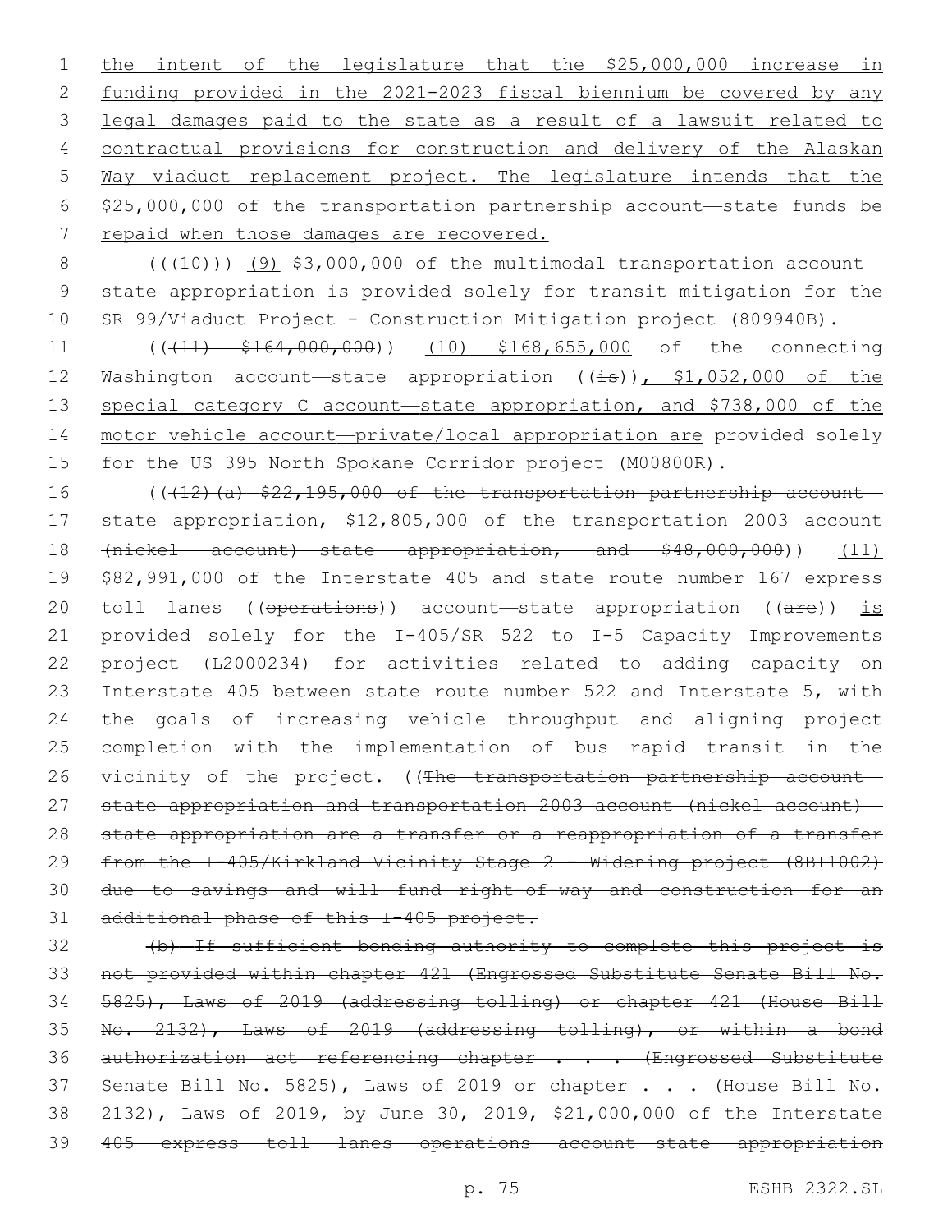the intent of the legislature that the $25,000,000 increase in funding provided in the 2021-2023 fiscal biennium be covered by any legal damages paid to the state as a result of a lawsuit related to contractual provisions for construction and delivery of the Alaskan Way viaduct replacement project. The legislature intends that the $25,000,000 of the transportation partnership account—state funds be repaid when those damages are recovered.

((~~(10)~~)) (9) $3,000,000 of the multimodal transportation account—state appropriation is provided solely for transit mitigation for the SR 99/Viaduct Project - Construction Mitigation project (809940B).

((~~(11) $164,000,000~~)) (10) $168,655,000 of the connecting Washington account—state appropriation ((~~is~~)), $1,052,000 of the special category C account—state appropriation, and $738,000 of the motor vehicle account—private/local appropriation are provided solely for the US 395 North Spokane Corridor project (M00800R).

((~~(12)(a) $22,195,000 of the transportation partnership account—state appropriation, $12,805,000 of the transportation 2003 account (nickel account) state appropriation, and $48,000,000~~)) (11) $82,991,000 of the Interstate 405 and state route number 167 express toll lanes ((~~operations~~)) account—state appropriation ((~~are~~)) is provided solely for the I-405/SR 522 to I-5 Capacity Improvements project (L2000234) for activities related to adding capacity on Interstate 405 between state route number 522 and Interstate 5, with the goals of increasing vehicle throughput and aligning project completion with the implementation of bus rapid transit in the vicinity of the project. ((~~The transportation partnership account—state appropriation and transportation 2003 account (nickel account)—state appropriation are a transfer or a reappropriation of a transfer from the I-405/Kirkland Vicinity Stage 2 - Widening project (8BI1002) due to savings and will fund right-of-way and construction for an additional phase of this I-405 project.~~

~~(b) If sufficient bonding authority to complete this project is not provided within chapter 421 (Engrossed Substitute Senate Bill No. 5825), Laws of 2019 (addressing tolling) or chapter 421 (House Bill No. 2132), Laws of 2019 (addressing tolling), or within a bond authorization act referencing chapter . . . (Engrossed Substitute Senate Bill No. 5825), Laws of 2019 or chapter . . . (House Bill No. 2132), Laws of 2019, by June 30, 2019, $21,000,000 of the Interstate 405 express toll lanes operations account state appropriation~~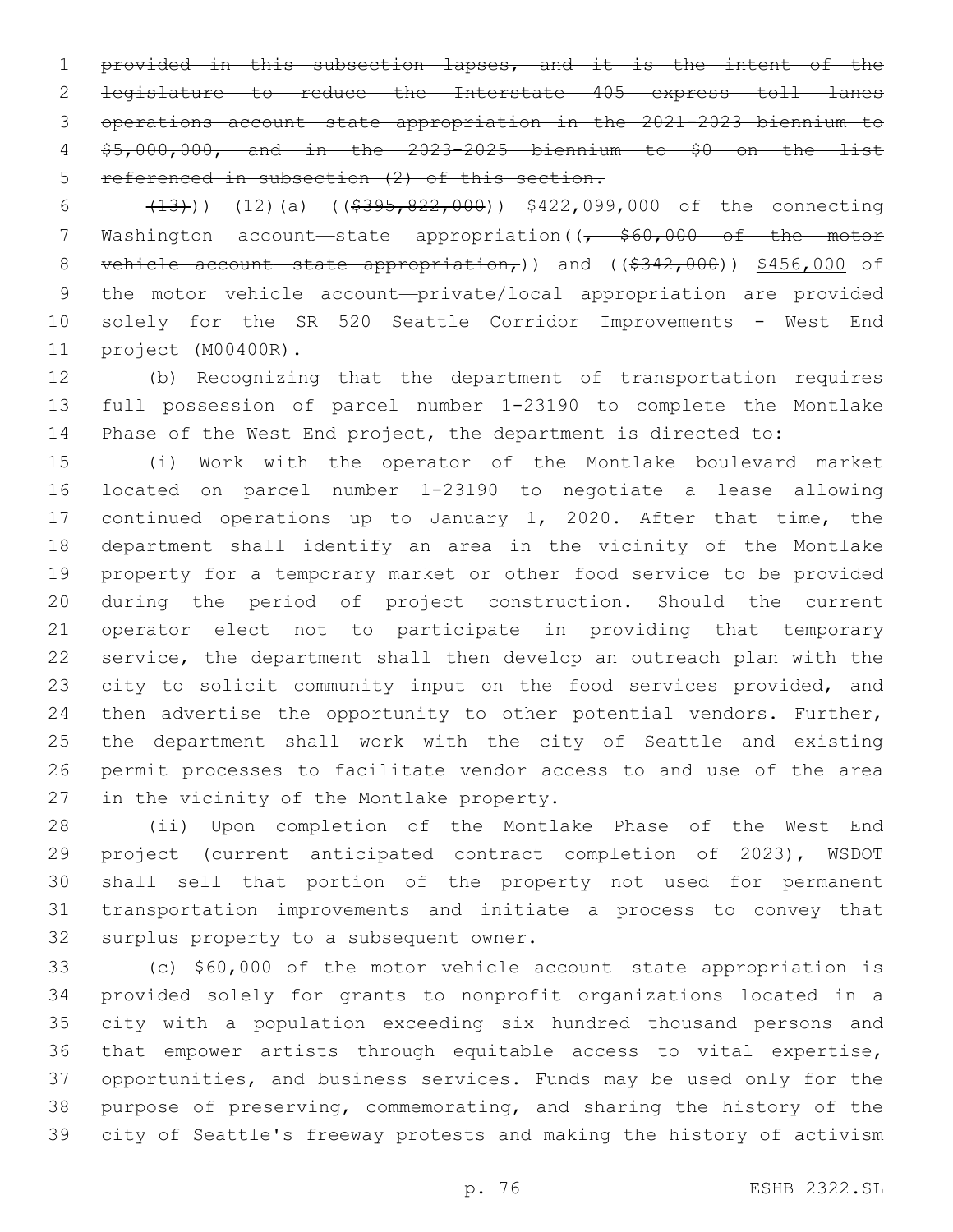~~provided in this subsection lapses, and it is the intent of the legislature to reduce the Interstate 405 express toll lanes operations account—state appropriation in the 2021-2023 biennium to $5,000,000, and in the 2023-2025 biennium to $0 on the list referenced in subsection (2) of this section.~~

~~(13)~~)) (12)(a) ((~~$395,822,000~~)) $422,099,000 of the connecting Washington account—state appropriation((~~, $60,000 of the motor vehicle account—state appropriation,~~)) and ((~~$342,000~~)) $456,000 of the motor vehicle account—private/local appropriation are provided solely for the SR 520 Seattle Corridor Improvements - West End project (M00400R).

(b) Recognizing that the department of transportation requires full possession of parcel number 1-23190 to complete the Montlake Phase of the West End project, the department is directed to:

(i) Work with the operator of the Montlake boulevard market located on parcel number 1-23190 to negotiate a lease allowing continued operations up to January 1, 2020. After that time, the department shall identify an area in the vicinity of the Montlake property for a temporary market or other food service to be provided during the period of project construction. Should the current operator elect not to participate in providing that temporary service, the department shall then develop an outreach plan with the city to solicit community input on the food services provided, and then advertise the opportunity to other potential vendors. Further, the department shall work with the city of Seattle and existing permit processes to facilitate vendor access to and use of the area in the vicinity of the Montlake property.

(ii) Upon completion of the Montlake Phase of the West End project (current anticipated contract completion of 2023), WSDOT shall sell that portion of the property not used for permanent transportation improvements and initiate a process to convey that surplus property to a subsequent owner.

(c) $60,000 of the motor vehicle account—state appropriation is provided solely for grants to nonprofit organizations located in a city with a population exceeding six hundred thousand persons and that empower artists through equitable access to vital expertise, opportunities, and business services. Funds may be used only for the purpose of preserving, commemorating, and sharing the history of the city of Seattle's freeway protests and making the history of activism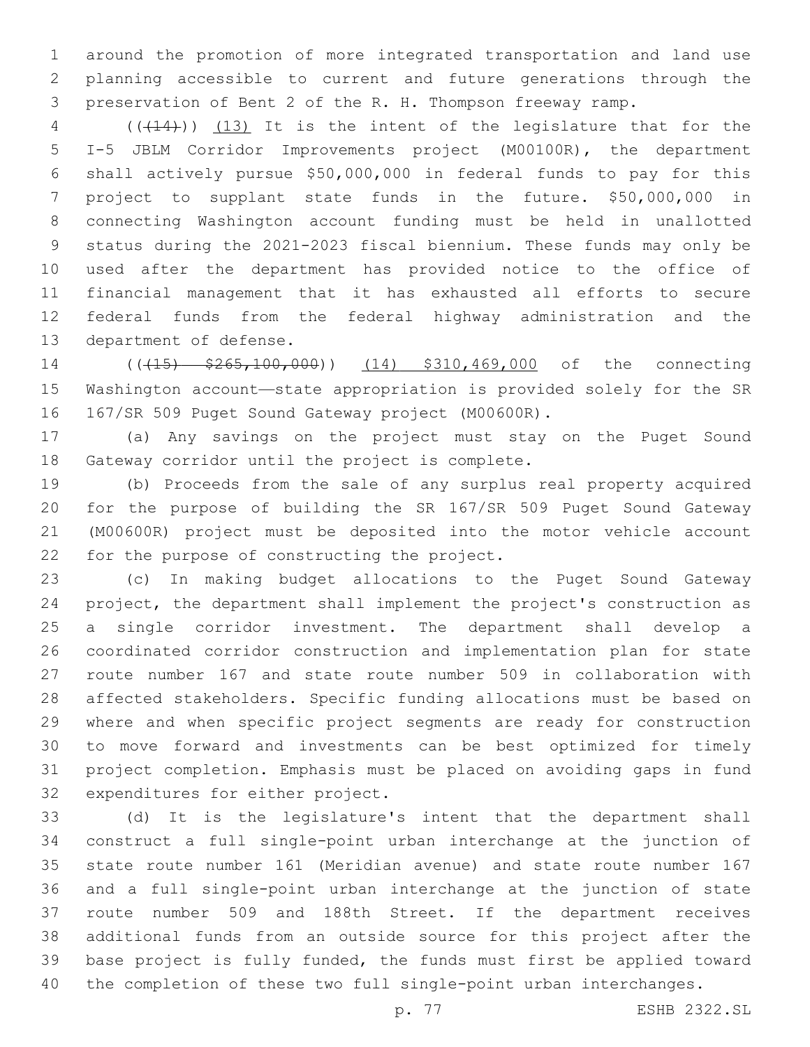around the promotion of more integrated transportation and land use planning accessible to current and future generations through the preservation of Bent 2 of the R. H. Thompson freeway ramp.

(((14))) (13) It is the intent of the legislature that for the I-5 JBLM Corridor Improvements project (M00100R), the department shall actively pursue $50,000,000 in federal funds to pay for this project to supplant state funds in the future. $50,000,000 in connecting Washington account funding must be held in unallotted status during the 2021-2023 fiscal biennium. These funds may only be used after the department has provided notice to the office of financial management that it has exhausted all efforts to secure federal funds from the federal highway administration and the department of defense.

(((15) $265,100,000)) (14) $310,469,000 of the connecting Washington account—state appropriation is provided solely for the SR 167/SR 509 Puget Sound Gateway project (M00600R).

(a) Any savings on the project must stay on the Puget Sound Gateway corridor until the project is complete.

(b) Proceeds from the sale of any surplus real property acquired for the purpose of building the SR 167/SR 509 Puget Sound Gateway (M00600R) project must be deposited into the motor vehicle account for the purpose of constructing the project.

(c) In making budget allocations to the Puget Sound Gateway project, the department shall implement the project's construction as a single corridor investment. The department shall develop a coordinated corridor construction and implementation plan for state route number 167 and state route number 509 in collaboration with affected stakeholders. Specific funding allocations must be based on where and when specific project segments are ready for construction to move forward and investments can be best optimized for timely project completion. Emphasis must be placed on avoiding gaps in fund expenditures for either project.

(d) It is the legislature's intent that the department shall construct a full single-point urban interchange at the junction of state route number 161 (Meridian avenue) and state route number 167 and a full single-point urban interchange at the junction of state route number 509 and 188th Street. If the department receives additional funds from an outside source for this project after the base project is fully funded, the funds must first be applied toward the completion of these two full single-point urban interchanges.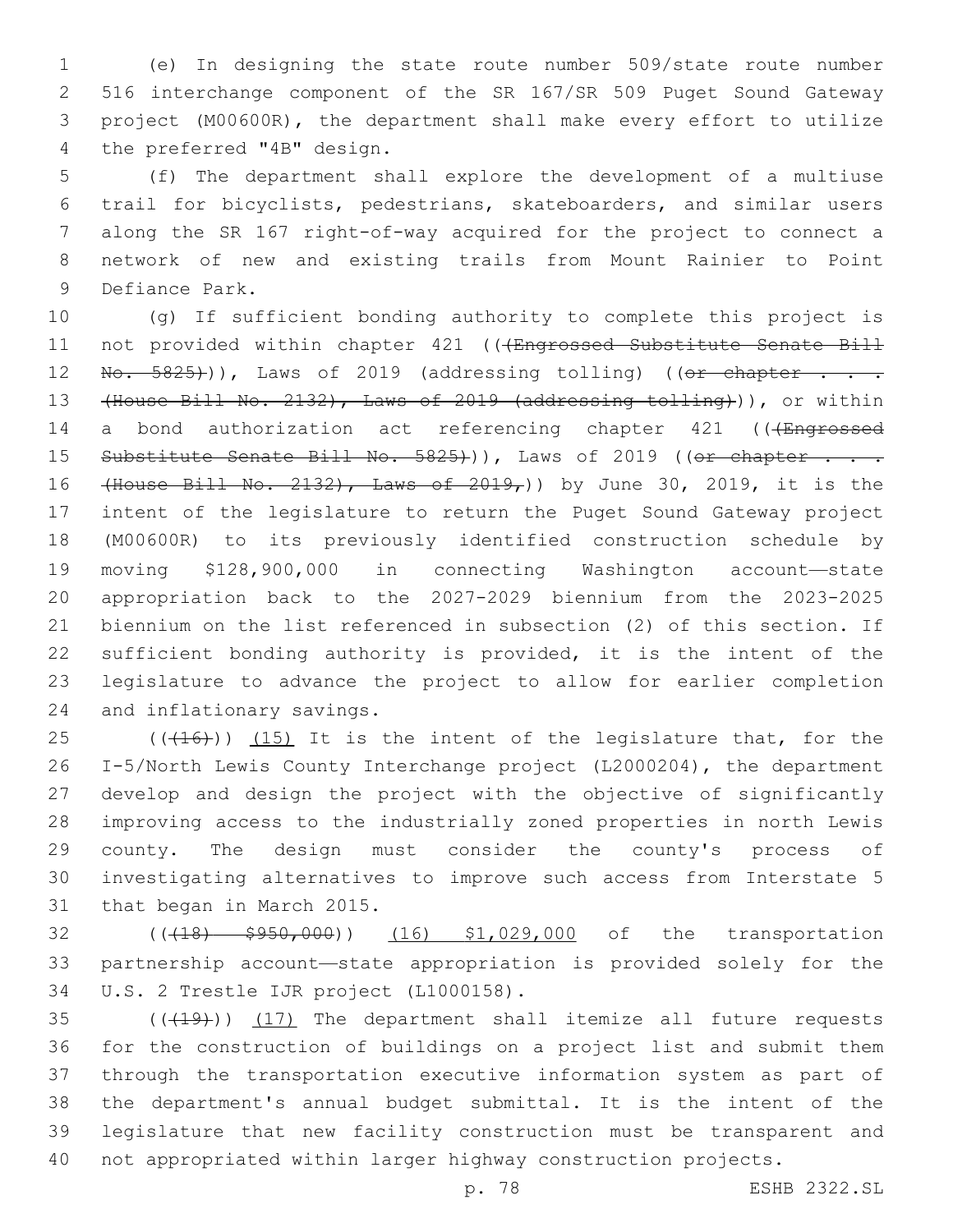(e) In designing the state route number 509/state route number 516 interchange component of the SR 167/SR 509 Puget Sound Gateway project (M00600R), the department shall make every effort to utilize the preferred "4B" design.

(f) The department shall explore the development of a multiuse trail for bicyclists, pedestrians, skateboarders, and similar users along the SR 167 right-of-way acquired for the project to connect a network of new and existing trails from Mount Rainier to Point Defiance Park.

(g) If sufficient bonding authority to complete this project is not provided within chapter 421 ((~~(Engrossed Substitute Senate Bill No. 5825)~~)), Laws of 2019 (addressing tolling) ((~~or chapter . . . (House Bill No. 2132), Laws of 2019 (addressing tolling)~~)), or within a bond authorization act referencing chapter 421 ((~~(Engrossed Substitute Senate Bill No. 5825)~~)), Laws of 2019 ((~~or chapter . . . (House Bill No. 2132), Laws of 2019,~~)) by June 30, 2019, it is the intent of the legislature to return the Puget Sound Gateway project (M00600R) to its previously identified construction schedule by moving $128,900,000 in connecting Washington account—state appropriation back to the 2027-2029 biennium from the 2023-2025 biennium on the list referenced in subsection (2) of this section. If sufficient bonding authority is provided, it is the intent of the legislature to advance the project to allow for earlier completion and inflationary savings.

((~~(16)~~)) <u>(15)</u> It is the intent of the legislature that, for the I-5/North Lewis County Interchange project (L2000204), the department develop and design the project with the objective of significantly improving access to the industrially zoned properties in north Lewis county. The design must consider the county's process of investigating alternatives to improve such access from Interstate 5 that began in March 2015.

((~~(18) $950,000~~)) <u>(16) $1,029,000</u> of the transportation partnership account—state appropriation is provided solely for the U.S. 2 Trestle IJR project (L1000158).

((~~(19)~~)) <u>(17)</u> The department shall itemize all future requests for the construction of buildings on a project list and submit them through the transportation executive information system as part of the department's annual budget submittal. It is the intent of the legislature that new facility construction must be transparent and not appropriated within larger highway construction projects.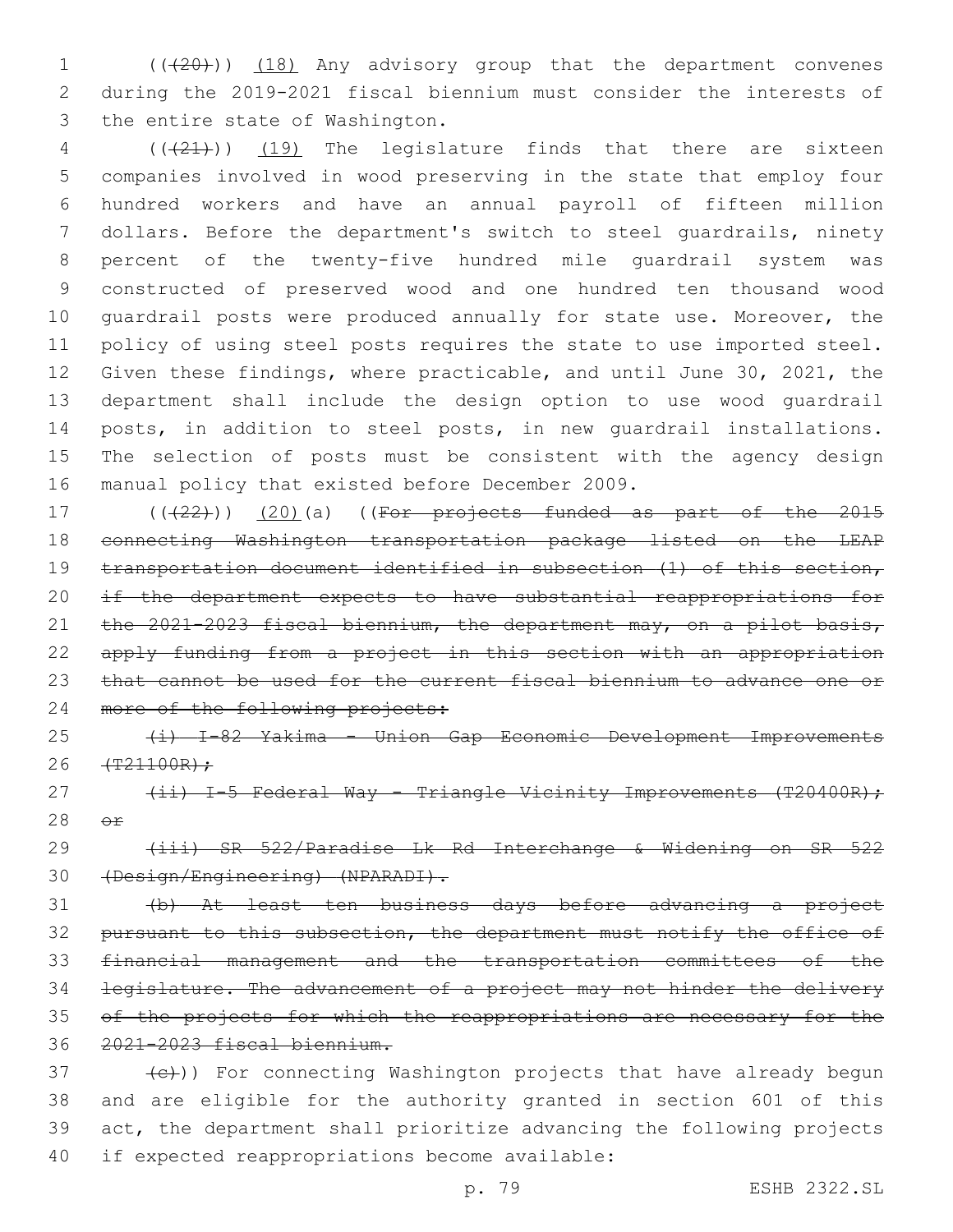((~~(20)~~)) <u>(18)</u> Any advisory group that the department convenes during the 2019-2021 fiscal biennium must consider the interests of the entire state of Washington.

((~~(21)~~)) <u>(19)</u> The legislature finds that there are sixteen companies involved in wood preserving in the state that employ four hundred workers and have an annual payroll of fifteen million dollars. Before the department's switch to steel guardrails, ninety percent of the twenty-five hundred mile guardrail system was constructed of preserved wood and one hundred ten thousand wood guardrail posts were produced annually for state use. Moreover, the policy of using steel posts requires the state to use imported steel. Given these findings, where practicable, and until June 30, 2021, the department shall include the design option to use wood guardrail posts, in addition to steel posts, in new guardrail installations. The selection of posts must be consistent with the agency design manual policy that existed before December 2009.

((~~(22)~~)) <u>(20)</u>(a) ((~~For projects funded as part of the 2015 connecting Washington transportation package listed on the LEAP transportation document identified in subsection (1) of this section, if the department expects to have substantial reappropriations for the 2021-2023 fiscal biennium, the department may, on a pilot basis, apply funding from a project in this section with an appropriation that cannot be used for the current fiscal biennium to advance one or more of the following projects:~~

~~(i) I-82 Yakima - Union Gap Economic Development Improvements (T21100R);~~

~~(ii) I-5 Federal Way - Triangle Vicinity Improvements (T20400R); or~~

~~(iii) SR 522/Paradise Lk Rd Interchange & Widening on SR 522 (Design/Engineering) (NPARADI).~~

~~(b) At least ten business days before advancing a project pursuant to this subsection, the department must notify the office of financial management and the transportation committees of the legislature. The advancement of a project may not hinder the delivery of the projects for which the reappropriations are necessary for the 2021-2023 fiscal biennium.~~

~~(c)~~)) For connecting Washington projects that have already begun and are eligible for the authority granted in section 601 of this act, the department shall prioritize advancing the following projects if expected reappropriations become available: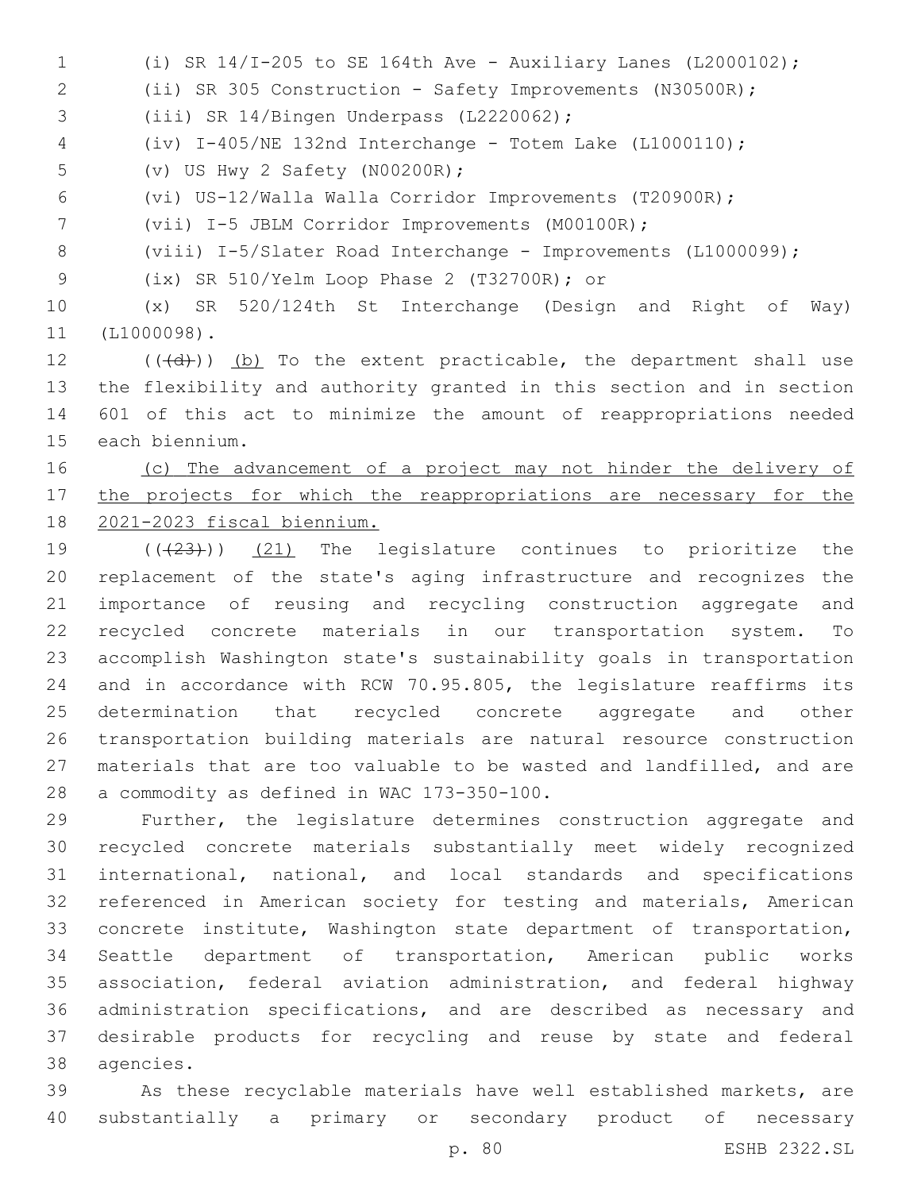(i) SR 14/I-205 to SE 164th Ave - Auxiliary Lanes (L2000102);

(ii) SR 305 Construction - Safety Improvements (N30500R);

(iii) SR 14/Bingen Underpass (L2220062);

(iv) I-405/NE 132nd Interchange - Totem Lake (L1000110);

(v) US Hwy 2 Safety (N00200R);

(vi) US-12/Walla Walla Corridor Improvements (T20900R);

(vii) I-5 JBLM Corridor Improvements (M00100R);

(viii) I-5/Slater Road Interchange - Improvements (L1000099);

(ix) SR 510/Yelm Loop Phase 2 (T32700R); or

(x) SR 520/124th St Interchange (Design and Right of Way) (L1000098).

~~((d))~~ (b) To the extent practicable, the department shall use the flexibility and authority granted in this section and in section 601 of this act to minimize the amount of reappropriations needed each biennium.

(c) The advancement of a project may not hinder the delivery of the projects for which the reappropriations are necessary for the 2021-2023 fiscal biennium.

~~((23))~~ (21) The legislature continues to prioritize the replacement of the state's aging infrastructure and recognizes the importance of reusing and recycling construction aggregate and recycled concrete materials in our transportation system. To accomplish Washington state's sustainability goals in transportation and in accordance with RCW 70.95.805, the legislature reaffirms its determination that recycled concrete aggregate and other transportation building materials are natural resource construction materials that are too valuable to be wasted and landfilled, and are a commodity as defined in WAC 173-350-100.

Further, the legislature determines construction aggregate and recycled concrete materials substantially meet widely recognized international, national, and local standards and specifications referenced in American society for testing and materials, American concrete institute, Washington state department of transportation, Seattle department of transportation, American public works association, federal aviation administration, and federal highway administration specifications, and are described as necessary and desirable products for recycling and reuse by state and federal agencies.

As these recyclable materials have well established markets, are substantially a primary or secondary product of necessary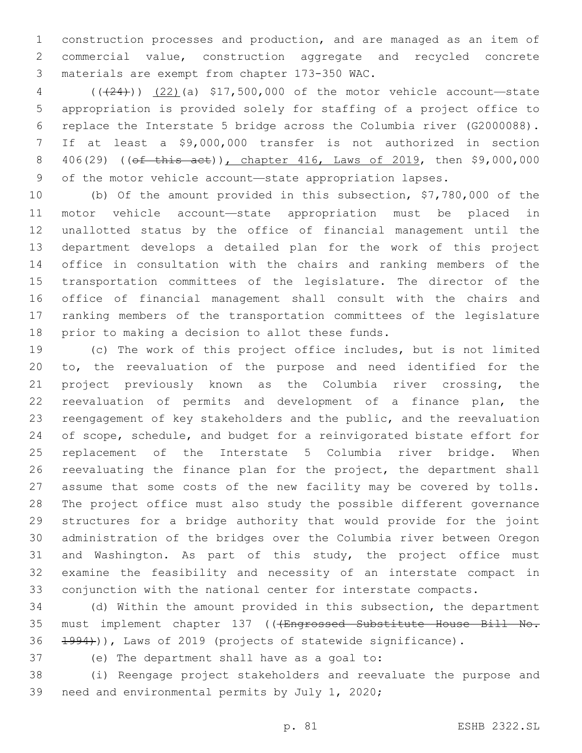construction processes and production, and are managed as an item of commercial value, construction aggregate and recycled concrete materials are exempt from chapter 173-350 WAC.

(((24))) (22)(a) $17,500,000 of the motor vehicle account—state appropriation is provided solely for staffing of a project office to replace the Interstate 5 bridge across the Columbia river (G2000088). If at least a $9,000,000 transfer is not authorized in section 406(29) ((of this act)), chapter 416, Laws of 2019, then $9,000,000 of the motor vehicle account—state appropriation lapses.

(b) Of the amount provided in this subsection, $7,780,000 of the motor vehicle account—state appropriation must be placed in unallotted status by the office of financial management until the department develops a detailed plan for the work of this project office in consultation with the chairs and ranking members of the transportation committees of the legislature. The director of the office of financial management shall consult with the chairs and ranking members of the transportation committees of the legislature prior to making a decision to allot these funds.

(c) The work of this project office includes, but is not limited to, the reevaluation of the purpose and need identified for the project previously known as the Columbia river crossing, the reevaluation of permits and development of a finance plan, the reengagement of key stakeholders and the public, and the reevaluation of scope, schedule, and budget for a reinvigorated bistate effort for replacement of the Interstate 5 Columbia river bridge. When reevaluating the finance plan for the project, the department shall assume that some costs of the new facility may be covered by tolls. The project office must also study the possible different governance structures for a bridge authority that would provide for the joint administration of the bridges over the Columbia river between Oregon and Washington. As part of this study, the project office must examine the feasibility and necessity of an interstate compact in conjunction with the national center for interstate compacts.

(d) Within the amount provided in this subsection, the department must implement chapter 137 (((Engrossed Substitute House Bill No. 1994))), Laws of 2019 (projects of statewide significance).

(e) The department shall have as a goal to:

(i) Reengage project stakeholders and reevaluate the purpose and need and environmental permits by July 1, 2020;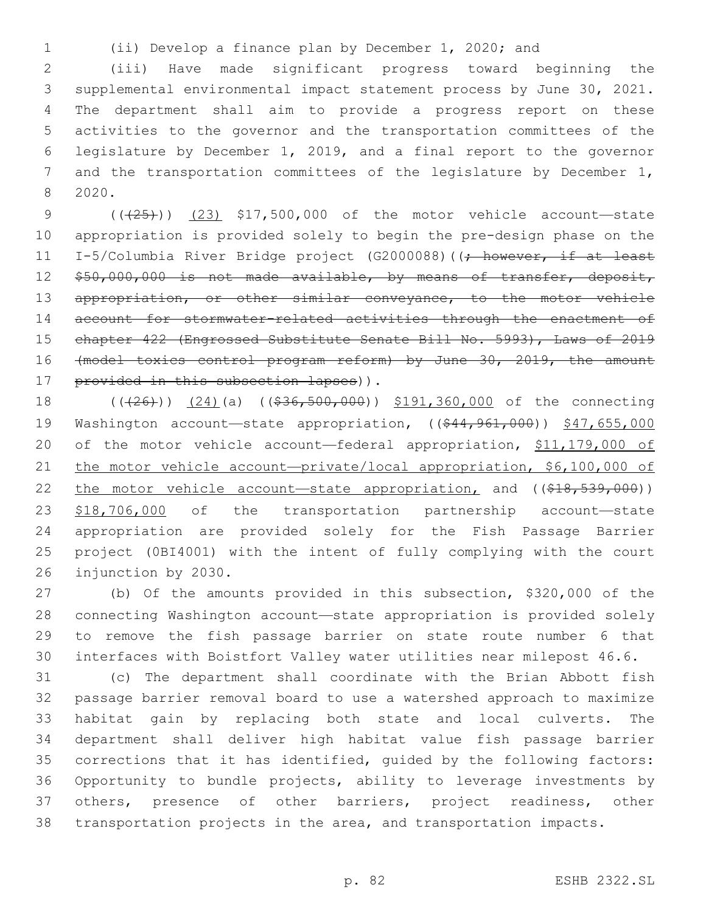(ii) Develop a finance plan by December 1, 2020; and

(iii) Have made significant progress toward beginning the supplemental environmental impact statement process by June 30, 2021. The department shall aim to provide a progress report on these activities to the governor and the transportation committees of the legislature by December 1, 2019, and a final report to the governor and the transportation committees of the legislature by December 1, 2020.

(((25))) (23) $17,500,000 of the motor vehicle account—state appropriation is provided solely to begin the pre-design phase on the I-5/Columbia River Bridge project (G2000088)((; however, if at least $50,000,000 is not made available, by means of transfer, deposit, appropriation, or other similar conveyance, to the motor vehicle account for stormwater-related activities through the enactment of chapter 422 (Engrossed Substitute Senate Bill No. 5993), Laws of 2019 (model toxics control program reform) by June 30, 2019, the amount provided in this subsection lapses)).

(((26))) (24)(a) (($36,500,000)) $191,360,000 of the connecting Washington account—state appropriation, (($44,961,000)) $47,655,000 of the motor vehicle account—federal appropriation, $11,179,000 of the motor vehicle account—private/local appropriation, $6,100,000 of the motor vehicle account—state appropriation, and (($18,539,000)) $18,706,000 of the transportation partnership account—state appropriation are provided solely for the Fish Passage Barrier project (0BI4001) with the intent of fully complying with the court injunction by 2030.

(b) Of the amounts provided in this subsection, $320,000 of the connecting Washington account—state appropriation is provided solely to remove the fish passage barrier on state route number 6 that interfaces with Boistfort Valley water utilities near milepost 46.6.

(c) The department shall coordinate with the Brian Abbott fish passage barrier removal board to use a watershed approach to maximize habitat gain by replacing both state and local culverts. The department shall deliver high habitat value fish passage barrier corrections that it has identified, guided by the following factors: Opportunity to bundle projects, ability to leverage investments by others, presence of other barriers, project readiness, other transportation projects in the area, and transportation impacts.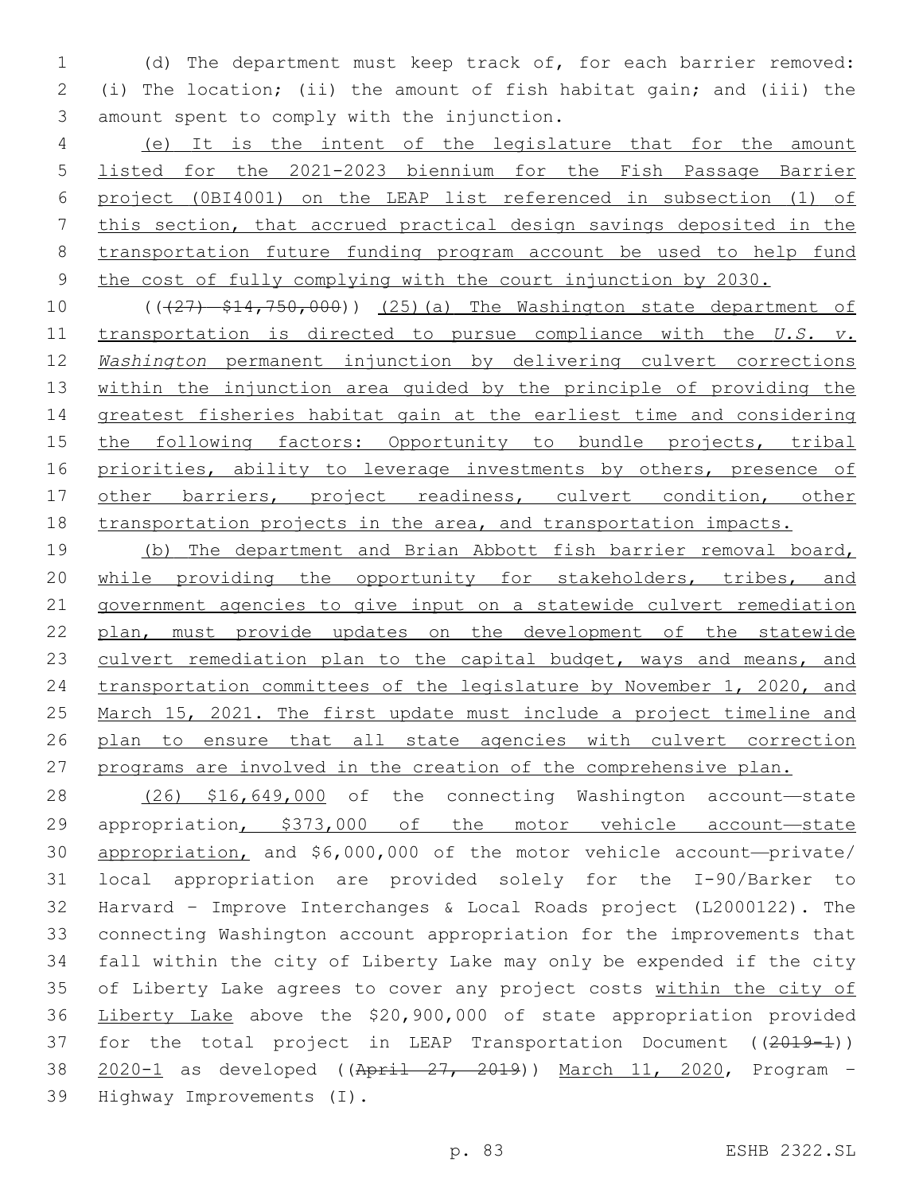(d) The department must keep track of, for each barrier removed: (i) The location; (ii) the amount of fish habitat gain; and (iii) the amount spent to comply with the injunction.

(e) It is the intent of the legislature that for the amount listed for the 2021-2023 biennium for the Fish Passage Barrier project (0BI4001) on the LEAP list referenced in subsection (1) of this section, that accrued practical design savings deposited in the transportation future funding program account be used to help fund the cost of fully complying with the court injunction by 2030.

((~~(27) $14,750,000~~)) (25)(a) The Washington state department of transportation is directed to pursue compliance with the *U.S. v. Washington* permanent injunction by delivering culvert corrections within the injunction area guided by the principle of providing the greatest fisheries habitat gain at the earliest time and considering the following factors: Opportunity to bundle projects, tribal priorities, ability to leverage investments by others, presence of other barriers, project readiness, culvert condition, other transportation projects in the area, and transportation impacts.

(b) The department and Brian Abbott fish barrier removal board, while providing the opportunity for stakeholders, tribes, and government agencies to give input on a statewide culvert remediation plan, must provide updates on the development of the statewide culvert remediation plan to the capital budget, ways and means, and transportation committees of the legislature by November 1, 2020, and March 15, 2021. The first update must include a project timeline and plan to ensure that all state agencies with culvert correction programs are involved in the creation of the comprehensive plan.

(26) $16,649,000 of the connecting Washington account—state appropriation, $373,000 of the motor vehicle account—state appropriation, and $6,000,000 of the motor vehicle account—private/local appropriation are provided solely for the I-90/Barker to Harvard - Improve Interchanges & Local Roads project (L2000122). The connecting Washington account appropriation for the improvements that fall within the city of Liberty Lake may only be expended if the city of Liberty Lake agrees to cover any project costs within the city of Liberty Lake above the $20,900,000 of state appropriation provided for the total project in LEAP Transportation Document ((~~2019-1~~)) 2020-1 as developed ((~~April 27, 2019~~)) March 11, 2020, Program - Highway Improvements (I).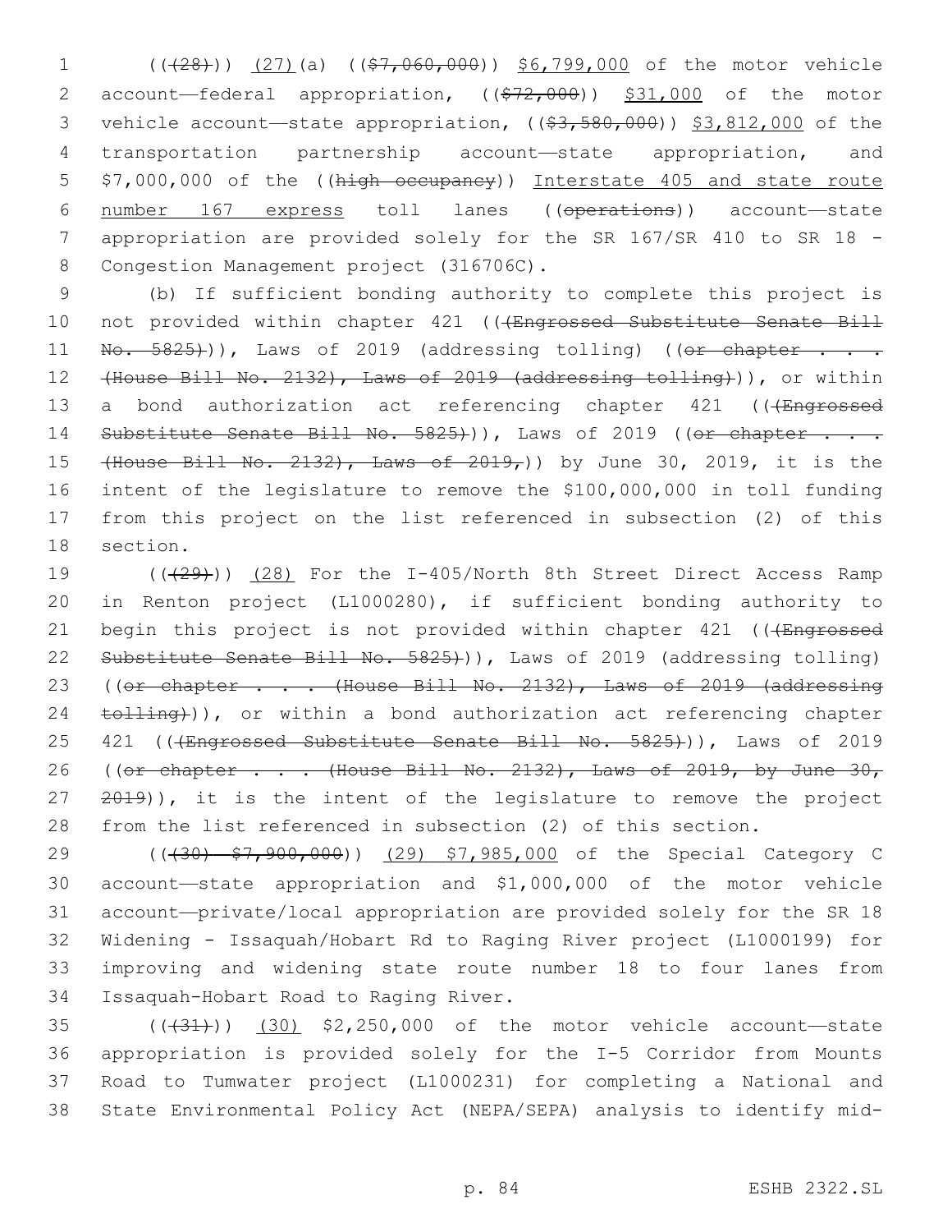((~~(28)~~)) <u>(27)</u>(a) ((~~$7,060,000~~)) <u>$6,799,000</u> of the motor vehicle account—federal appropriation, ((~~$72,000~~)) <u>$31,000</u> of the motor vehicle account—state appropriation, ((~~$3,580,000~~)) <u>$3,812,000</u> of the transportation partnership account—state appropriation, and $7,000,000 of the ((~~high occupancy~~)) <u>Interstate 405 and state route number 167 express</u> toll lanes ((~~operations~~)) account—state appropriation are provided solely for the SR 167/SR 410 to SR 18 - Congestion Management project (316706C).

(b) If sufficient bonding authority to complete this project is not provided within chapter 421 ((~~(Engrossed Substitute Senate Bill No. 5825)~~)), Laws of 2019 (addressing tolling) ((~~or chapter . . . (House Bill No. 2132), Laws of 2019 (addressing tolling)~~)), or within a bond authorization act referencing chapter 421 ((~~(Engrossed Substitute Senate Bill No. 5825)~~)), Laws of 2019 ((~~or chapter . . . (House Bill No. 2132), Laws of 2019,~~)) by June 30, 2019, it is the intent of the legislature to remove the $100,000,000 in toll funding from this project on the list referenced in subsection (2) of this section.

((~~(29)~~)) <u>(28)</u> For the I-405/North 8th Street Direct Access Ramp in Renton project (L1000280), if sufficient bonding authority to begin this project is not provided within chapter 421 ((~~(Engrossed Substitute Senate Bill No. 5825)~~)), Laws of 2019 (addressing tolling) ((~~or chapter . . . (House Bill No. 2132), Laws of 2019 (addressing tolling)~~)), or within a bond authorization act referencing chapter 421 ((~~(Engrossed Substitute Senate Bill No. 5825)~~)), Laws of 2019 ((~~or chapter . . . (House Bill No. 2132), Laws of 2019, by June 30, 2019~~)), it is the intent of the legislature to remove the project from the list referenced in subsection (2) of this section.

((~~(30) $7,900,000~~)) <u>(29) $7,985,000</u> of the Special Category C account—state appropriation and $1,000,000 of the motor vehicle account—private/local appropriation are provided solely for the SR 18 Widening - Issaquah/Hobart Rd to Raging River project (L1000199) for improving and widening state route number 18 to four lanes from Issaquah-Hobart Road to Raging River.

((~~(31)~~)) <u>(30)</u> $2,250,000 of the motor vehicle account—state appropriation is provided solely for the I-5 Corridor from Mounts Road to Tumwater project (L1000231) for completing a National and State Environmental Policy Act (NEPA/SEPA) analysis to identify mid-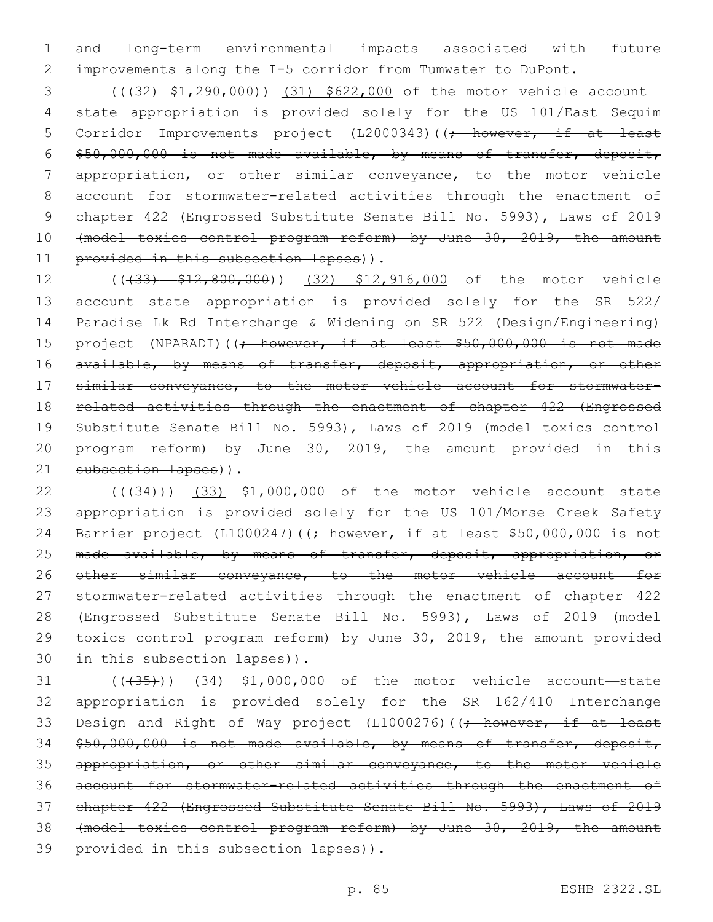and long-term environmental impacts associated with future improvements along the I-5 corridor from Tumwater to DuPont.

(((32) $1,290,000)) (31) $622,000 of the motor vehicle account—state appropriation is provided solely for the US 101/East Sequim Corridor Improvements project (L2000343)((; however, if at least $50,000,000 is not made available, by means of transfer, deposit, appropriation, or other similar conveyance, to the motor vehicle account for stormwater-related activities through the enactment of chapter 422 (Engrossed Substitute Senate Bill No. 5993), Laws of 2019 (model toxics control program reform) by June 30, 2019, the amount provided in this subsection lapses)).

(((33) $12,800,000)) (32) $12,916,000 of the motor vehicle account—state appropriation is provided solely for the SR 522/ Paradise Lk Rd Interchange & Widening on SR 522 (Design/Engineering) project (NPARADI)((; however, if at least $50,000,000 is not made available, by means of transfer, deposit, appropriation, or other similar conveyance, to the motor vehicle account for stormwater-related activities through the enactment of chapter 422 (Engrossed Substitute Senate Bill No. 5993), Laws of 2019 (model toxics control program reform) by June 30, 2019, the amount provided in this subsection lapses)).

(((34))) (33) $1,000,000 of the motor vehicle account—state appropriation is provided solely for the US 101/Morse Creek Safety Barrier project (L1000247)((; however, if at least $50,000,000 is not made available, by means of transfer, deposit, appropriation, or other similar conveyance, to the motor vehicle account for stormwater-related activities through the enactment of chapter 422 (Engrossed Substitute Senate Bill No. 5993), Laws of 2019 (model toxics control program reform) by June 30, 2019, the amount provided in this subsection lapses)).

(((35))) (34) $1,000,000 of the motor vehicle account—state appropriation is provided solely for the SR 162/410 Interchange Design and Right of Way project (L1000276)((; however, if at least $50,000,000 is not made available, by means of transfer, deposit, appropriation, or other similar conveyance, to the motor vehicle account for stormwater-related activities through the enactment of chapter 422 (Engrossed Substitute Senate Bill No. 5993), Laws of 2019 (model toxics control program reform) by June 30, 2019, the amount provided in this subsection lapses)).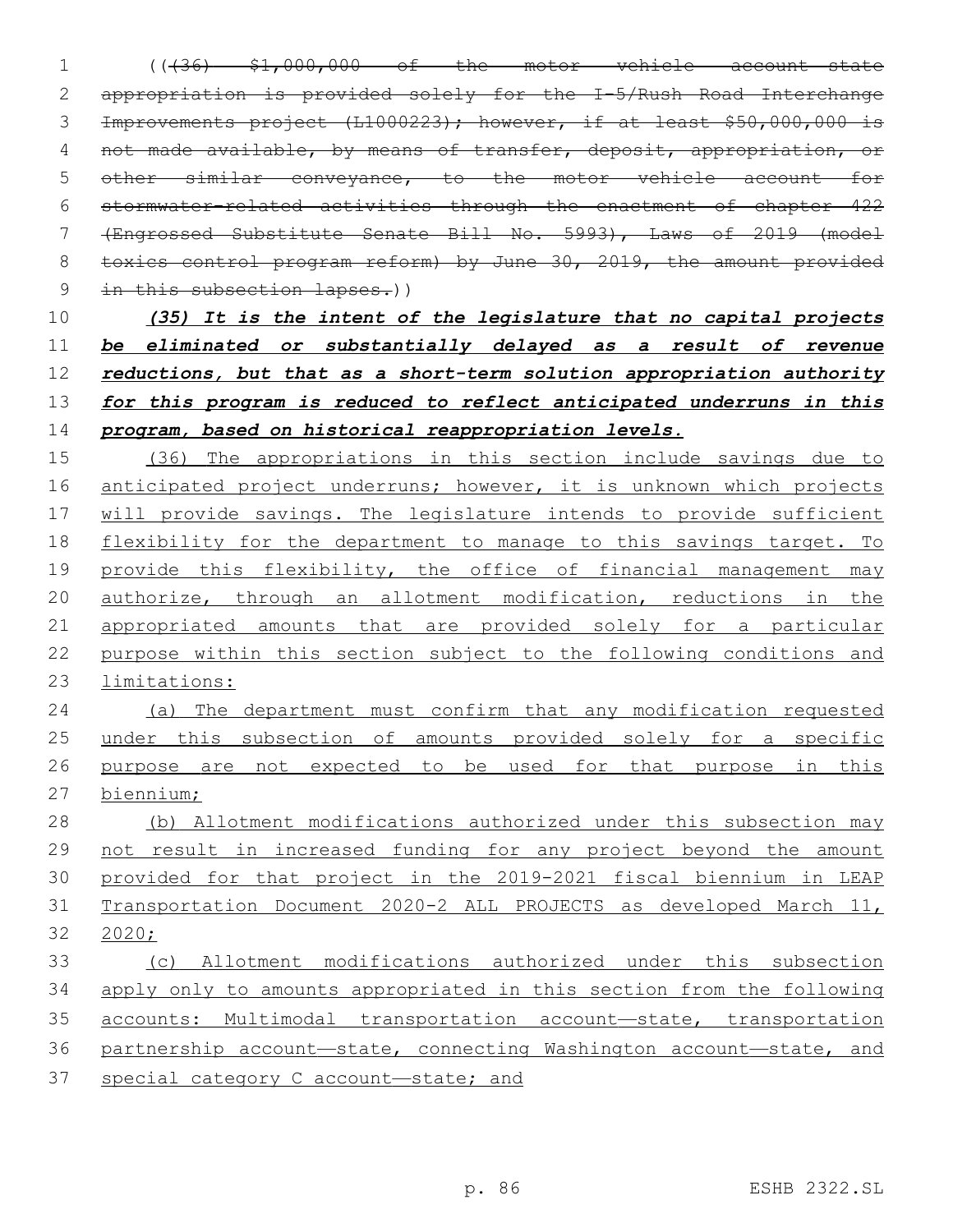((~~(36) $1,000,000 of the motor vehicle account—state appropriation is provided solely for the I-5/Rush Road Interchange Improvements project (L1000223); however, if at least $50,000,000 is not made available, by means of transfer, deposit, appropriation, or other similar conveyance, to the motor vehicle account for stormwater-related activities through the enactment of chapter 422 (Engrossed Substitute Senate Bill No. 5993), Laws of 2019 (model toxics control program reform) by June 30, 2019, the amount provided in this subsection lapses.~~))

***(35) It is the intent of the legislature that no capital projects be eliminated or substantially delayed as a result of revenue reductions, but that as a short-term solution appropriation authority for this program is reduced to reflect anticipated underruns in this program, based on historical reappropriation levels.***

(36) The appropriations in this section include savings due to anticipated project underruns; however, it is unknown which projects will provide savings. The legislature intends to provide sufficient flexibility for the department to manage to this savings target. To provide this flexibility, the office of financial management may authorize, through an allotment modification, reductions in the appropriated amounts that are provided solely for a particular purpose within this section subject to the following conditions and limitations:

(a) The department must confirm that any modification requested under this subsection of amounts provided solely for a specific purpose are not expected to be used for that purpose in this biennium;

(b) Allotment modifications authorized under this subsection may not result in increased funding for any project beyond the amount provided for that project in the 2019-2021 fiscal biennium in LEAP Transportation Document 2020-2 ALL PROJECTS as developed March 11, 2020;

(c) Allotment modifications authorized under this subsection apply only to amounts appropriated in this section from the following accounts: Multimodal transportation account—state, transportation partnership account—state, connecting Washington account—state, and special category C account—state; and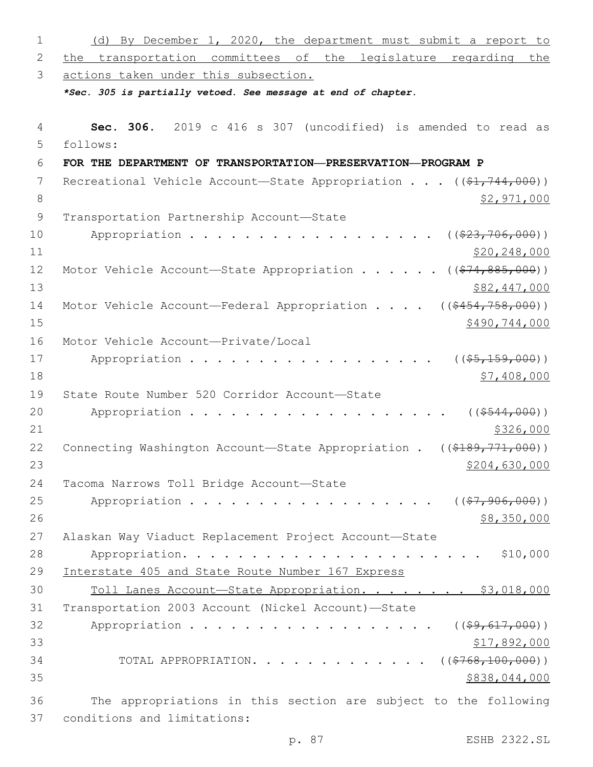(d) By December 1, 2020, the department must submit a report to the transportation committees of the legislature regarding the actions taken under this subsection.

***Sec. 305 is partially vetoed. See message at end of chapter.***

**Sec. 306.** 2019 c 416 s 307 (uncodified) is amended to read as follows:

**FOR THE DEPARTMENT OF TRANSPORTATION—PRESERVATION—PROGRAM P**

Recreational Vehicle Account—State Appropriation . . . ((~~$1,744,000~~)) $2,971,000

Transportation Partnership Account—State Appropriation . . . . . . . . . . . . . . . . . . ((~~$23,706,000~~)) $20,248,000

Motor Vehicle Account—State Appropriation . . . . . . ((~~$74,885,000~~)) $82,447,000

Motor Vehicle Account—Federal Appropriation . . . . ((~~$454,758,000~~)) $490,744,000

Motor Vehicle Account—Private/Local Appropriation . . . . . . . . . . . . . . . . . . ((~~$5,159,000~~)) $7,408,000

State Route Number 520 Corridor Account—State Appropriation . . . . . . . . . . . . . . . . . . . ((~~$544,000~~)) $326,000

Connecting Washington Account—State Appropriation . ((~~$189,771,000~~)) $204,630,000

Tacoma Narrows Toll Bridge Account—State Appropriation . . . . . . . . . . . . . . . . . . ((~~$7,906,000~~)) $8,350,000

Alaskan Way Viaduct Replacement Project Account—State Appropriation. . . . . . . . . . . . . . . . . . . . . . $10,000

Interstate 405 and State Route Number 167 Express Toll Lanes Account—State Appropriation. . . . . . . . $3,018,000

Transportation 2003 Account (Nickel Account)—State Appropriation . . . . . . . . . . . . . . . . . . ((~~$9,617,000~~)) $17,892,000

TOTAL APPROPRIATION. . . . . . . . . . . . . ((~~$768,100,000~~)) $838,044,000

The appropriations in this section are subject to the following conditions and limitations: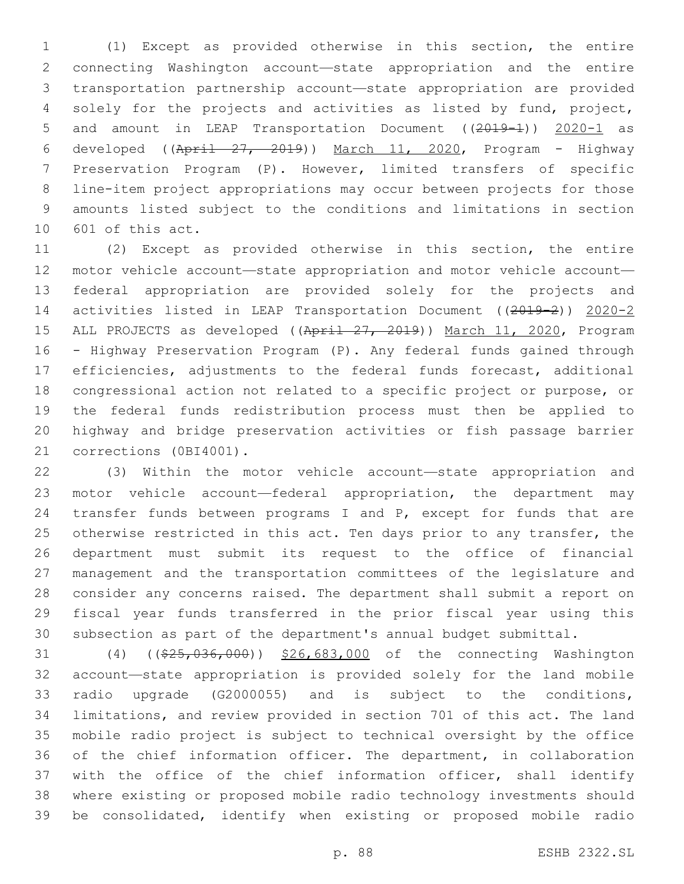(1) Except as provided otherwise in this section, the entire connecting Washington account—state appropriation and the entire transportation partnership account—state appropriation are provided solely for the projects and activities as listed by fund, project, and amount in LEAP Transportation Document ((~~2019-1~~)) 2020-1 as developed ((~~April 27, 2019~~)) March 11, 2020, Program - Highway Preservation Program (P). However, limited transfers of specific line-item project appropriations may occur between projects for those amounts listed subject to the conditions and limitations in section 601 of this act.

(2) Except as provided otherwise in this section, the entire motor vehicle account—state appropriation and motor vehicle account—federal appropriation are provided solely for the projects and activities listed in LEAP Transportation Document ((~~2019-2~~)) 2020-2 ALL PROJECTS as developed ((~~April 27, 2019~~)) March 11, 2020, Program - Highway Preservation Program (P). Any federal funds gained through efficiencies, adjustments to the federal funds forecast, additional congressional action not related to a specific project or purpose, or the federal funds redistribution process must then be applied to highway and bridge preservation activities or fish passage barrier corrections (0BI4001).

(3) Within the motor vehicle account—state appropriation and motor vehicle account—federal appropriation, the department may transfer funds between programs I and P, except for funds that are otherwise restricted in this act. Ten days prior to any transfer, the department must submit its request to the office of financial management and the transportation committees of the legislature and consider any concerns raised. The department shall submit a report on fiscal year funds transferred in the prior fiscal year using this subsection as part of the department's annual budget submittal.

(4) ((~~$25,036,000~~)) $26,683,000 of the connecting Washington account—state appropriation is provided solely for the land mobile radio upgrade (G2000055) and is subject to the conditions, limitations, and review provided in section 701 of this act. The land mobile radio project is subject to technical oversight by the office of the chief information officer. The department, in collaboration with the office of the chief information officer, shall identify where existing or proposed mobile radio technology investments should be consolidated, identify when existing or proposed mobile radio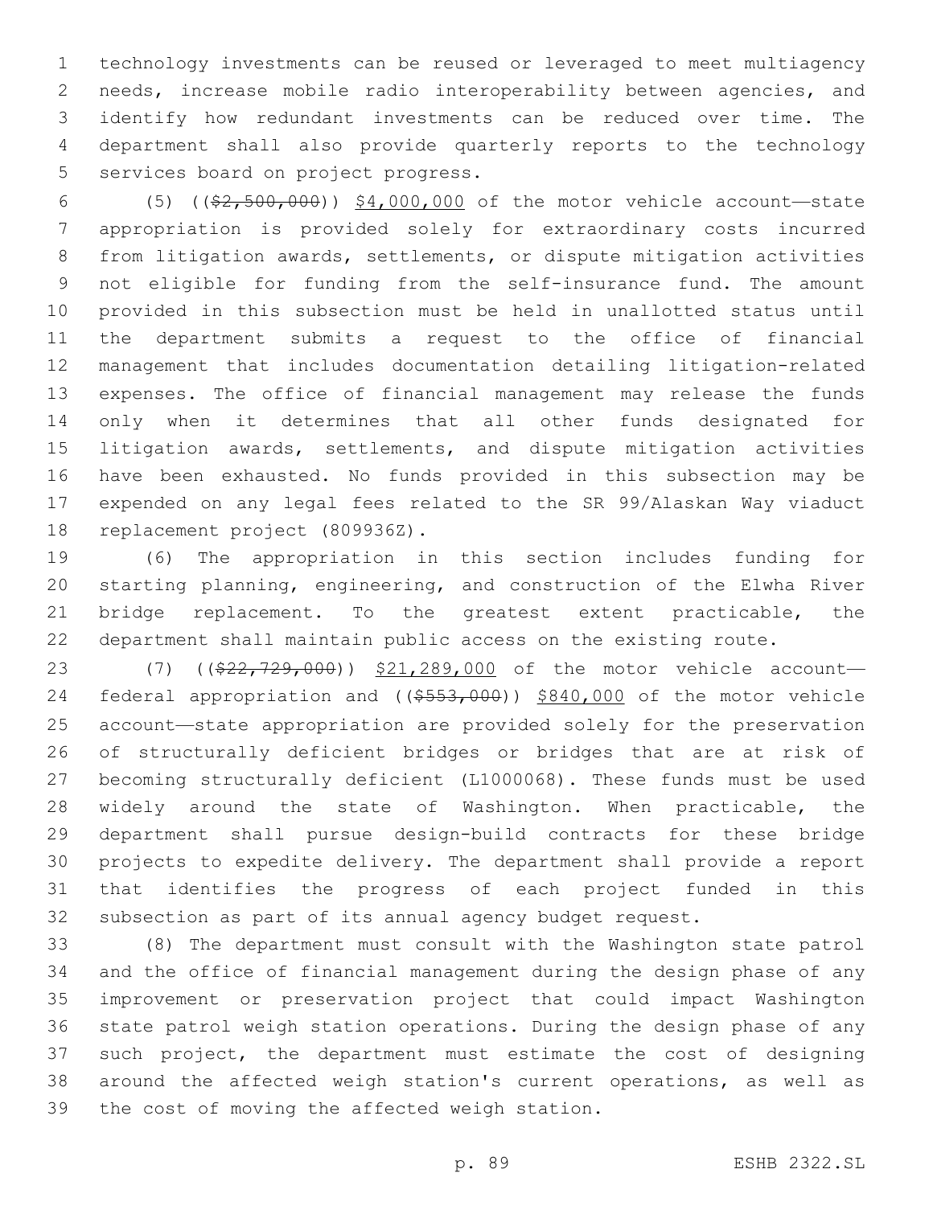technology investments can be reused or leveraged to meet multiagency needs, increase mobile radio interoperability between agencies, and identify how redundant investments can be reduced over time. The department shall also provide quarterly reports to the technology services board on project progress.

(5) ((~~$2,500,000~~)) $4,000,000 of the motor vehicle account—state appropriation is provided solely for extraordinary costs incurred from litigation awards, settlements, or dispute mitigation activities not eligible for funding from the self-insurance fund. The amount provided in this subsection must be held in unallotted status until the department submits a request to the office of financial management that includes documentation detailing litigation-related expenses. The office of financial management may release the funds only when it determines that all other funds designated for litigation awards, settlements, and dispute mitigation activities have been exhausted. No funds provided in this subsection may be expended on any legal fees related to the SR 99/Alaskan Way viaduct replacement project (809936Z).

(6) The appropriation in this section includes funding for starting planning, engineering, and construction of the Elwha River bridge replacement. To the greatest extent practicable, the department shall maintain public access on the existing route.

(7) ((~~$22,729,000~~)) $21,289,000 of the motor vehicle account—federal appropriation and ((~~$553,000~~)) $840,000 of the motor vehicle account—state appropriation are provided solely for the preservation of structurally deficient bridges or bridges that are at risk of becoming structurally deficient (L1000068). These funds must be used widely around the state of Washington. When practicable, the department shall pursue design-build contracts for these bridge projects to expedite delivery. The department shall provide a report that identifies the progress of each project funded in this subsection as part of its annual agency budget request.

(8) The department must consult with the Washington state patrol and the office of financial management during the design phase of any improvement or preservation project that could impact Washington state patrol weigh station operations. During the design phase of any such project, the department must estimate the cost of designing around the affected weigh station's current operations, as well as the cost of moving the affected weigh station.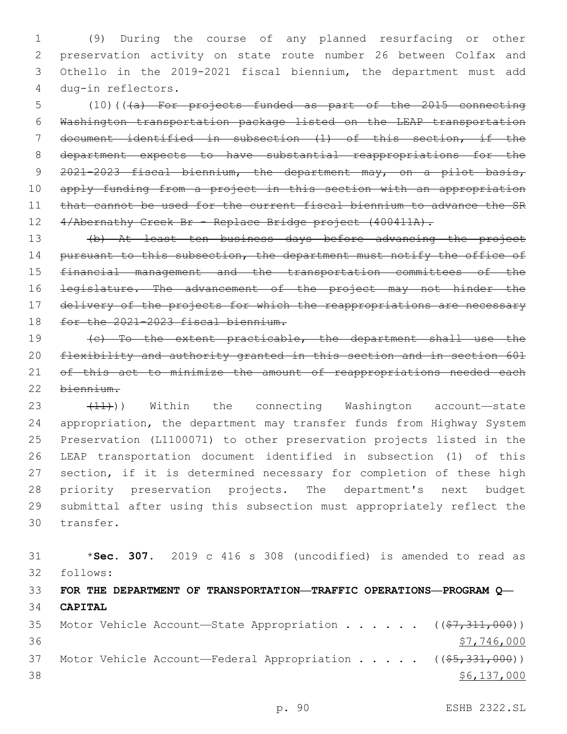(9) During the course of any planned resurfacing or other preservation activity on state route number 26 between Colfax and Othello in the 2019-2021 fiscal biennium, the department must add dug-in reflectors.

(10)((~~(a) For projects funded as part of the 2015 connecting Washington transportation package listed on the LEAP transportation document identified in subsection (1) of this section, if the department expects to have substantial reappropriations for the 2021-2023 fiscal biennium, the department may, on a pilot basis, apply funding from a project in this section with an appropriation that cannot be used for the current fiscal biennium to advance the SR 4/Abernathy Creek Br - Replace Bridge project (400411A).~~

~~(b) At least ten business days before advancing the project pursuant to this subsection, the department must notify the office of financial management and the transportation committees of the legislature. The advancement of the project may not hinder the delivery of the projects for which the reappropriations are necessary for the 2021-2023 fiscal biennium.~~

~~(c) To the extent practicable, the department shall use the flexibility and authority granted in this section and in section 601 of this act to minimize the amount of reappropriations needed each biennium.~~

~~(11)~~)) Within the connecting Washington account—state appropriation, the department may transfer funds from Highway System Preservation (L1100071) to other preservation projects listed in the LEAP transportation document identified in subsection (1) of this section, if it is determined necessary for completion of these high priority preservation projects. The department's next budget submittal after using this subsection must appropriately reflect the transfer.

*__Sec. 307.__ 2019 c 416 s 308 (uncodified) is amended to read as follows:

**FOR THE DEPARTMENT OF TRANSPORTATION—TRAFFIC OPERATIONS—PROGRAM Q—CAPITAL**

Motor Vehicle Account—State Appropriation . . . . . . ((~~$7,311,000~~))
<u>$7,746,000</u>

Motor Vehicle Account—Federal Appropriation . . . . . ((~~$5,331,000~~))
<u>$6,137,000</u>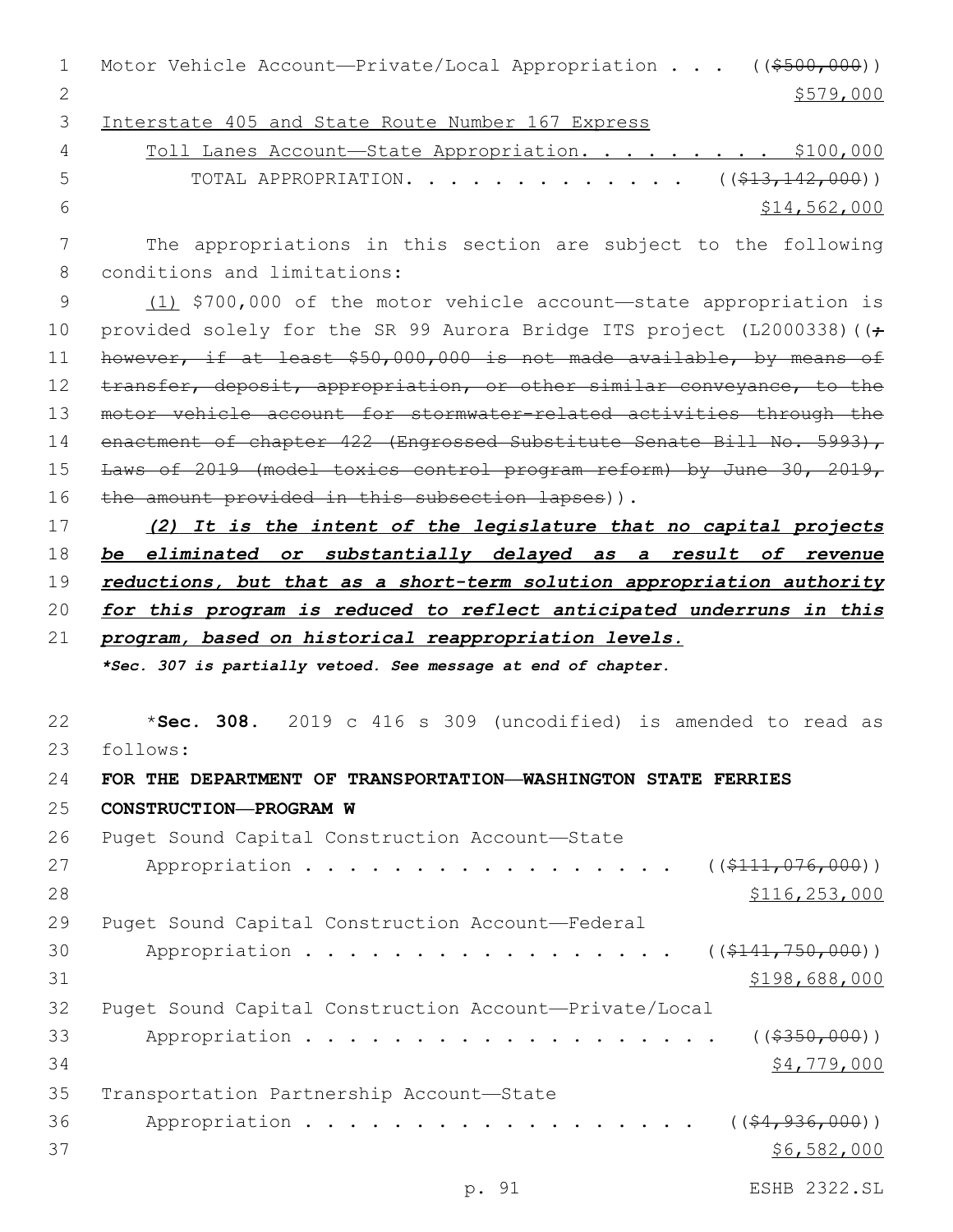Motor Vehicle Account—Private/Local Appropriation . . . ((~~$500,000~~))
$579,000

Interstate 405 and State Route Number 167 Express
Toll Lanes Account—State Appropriation. . . . . . . . . $100,000

TOTAL APPROPRIATION. . . . . . . . . . . . . ((~~$13,142,000~~))
$14,562,000

The appropriations in this section are subject to the following conditions and limitations:

(1) $700,000 of the motor vehicle account—state appropriation is provided solely for the SR 99 Aurora Bridge ITS project (L2000338)((~~; however, if at least $50,000,000 is not made available, by means of transfer, deposit, appropriation, or other similar conveyance, to the motor vehicle account for stormwater-related activities through the enactment of chapter 422 (Engrossed Substitute Senate Bill No. 5993), Laws of 2019 (model toxics control program reform) by June 30, 2019, the amount provided in this subsection lapses~~)).

***(2) It is the intent of the legislature that no capital projects be eliminated or substantially delayed as a result of revenue reductions, but that as a short-term solution appropriation authority for this program is reduced to reflect anticipated underruns in this program, based on historical reappropriation levels.***

***Sec. 307 is partially vetoed. See message at end of chapter.***

\***Sec. 308.** 2019 c 416 s 309 (uncodified) is amended to read as follows:

**FOR THE DEPARTMENT OF TRANSPORTATION—WASHINGTON STATE FERRIES CONSTRUCTION—PROGRAM W**

Puget Sound Capital Construction Account—State
Appropriation . . . . . . . . . . . . . . . . . ((~~$111,076,000~~))
$116,253,000

Puget Sound Capital Construction Account—Federal
Appropriation . . . . . . . . . . . . . . . . . ((~~$141,750,000~~))
$198,688,000

Puget Sound Capital Construction Account—Private/Local
Appropriation . . . . . . . . . . . . . . . . . . . ((~~$350,000~~))
$4,779,000

Transportation Partnership Account—State
Appropriation . . . . . . . . . . . . . . . . . . ((~~$4,936,000~~))
$6,582,000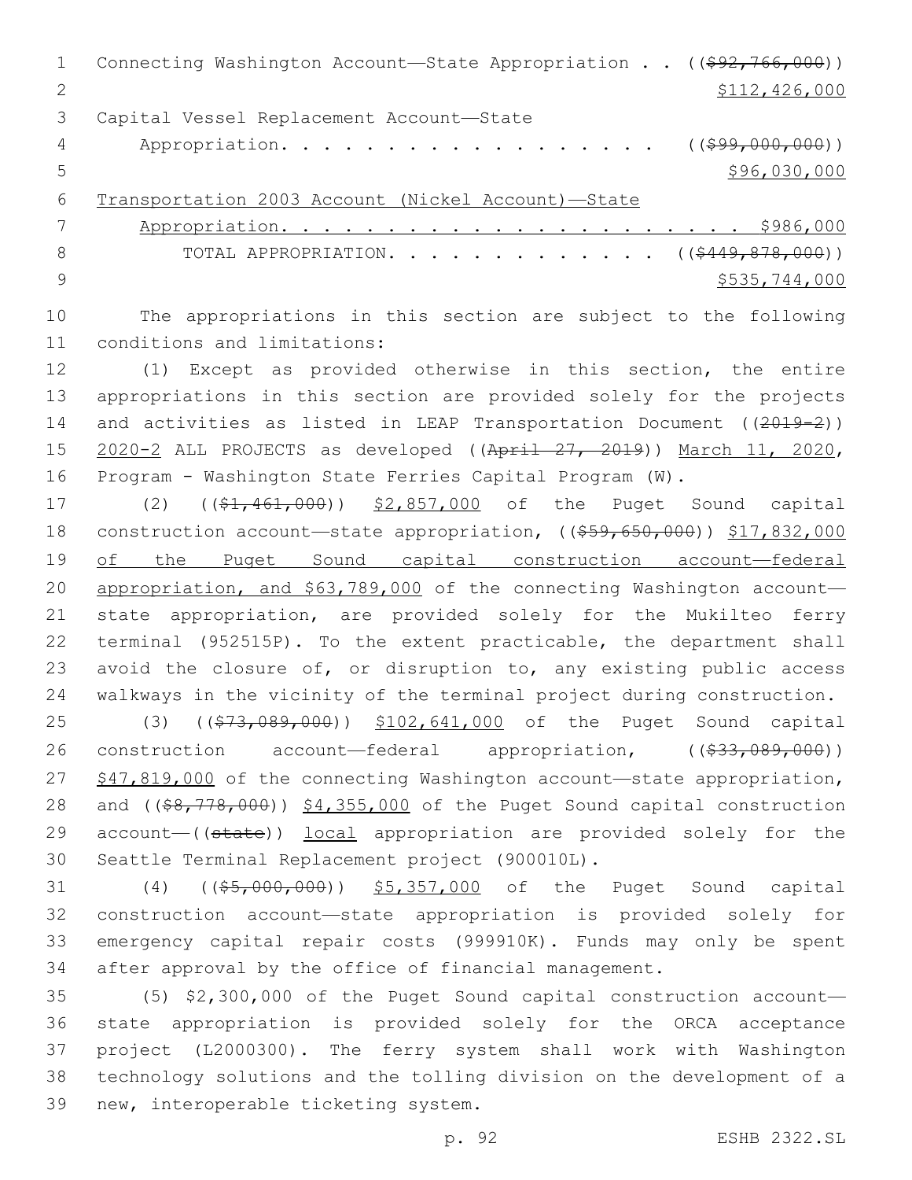Connecting Washington Account—State Appropriation . . (($92,766,000))
$112,426,000

Capital Vessel Replacement Account—State
Appropriation. . . . . . . . . . . . . . . . . . . (($99,000,000))
$96,030,000

Transportation 2003 Account (Nickel Account)—State
Appropriation. . . . . . . . . . . . . . . . . . . . . . $986,000

TOTAL APPROPRIATION. . . . . . . . . . . . . . (($449,878,000))
$535,744,000

The appropriations in this section are subject to the following conditions and limitations:

(1) Except as provided otherwise in this section, the entire appropriations in this section are provided solely for the projects and activities as listed in LEAP Transportation Document ((2019-2)) 2020-2 ALL PROJECTS as developed ((April 27, 2019)) March 11, 2020, Program - Washington State Ferries Capital Program (W).

(2) (($1,461,000)) $2,857,000 of the Puget Sound capital construction account—state appropriation, (($59,650,000)) $17,832,000 of the Puget Sound capital construction account—federal appropriation, and $63,789,000 of the connecting Washington account—state appropriation, are provided solely for the Mukilteo ferry terminal (952515P). To the extent practicable, the department shall avoid the closure of, or disruption to, any existing public access walkways in the vicinity of the terminal project during construction.

(3) (($73,089,000)) $102,641,000 of the Puget Sound capital construction account—federal appropriation, (($33,089,000)) $47,819,000 of the connecting Washington account—state appropriation, and (($8,778,000)) $4,355,000 of the Puget Sound capital construction account—((state)) local appropriation are provided solely for the Seattle Terminal Replacement project (900010L).

(4) (($5,000,000)) $5,357,000 of the Puget Sound capital construction account—state appropriation is provided solely for emergency capital repair costs (999910K). Funds may only be spent after approval by the office of financial management.

(5) $2,300,000 of the Puget Sound capital construction account—state appropriation is provided solely for the ORCA acceptance project (L2000300). The ferry system shall work with Washington technology solutions and the tolling division on the development of a new, interoperable ticketing system.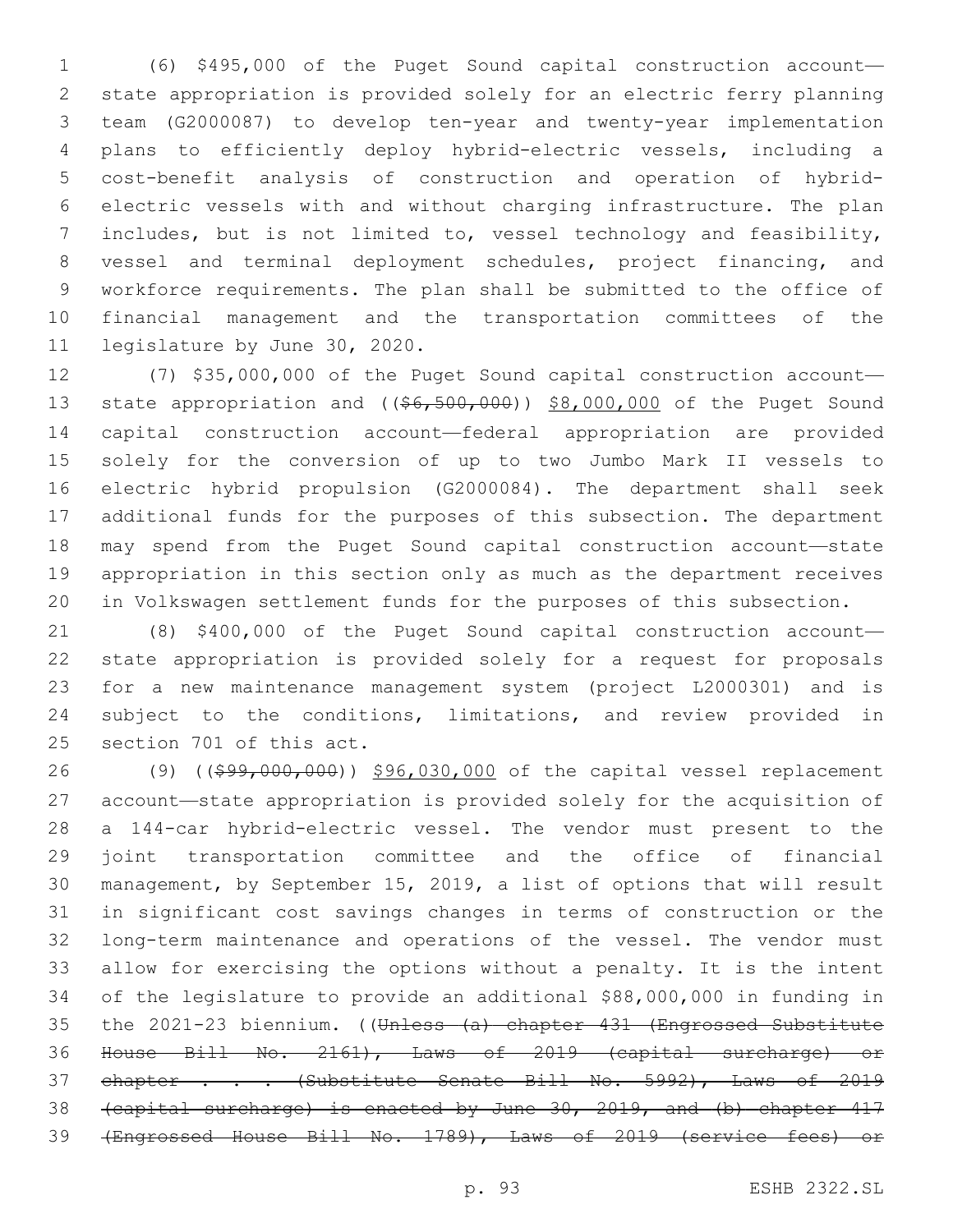(6) $495,000 of the Puget Sound capital construction account—state appropriation is provided solely for an electric ferry planning team (G2000087) to develop ten-year and twenty-year implementation plans to efficiently deploy hybrid-electric vessels, including a cost-benefit analysis of construction and operation of hybrid-electric vessels with and without charging infrastructure. The plan includes, but is not limited to, vessel technology and feasibility, vessel and terminal deployment schedules, project financing, and workforce requirements. The plan shall be submitted to the office of financial management and the transportation committees of the legislature by June 30, 2020.

(7) $35,000,000 of the Puget Sound capital construction account—state appropriation and ((~~$6,500,000~~)) $8,000,000 of the Puget Sound capital construction account—federal appropriation are provided solely for the conversion of up to two Jumbo Mark II vessels to electric hybrid propulsion (G2000084). The department shall seek additional funds for the purposes of this subsection. The department may spend from the Puget Sound capital construction account—state appropriation in this section only as much as the department receives in Volkswagen settlement funds for the purposes of this subsection.

(8) $400,000 of the Puget Sound capital construction account—state appropriation is provided solely for a request for proposals for a new maintenance management system (project L2000301) and is subject to the conditions, limitations, and review provided in section 701 of this act.

(9) ((~~$99,000,000~~)) $96,030,000 of the capital vessel replacement account—state appropriation is provided solely for the acquisition of a 144-car hybrid-electric vessel. The vendor must present to the joint transportation committee and the office of financial management, by September 15, 2019, a list of options that will result in significant cost savings changes in terms of construction or the long-term maintenance and operations of the vessel. The vendor must allow for exercising the options without a penalty. It is the intent of the legislature to provide an additional $88,000,000 in funding in the 2021-23 biennium. ((~~Unless (a) chapter 431 (Engrossed Substitute House Bill No. 2161), Laws of 2019 (capital surcharge) or chapter . . . (Substitute Senate Bill No. 5992), Laws of 2019 (capital surcharge) is enacted by June 30, 2019, and (b) chapter 417 (Engrossed House Bill No. 1789), Laws of 2019 (service fees) or~~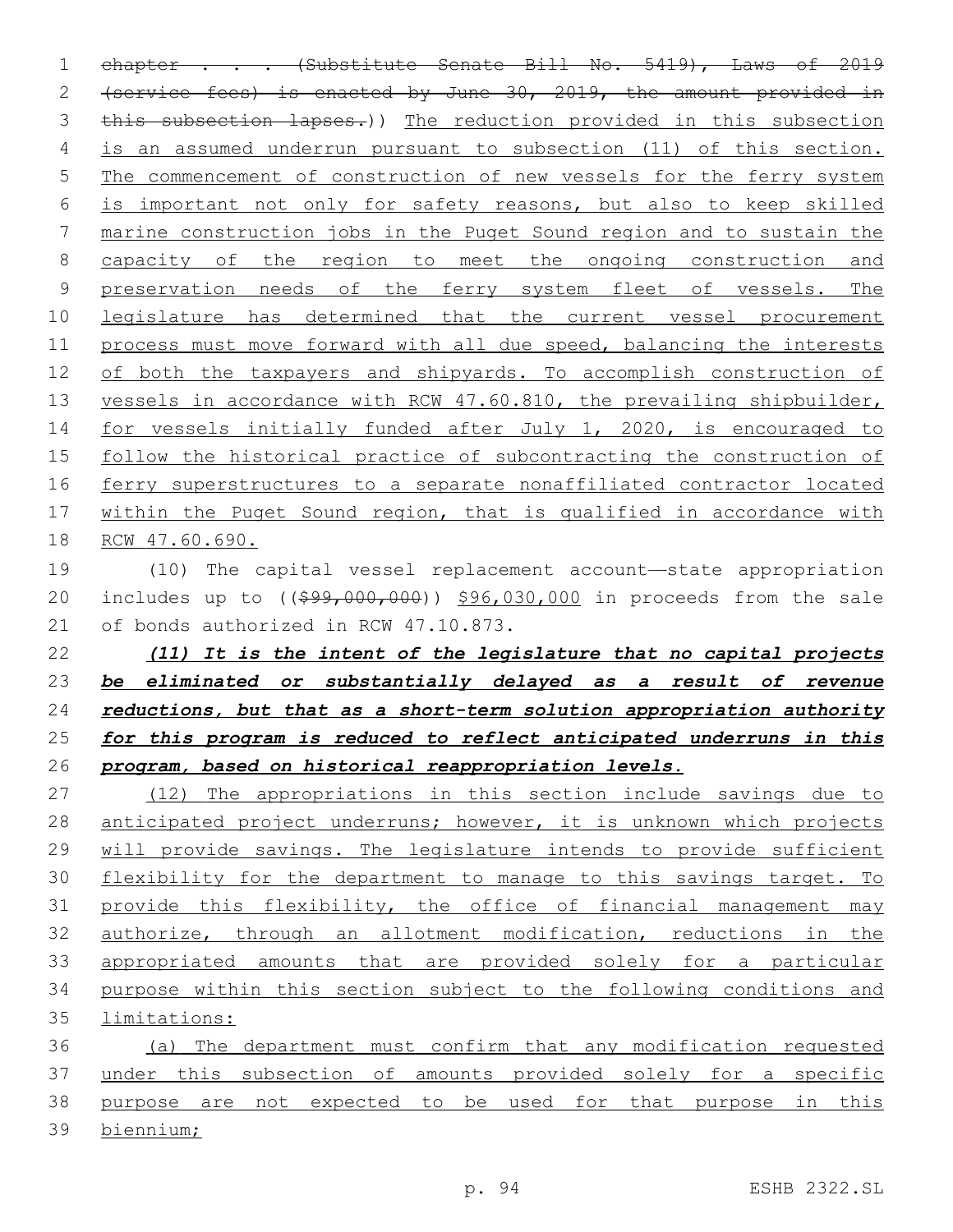~~chapter . . . (Substitute Senate Bill No. 5419), Laws of 2019 (service fees) is enacted by June 30, 2019, the amount provided in this subsection lapses.~~)) The reduction provided in this subsection is an assumed underrun pursuant to subsection (11) of this section. The commencement of construction of new vessels for the ferry system is important not only for safety reasons, but also to keep skilled marine construction jobs in the Puget Sound region and to sustain the capacity of the region to meet the ongoing construction and preservation needs of the ferry system fleet of vessels. The legislature has determined that the current vessel procurement process must move forward with all due speed, balancing the interests of both the taxpayers and shipyards. To accomplish construction of vessels in accordance with RCW 47.60.810, the prevailing shipbuilder, for vessels initially funded after July 1, 2020, is encouraged to follow the historical practice of subcontracting the construction of ferry superstructures to a separate nonaffiliated contractor located within the Puget Sound region, that is qualified in accordance with RCW 47.60.690.

(10) The capital vessel replacement account—state appropriation includes up to ((~~$99,000,000~~)) $96,030,000 in proceeds from the sale of bonds authorized in RCW 47.10.873.

***(11) It is the intent of the legislature that no capital projects be eliminated or substantially delayed as a result of revenue reductions, but that as a short-term solution appropriation authority for this program is reduced to reflect anticipated underruns in this program, based on historical reappropriation levels.***

(12) The appropriations in this section include savings due to anticipated project underruns; however, it is unknown which projects will provide savings. The legislature intends to provide sufficient flexibility for the department to manage to this savings target. To provide this flexibility, the office of financial management may authorize, through an allotment modification, reductions in the appropriated amounts that are provided solely for a particular purpose within this section subject to the following conditions and limitations:

(a) The department must confirm that any modification requested under this subsection of amounts provided solely for a specific purpose are not expected to be used for that purpose in this biennium;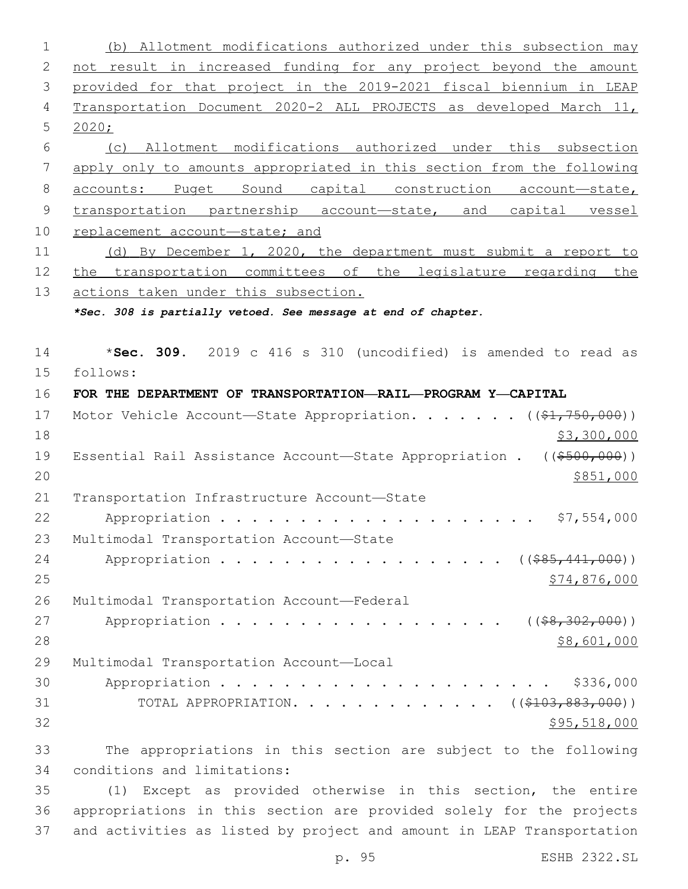(b) Allotment modifications authorized under this subsection may not result in increased funding for any project beyond the amount provided for that project in the 2019-2021 fiscal biennium in LEAP Transportation Document 2020-2 ALL PROJECTS as developed March 11, 2020;

(c) Allotment modifications authorized under this subsection apply only to amounts appropriated in this section from the following accounts: Puget Sound capital construction account—state, transportation partnership account—state, and capital vessel replacement account—state; and

(d) By December 1, 2020, the department must submit a report to the transportation committees of the legislature regarding the actions taken under this subsection.

***Sec. 308 is partially vetoed. See message at end of chapter.***

*__Sec. 309.__ 2019 c 416 s 310 (uncodified) is amended to read as follows:

**FOR THE DEPARTMENT OF TRANSPORTATION—RAIL—PROGRAM Y—CAPITAL**

Motor Vehicle Account—State Appropriation. . . . . . . ((~~$1,750,000~~)) $3,300,000

Essential Rail Assistance Account—State Appropriation . ((~~$500,000~~)) $851,000

Transportation Infrastructure Account—State Appropriation . . . . . . . . . . . . . . . . . . . . $7,554,000

Multimodal Transportation Account—State Appropriation . . . . . . . . . . . . . . . . . . ((~~$85,441,000~~)) $74,876,000

Multimodal Transportation Account—Federal Appropriation . . . . . . . . . . . . . . . . . . ((~~$8,302,000~~)) $8,601,000

Multimodal Transportation Account—Local Appropriation . . . . . . . . . . . . . . . . . . . . . $336,000

TOTAL APPROPRIATION. . . . . . . . . . . . . ((~~$103,883,000~~)) $95,518,000

The appropriations in this section are subject to the following conditions and limitations:

(1) Except as provided otherwise in this section, the entire appropriations in this section are provided solely for the projects and activities as listed by project and amount in LEAP Transportation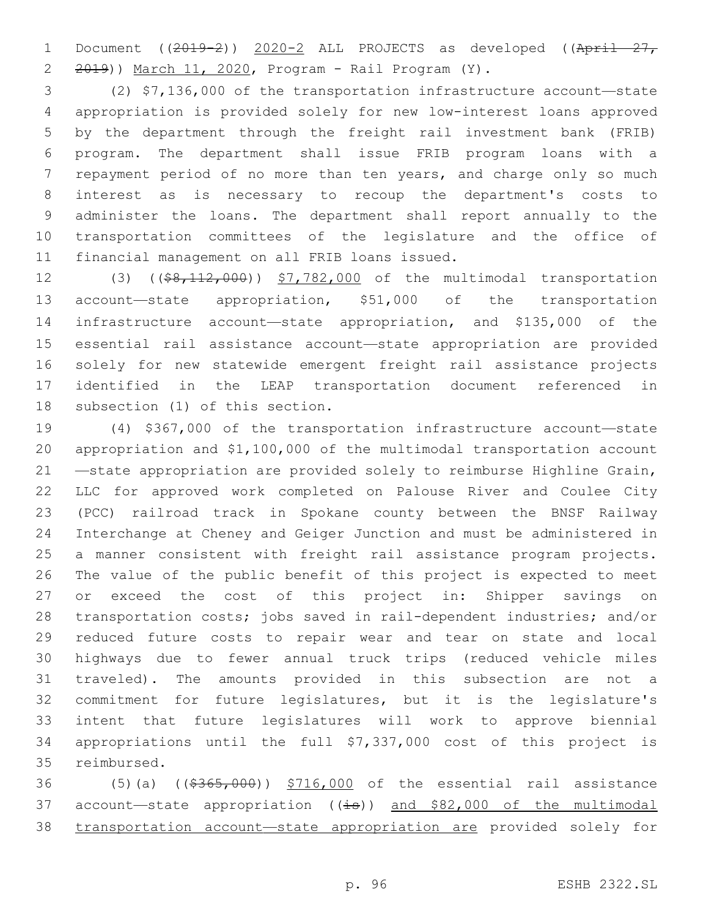Document ((~~2019-2~~)) 2020-2 ALL PROJECTS as developed ((~~April 27, 2019~~)) March 11, 2020, Program - Rail Program (Y).

(2) $7,136,000 of the transportation infrastructure account—state appropriation is provided solely for new low-interest loans approved by the department through the freight rail investment bank (FRIB) program. The department shall issue FRIB program loans with a repayment period of no more than ten years, and charge only so much interest as is necessary to recoup the department's costs to administer the loans. The department shall report annually to the transportation committees of the legislature and the office of financial management on all FRIB loans issued.

(3) ((~~$8,112,000~~)) $7,782,000 of the multimodal transportation account—state appropriation, $51,000 of the transportation infrastructure account—state appropriation, and $135,000 of the essential rail assistance account—state appropriation are provided solely for new statewide emergent freight rail assistance projects identified in the LEAP transportation document referenced in subsection (1) of this section.

(4) $367,000 of the transportation infrastructure account—state appropriation and $1,100,000 of the multimodal transportation account —state appropriation are provided solely to reimburse Highline Grain, LLC for approved work completed on Palouse River and Coulee City (PCC) railroad track in Spokane county between the BNSF Railway Interchange at Cheney and Geiger Junction and must be administered in a manner consistent with freight rail assistance program projects. The value of the public benefit of this project is expected to meet or exceed the cost of this project in: Shipper savings on transportation costs; jobs saved in rail-dependent industries; and/or reduced future costs to repair wear and tear on state and local highways due to fewer annual truck trips (reduced vehicle miles traveled). The amounts provided in this subsection are not a commitment for future legislatures, but it is the legislature's intent that future legislatures will work to approve biennial appropriations until the full $7,337,000 cost of this project is reimbursed.

(5)(a) ((~~$365,000~~)) $716,000 of the essential rail assistance account—state appropriation ((~~is~~)) and $82,000 of the multimodal transportation account—state appropriation are provided solely for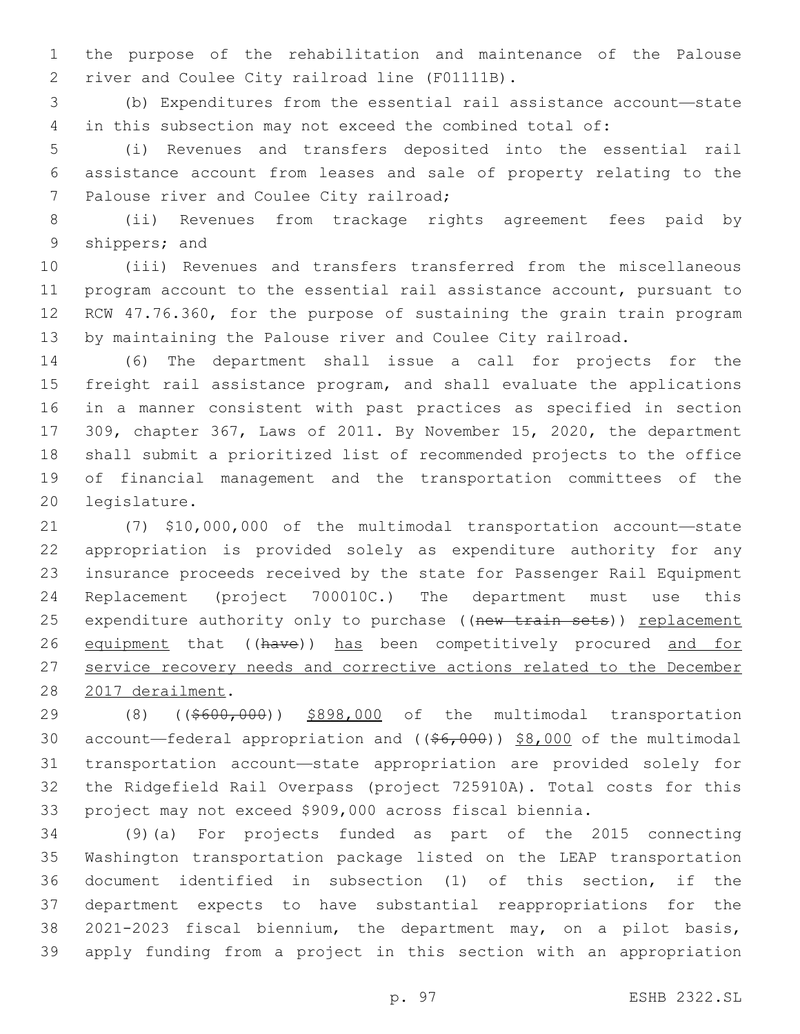the purpose of the rehabilitation and maintenance of the Palouse river and Coulee City railroad line (F01111B).

(b) Expenditures from the essential rail assistance account—state in this subsection may not exceed the combined total of:

(i) Revenues and transfers deposited into the essential rail assistance account from leases and sale of property relating to the Palouse river and Coulee City railroad;

(ii) Revenues from trackage rights agreement fees paid by shippers; and

(iii) Revenues and transfers transferred from the miscellaneous program account to the essential rail assistance account, pursuant to RCW 47.76.360, for the purpose of sustaining the grain train program by maintaining the Palouse river and Coulee City railroad.

(6) The department shall issue a call for projects for the freight rail assistance program, and shall evaluate the applications in a manner consistent with past practices as specified in section 309, chapter 367, Laws of 2011. By November 15, 2020, the department shall submit a prioritized list of recommended projects to the office of financial management and the transportation committees of the legislature.

(7) $10,000,000 of the multimodal transportation account—state appropriation is provided solely as expenditure authority for any insurance proceeds received by the state for Passenger Rail Equipment Replacement (project 700010C.) The department must use this expenditure authority only to purchase ((~~new train sets~~)) replacement equipment that ((~~have~~)) has been competitively procured and for service recovery needs and corrective actions related to the December 2017 derailment.

(8) ((~~$600,000~~)) $898,000 of the multimodal transportation account—federal appropriation and ((~~$6,000~~)) $8,000 of the multimodal transportation account—state appropriation are provided solely for the Ridgefield Rail Overpass (project 725910A). Total costs for this project may not exceed $909,000 across fiscal biennia.

(9)(a) For projects funded as part of the 2015 connecting Washington transportation package listed on the LEAP transportation document identified in subsection (1) of this section, if the department expects to have substantial reappropriations for the 2021-2023 fiscal biennium, the department may, on a pilot basis, apply funding from a project in this section with an appropriation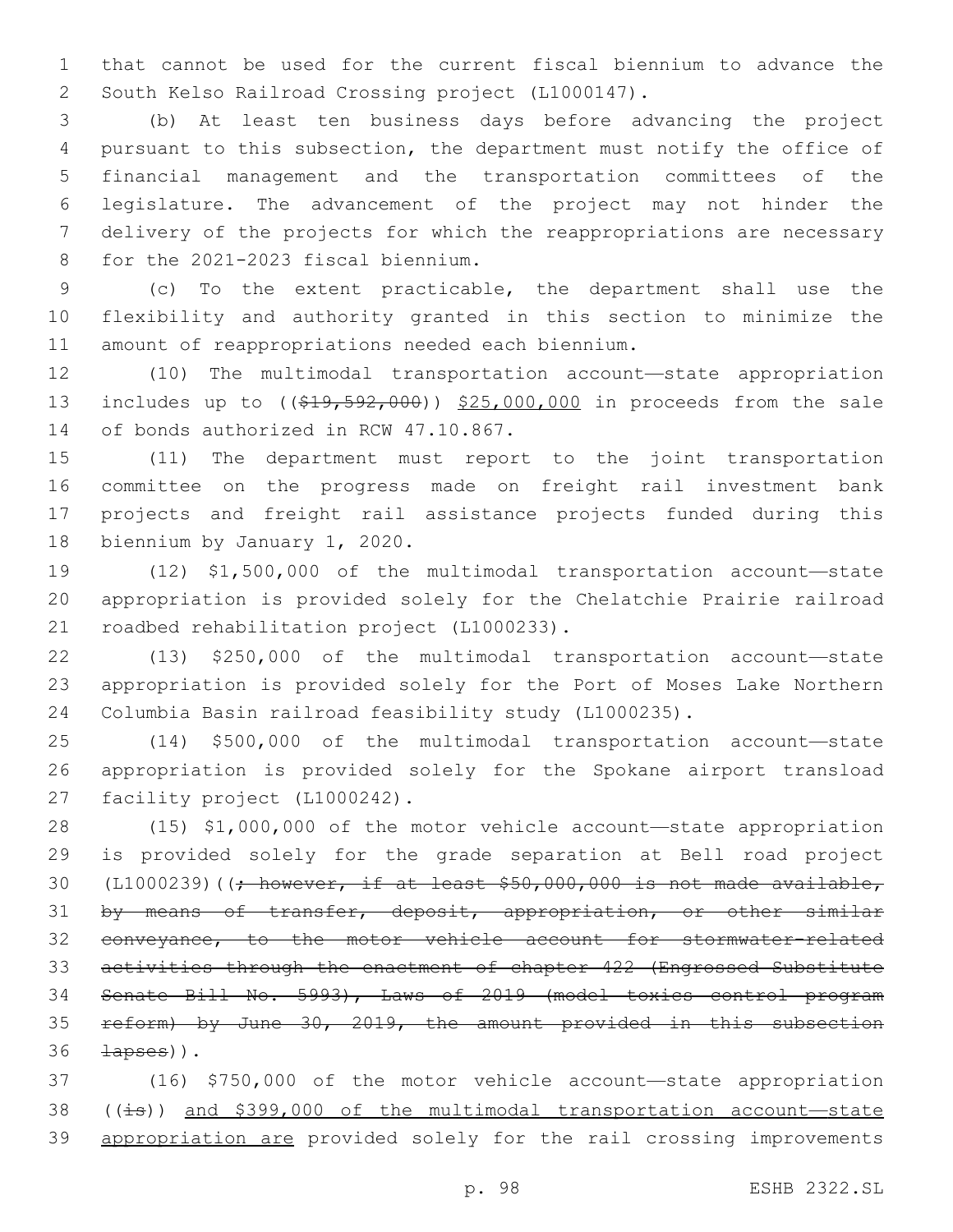that cannot be used for the current fiscal biennium to advance the South Kelso Railroad Crossing project (L1000147).

(b) At least ten business days before advancing the project pursuant to this subsection, the department must notify the office of financial management and the transportation committees of the legislature. The advancement of the project may not hinder the delivery of the projects for which the reappropriations are necessary for the 2021-2023 fiscal biennium.

(c) To the extent practicable, the department shall use the flexibility and authority granted in this section to minimize the amount of reappropriations needed each biennium.

(10) The multimodal transportation account—state appropriation includes up to ((~~$19,592,000~~)) <u>$25,000,000</u> in proceeds from the sale of bonds authorized in RCW 47.10.867.

(11) The department must report to the joint transportation committee on the progress made on freight rail investment bank projects and freight rail assistance projects funded during this biennium by January 1, 2020.

(12) $1,500,000 of the multimodal transportation account—state appropriation is provided solely for the Chelatchie Prairie railroad roadbed rehabilitation project (L1000233).

(13) $250,000 of the multimodal transportation account—state appropriation is provided solely for the Port of Moses Lake Northern Columbia Basin railroad feasibility study (L1000235).

(14) $500,000 of the multimodal transportation account—state appropriation is provided solely for the Spokane airport transload facility project (L1000242).

(15) $1,000,000 of the motor vehicle account—state appropriation is provided solely for the grade separation at Bell road project (L1000239)((~~; however, if at least $50,000,000 is not made available, by means of transfer, deposit, appropriation, or other similar conveyance, to the motor vehicle account for stormwater-related activities through the enactment of chapter 422 (Engrossed Substitute Senate Bill No. 5993), Laws of 2019 (model toxics control program reform) by June 30, 2019, the amount provided in this subsection lapses~~)).

(16) $750,000 of the motor vehicle account—state appropriation ((~~is~~)) <u>and $399,000 of the multimodal transportation account—state appropriation are</u> provided solely for the rail crossing improvements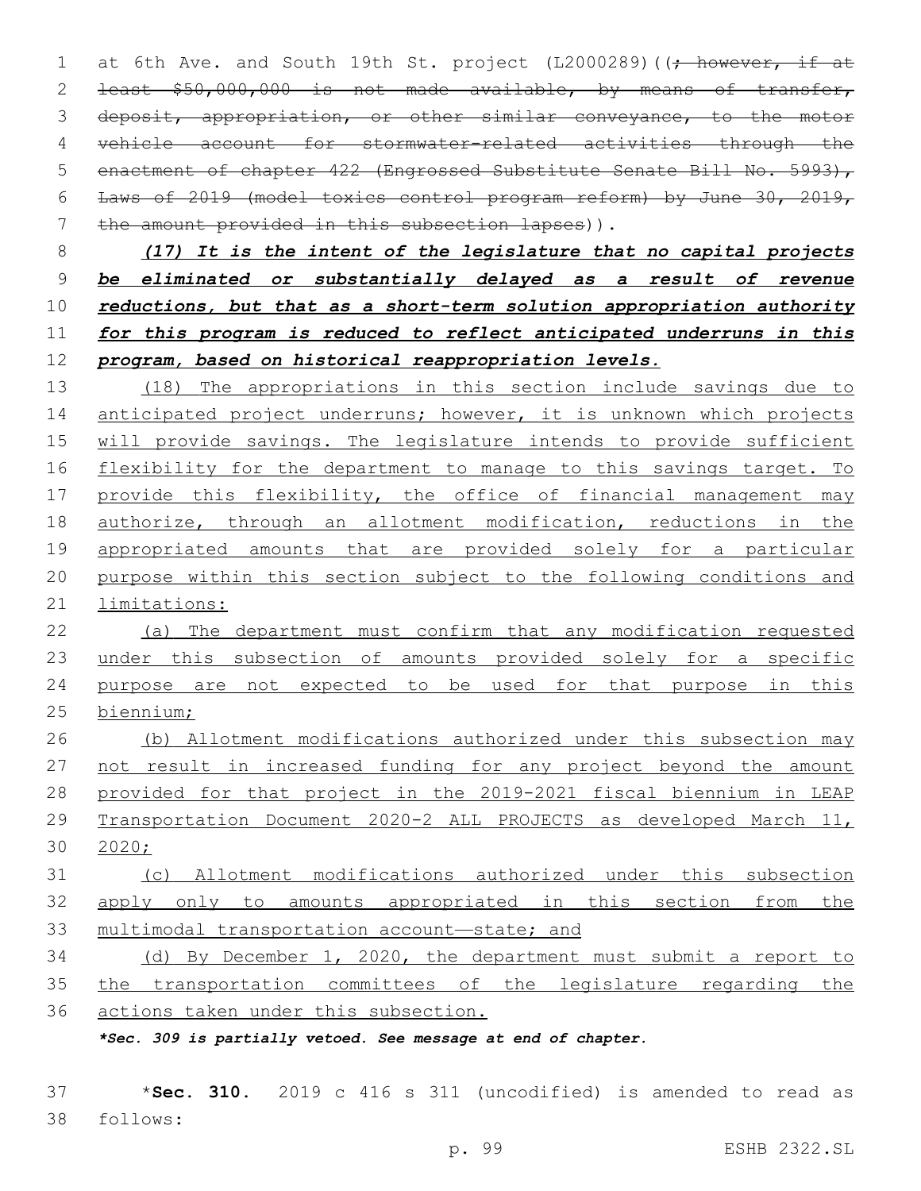at 6th Ave. and South 19th St. project (L2000289)((; however, if at least $50,000,000 is not made available, by means of transfer, deposit, appropriation, or other similar conveyance, to the motor vehicle account for stormwater-related activities through the enactment of chapter 422 (Engrossed Substitute Senate Bill No. 5993), Laws of 2019 (model toxics control program reform) by June 30, 2019, the amount provided in this subsection lapses)).

***(17) It is the intent of the legislature that no capital projects be eliminated or substantially delayed as a result of revenue reductions, but that as a short-term solution appropriation authority for this program is reduced to reflect anticipated underruns in this program, based on historical reappropriation levels.***

(18) The appropriations in this section include savings due to anticipated project underruns; however, it is unknown which projects will provide savings. The legislature intends to provide sufficient flexibility for the department to manage to this savings target. To provide this flexibility, the office of financial management may authorize, through an allotment modification, reductions in the appropriated amounts that are provided solely for a particular purpose within this section subject to the following conditions and limitations:

(a) The department must confirm that any modification requested under this subsection of amounts provided solely for a specific purpose are not expected to be used for that purpose in this biennium;

(b) Allotment modifications authorized under this subsection may not result in increased funding for any project beyond the amount provided for that project in the 2019-2021 fiscal biennium in LEAP Transportation Document 2020-2 ALL PROJECTS as developed March 11, 2020;

(c) Allotment modifications authorized under this subsection apply only to amounts appropriated in this section from the multimodal transportation account—state; and

(d) By December 1, 2020, the department must submit a report to the transportation committees of the legislature regarding the actions taken under this subsection.

***Sec. 309 is partially vetoed. See message at end of chapter.***

*__Sec. 310.__ 2019 c 416 s 311 (uncodified) is amended to read as follows: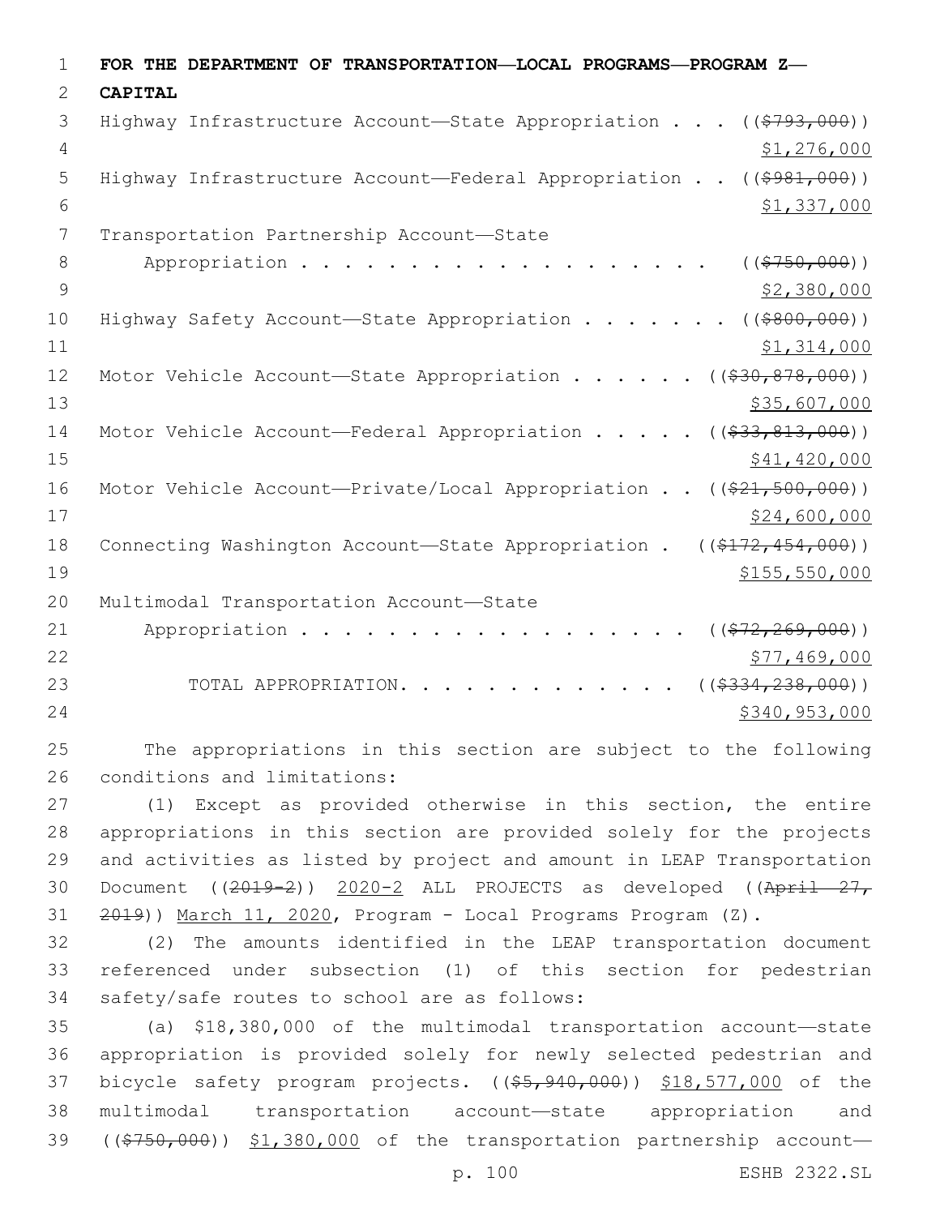**FOR THE DEPARTMENT OF TRANSPORTATION—LOCAL PROGRAMS—PROGRAM Z—CAPITAL**

Highway Infrastructure Account—State Appropriation . . . ((~~$793,000~~)) $1,276,000

Highway Infrastructure Account—Federal Appropriation . . ((~~$981,000~~)) $1,337,000

Transportation Partnership Account—State Appropriation . . . . . . . . . . . . . . . . . . . . ((~~$750,000~~)) $2,380,000

Highway Safety Account—State Appropriation . . . . . . . ((~~$800,000~~)) $1,314,000

Motor Vehicle Account—State Appropriation . . . . . . ((~~$30,878,000~~)) $35,607,000

Motor Vehicle Account—Federal Appropriation . . . . . ((~~$33,813,000~~)) $41,420,000

Motor Vehicle Account—Private/Local Appropriation . . ((~~$21,500,000~~)) $24,600,000

Connecting Washington Account—State Appropriation . ((~~$172,454,000~~)) $155,550,000

Multimodal Transportation Account—State Appropriation . . . . . . . . . . . . . . . . . . . . ((~~$72,269,000~~)) $77,469,000

TOTAL APPROPRIATION. . . . . . . . . . . . . ((~~$334,238,000~~)) $340,953,000

The appropriations in this section are subject to the following conditions and limitations:

(1) Except as provided otherwise in this section, the entire appropriations in this section are provided solely for the projects and activities as listed by project and amount in LEAP Transportation Document ((~~2019-2~~)) 2020-2 ALL PROJECTS as developed ((~~April 27, 2019~~)) March 11, 2020, Program - Local Programs Program (Z).

(2) The amounts identified in the LEAP transportation document referenced under subsection (1) of this section for pedestrian safety/safe routes to school are as follows:

(a) $18,380,000 of the multimodal transportation account—state appropriation is provided solely for newly selected pedestrian and bicycle safety program projects. ((~~$5,940,000~~)) $18,577,000 of the multimodal transportation account—state appropriation and ((~~$750,000~~)) $1,380,000 of the transportation partnership account—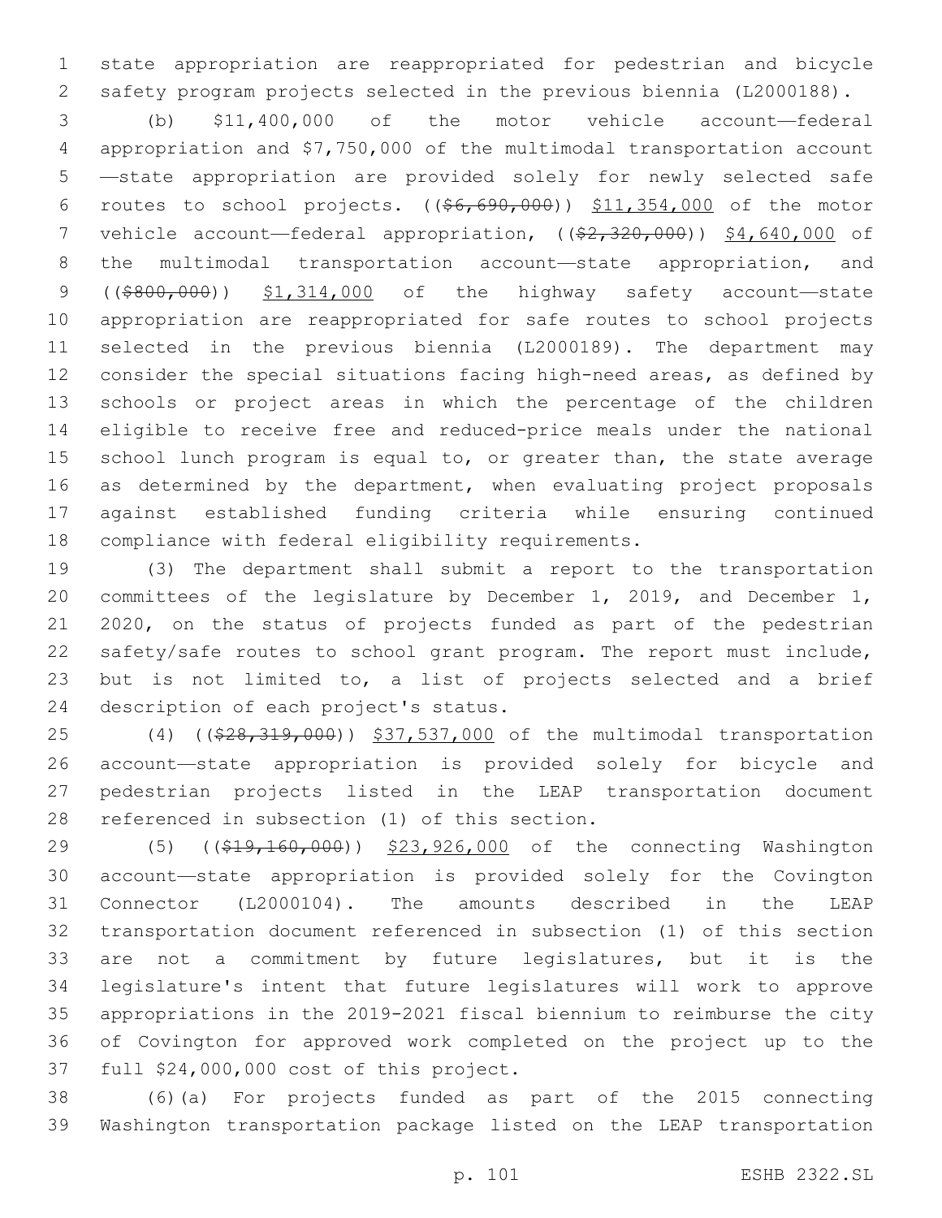state appropriation are reappropriated for pedestrian and bicycle safety program projects selected in the previous biennia (L2000188).

(b) $11,400,000 of the motor vehicle account—federal appropriation and $7,750,000 of the multimodal transportation account —state appropriation are provided solely for newly selected safe routes to school projects. ((~~$6,690,000~~)) <u>$11,354,000</u> of the motor vehicle account—federal appropriation, ((~~$2,320,000~~)) <u>$4,640,000</u> of the multimodal transportation account—state appropriation, and ((~~$800,000~~)) <u>$1,314,000</u> of the highway safety account—state appropriation are reappropriated for safe routes to school projects selected in the previous biennia (L2000189). The department may consider the special situations facing high-need areas, as defined by schools or project areas in which the percentage of the children eligible to receive free and reduced-price meals under the national school lunch program is equal to, or greater than, the state average as determined by the department, when evaluating project proposals against established funding criteria while ensuring continued compliance with federal eligibility requirements.

(3) The department shall submit a report to the transportation committees of the legislature by December 1, 2019, and December 1, 2020, on the status of projects funded as part of the pedestrian safety/safe routes to school grant program. The report must include, but is not limited to, a list of projects selected and a brief description of each project's status.

(4) ((~~$28,319,000~~)) <u>$37,537,000</u> of the multimodal transportation account—state appropriation is provided solely for bicycle and pedestrian projects listed in the LEAP transportation document referenced in subsection (1) of this section.

(5) ((~~$19,160,000~~)) <u>$23,926,000</u> of the connecting Washington account—state appropriation is provided solely for the Covington Connector (L2000104). The amounts described in the LEAP transportation document referenced in subsection (1) of this section are not a commitment by future legislatures, but it is the legislature's intent that future legislatures will work to approve appropriations in the 2019-2021 fiscal biennium to reimburse the city of Covington for approved work completed on the project up to the full $24,000,000 cost of this project.

(6)(a) For projects funded as part of the 2015 connecting Washington transportation package listed on the LEAP transportation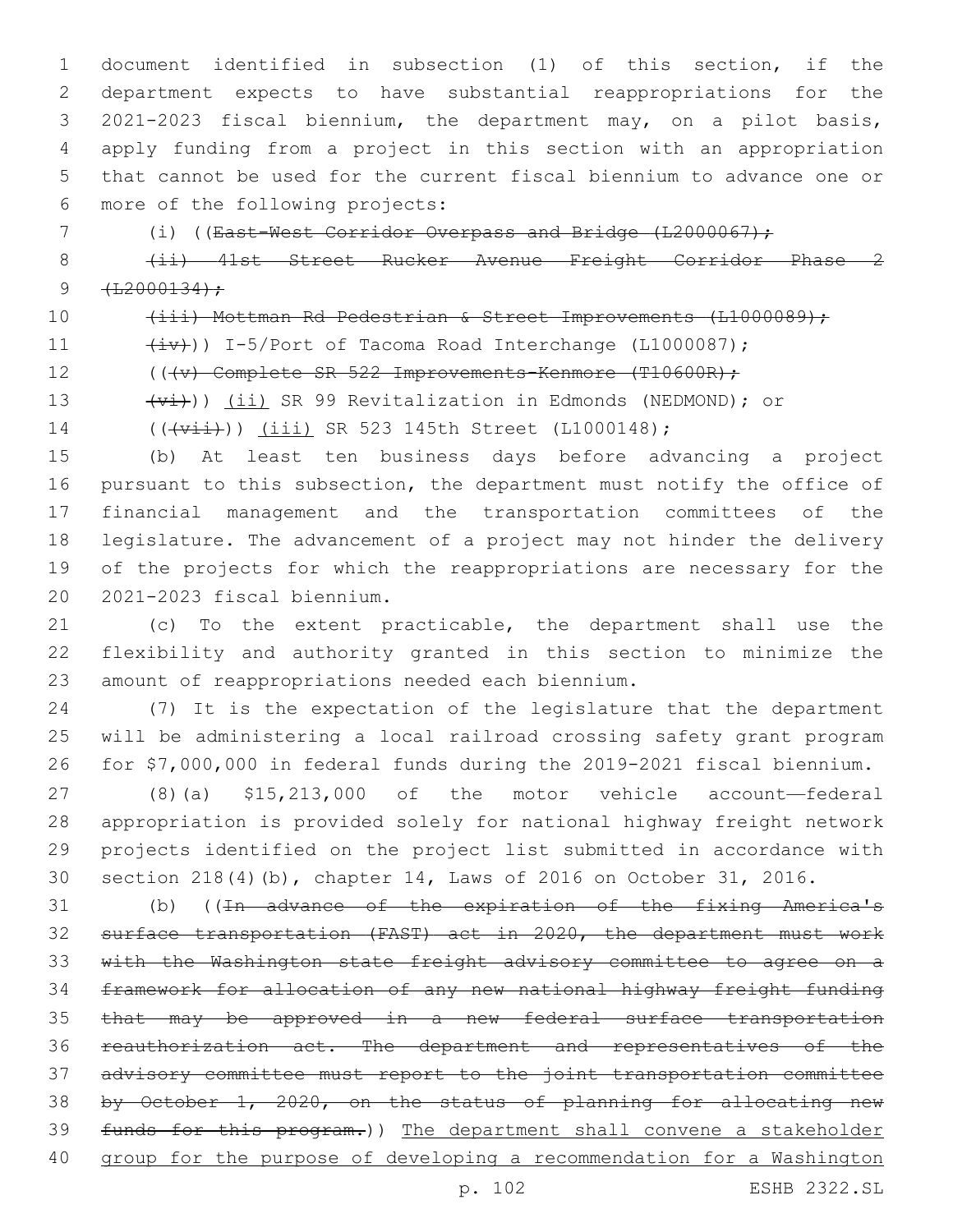document identified in subsection (1) of this section, if the department expects to have substantial reappropriations for the 2021-2023 fiscal biennium, the department may, on a pilot basis, apply funding from a project in this section with an appropriation that cannot be used for the current fiscal biennium to advance one or more of the following projects:

(i) ((~~East-West Corridor Overpass and Bridge (L2000067);~~

~~(ii) 41st Street Rucker Avenue Freight Corridor Phase 2 (L2000134);~~

~~(iii) Mottman Rd Pedestrian & Street Improvements (L1000089);~~

~~(iv)~~)) I-5/Port of Tacoma Road Interchange (L1000087);

((~~(v) Complete SR 522 Improvements-Kenmore (T10600R);~~

~~(vi)~~)) (ii) SR 99 Revitalization in Edmonds (NEDMOND); or

((~~(vii)~~)) (iii) SR 523 145th Street (L1000148);

(b) At least ten business days before advancing a project pursuant to this subsection, the department must notify the office of financial management and the transportation committees of the legislature. The advancement of a project may not hinder the delivery of the projects for which the reappropriations are necessary for the 2021-2023 fiscal biennium.

(c) To the extent practicable, the department shall use the flexibility and authority granted in this section to minimize the amount of reappropriations needed each biennium.

(7) It is the expectation of the legislature that the department will be administering a local railroad crossing safety grant program for $7,000,000 in federal funds during the 2019-2021 fiscal biennium.

(8)(a) $15,213,000 of the motor vehicle account—federal appropriation is provided solely for national highway freight network projects identified on the project list submitted in accordance with section 218(4)(b), chapter 14, Laws of 2016 on October 31, 2016.

(b) ((~~In advance of the expiration of the fixing America's surface transportation (FAST) act in 2020, the department must work with the Washington state freight advisory committee to agree on a framework for allocation of any new national highway freight funding that may be approved in a new federal surface transportation reauthorization act. The department and representatives of the advisory committee must report to the joint transportation committee by October 1, 2020, on the status of planning for allocating new funds for this program.~~)) The department shall convene a stakeholder group for the purpose of developing a recommendation for a Washington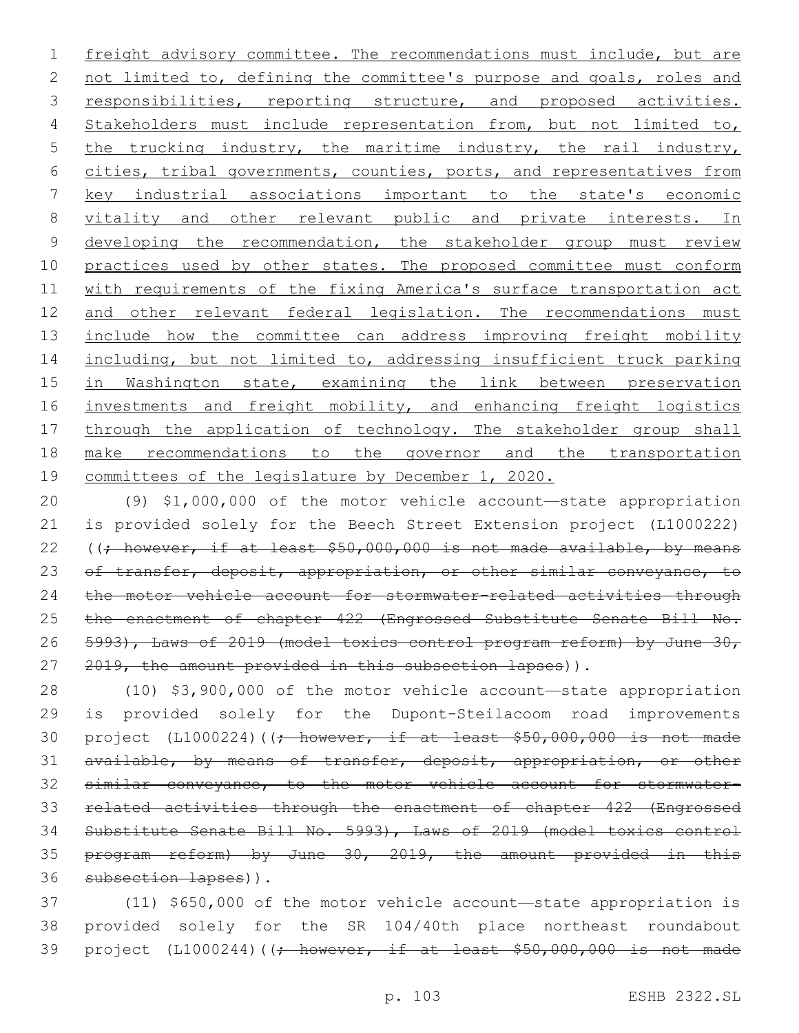freight advisory committee. The recommendations must include, but are not limited to, defining the committee's purpose and goals, roles and responsibilities, reporting structure, and proposed activities. Stakeholders must include representation from, but not limited to, the trucking industry, the maritime industry, the rail industry, cities, tribal governments, counties, ports, and representatives from key industrial associations important to the state's economic vitality and other relevant public and private interests. In developing the recommendation, the stakeholder group must review practices used by other states. The proposed committee must conform with requirements of the fixing America's surface transportation act and other relevant federal legislation. The recommendations must include how the committee can address improving freight mobility including, but not limited to, addressing insufficient truck parking in Washington state, examining the link between preservation investments and freight mobility, and enhancing freight logistics through the application of technology. The stakeholder group shall make recommendations to the governor and the transportation committees of the legislature by December 1, 2020.

(9) $1,000,000 of the motor vehicle account—state appropriation is provided solely for the Beech Street Extension project (L1000222) ((~~; however, if at least $50,000,000 is not made available, by means of transfer, deposit, appropriation, or other similar conveyance, to the motor vehicle account for stormwater-related activities through the enactment of chapter 422 (Engrossed Substitute Senate Bill No. 5993), Laws of 2019 (model toxics control program reform) by June 30, 2019, the amount provided in this subsection lapses~~)).

(10) $3,900,000 of the motor vehicle account—state appropriation is provided solely for the Dupont-Steilacoom road improvements project (L1000224)((~~; however, if at least $50,000,000 is not made available, by means of transfer, deposit, appropriation, or other similar conveyance, to the motor vehicle account for stormwater-related activities through the enactment of chapter 422 (Engrossed Substitute Senate Bill No. 5993), Laws of 2019 (model toxics control program reform) by June 30, 2019, the amount provided in this subsection lapses~~)).

(11) $650,000 of the motor vehicle account—state appropriation is provided solely for the SR 104/40th place northeast roundabout project (L1000244)((~~; however, if at least $50,000,000 is not made~~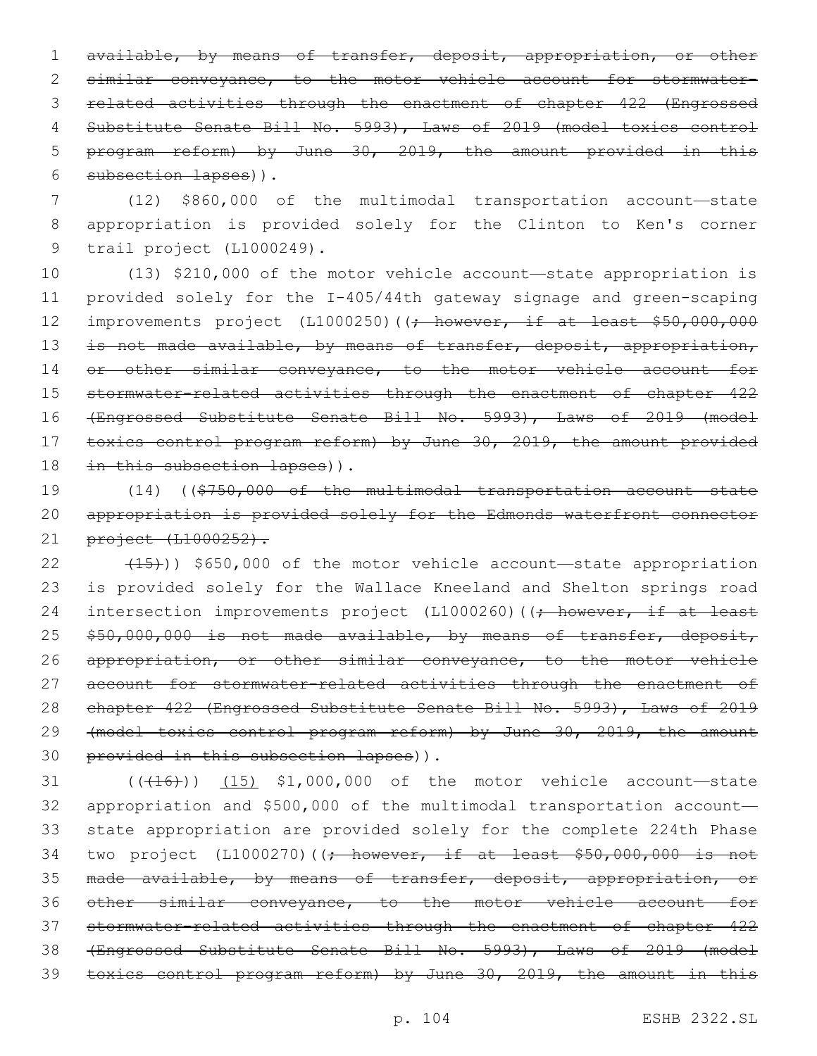available, by means of transfer, deposit, appropriation, or other similar conveyance, to the motor vehicle account for stormwater-related activities through the enactment of chapter 422 (Engrossed Substitute Senate Bill No. 5993), Laws of 2019 (model toxics control program reform) by June 30, 2019, the amount provided in this subsection lapses)).

(12) $860,000 of the multimodal transportation account—state appropriation is provided solely for the Clinton to Ken's corner trail project (L1000249).

(13) $210,000 of the motor vehicle account—state appropriation is provided solely for the I-405/44th gateway signage and green-scaping improvements project (L1000250)((; however, if at least $50,000,000 is not made available, by means of transfer, deposit, appropriation, or other similar conveyance, to the motor vehicle account for stormwater-related activities through the enactment of chapter 422 (Engrossed Substitute Senate Bill No. 5993), Laws of 2019 (model toxics control program reform) by June 30, 2019, the amount provided in this subsection lapses)).

(14) (($750,000 of the multimodal transportation account—state appropriation is provided solely for the Edmonds waterfront connector project (L1000252).

(15))) $650,000 of the motor vehicle account—state appropriation is provided solely for the Wallace Kneeland and Shelton springs road intersection improvements project (L1000260)((; however, if at least $50,000,000 is not made available, by means of transfer, deposit, appropriation, or other similar conveyance, to the motor vehicle account for stormwater-related activities through the enactment of chapter 422 (Engrossed Substitute Senate Bill No. 5993), Laws of 2019 (model toxics control program reform) by June 30, 2019, the amount provided in this subsection lapses)).

(((16))) (15) $1,000,000 of the motor vehicle account—state appropriation and $500,000 of the multimodal transportation account—state appropriation are provided solely for the complete 224th Phase two project (L1000270)((; however, if at least $50,000,000 is not made available, by means of transfer, deposit, appropriation, or other similar conveyance, to the motor vehicle account for stormwater-related activities through the enactment of chapter 422 (Engrossed Substitute Senate Bill No. 5993), Laws of 2019 (model toxics control program reform) by June 30, 2019, the amount in this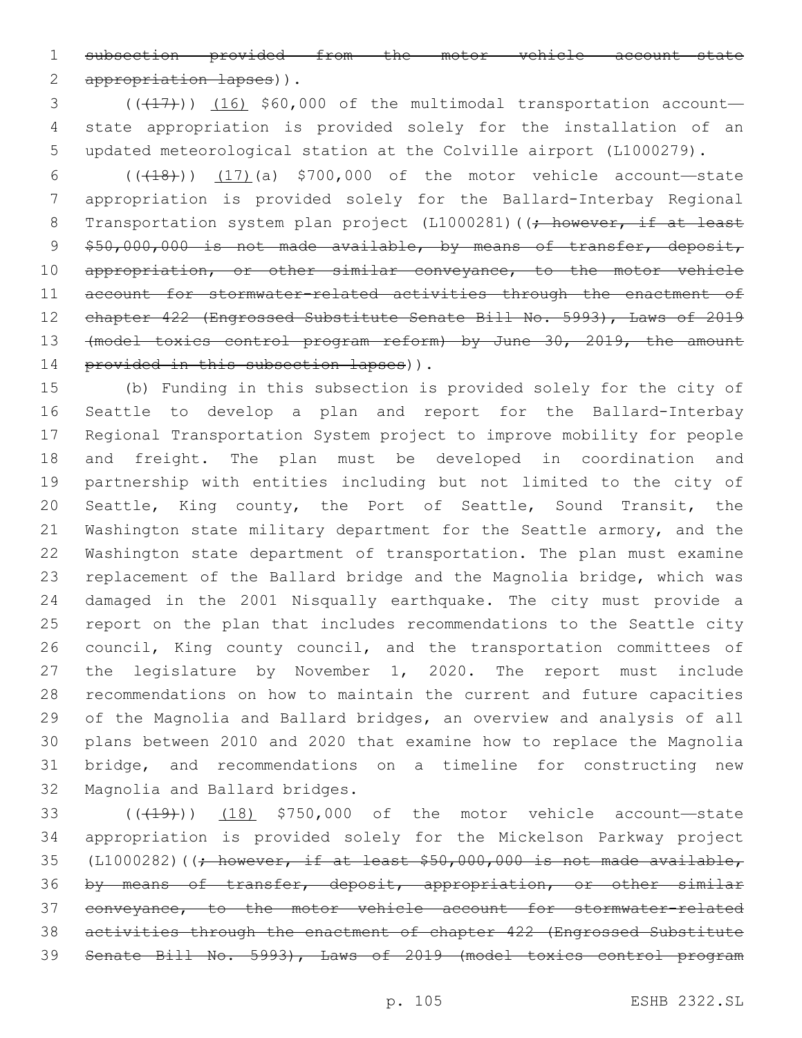subsection provided from the motor vehicle account—state appropriation lapses)).

(((17))) (16) $60,000 of the multimodal transportation account—state appropriation is provided solely for the installation of an updated meteorological station at the Colville airport (L1000279).

(((18))) (17)(a) $700,000 of the motor vehicle account—state appropriation is provided solely for the Ballard-Interbay Regional Transportation system plan project (L1000281)((; however, if at least $50,000,000 is not made available, by means of transfer, deposit, appropriation, or other similar conveyance, to the motor vehicle account for stormwater-related activities through the enactment of chapter 422 (Engrossed Substitute Senate Bill No. 5993), Laws of 2019 (model toxics control program reform) by June 30, 2019, the amount provided in this subsection lapses)).

(b) Funding in this subsection is provided solely for the city of Seattle to develop a plan and report for the Ballard-Interbay Regional Transportation System project to improve mobility for people and freight. The plan must be developed in coordination and partnership with entities including but not limited to the city of Seattle, King county, the Port of Seattle, Sound Transit, the Washington state military department for the Seattle armory, and the Washington state department of transportation. The plan must examine replacement of the Ballard bridge and the Magnolia bridge, which was damaged in the 2001 Nisqually earthquake. The city must provide a report on the plan that includes recommendations to the Seattle city council, King county council, and the transportation committees of the legislature by November 1, 2020. The report must include recommendations on how to maintain the current and future capacities of the Magnolia and Ballard bridges, an overview and analysis of all plans between 2010 and 2020 that examine how to replace the Magnolia bridge, and recommendations on a timeline for constructing new Magnolia and Ballard bridges.

(((19))) (18) $750,000 of the motor vehicle account—state appropriation is provided solely for the Mickelson Parkway project (L1000282)((; however, if at least $50,000,000 is not made available, by means of transfer, deposit, appropriation, or other similar conveyance, to the motor vehicle account for stormwater-related activities through the enactment of chapter 422 (Engrossed Substitute Senate Bill No. 5993), Laws of 2019 (model toxics control program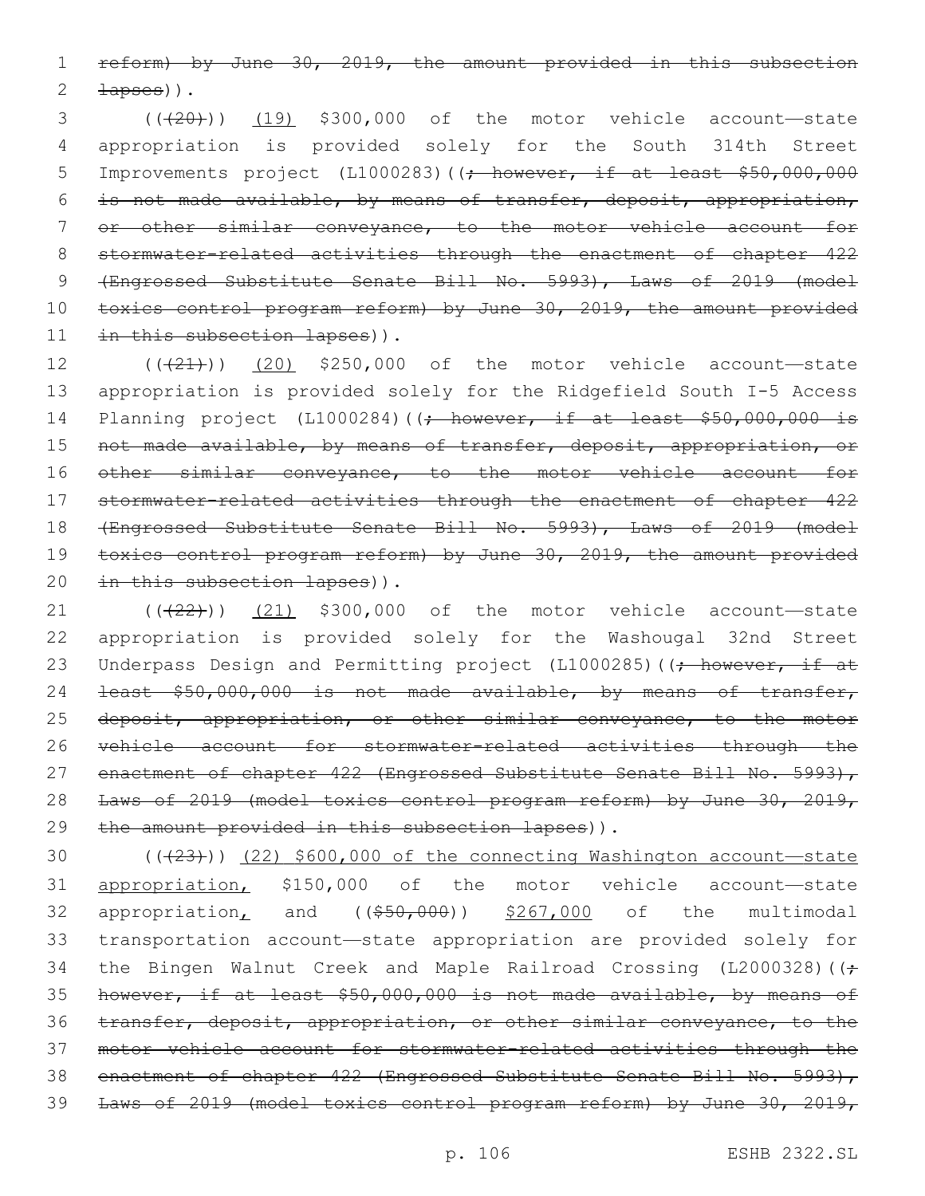reform) by June 30, 2019, the amount provided in this subsection lapses)).

(((20))) (19) $300,000 of the motor vehicle account—state appropriation is provided solely for the South 314th Street Improvements project (L1000283)((; however, if at least $50,000,000 is not made available, by means of transfer, deposit, appropriation, or other similar conveyance, to the motor vehicle account for stormwater-related activities through the enactment of chapter 422 (Engrossed Substitute Senate Bill No. 5993), Laws of 2019 (model toxics control program reform) by June 30, 2019, the amount provided in this subsection lapses)).

(((21))) (20) $250,000 of the motor vehicle account—state appropriation is provided solely for the Ridgefield South I-5 Access Planning project (L1000284)((; however, if at least $50,000,000 is not made available, by means of transfer, deposit, appropriation, or other similar conveyance, to the motor vehicle account for stormwater-related activities through the enactment of chapter 422 (Engrossed Substitute Senate Bill No. 5993), Laws of 2019 (model toxics control program reform) by June 30, 2019, the amount provided in this subsection lapses)).

(((22))) (21) $300,000 of the motor vehicle account—state appropriation is provided solely for the Washougal 32nd Street Underpass Design and Permitting project (L1000285)((; however, if at least $50,000,000 is not made available, by means of transfer, deposit, appropriation, or other similar conveyance, to the motor vehicle account for stormwater-related activities through the enactment of chapter 422 (Engrossed Substitute Senate Bill No. 5993), Laws of 2019 (model toxics control program reform) by June 30, 2019, the amount provided in this subsection lapses)).

(((23))) (22) $600,000 of the connecting Washington account—state appropriation, $150,000 of the motor vehicle account—state appropriation, and (($50,000)) $267,000 of the multimodal transportation account—state appropriation are provided solely for the Bingen Walnut Creek and Maple Railroad Crossing (L2000328)((; however, if at least $50,000,000 is not made available, by means of transfer, deposit, appropriation, or other similar conveyance, to the motor vehicle account for stormwater-related activities through the enactment of chapter 422 (Engrossed Substitute Senate Bill No. 5993), Laws of 2019 (model toxics control program reform) by June 30, 2019,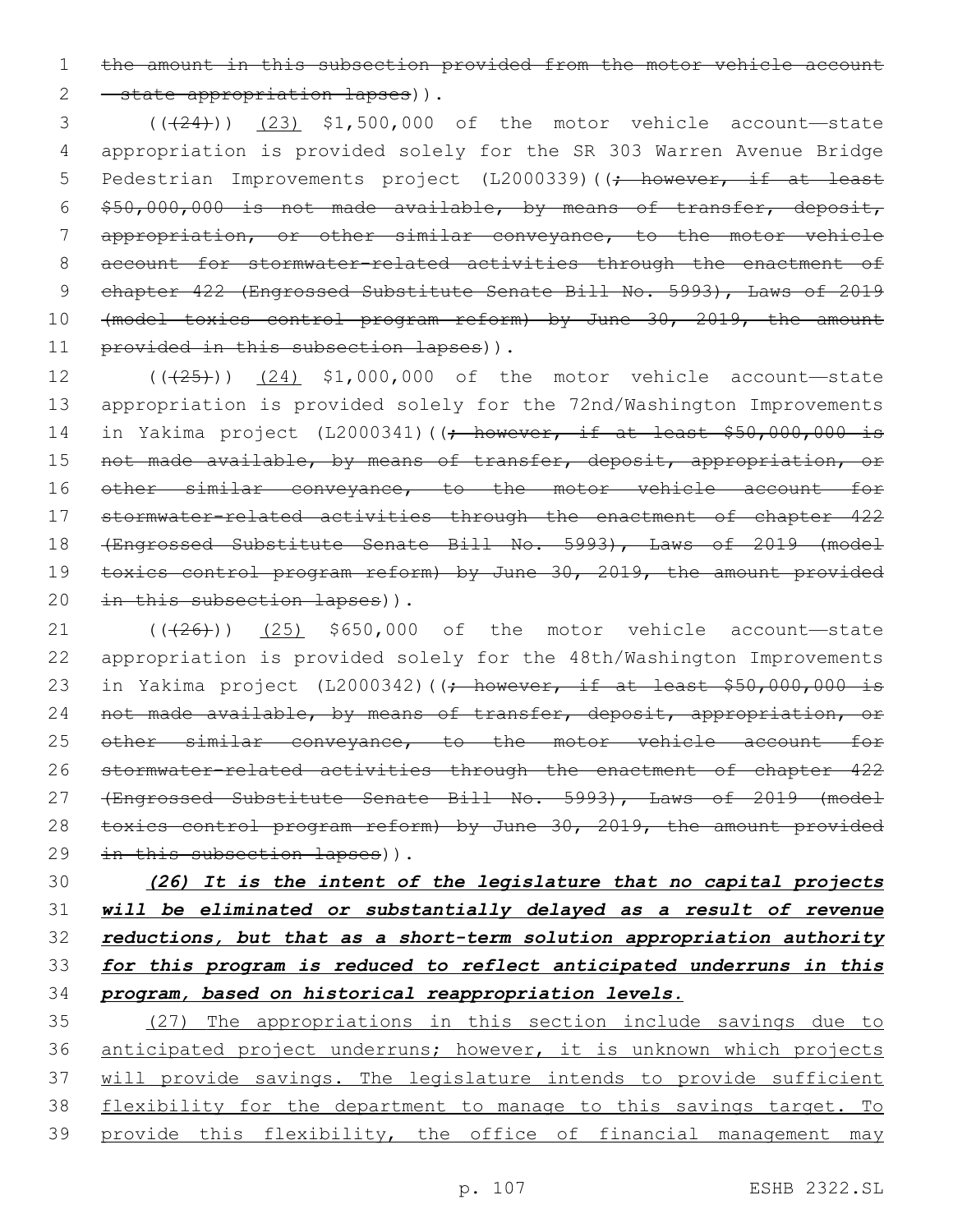the amount in this subsection provided from the motor vehicle account—state appropriation lapses)).

((~~(24)~~)) (23) $1,500,000 of the motor vehicle account—state appropriation is provided solely for the SR 303 Warren Avenue Bridge Pedestrian Improvements project (L2000339)((~~; however, if at least $50,000,000 is not made available, by means of transfer, deposit, appropriation, or other similar conveyance, to the motor vehicle account for stormwater-related activities through the enactment of chapter 422 (Engrossed Substitute Senate Bill No. 5993), Laws of 2019 (model toxics control program reform) by June 30, 2019, the amount provided in this subsection lapses~~)).

((~~(25)~~)) (24) $1,000,000 of the motor vehicle account—state appropriation is provided solely for the 72nd/Washington Improvements in Yakima project (L2000341)((~~; however, if at least $50,000,000 is not made available, by means of transfer, deposit, appropriation, or other similar conveyance, to the motor vehicle account for stormwater-related activities through the enactment of chapter 422 (Engrossed Substitute Senate Bill No. 5993), Laws of 2019 (model toxics control program reform) by June 30, 2019, the amount provided in this subsection lapses~~)).

((~~(26)~~)) (25) $650,000 of the motor vehicle account—state appropriation is provided solely for the 48th/Washington Improvements in Yakima project (L2000342)((~~; however, if at least $50,000,000 is not made available, by means of transfer, deposit, appropriation, or other similar conveyance, to the motor vehicle account for stormwater-related activities through the enactment of chapter 422 (Engrossed Substitute Senate Bill No. 5993), Laws of 2019 (model toxics control program reform) by June 30, 2019, the amount provided in this subsection lapses~~)).

***(26) It is the intent of the legislature that no capital projects will be eliminated or substantially delayed as a result of revenue reductions, but that as a short-term solution appropriation authority for this program is reduced to reflect anticipated underruns in this program, based on historical reappropriation levels.***

(27) The appropriations in this section include savings due to anticipated project underruns; however, it is unknown which projects will provide savings. The legislature intends to provide sufficient flexibility for the department to manage to this savings target. To provide this flexibility, the office of financial management may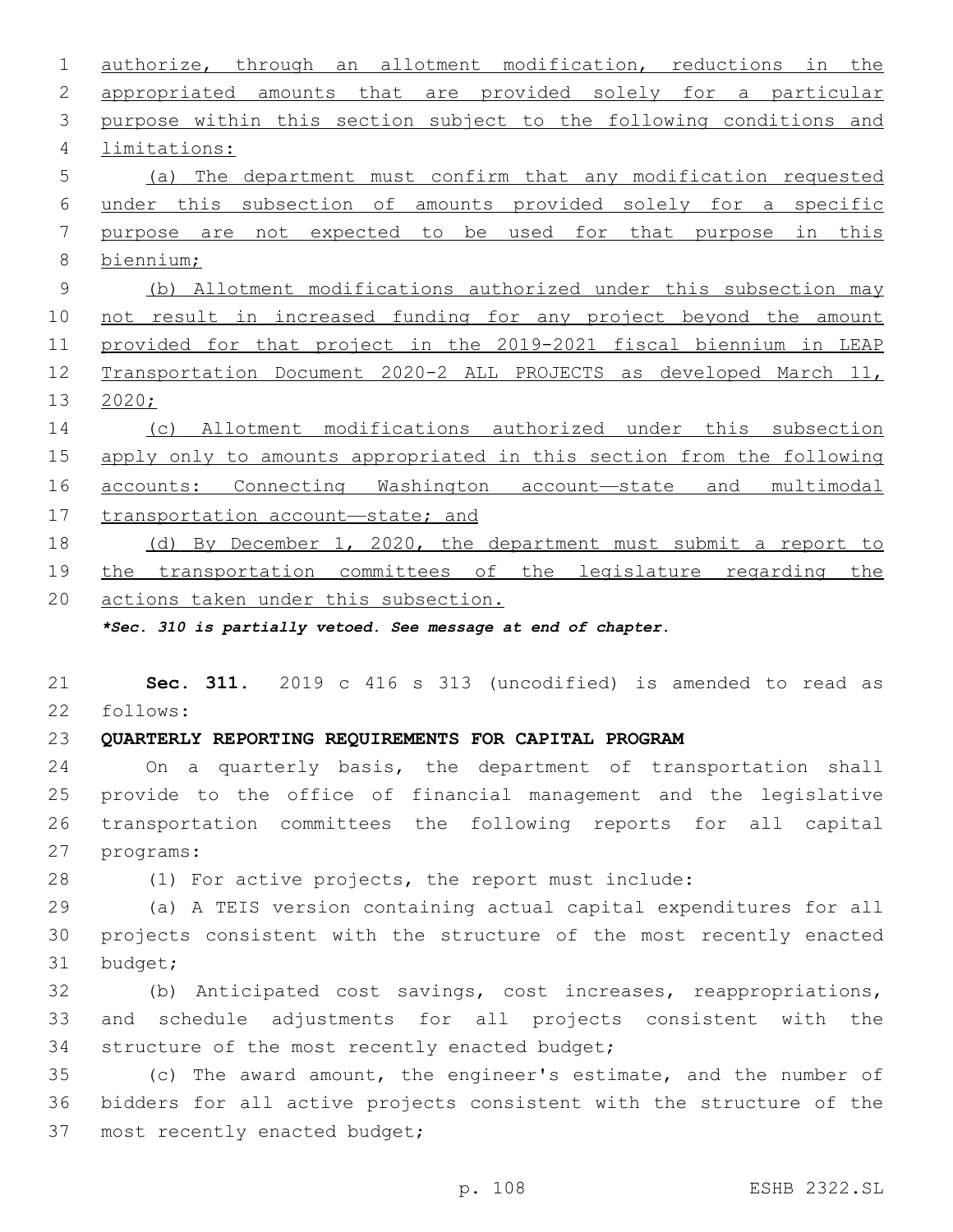authorize, through an allotment modification, reductions in the appropriated amounts that are provided solely for a particular purpose within this section subject to the following conditions and limitations:

(a) The department must confirm that any modification requested under this subsection of amounts provided solely for a specific purpose are not expected to be used for that purpose in this biennium;

(b) Allotment modifications authorized under this subsection may not result in increased funding for any project beyond the amount provided for that project in the 2019-2021 fiscal biennium in LEAP Transportation Document 2020-2 ALL PROJECTS as developed March 11, 2020;

(c) Allotment modifications authorized under this subsection apply only to amounts appropriated in this section from the following accounts: Connecting Washington account—state and multimodal transportation account—state; and

(d) By December 1, 2020, the department must submit a report to the transportation committees of the legislature regarding the actions taken under this subsection.

***Sec. 310 is partially vetoed. See message at end of chapter.***

**Sec. 311.** 2019 c 416 s 313 (uncodified) is amended to read as follows:

**QUARTERLY REPORTING REQUIREMENTS FOR CAPITAL PROGRAM**

On a quarterly basis, the department of transportation shall provide to the office of financial management and the legislative transportation committees the following reports for all capital programs:

(1) For active projects, the report must include:

(a) A TEIS version containing actual capital expenditures for all projects consistent with the structure of the most recently enacted budget;

(b) Anticipated cost savings, cost increases, reappropriations, and schedule adjustments for all projects consistent with the structure of the most recently enacted budget;

(c) The award amount, the engineer's estimate, and the number of bidders for all active projects consistent with the structure of the most recently enacted budget;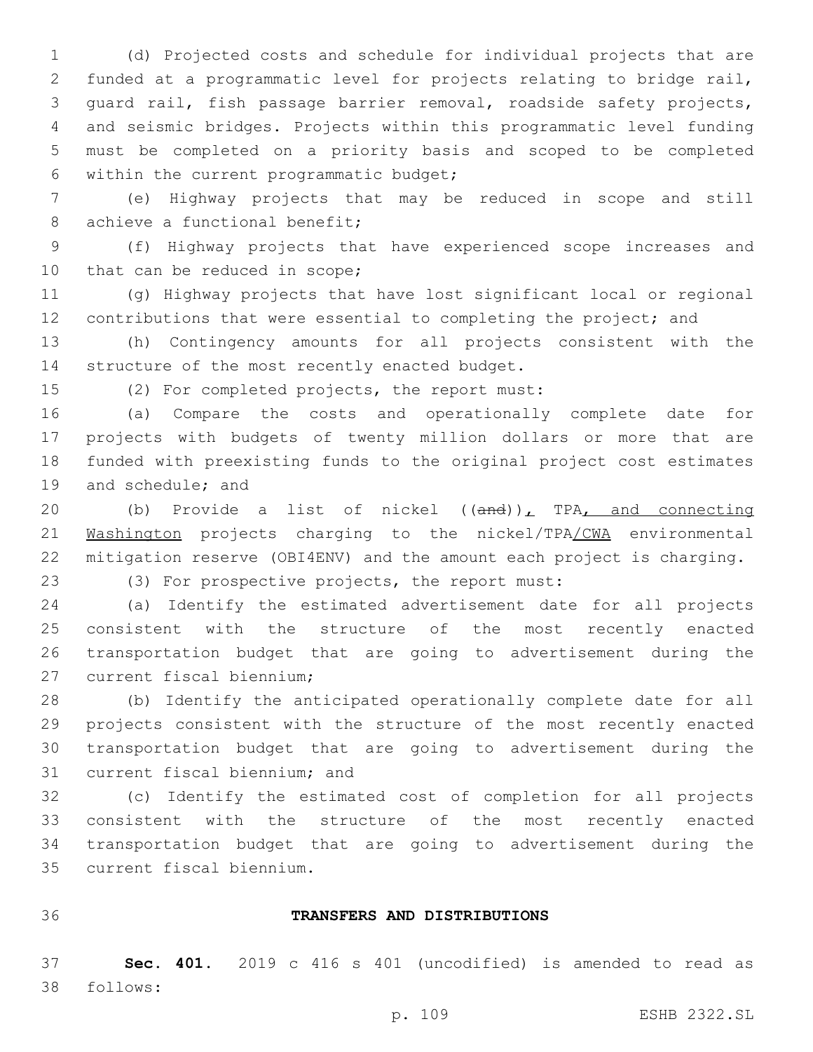(d) Projected costs and schedule for individual projects that are funded at a programmatic level for projects relating to bridge rail, guard rail, fish passage barrier removal, roadside safety projects, and seismic bridges. Projects within this programmatic level funding must be completed on a priority basis and scoped to be completed within the current programmatic budget;

(e) Highway projects that may be reduced in scope and still achieve a functional benefit;

(f) Highway projects that have experienced scope increases and that can be reduced in scope;

(g) Highway projects that have lost significant local or regional contributions that were essential to completing the project; and

(h) Contingency amounts for all projects consistent with the structure of the most recently enacted budget.

(2) For completed projects, the report must:

(a) Compare the costs and operationally complete date for projects with budgets of twenty million dollars or more that are funded with preexisting funds to the original project cost estimates and schedule; and

(b) Provide a list of nickel ((~~and~~))<u>,</u> TPA<u>, and connecting Washington</u> projects charging to the nickel/TPA<u>/CWA</u> environmental mitigation reserve (OBI4ENV) and the amount each project is charging.

(3) For prospective projects, the report must:

(a) Identify the estimated advertisement date for all projects consistent with the structure of the most recently enacted transportation budget that are going to advertisement during the current fiscal biennium;

(b) Identify the anticipated operationally complete date for all projects consistent with the structure of the most recently enacted transportation budget that are going to advertisement during the current fiscal biennium; and

(c) Identify the estimated cost of completion for all projects consistent with the structure of the most recently enacted transportation budget that are going to advertisement during the current fiscal biennium.

## TRANSFERS AND DISTRIBUTIONS

**Sec. 401.** 2019 c 416 s 401 (uncodified) is amended to read as follows: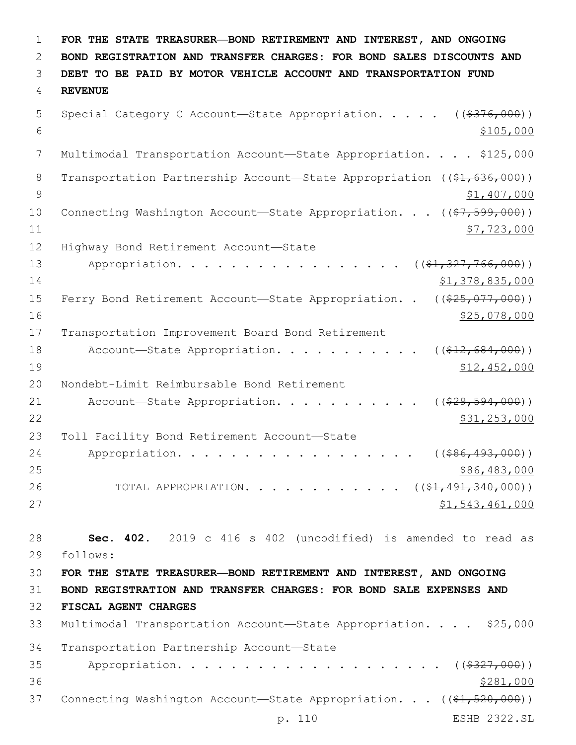**FOR THE STATE TREASURER—BOND RETIREMENT AND INTEREST, AND ONGOING BOND REGISTRATION AND TRANSFER CHARGES: FOR BOND SALES DISCOUNTS AND DEBT TO BE PAID BY MOTOR VEHICLE ACCOUNT AND TRANSPORTATION FUND REVENUE**

Special Category C Account—State Appropriation. . . . . ((~~$376,000~~)) $105,000

Multimodal Transportation Account—State Appropriation. . . . $125,000

Transportation Partnership Account—State Appropriation ((~~$1,636,000~~)) $1,407,000

Connecting Washington Account—State Appropriation. . . ((~~$7,599,000~~)) $7,723,000

Highway Bond Retirement Account—State Appropriation. . . . . . . . . . . . . . . . . ((~~$1,327,766,000~~)) $1,378,835,000

Ferry Bond Retirement Account—State Appropriation. . ((~~$25,077,000~~)) $25,078,000

Transportation Improvement Board Bond Retirement Account—State Appropriation. . . . . . . . . . . ((~~$12,684,000~~)) $12,452,000

Nondebt-Limit Reimbursable Bond Retirement Account—State Appropriation. . . . . . . . . . . ((~~$29,594,000~~)) $31,253,000

Toll Facility Bond Retirement Account—State Appropriation. . . . . . . . . . . . . . . . . . . ((~~$86,493,000~~)) $86,483,000

TOTAL APPROPRIATION. . . . . . . . . . . . ((~~$1,491,340,000~~)) $1,543,461,000

**Sec. 402.** 2019 c 416 s 402 (uncodified) is amended to read as follows:

**FOR THE STATE TREASURER—BOND RETIREMENT AND INTEREST, AND ONGOING BOND REGISTRATION AND TRANSFER CHARGES: FOR BOND SALE EXPENSES AND FISCAL AGENT CHARGES**

Multimodal Transportation Account—State Appropriation. . . . $25,000

Transportation Partnership Account—State Appropriation. . . . . . . . . . . . . . . . . . . . ((~~$327,000~~)) $281,000

Connecting Washington Account—State Appropriation. . . ((~~$1,520,000~~))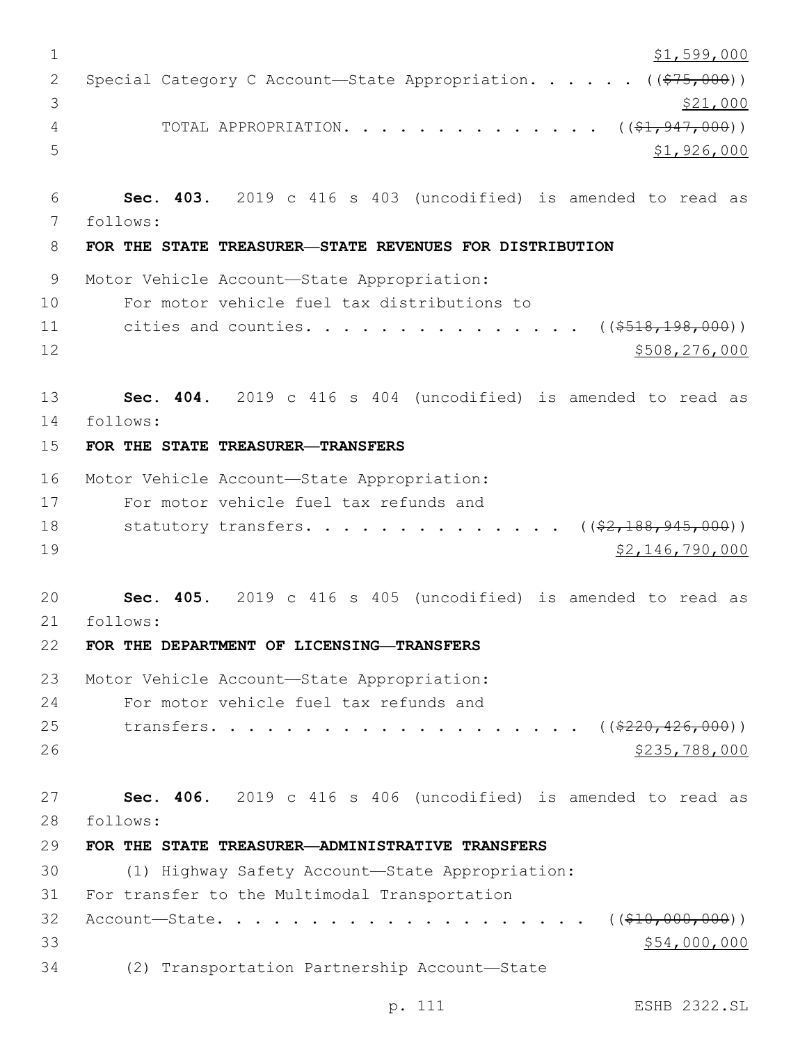$1,599,000

Special Category C Account—State Appropriation. . . . . . ((~~$75,000~~))
$21,000

TOTAL APPROPRIATION. . . . . . . . . . . . . . . ((~~$1,947,000~~))
$1,926,000

**Sec. 403.** 2019 c 416 s 403 (uncodified) is amended to read as follows:

**FOR THE STATE TREASURER—STATE REVENUES FOR DISTRIBUTION**

Motor Vehicle Account—State Appropriation:
For motor vehicle fuel tax distributions to cities and counties. . . . . . . . . . . . . . . . ((~~$518,198,000~~))
$508,276,000

**Sec. 404.** 2019 c 416 s 404 (uncodified) is amended to read as follows:

**FOR THE STATE TREASURER—TRANSFERS**

Motor Vehicle Account—State Appropriation:
For motor vehicle fuel tax refunds and statutory transfers. . . . . . . . . . . . . . ((~~$2,188,945,000~~))
$2,146,790,000

**Sec. 405.** 2019 c 416 s 405 (uncodified) is amended to read as follows:

**FOR THE DEPARTMENT OF LICENSING—TRANSFERS**

Motor Vehicle Account—State Appropriation:
For motor vehicle fuel tax refunds and transfers. . . . . . . . . . . . . . . . . . . . ((~~$220,426,000~~))
$235,788,000

**Sec. 406.** 2019 c 416 s 406 (uncodified) is amended to read as follows:

**FOR THE STATE TREASURER—ADMINISTRATIVE TRANSFERS**

(1) Highway Safety Account—State Appropriation:
For transfer to the Multimodal Transportation Account—State. . . . . . . . . . . . . . . . . . . . . ((~~$10,000,000~~))
$54,000,000

(2) Transportation Partnership Account—State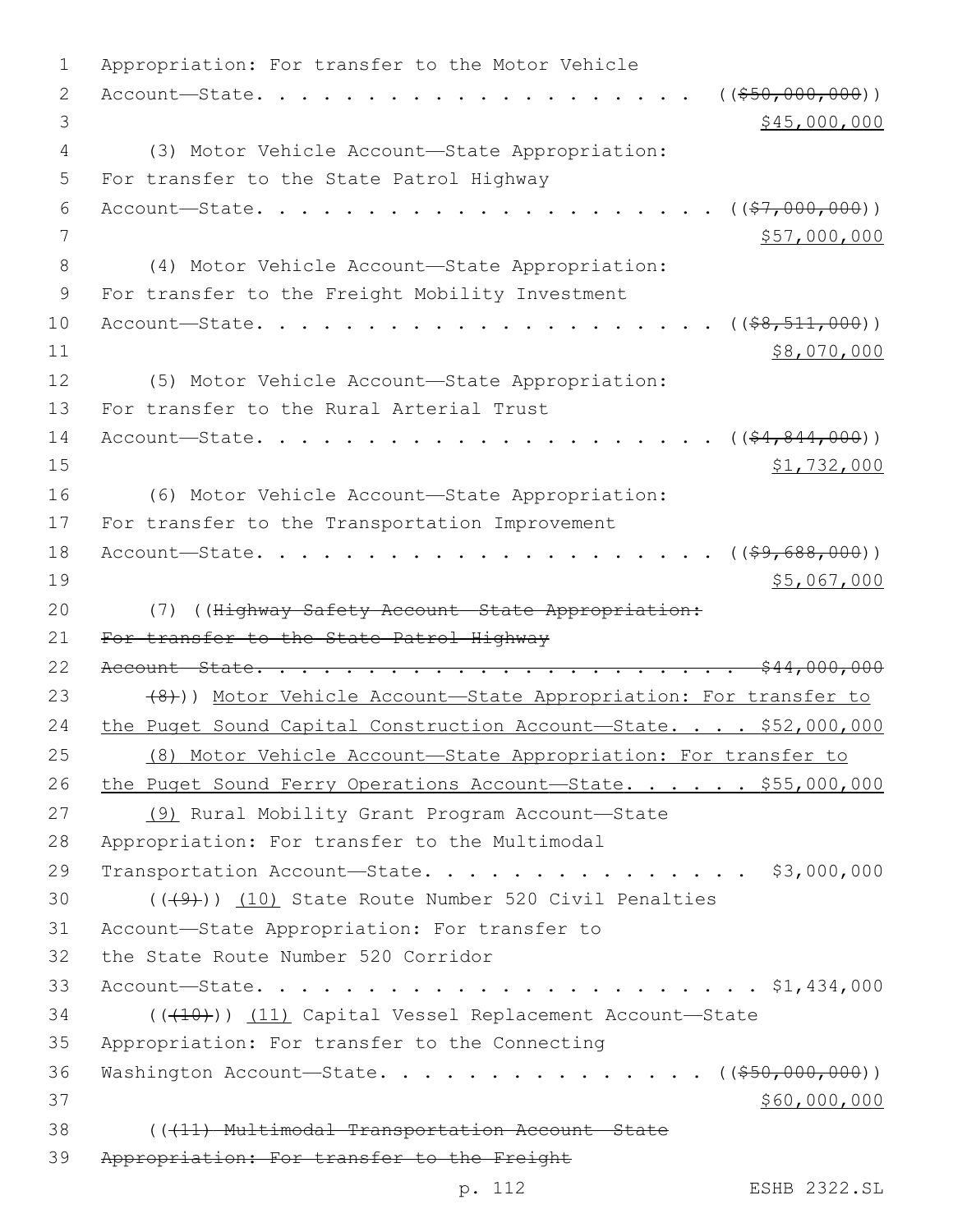Appropriation: For transfer to the Motor Vehicle
Account—State. . . . . . . . . . . . . . . . . . . . . (($50,000,000))
$45,000,000

(3) Motor Vehicle Account—State Appropriation:
For transfer to the State Patrol Highway
Account—State. . . . . . . . . . . . . . . . . . . . . (($7,000,000))
$57,000,000

(4) Motor Vehicle Account—State Appropriation:
For transfer to the Freight Mobility Investment
Account—State. . . . . . . . . . . . . . . . . . . . . (($8,511,000))
$8,070,000

(5) Motor Vehicle Account—State Appropriation:
For transfer to the Rural Arterial Trust
Account—State. . . . . . . . . . . . . . . . . . . . . (($4,844,000))
$1,732,000

(6) Motor Vehicle Account—State Appropriation:
For transfer to the Transportation Improvement
Account—State. . . . . . . . . . . . . . . . . . . . . (($9,688,000))
$5,067,000

(7) ((~~Highway Safety Account—State Appropriation:
For transfer to the State Patrol Highway
Account—State. . . . . . . . . . . . . . . . . . . . . . . $44,000,000~~

~~(8)~~)) Motor Vehicle Account—State Appropriation: For transfer to the Puget Sound Capital Construction Account—State. . . . $52,000,000

(8) Motor Vehicle Account—State Appropriation: For transfer to the Puget Sound Ferry Operations Account—State. . . . . . $55,000,000

(9) Rural Mobility Grant Program Account—State
Appropriation: For transfer to the Multimodal
Transportation Account—State. . . . . . . . . . . . . . . . $3,000,000

((~~(9)~~)) (10) State Route Number 520 Civil Penalties
Account—State Appropriation: For transfer to
the State Route Number 520 Corridor
Account—State. . . . . . . . . . . . . . . . . . . . . . . . $1,434,000

((~~(10)~~)) (11) Capital Vessel Replacement Account—State
Appropriation: For transfer to the Connecting
Washington Account—State. . . . . . . . . . . . . . . . . (($50,000,000))
$60,000,000

((~~(11) Multimodal Transportation Account—State
Appropriation: For transfer to the Freight~~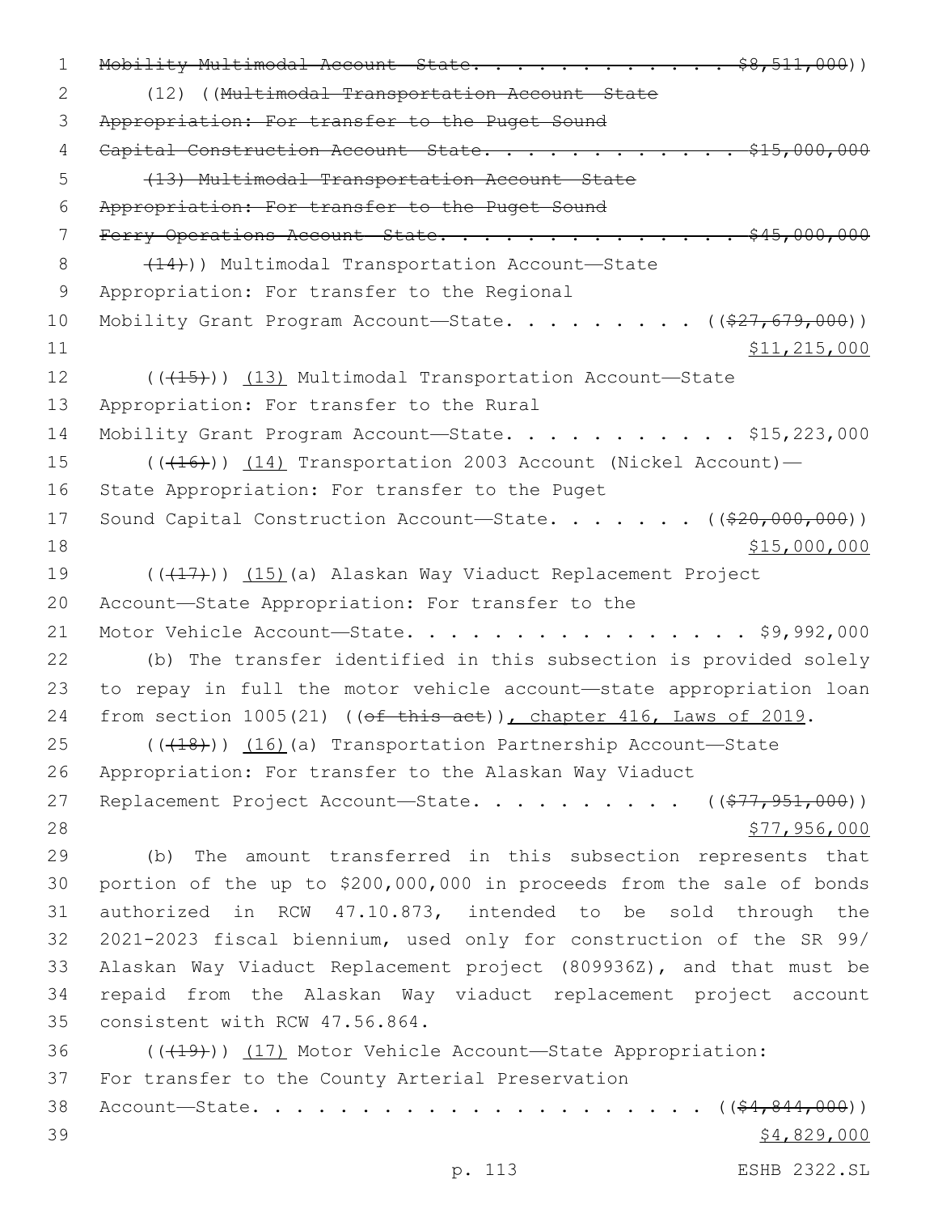~~Mobility Multimodal Account—State. . . . . . . . . . . . . $8,511,000~~))

(12) ((~~Multimodal Transportation Account—State Appropriation: For transfer to the Puget Sound Capital Construction Account—State. . . . . . . . . . . . $15,000,000~~

~~(13) Multimodal Transportation Account—State Appropriation: For transfer to the Puget Sound Ferry Operations Account—State. . . . . . . . . . . . . . $45,000,000~~

~~(14)~~)) Multimodal Transportation Account—State Appropriation: For transfer to the Regional Mobility Grant Program Account—State. . . . . . . . . ((~~$27,679,000~~))
<u>$11,215,000</u>

((~~(15)~~)) <u>(13)</u> Multimodal Transportation Account—State Appropriation: For transfer to the Rural Mobility Grant Program Account—State. . . . . . . . . . . $15,223,000

((~~(16)~~)) <u>(14)</u> Transportation 2003 Account (Nickel Account)—State Appropriation: For transfer to the Puget Sound Capital Construction Account—State. . . . . . . ((~~$20,000,000~~))
<u>$15,000,000</u>

((~~(17)~~)) <u>(15)</u>(a) Alaskan Way Viaduct Replacement Project Account—State Appropriation: For transfer to the Motor Vehicle Account—State. . . . . . . . . . . . . . . . $9,992,000

(b) The transfer identified in this subsection is provided solely to repay in full the motor vehicle account—state appropriation loan from section 1005(21) ((~~of this act~~))<u>, chapter 416, Laws of 2019</u>.

((~~(18)~~)) <u>(16)</u>(a) Transportation Partnership Account—State Appropriation: For transfer to the Alaskan Way Viaduct Replacement Project Account—State. . . . . . . . . . ((~~$77,951,000~~))
<u>$77,956,000</u>

(b) The amount transferred in this subsection represents that portion of the up to $200,000,000 in proceeds from the sale of bonds authorized in RCW 47.10.873, intended to be sold through the 2021-2023 fiscal biennium, used only for construction of the SR 99/Alaskan Way Viaduct Replacement project (809936Z), and that must be repaid from the Alaskan Way viaduct replacement project account consistent with RCW 47.56.864.

((~~(19)~~)) <u>(17)</u> Motor Vehicle Account—State Appropriation: For transfer to the County Arterial Preservation Account—State. . . . . . . . . . . . . . . . . . . . . ((~~$4,844,000~~))
<u>$4,829,000</u>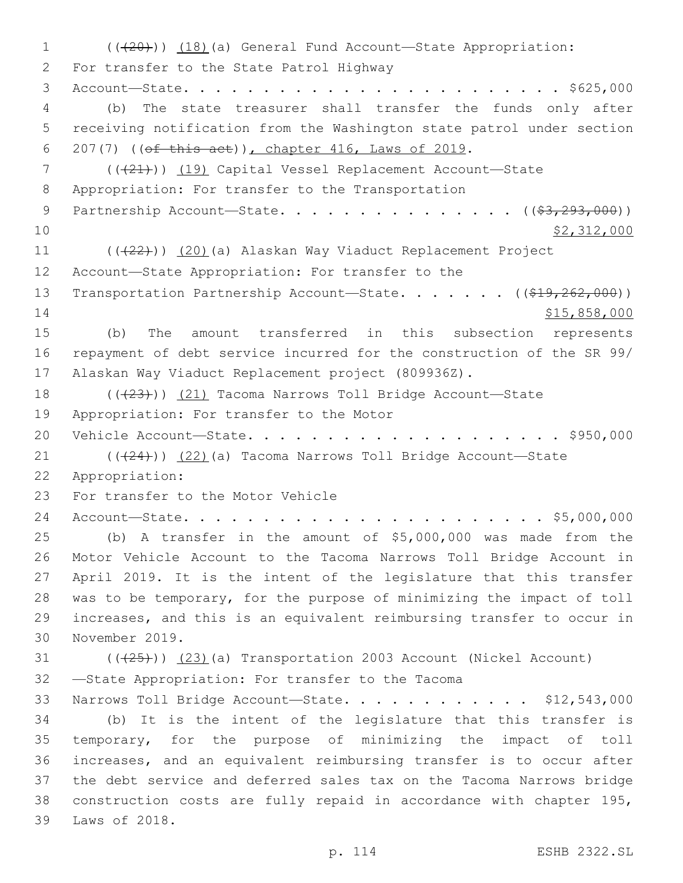((~~(20)~~)) <u>(18)</u>(a) General Fund Account—State Appropriation: For transfer to the State Patrol Highway Account—State. . . . . . . . . . . . . . . . . . . . . . . . . $625,000

(b) The state treasurer shall transfer the funds only after receiving notification from the Washington state patrol under section 207(7) ((~~of this act~~))<u>, chapter 416, Laws of 2019</u>.

((~~(21)~~)) <u>(19)</u> Capital Vessel Replacement Account—State Appropriation: For transfer to the Transportation Partnership Account—State. . . . . . . . . . . . . . . ((~~$3,293,000~~))
<u>$2,312,000</u>

((~~(22)~~)) <u>(20)</u>(a) Alaskan Way Viaduct Replacement Project Account—State Appropriation: For transfer to the Transportation Partnership Account—State. . . . . . . ((~~$19,262,000~~))
<u>$15,858,000</u>

(b) The amount transferred in this subsection represents repayment of debt service incurred for the construction of the SR 99/ Alaskan Way Viaduct Replacement project (809936Z).

((~~(23)~~)) <u>(21)</u> Tacoma Narrows Toll Bridge Account—State Appropriation: For transfer to the Motor Vehicle Account—State. . . . . . . . . . . . . . . . . . . . . $950,000

((~~(24)~~)) <u>(22)</u>(a) Tacoma Narrows Toll Bridge Account—State Appropriation:
For transfer to the Motor Vehicle Account—State. . . . . . . . . . . . . . . . . . . . . . . . $5,000,000

(b) A transfer in the amount of $5,000,000 was made from the Motor Vehicle Account to the Tacoma Narrows Toll Bridge Account in April 2019. It is the intent of the legislature that this transfer was to be temporary, for the purpose of minimizing the impact of toll increases, and this is an equivalent reimbursing transfer to occur in November 2019.

((~~(25)~~)) <u>(23)</u>(a) Transportation 2003 Account (Nickel Account) —State Appropriation: For transfer to the Tacoma Narrows Toll Bridge Account—State. . . . . . . . . . . . $12,543,000

(b) It is the intent of the legislature that this transfer is temporary, for the purpose of minimizing the impact of toll increases, and an equivalent reimbursing transfer is to occur after the debt service and deferred sales tax on the Tacoma Narrows bridge construction costs are fully repaid in accordance with chapter 195, Laws of 2018.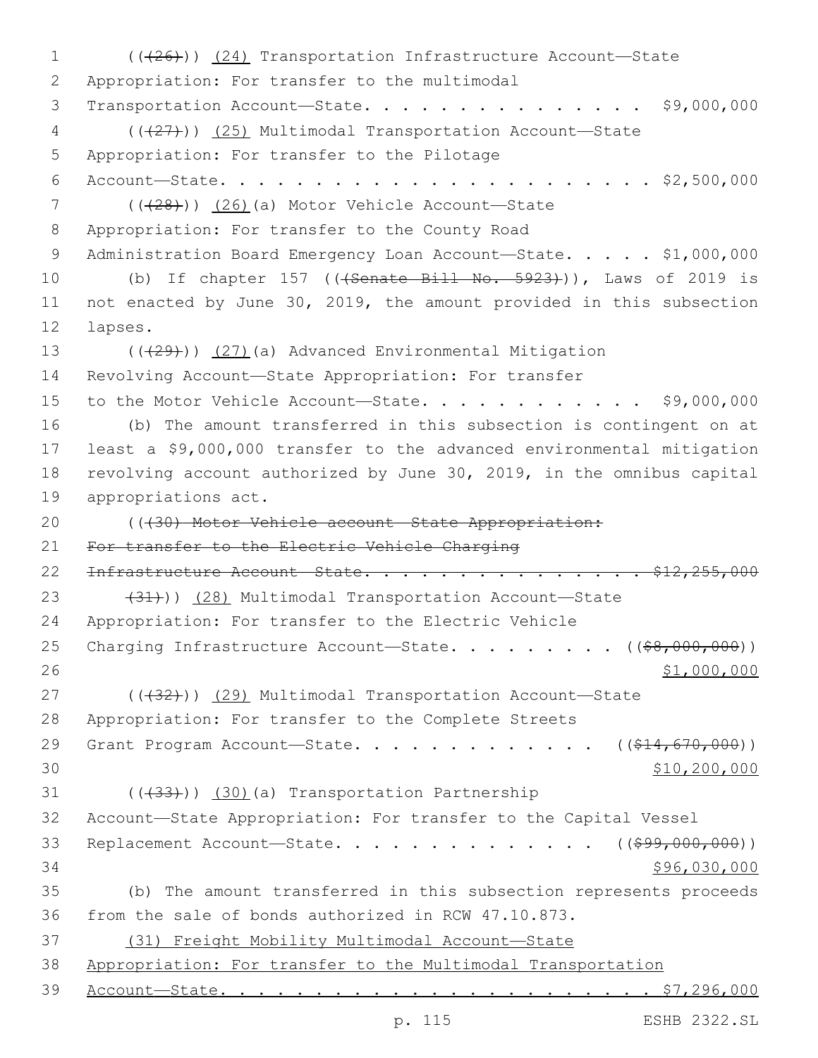((~~(26)~~)) <u>(24)</u> Transportation Infrastructure Account—State Appropriation: For transfer to the multimodal Transportation Account—State. . . . . . . . . . . . . . . . $9,000,000

((~~(27)~~)) <u>(25)</u> Multimodal Transportation Account—State Appropriation: For transfer to the Pilotage Account—State. . . . . . . . . . . . . . . . . . . . . . . . $2,500,000

((~~(28)~~)) <u>(26)</u>(a) Motor Vehicle Account—State Appropriation: For transfer to the County Road Administration Board Emergency Loan Account—State. . . . . $1,000,000

(b) If chapter 157 ((~~(Senate Bill No. 5923)~~)), Laws of 2019 is not enacted by June 30, 2019, the amount provided in this subsection lapses.

((~~(29)~~)) <u>(27)</u>(a) Advanced Environmental Mitigation Revolving Account—State Appropriation: For transfer to the Motor Vehicle Account—State. . . . . . . . . . . . $9,000,000

(b) The amount transferred in this subsection is contingent on at least a $9,000,000 transfer to the advanced environmental mitigation revolving account authorized by June 30, 2019, in the omnibus capital appropriations act.

((~~(30) Motor Vehicle account—State Appropriation: For transfer to the Electric Vehicle Charging Infrastructure Account—State. . . . . . . . . . . . . . . . $12,255,000~~

~~(31)~~)) <u>(28)</u> Multimodal Transportation Account—State Appropriation: For transfer to the Electric Vehicle Charging Infrastructure Account—State. . . . . . . . . ((~~$8,000,000~~)) <u>$1,000,000</u>

((~~(32)~~)) <u>(29)</u> Multimodal Transportation Account—State Appropriation: For transfer to the Complete Streets Grant Program Account—State. . . . . . . . . . . . . ((~~$14,670,000~~)) <u>$10,200,000</u>

((~~(33)~~)) <u>(30)</u>(a) Transportation Partnership Account—State Appropriation: For transfer to the Capital Vessel Replacement Account—State. . . . . . . . . . . . . . ((~~$99,000,000~~)) <u>$96,030,000</u>

(b) The amount transferred in this subsection represents proceeds from the sale of bonds authorized in RCW 47.10.873.

<u>(31) Freight Mobility Multimodal Account—State Appropriation: For transfer to the Multimodal Transportation Account—State. . . . . . . . . . . . . . . . . . . . . . . . $7,296,000</u>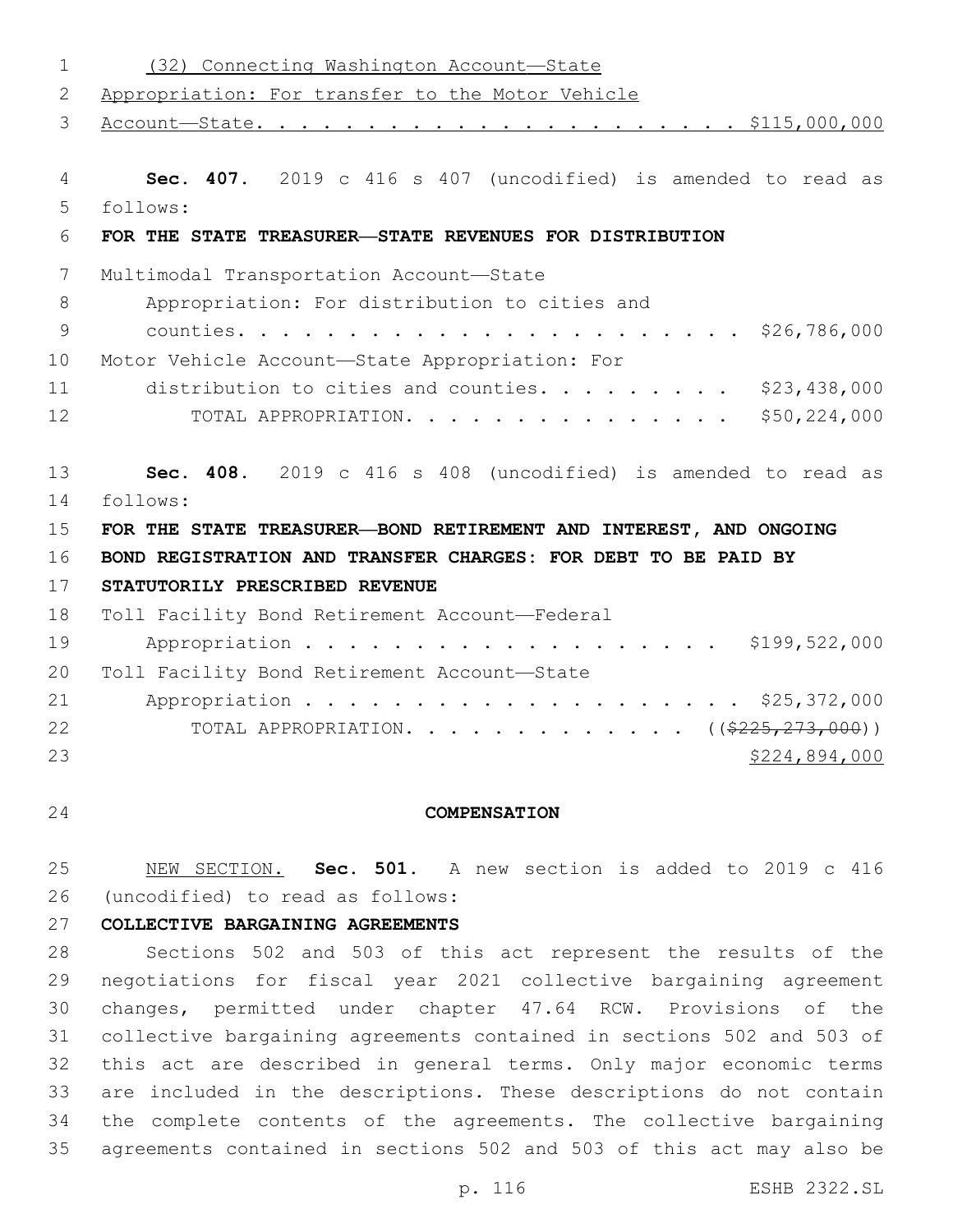(32) Connecting Washington Account—State Appropriation: For transfer to the Motor Vehicle Account—State. . . . . . . . . . . . . . . . . . . . . . $115,000,000

**Sec. 407.** 2019 c 416 s 407 (uncodified) is amended to read as follows:

**FOR THE STATE TREASURER—STATE REVENUES FOR DISTRIBUTION**

Multimodal Transportation Account—State Appropriation: For distribution to cities and counties. . . . . . . . . . . . . . . . . . . . . . . . $26,786,000

Motor Vehicle Account—State Appropriation: For distribution to cities and counties. . . . . . . . . $23,438,000

TOTAL APPROPRIATION. . . . . . . . . . . . . . . . $50,224,000

**Sec. 408.** 2019 c 416 s 408 (uncodified) is amended to read as follows:

**FOR THE STATE TREASURER—BOND RETIREMENT AND INTEREST, AND ONGOING BOND REGISTRATION AND TRANSFER CHARGES: FOR DEBT TO BE PAID BY STATUTORILY PRESCRIBED REVENUE**

Toll Facility Bond Retirement Account—Federal Appropriation . . . . . . . . . . . . . . . . . . . . $199,522,000

Toll Facility Bond Retirement Account—State Appropriation . . . . . . . . . . . . . . . . . . . . . $25,372,000

TOTAL APPROPRIATION. . . . . . . . . . . . . ((~~$225,273,000~~)) <u>$224,894,000</u>

**COMPENSATION**

<u>NEW SECTION.</u> **Sec. 501.** A new section is added to 2019 c 416 (uncodified) to read as follows:

**COLLECTIVE BARGAINING AGREEMENTS**

Sections 502 and 503 of this act represent the results of the negotiations for fiscal year 2021 collective bargaining agreement changes, permitted under chapter 47.64 RCW. Provisions of the collective bargaining agreements contained in sections 502 and 503 of this act are described in general terms. Only major economic terms are included in the descriptions. These descriptions do not contain the complete contents of the agreements. The collective bargaining agreements contained in sections 502 and 503 of this act may also be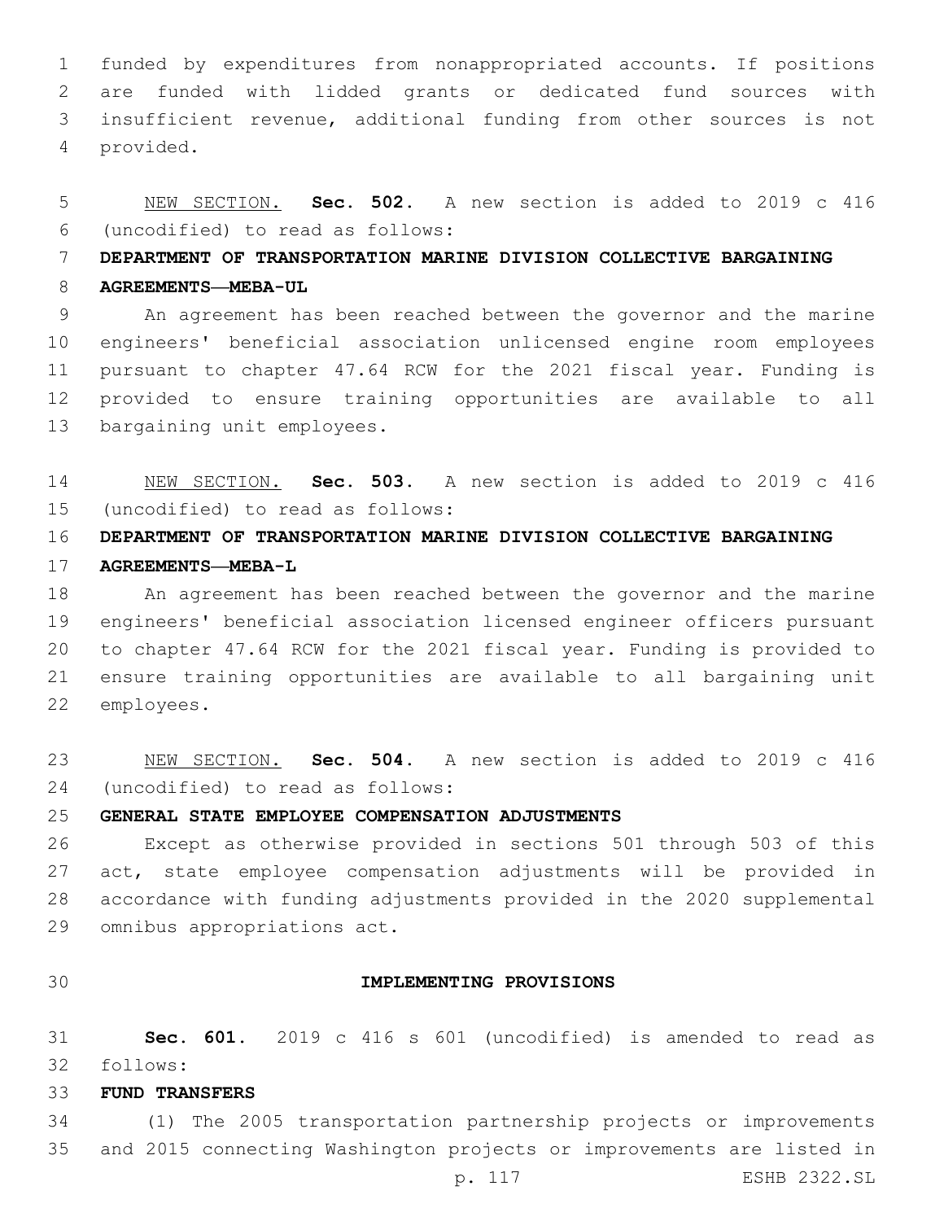funded by expenditures from nonappropriated accounts. If positions are funded with lidded grants or dedicated fund sources with insufficient revenue, additional funding from other sources is not provided.

NEW SECTION. **Sec. 502.** A new section is added to 2019 c 416 (uncodified) to read as follows:

**DEPARTMENT OF TRANSPORTATION MARINE DIVISION COLLECTIVE BARGAINING AGREEMENTS—MEBA-UL**

An agreement has been reached between the governor and the marine engineers' beneficial association unlicensed engine room employees pursuant to chapter 47.64 RCW for the 2021 fiscal year. Funding is provided to ensure training opportunities are available to all bargaining unit employees.

NEW SECTION. **Sec. 503.** A new section is added to 2019 c 416 (uncodified) to read as follows:

**DEPARTMENT OF TRANSPORTATION MARINE DIVISION COLLECTIVE BARGAINING AGREEMENTS—MEBA-L**

An agreement has been reached between the governor and the marine engineers' beneficial association licensed engineer officers pursuant to chapter 47.64 RCW for the 2021 fiscal year. Funding is provided to ensure training opportunities are available to all bargaining unit employees.

NEW SECTION. **Sec. 504.** A new section is added to 2019 c 416 (uncodified) to read as follows:

**GENERAL STATE EMPLOYEE COMPENSATION ADJUSTMENTS**

Except as otherwise provided in sections 501 through 503 of this act, state employee compensation adjustments will be provided in accordance with funding adjustments provided in the 2020 supplemental omnibus appropriations act.

**IMPLEMENTING PROVISIONS**

**Sec. 601.** 2019 c 416 s 601 (uncodified) is amended to read as follows:

**FUND TRANSFERS**

(1) The 2005 transportation partnership projects or improvements and 2015 connecting Washington projects or improvements are listed in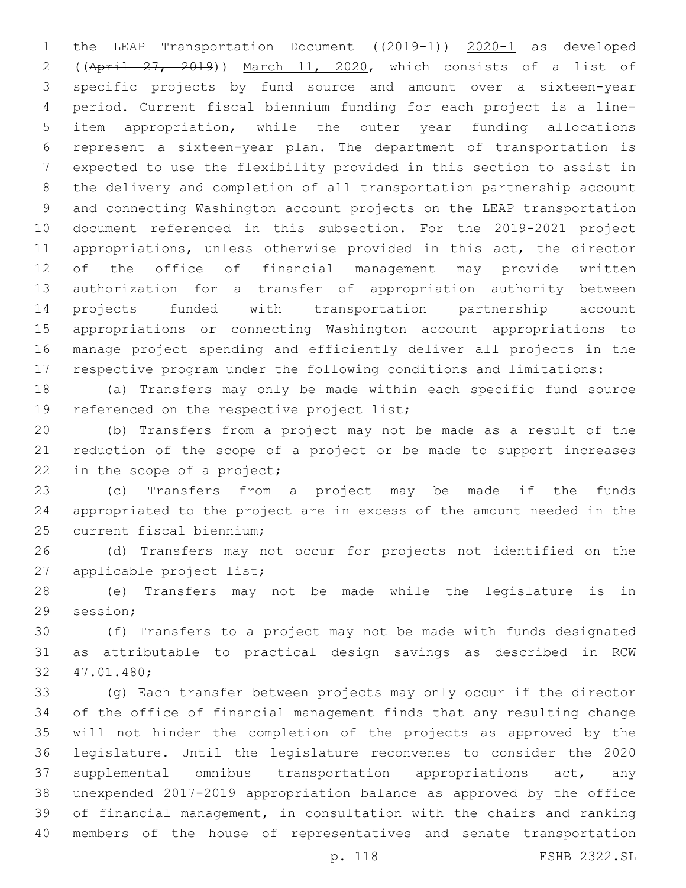the LEAP Transportation Document ((~~2019-1~~)) 2020-1 as developed ((~~April 27, 2019~~)) March 11, 2020, which consists of a list of specific projects by fund source and amount over a sixteen-year period. Current fiscal biennium funding for each project is a line-item appropriation, while the outer year funding allocations represent a sixteen-year plan. The department of transportation is expected to use the flexibility provided in this section to assist in the delivery and completion of all transportation partnership account and connecting Washington account projects on the LEAP transportation document referenced in this subsection. For the 2019-2021 project appropriations, unless otherwise provided in this act, the director of the office of financial management may provide written authorization for a transfer of appropriation authority between projects funded with transportation partnership account appropriations or connecting Washington account appropriations to manage project spending and efficiently deliver all projects in the respective program under the following conditions and limitations:

(a) Transfers may only be made within each specific fund source referenced on the respective project list;

(b) Transfers from a project may not be made as a result of the reduction of the scope of a project or be made to support increases in the scope of a project;

(c) Transfers from a project may be made if the funds appropriated to the project are in excess of the amount needed in the current fiscal biennium;

(d) Transfers may not occur for projects not identified on the applicable project list;

(e) Transfers may not be made while the legislature is in session;

(f) Transfers to a project may not be made with funds designated as attributable to practical design savings as described in RCW 47.01.480;

(g) Each transfer between projects may only occur if the director of the office of financial management finds that any resulting change will not hinder the completion of the projects as approved by the legislature. Until the legislature reconvenes to consider the 2020 supplemental omnibus transportation appropriations act, any unexpended 2017-2019 appropriation balance as approved by the office of financial management, in consultation with the chairs and ranking members of the house of representatives and senate transportation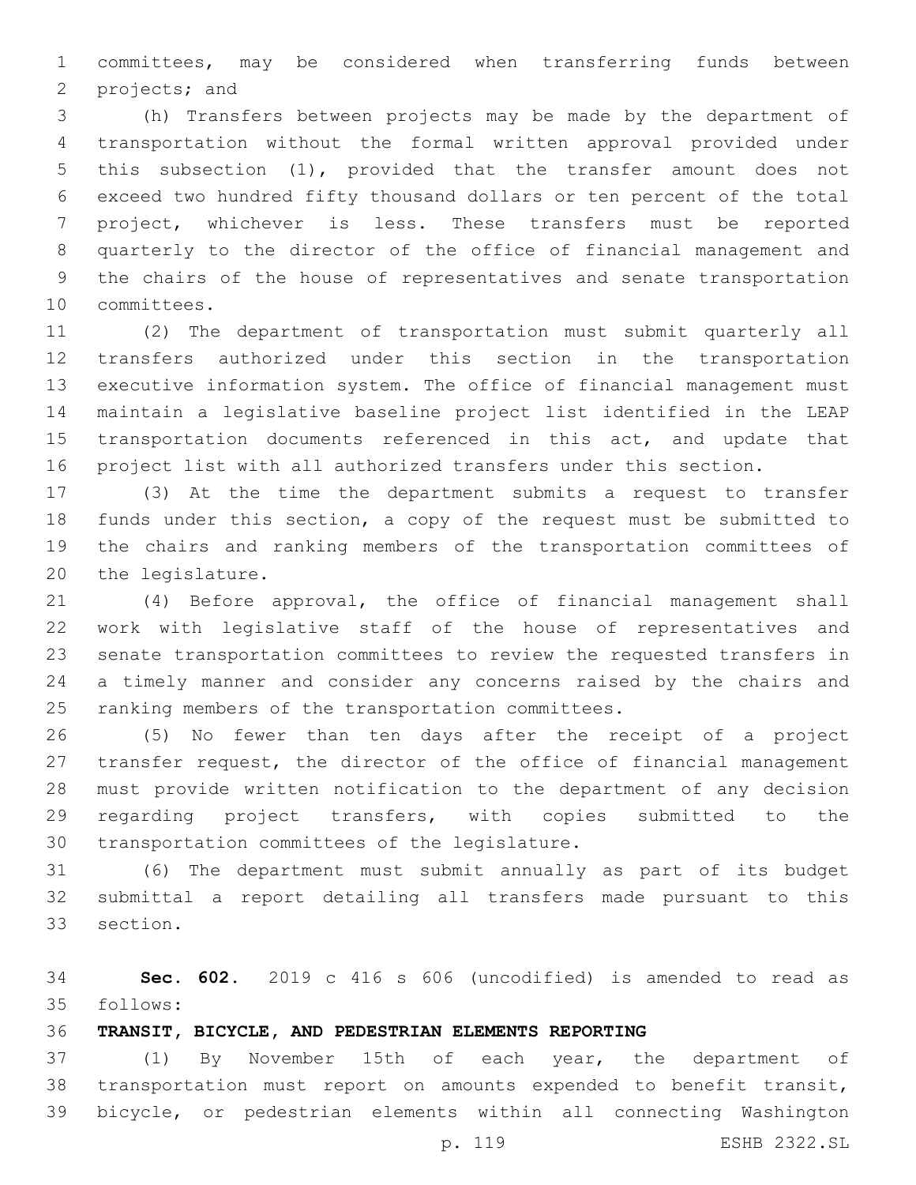committees, may be considered when transferring funds between projects; and

(h) Transfers between projects may be made by the department of transportation without the formal written approval provided under this subsection (1), provided that the transfer amount does not exceed two hundred fifty thousand dollars or ten percent of the total project, whichever is less. These transfers must be reported quarterly to the director of the office of financial management and the chairs of the house of representatives and senate transportation committees.

(2) The department of transportation must submit quarterly all transfers authorized under this section in the transportation executive information system. The office of financial management must maintain a legislative baseline project list identified in the LEAP transportation documents referenced in this act, and update that project list with all authorized transfers under this section.

(3) At the time the department submits a request to transfer funds under this section, a copy of the request must be submitted to the chairs and ranking members of the transportation committees of the legislature.

(4) Before approval, the office of financial management shall work with legislative staff of the house of representatives and senate transportation committees to review the requested transfers in a timely manner and consider any concerns raised by the chairs and ranking members of the transportation committees.

(5) No fewer than ten days after the receipt of a project transfer request, the director of the office of financial management must provide written notification to the department of any decision regarding project transfers, with copies submitted to the transportation committees of the legislature.

(6) The department must submit annually as part of its budget submittal a report detailing all transfers made pursuant to this section.

**Sec. 602.** 2019 c 416 s 606 (uncodified) is amended to read as follows:

**TRANSIT, BICYCLE, AND PEDESTRIAN ELEMENTS REPORTING**

(1) By November 15th of each year, the department of transportation must report on amounts expended to benefit transit, bicycle, or pedestrian elements within all connecting Washington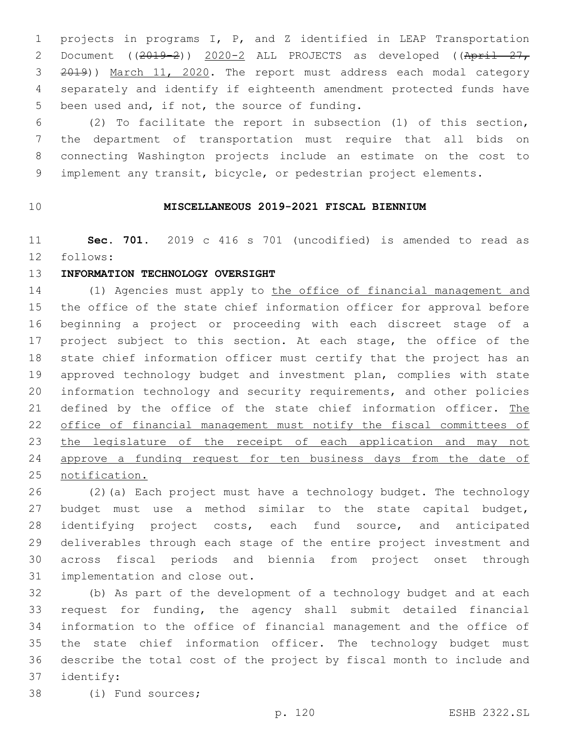projects in programs I, P, and Z identified in LEAP Transportation Document ((~~2019-2~~)) 2020-2 ALL PROJECTS as developed ((~~April 27, 2019~~)) March 11, 2020. The report must address each modal category separately and identify if eighteenth amendment protected funds have been used and, if not, the source of funding.

(2) To facilitate the report in subsection (1) of this section, the department of transportation must require that all bids on connecting Washington projects include an estimate on the cost to implement any transit, bicycle, or pedestrian project elements.

## MISCELLANEOUS 2019-2021 FISCAL BIENNIUM

**Sec. 701.** 2019 c 416 s 701 (uncodified) is amended to read as follows:

**INFORMATION TECHNOLOGY OVERSIGHT**

(1) Agencies must apply to the office of financial management and the office of the state chief information officer for approval before beginning a project or proceeding with each discreet stage of a project subject to this section. At each stage, the office of the state chief information officer must certify that the project has an approved technology budget and investment plan, complies with state information technology and security requirements, and other policies defined by the office of the state chief information officer. The office of financial management must notify the fiscal committees of the legislature of the receipt of each application and may not approve a funding request for ten business days from the date of notification.

(2)(a) Each project must have a technology budget. The technology budget must use a method similar to the state capital budget, identifying project costs, each fund source, and anticipated deliverables through each stage of the entire project investment and across fiscal periods and biennia from project onset through implementation and close out.

(b) As part of the development of a technology budget and at each request for funding, the agency shall submit detailed financial information to the office of financial management and the office of the state chief information officer. The technology budget must describe the total cost of the project by fiscal month to include and identify:

(i) Fund sources;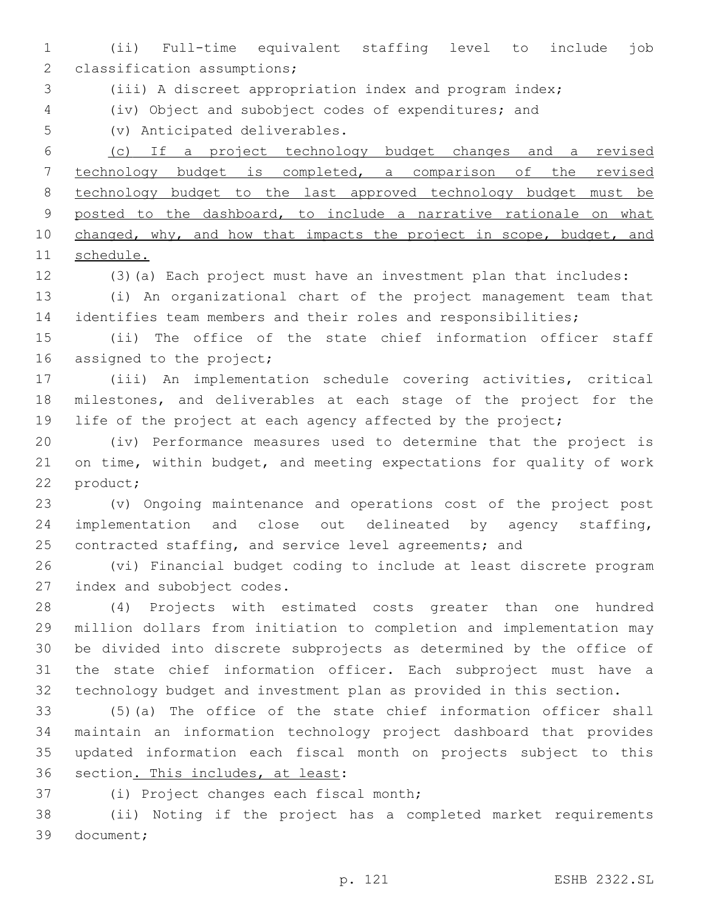(ii) Full-time equivalent staffing level to include job classification assumptions;

(iii) A discreet appropriation index and program index;

(iv) Object and subobject codes of expenditures; and

(v) Anticipated deliverables.

(c) If a project technology budget changes and a revised technology budget is completed, a comparison of the revised technology budget to the last approved technology budget must be posted to the dashboard, to include a narrative rationale on what changed, why, and how that impacts the project in scope, budget, and schedule.

(3)(a) Each project must have an investment plan that includes:

(i) An organizational chart of the project management team that identifies team members and their roles and responsibilities;

(ii) The office of the state chief information officer staff assigned to the project;

(iii) An implementation schedule covering activities, critical milestones, and deliverables at each stage of the project for the life of the project at each agency affected by the project;

(iv) Performance measures used to determine that the project is on time, within budget, and meeting expectations for quality of work product;

(v) Ongoing maintenance and operations cost of the project post implementation and close out delineated by agency staffing, contracted staffing, and service level agreements; and

(vi) Financial budget coding to include at least discrete program index and subobject codes.

(4) Projects with estimated costs greater than one hundred million dollars from initiation to completion and implementation may be divided into discrete subprojects as determined by the office of the state chief information officer. Each subproject must have a technology budget and investment plan as provided in this section.

(5)(a) The office of the state chief information officer shall maintain an information technology project dashboard that provides updated information each fiscal month on projects subject to this section. This includes, at least:

(i) Project changes each fiscal month;

(ii) Noting if the project has a completed market requirements document;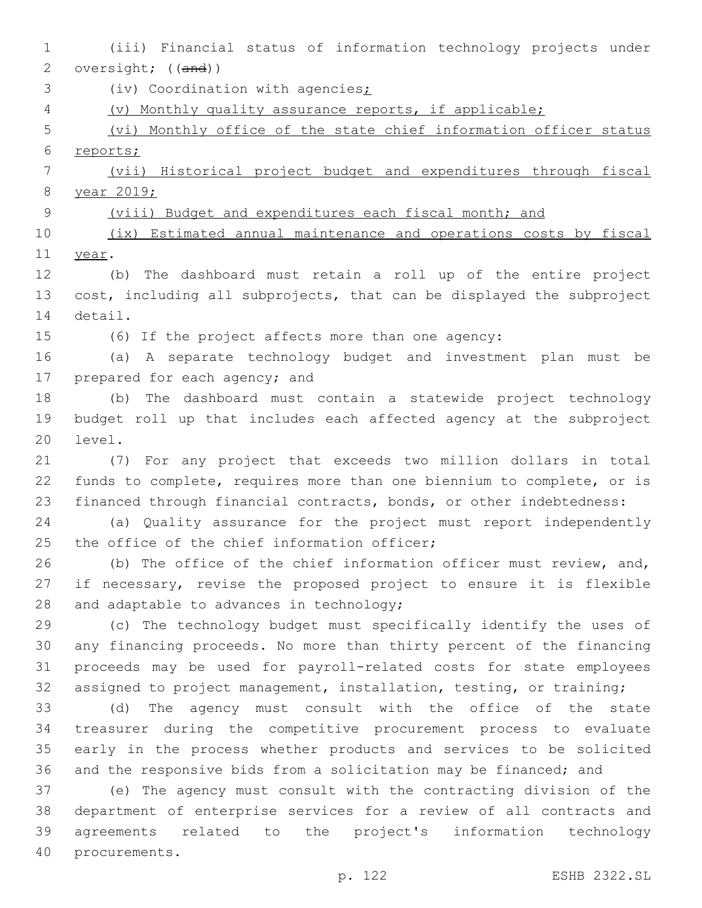(iii) Financial status of information technology projects under oversight; ((~~and~~))

(iv) Coordination with agencies<u>;</u>

<u>(v) Monthly quality assurance reports, if applicable;</u>

<u>(vi) Monthly office of the state chief information officer status reports;</u>

<u>(vii) Historical project budget and expenditures through fiscal year 2019;</u>

<u>(viii) Budget and expenditures each fiscal month; and</u>

<u>(ix) Estimated annual maintenance and operations costs by fiscal year</u>.

(b) The dashboard must retain a roll up of the entire project cost, including all subprojects, that can be displayed the subproject detail.

(6) If the project affects more than one agency:

(a) A separate technology budget and investment plan must be prepared for each agency; and

(b) The dashboard must contain a statewide project technology budget roll up that includes each affected agency at the subproject level.

(7) For any project that exceeds two million dollars in total funds to complete, requires more than one biennium to complete, or is financed through financial contracts, bonds, or other indebtedness:

(a) Quality assurance for the project must report independently the office of the chief information officer;

(b) The office of the chief information officer must review, and, if necessary, revise the proposed project to ensure it is flexible and adaptable to advances in technology;

(c) The technology budget must specifically identify the uses of any financing proceeds. No more than thirty percent of the financing proceeds may be used for payroll-related costs for state employees assigned to project management, installation, testing, or training;

(d) The agency must consult with the office of the state treasurer during the competitive procurement process to evaluate early in the process whether products and services to be solicited and the responsive bids from a solicitation may be financed; and

(e) The agency must consult with the contracting division of the department of enterprise services for a review of all contracts and agreements related to the project's information technology procurements.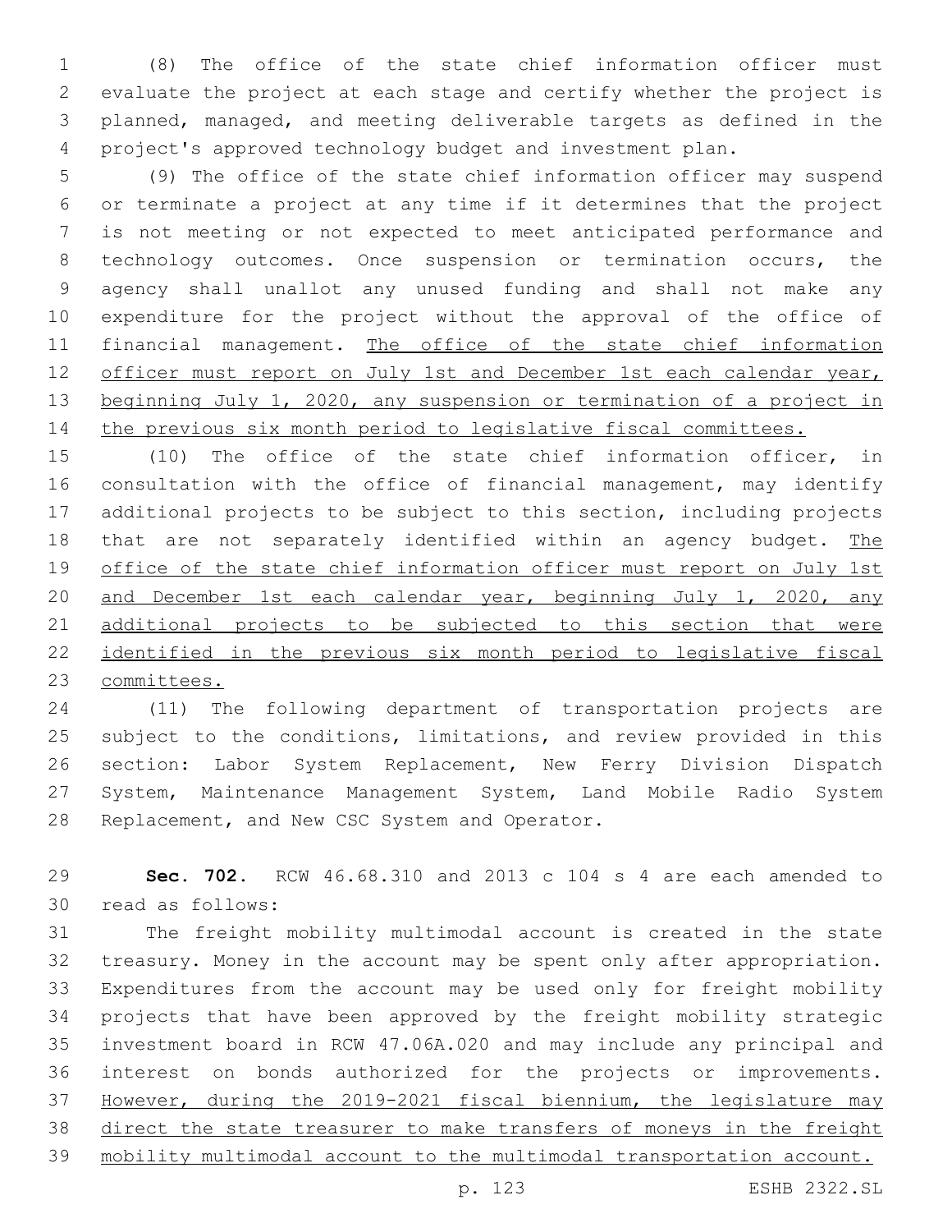(8) The office of the state chief information officer must evaluate the project at each stage and certify whether the project is planned, managed, and meeting deliverable targets as defined in the project's approved technology budget and investment plan.

(9) The office of the state chief information officer may suspend or terminate a project at any time if it determines that the project is not meeting or not expected to meet anticipated performance and technology outcomes. Once suspension or termination occurs, the agency shall unallot any unused funding and shall not make any expenditure for the project without the approval of the office of financial management. The office of the state chief information officer must report on July 1st and December 1st each calendar year, beginning July 1, 2020, any suspension or termination of a project in the previous six month period to legislative fiscal committees.

(10) The office of the state chief information officer, in consultation with the office of financial management, may identify additional projects to be subject to this section, including projects that are not separately identified within an agency budget. The office of the state chief information officer must report on July 1st and December 1st each calendar year, beginning July 1, 2020, any additional projects to be subjected to this section that were identified in the previous six month period to legislative fiscal committees.

(11) The following department of transportation projects are subject to the conditions, limitations, and review provided in this section: Labor System Replacement, New Ferry Division Dispatch System, Maintenance Management System, Land Mobile Radio System Replacement, and New CSC System and Operator.

**Sec. 702.** RCW 46.68.310 and 2013 c 104 s 4 are each amended to read as follows:

The freight mobility multimodal account is created in the state treasury. Money in the account may be spent only after appropriation. Expenditures from the account may be used only for freight mobility projects that have been approved by the freight mobility strategic investment board in RCW 47.06A.020 and may include any principal and interest on bonds authorized for the projects or improvements. However, during the 2019-2021 fiscal biennium, the legislature may direct the state treasurer to make transfers of moneys in the freight mobility multimodal account to the multimodal transportation account.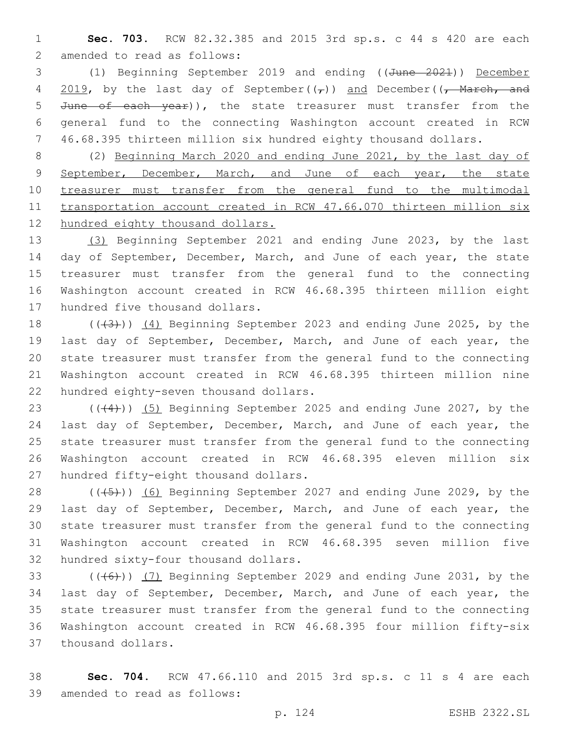**Sec. 703.** RCW 82.32.385 and 2015 3rd sp.s. c 44 s 420 are each amended to read as follows:

(1) Beginning September 2019 and ending ((~~June 2021~~)) December 2019, by the last day of September((~~,~~)) and December((~~, March, and June of each year~~)), the state treasurer must transfer from the general fund to the connecting Washington account created in RCW 46.68.395 thirteen million six hundred eighty thousand dollars.

(2) Beginning March 2020 and ending June 2021, by the last day of September, December, March, and June of each year, the state treasurer must transfer from the general fund to the multimodal transportation account created in RCW 47.66.070 thirteen million six hundred eighty thousand dollars.

(3) Beginning September 2021 and ending June 2023, by the last day of September, December, March, and June of each year, the state treasurer must transfer from the general fund to the connecting Washington account created in RCW 46.68.395 thirteen million eight hundred five thousand dollars.

((~~(3)~~)) (4) Beginning September 2023 and ending June 2025, by the last day of September, December, March, and June of each year, the state treasurer must transfer from the general fund to the connecting Washington account created in RCW 46.68.395 thirteen million nine hundred eighty-seven thousand dollars.

((~~(4)~~)) (5) Beginning September 2025 and ending June 2027, by the last day of September, December, March, and June of each year, the state treasurer must transfer from the general fund to the connecting Washington account created in RCW 46.68.395 eleven million six hundred fifty-eight thousand dollars.

((~~(5)~~)) (6) Beginning September 2027 and ending June 2029, by the last day of September, December, March, and June of each year, the state treasurer must transfer from the general fund to the connecting Washington account created in RCW 46.68.395 seven million five hundred sixty-four thousand dollars.

((~~(6)~~)) (7) Beginning September 2029 and ending June 2031, by the last day of September, December, March, and June of each year, the state treasurer must transfer from the general fund to the connecting Washington account created in RCW 46.68.395 four million fifty-six thousand dollars.

**Sec. 704.** RCW 47.66.110 and 2015 3rd sp.s. c 11 s 4 are each amended to read as follows: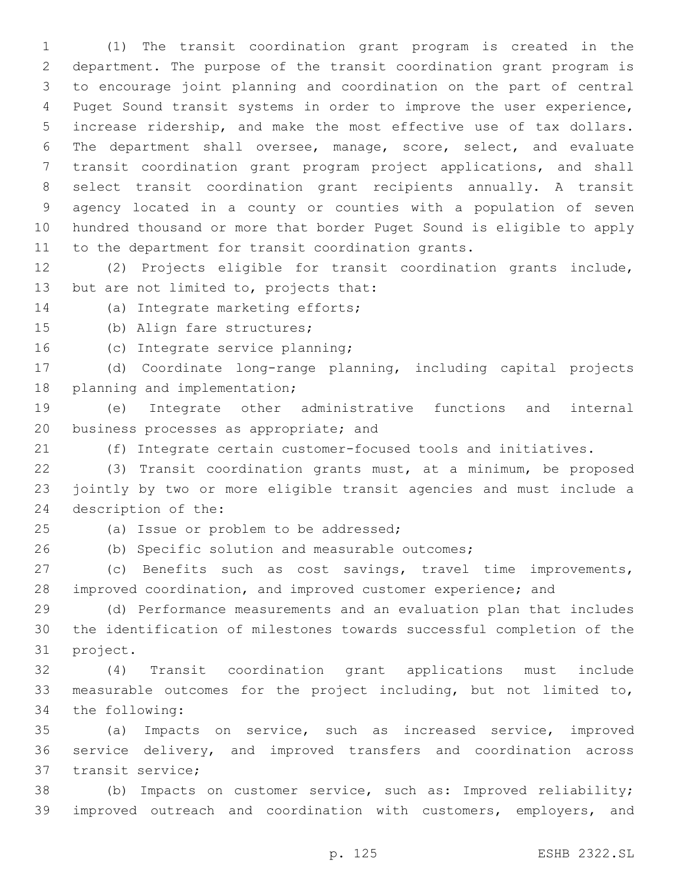(1) The transit coordination grant program is created in the department. The purpose of the transit coordination grant program is to encourage joint planning and coordination on the part of central Puget Sound transit systems in order to improve the user experience, increase ridership, and make the most effective use of tax dollars. The department shall oversee, manage, score, select, and evaluate transit coordination grant program project applications, and shall select transit coordination grant recipients annually. A transit agency located in a county or counties with a population of seven hundred thousand or more that border Puget Sound is eligible to apply to the department for transit coordination grants.

(2) Projects eligible for transit coordination grants include, but are not limited to, projects that:

(a) Integrate marketing efforts;

(b) Align fare structures;

(c) Integrate service planning;

(d) Coordinate long-range planning, including capital projects planning and implementation;

(e) Integrate other administrative functions and internal business processes as appropriate; and

(f) Integrate certain customer-focused tools and initiatives.

(3) Transit coordination grants must, at a minimum, be proposed jointly by two or more eligible transit agencies and must include a description of the:

(a) Issue or problem to be addressed;

(b) Specific solution and measurable outcomes;

(c) Benefits such as cost savings, travel time improvements, improved coordination, and improved customer experience; and

(d) Performance measurements and an evaluation plan that includes the identification of milestones towards successful completion of the project.

(4) Transit coordination grant applications must include measurable outcomes for the project including, but not limited to, the following:

(a) Impacts on service, such as increased service, improved service delivery, and improved transfers and coordination across transit service;

(b) Impacts on customer service, such as: Improved reliability; improved outreach and coordination with customers, employers, and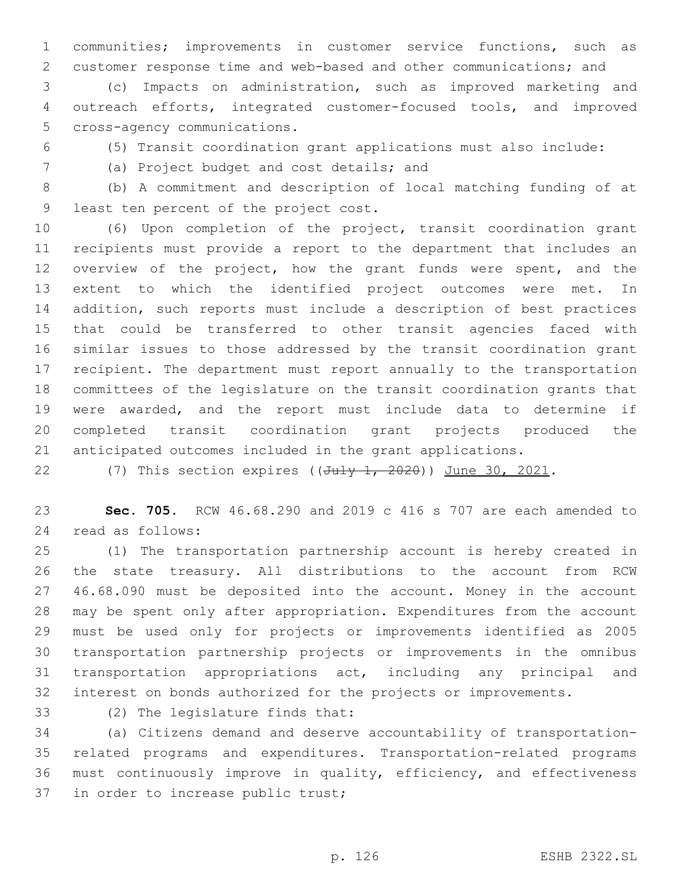communities; improvements in customer service functions, such as customer response time and web-based and other communications; and

(c) Impacts on administration, such as improved marketing and outreach efforts, integrated customer-focused tools, and improved cross-agency communications.

(5) Transit coordination grant applications must also include:

(a) Project budget and cost details; and

(b) A commitment and description of local matching funding of at least ten percent of the project cost.

(6) Upon completion of the project, transit coordination grant recipients must provide a report to the department that includes an overview of the project, how the grant funds were spent, and the extent to which the identified project outcomes were met. In addition, such reports must include a description of best practices that could be transferred to other transit agencies faced with similar issues to those addressed by the transit coordination grant recipient. The department must report annually to the transportation committees of the legislature on the transit coordination grants that were awarded, and the report must include data to determine if completed transit coordination grant projects produced the anticipated outcomes included in the grant applications.

(7) This section expires ((~~July 1, 2020~~)) <u>June 30, 2021</u>.

**Sec. 705.** RCW 46.68.290 and 2019 c 416 s 707 are each amended to read as follows:

(1) The transportation partnership account is hereby created in the state treasury. All distributions to the account from RCW 46.68.090 must be deposited into the account. Money in the account may be spent only after appropriation. Expenditures from the account must be used only for projects or improvements identified as 2005 transportation partnership projects or improvements in the omnibus transportation appropriations act, including any principal and interest on bonds authorized for the projects or improvements.

(2) The legislature finds that:

(a) Citizens demand and deserve accountability of transportation-related programs and expenditures. Transportation-related programs must continuously improve in quality, efficiency, and effectiveness in order to increase public trust;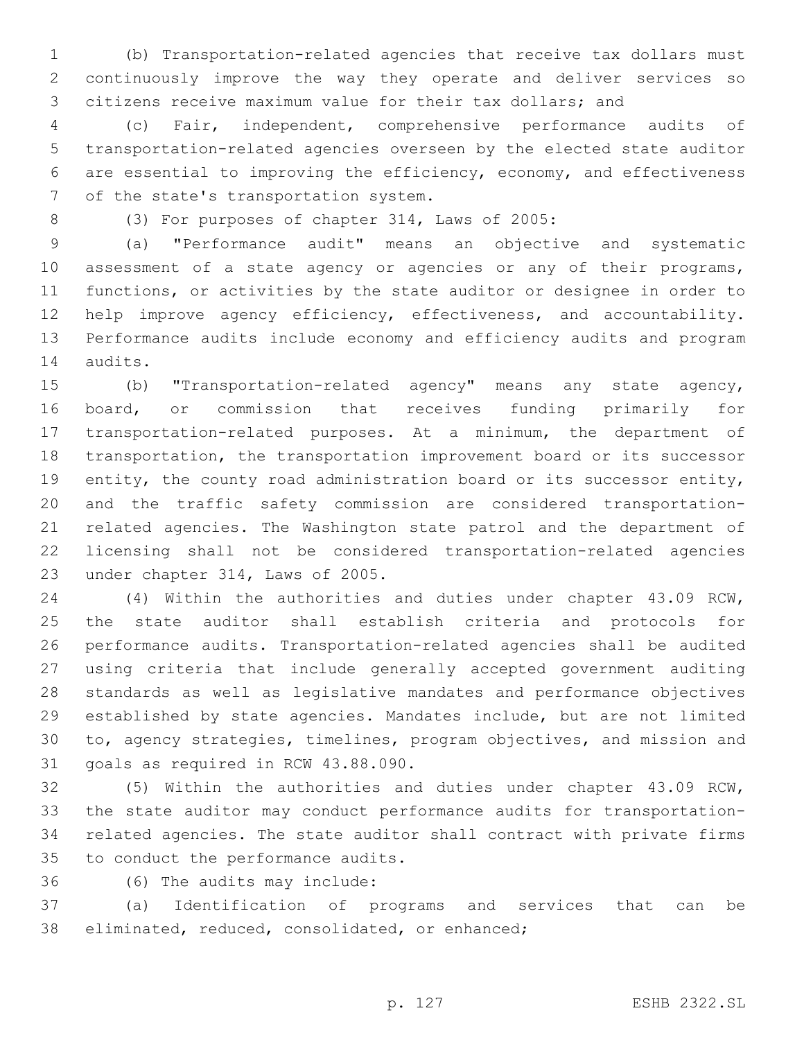(b) Transportation-related agencies that receive tax dollars must continuously improve the way they operate and deliver services so citizens receive maximum value for their tax dollars; and

(c) Fair, independent, comprehensive performance audits of transportation-related agencies overseen by the elected state auditor are essential to improving the efficiency, economy, and effectiveness of the state's transportation system.

(3) For purposes of chapter 314, Laws of 2005:

(a) "Performance audit" means an objective and systematic assessment of a state agency or agencies or any of their programs, functions, or activities by the state auditor or designee in order to help improve agency efficiency, effectiveness, and accountability. Performance audits include economy and efficiency audits and program audits.

(b) "Transportation-related agency" means any state agency, board, or commission that receives funding primarily for transportation-related purposes. At a minimum, the department of transportation, the transportation improvement board or its successor entity, the county road administration board or its successor entity, and the traffic safety commission are considered transportation-related agencies. The Washington state patrol and the department of licensing shall not be considered transportation-related agencies under chapter 314, Laws of 2005.

(4) Within the authorities and duties under chapter 43.09 RCW, the state auditor shall establish criteria and protocols for performance audits. Transportation-related agencies shall be audited using criteria that include generally accepted government auditing standards as well as legislative mandates and performance objectives established by state agencies. Mandates include, but are not limited to, agency strategies, timelines, program objectives, and mission and goals as required in RCW 43.88.090.

(5) Within the authorities and duties under chapter 43.09 RCW, the state auditor may conduct performance audits for transportation-related agencies. The state auditor shall contract with private firms to conduct the performance audits.

(6) The audits may include:

(a) Identification of programs and services that can be eliminated, reduced, consolidated, or enhanced;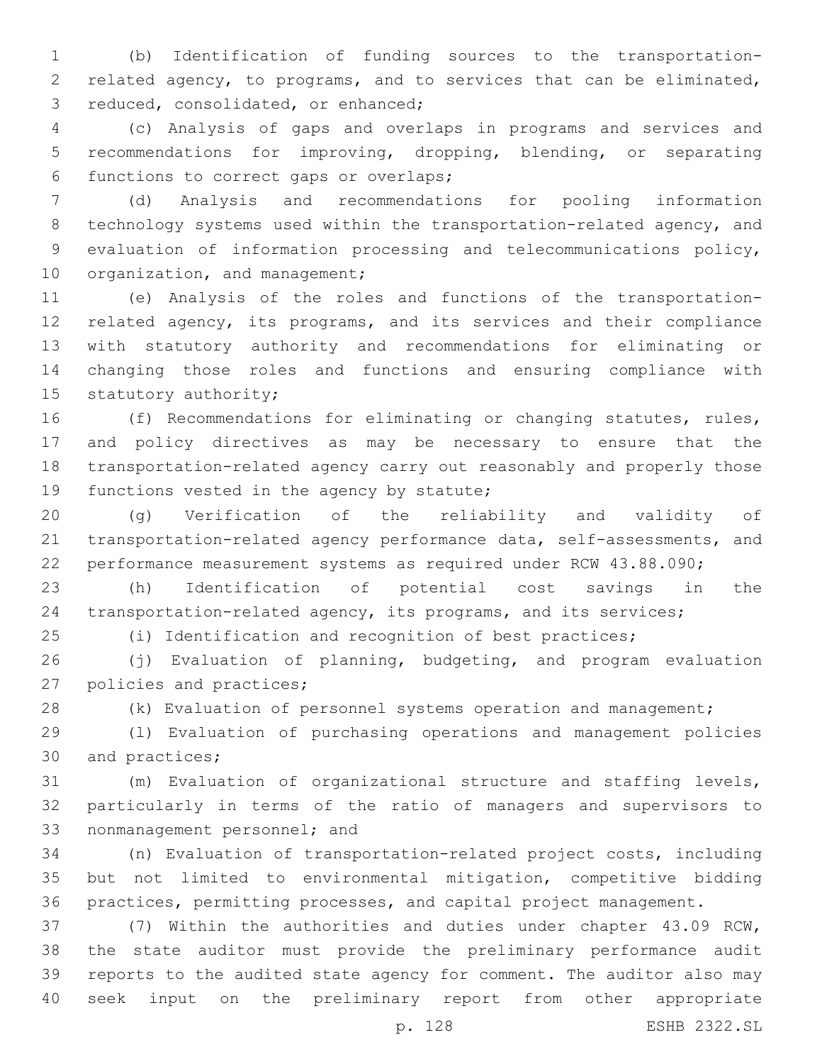(b) Identification of funding sources to the transportation-related agency, to programs, and to services that can be eliminated, reduced, consolidated, or enhanced;

(c) Analysis of gaps and overlaps in programs and services and recommendations for improving, dropping, blending, or separating functions to correct gaps or overlaps;

(d) Analysis and recommendations for pooling information technology systems used within the transportation-related agency, and evaluation of information processing and telecommunications policy, organization, and management;

(e) Analysis of the roles and functions of the transportation-related agency, its programs, and its services and their compliance with statutory authority and recommendations for eliminating or changing those roles and functions and ensuring compliance with statutory authority;

(f) Recommendations for eliminating or changing statutes, rules, and policy directives as may be necessary to ensure that the transportation-related agency carry out reasonably and properly those functions vested in the agency by statute;

(g) Verification of the reliability and validity of transportation-related agency performance data, self-assessments, and performance measurement systems as required under RCW 43.88.090;

(h) Identification of potential cost savings in the transportation-related agency, its programs, and its services;

(i) Identification and recognition of best practices;

(j) Evaluation of planning, budgeting, and program evaluation policies and practices;

(k) Evaluation of personnel systems operation and management;

(l) Evaluation of purchasing operations and management policies and practices;

(m) Evaluation of organizational structure and staffing levels, particularly in terms of the ratio of managers and supervisors to nonmanagement personnel; and

(n) Evaluation of transportation-related project costs, including but not limited to environmental mitigation, competitive bidding practices, permitting processes, and capital project management.

(7) Within the authorities and duties under chapter 43.09 RCW, the state auditor must provide the preliminary performance audit reports to the audited state agency for comment. The auditor also may seek input on the preliminary report from other appropriate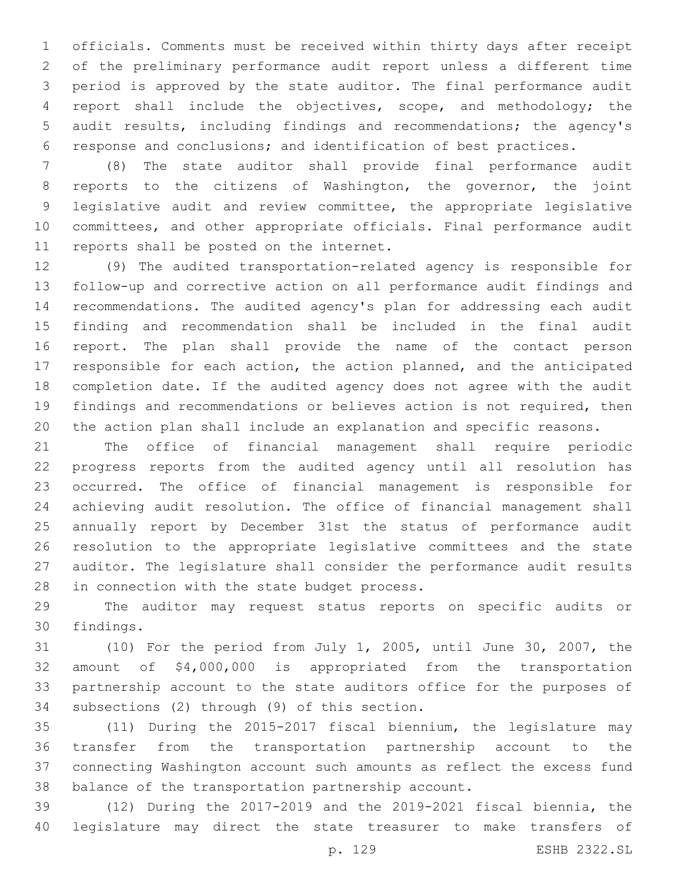officials. Comments must be received within thirty days after receipt of the preliminary performance audit report unless a different time period is approved by the state auditor. The final performance audit report shall include the objectives, scope, and methodology; the audit results, including findings and recommendations; the agency's response and conclusions; and identification of best practices.

(8) The state auditor shall provide final performance audit reports to the citizens of Washington, the governor, the joint legislative audit and review committee, the appropriate legislative committees, and other appropriate officials. Final performance audit reports shall be posted on the internet.

(9) The audited transportation-related agency is responsible for follow-up and corrective action on all performance audit findings and recommendations. The audited agency's plan for addressing each audit finding and recommendation shall be included in the final audit report. The plan shall provide the name of the contact person responsible for each action, the action planned, and the anticipated completion date. If the audited agency does not agree with the audit findings and recommendations or believes action is not required, then the action plan shall include an explanation and specific reasons.

The office of financial management shall require periodic progress reports from the audited agency until all resolution has occurred. The office of financial management is responsible for achieving audit resolution. The office of financial management shall annually report by December 31st the status of performance audit resolution to the appropriate legislative committees and the state auditor. The legislature shall consider the performance audit results in connection with the state budget process.

The auditor may request status reports on specific audits or findings.

(10) For the period from July 1, 2005, until June 30, 2007, the amount of $4,000,000 is appropriated from the transportation partnership account to the state auditors office for the purposes of subsections (2) through (9) of this section.

(11) During the 2015-2017 fiscal biennium, the legislature may transfer from the transportation partnership account to the connecting Washington account such amounts as reflect the excess fund balance of the transportation partnership account.

(12) During the 2017-2019 and the 2019-2021 fiscal biennia, the legislature may direct the state treasurer to make transfers of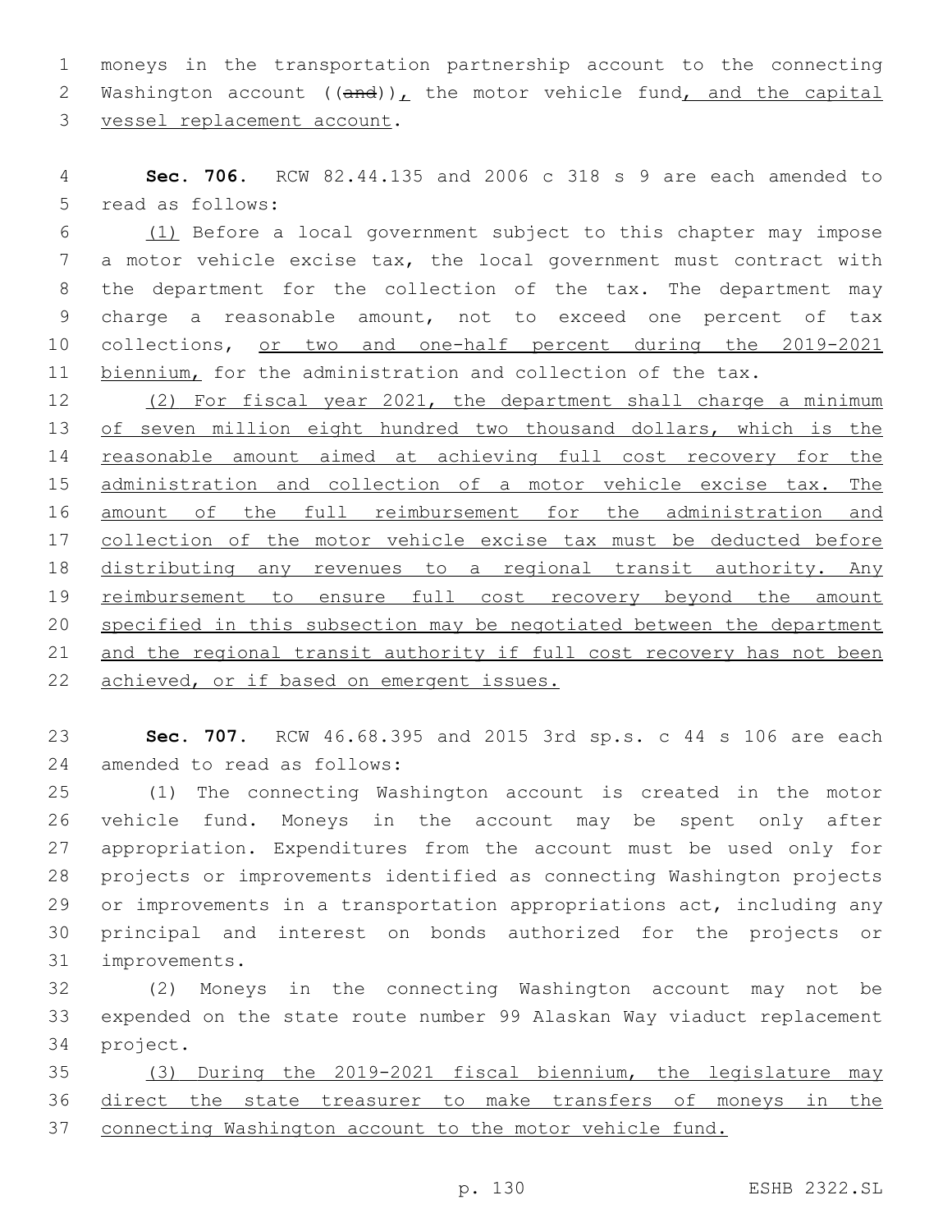moneys in the transportation partnership account to the connecting Washington account ((~~and~~)), the motor vehicle fund, and the capital vessel replacement account.

**Sec. 706.** RCW 82.44.135 and 2006 c 318 s 9 are each amended to read as follows:

(1) Before a local government subject to this chapter may impose a motor vehicle excise tax, the local government must contract with the department for the collection of the tax. The department may charge a reasonable amount, not to exceed one percent of tax collections, or two and one-half percent during the 2019-2021 biennium, for the administration and collection of the tax.

(2) For fiscal year 2021, the department shall charge a minimum of seven million eight hundred two thousand dollars, which is the reasonable amount aimed at achieving full cost recovery for the administration and collection of a motor vehicle excise tax. The amount of the full reimbursement for the administration and collection of the motor vehicle excise tax must be deducted before distributing any revenues to a regional transit authority. Any reimbursement to ensure full cost recovery beyond the amount specified in this subsection may be negotiated between the department and the regional transit authority if full cost recovery has not been achieved, or if based on emergent issues.

**Sec. 707.** RCW 46.68.395 and 2015 3rd sp.s. c 44 s 106 are each amended to read as follows:

(1) The connecting Washington account is created in the motor vehicle fund. Moneys in the account may be spent only after appropriation. Expenditures from the account must be used only for projects or improvements identified as connecting Washington projects or improvements in a transportation appropriations act, including any principal and interest on bonds authorized for the projects or improvements.

(2) Moneys in the connecting Washington account may not be expended on the state route number 99 Alaskan Way viaduct replacement project.

(3) During the 2019-2021 fiscal biennium, the legislature may direct the state treasurer to make transfers of moneys in the connecting Washington account to the motor vehicle fund.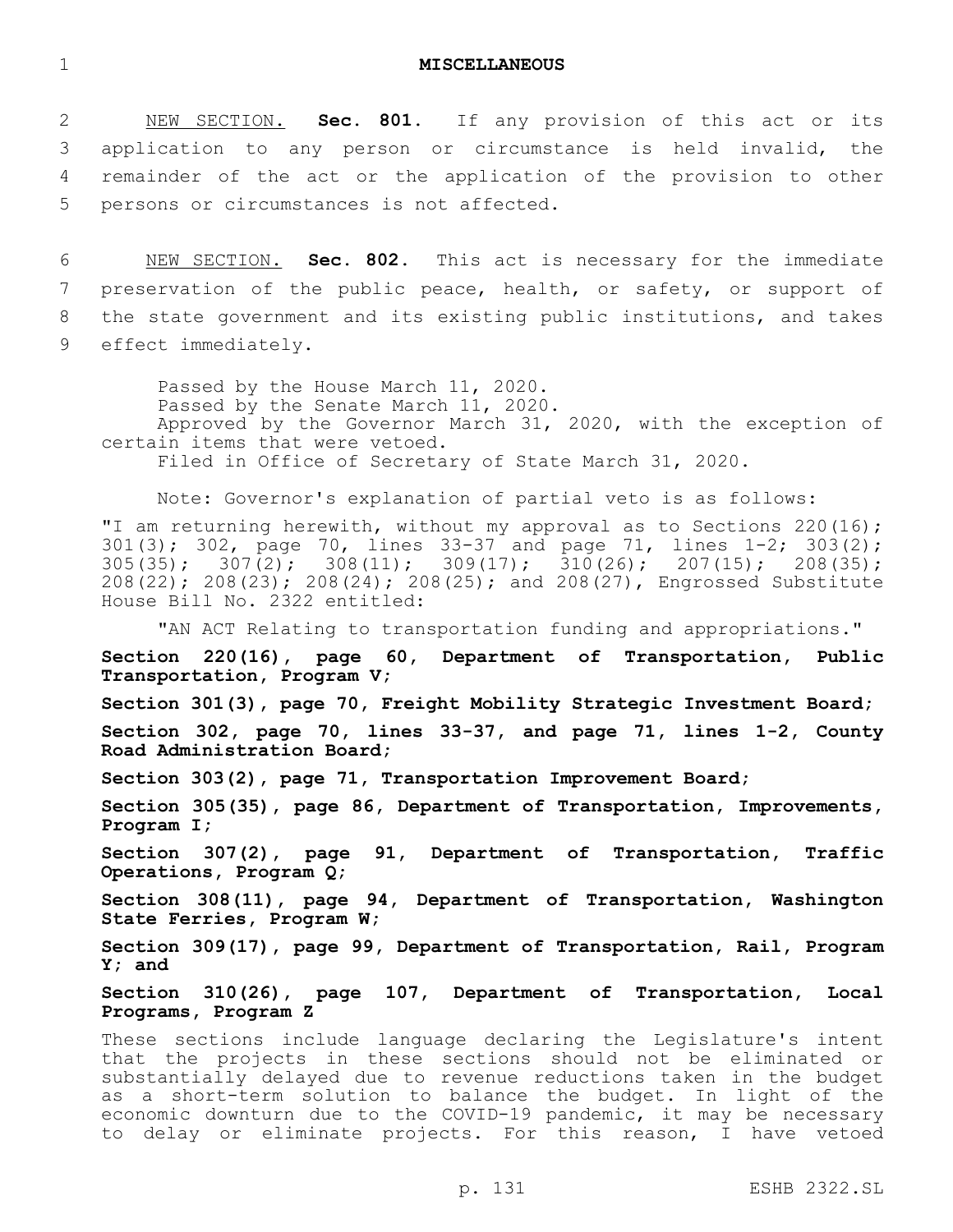# MISCELLANEOUS

NEW SECTION. **Sec. 801.** If any provision of this act or its application to any person or circumstance is held invalid, the remainder of the act or the application of the provision to other persons or circumstances is not affected.

NEW SECTION. **Sec. 802.** This act is necessary for the immediate preservation of the public peace, health, or safety, or support of the state government and its existing public institutions, and takes effect immediately.

Passed by the House March 11, 2020.
Passed by the Senate March 11, 2020.
Approved by the Governor March 31, 2020, with the exception of certain items that were vetoed.
Filed in Office of Secretary of State March 31, 2020.

Note: Governor's explanation of partial veto is as follows:

"I am returning herewith, without my approval as to Sections 220(16); 301(3); 302, page 70, lines 33-37 and page 71, lines 1-2; 303(2); 305(35); 307(2); 308(11); 309(17); 310(26); 207(15); 208(35); 208(22); 208(23); 208(24); 208(25); and 208(27), Engrossed Substitute House Bill No. 2322 entitled:

"AN ACT Relating to transportation funding and appropriations."

**Section 220(16), page 60, Department of Transportation, Public Transportation, Program V;**

**Section 301(3), page 70, Freight Mobility Strategic Investment Board;**

**Section 302, page 70, lines 33-37, and page 71, lines 1-2, County Road Administration Board;**

**Section 303(2), page 71, Transportation Improvement Board;**

**Section 305(35), page 86, Department of Transportation, Improvements, Program I;**

**Section 307(2), page 91, Department of Transportation, Traffic Operations, Program Q;**

**Section 308(11), page 94, Department of Transportation, Washington State Ferries, Program W;**

**Section 309(17), page 99, Department of Transportation, Rail, Program Y; and**

**Section 310(26), page 107, Department of Transportation, Local Programs, Program Z**

These sections include language declaring the Legislature's intent that the projects in these sections should not be eliminated or substantially delayed due to revenue reductions taken in the budget as a short-term solution to balance the budget. In light of the economic downturn due to the COVID-19 pandemic, it may be necessary to delay or eliminate projects. For this reason, I have vetoed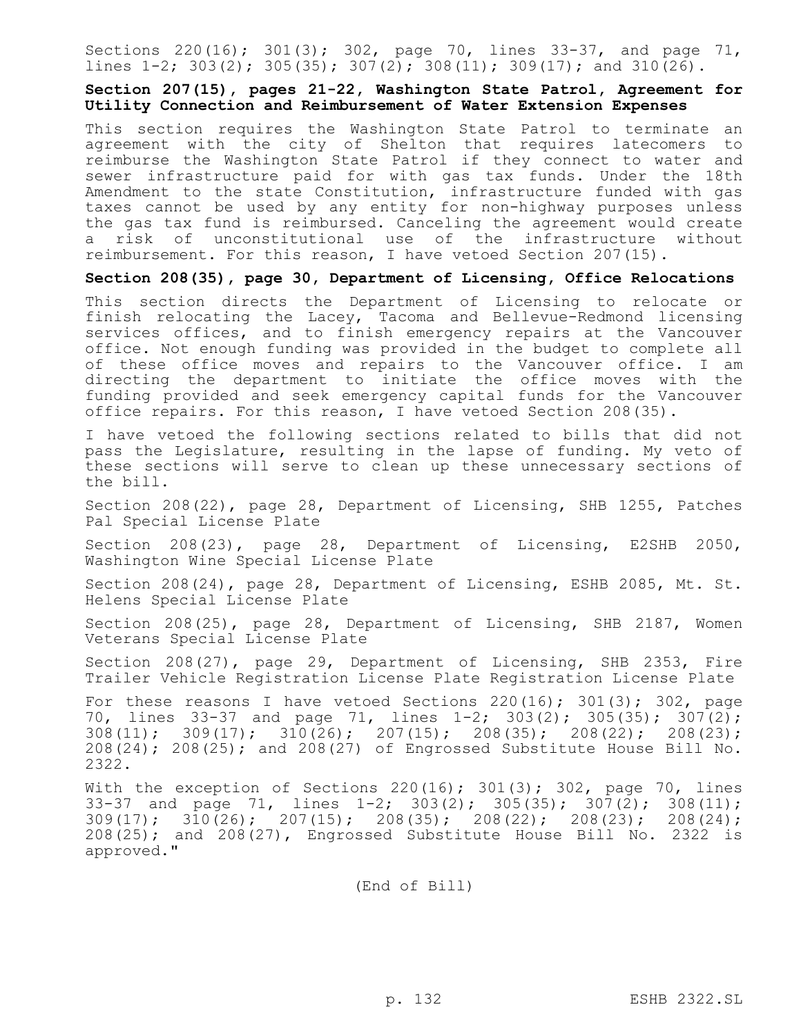Sections 220(16); 301(3); 302, page 70, lines 33-37, and page 71, lines 1-2; 303(2); 305(35); 307(2); 308(11); 309(17); and 310(26).

**Section 207(15), pages 21-22, Washington State Patrol, Agreement for Utility Connection and Reimbursement of Water Extension Expenses**

This section requires the Washington State Patrol to terminate an agreement with the city of Shelton that requires latecomers to reimburse the Washington State Patrol if they connect to water and sewer infrastructure paid for with gas tax funds. Under the 18th Amendment to the state Constitution, infrastructure funded with gas taxes cannot be used by any entity for non-highway purposes unless the gas tax fund is reimbursed. Canceling the agreement would create a risk of unconstitutional use of the infrastructure without reimbursement. For this reason, I have vetoed Section 207(15).

**Section 208(35), page 30, Department of Licensing, Office Relocations**

This section directs the Department of Licensing to relocate or finish relocating the Lacey, Tacoma and Bellevue-Redmond licensing services offices, and to finish emergency repairs at the Vancouver office. Not enough funding was provided in the budget to complete all of these office moves and repairs to the Vancouver office. I am directing the department to initiate the office moves with the funding provided and seek emergency capital funds for the Vancouver office repairs. For this reason, I have vetoed Section 208(35).

I have vetoed the following sections related to bills that did not pass the Legislature, resulting in the lapse of funding. My veto of these sections will serve to clean up these unnecessary sections of the bill.

Section 208(22), page 28, Department of Licensing, SHB 1255, Patches Pal Special License Plate

Section 208(23), page 28, Department of Licensing, E2SHB 2050, Washington Wine Special License Plate

Section 208(24), page 28, Department of Licensing, ESHB 2085, Mt. St. Helens Special License Plate

Section 208(25), page 28, Department of Licensing, SHB 2187, Women Veterans Special License Plate

Section 208(27), page 29, Department of Licensing, SHB 2353, Fire Trailer Vehicle Registration License Plate Registration License Plate

For these reasons I have vetoed Sections 220(16); 301(3); 302, page 70, lines 33-37 and page 71, lines 1-2; 303(2); 305(35); 307(2); 308(11); 309(17); 310(26); 207(15); 208(35); 208(22); 208(23); 208(24); 208(25); and 208(27) of Engrossed Substitute House Bill No. 2322.

With the exception of Sections 220(16); 301(3); 302, page 70, lines 33-37 and page 71, lines 1-2; 303(2); 305(35); 307(2); 308(11); 309(17); 310(26); 207(15); 208(35); 208(22); 208(23); 208(24); 208(25); and 208(27), Engrossed Substitute House Bill No. 2322 is approved."

(End of Bill)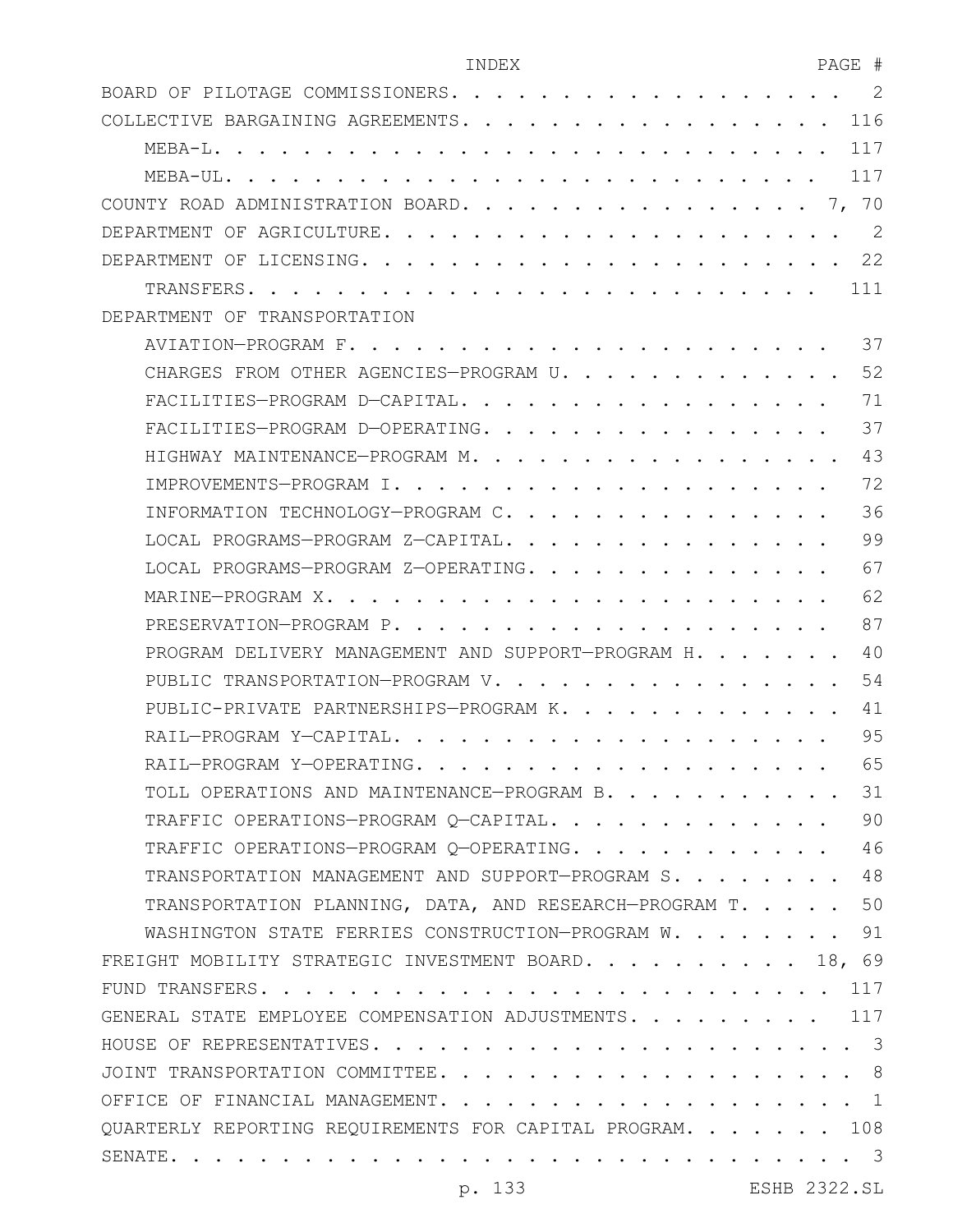| INDEX | PAGE # |
|---|---|
| BOARD OF PILOTAGE COMMISSIONERS | 2 |
| COLLECTIVE BARGAINING AGREEMENTS | 116 |
| MEBA-L | 117 |
| MEBA-UL | 117 |
| COUNTY ROAD ADMINISTRATION BOARD | 7, 70 |
| DEPARTMENT OF AGRICULTURE | 2 |
| DEPARTMENT OF LICENSING | 22 |
| TRANSFERS | 111 |
| DEPARTMENT OF TRANSPORTATION | |
| AVIATION—PROGRAM F | 37 |
| CHARGES FROM OTHER AGENCIES—PROGRAM U | 52 |
| FACILITIES—PROGRAM D—CAPITAL | 71 |
| FACILITIES—PROGRAM D—OPERATING | 37 |
| HIGHWAY MAINTENANCE—PROGRAM M | 43 |
| IMPROVEMENTS—PROGRAM I | 72 |
| INFORMATION TECHNOLOGY—PROGRAM C | 36 |
| LOCAL PROGRAMS—PROGRAM Z—CAPITAL | 99 |
| LOCAL PROGRAMS—PROGRAM Z—OPERATING | 67 |
| MARINE—PROGRAM X | 62 |
| PRESERVATION—PROGRAM P | 87 |
| PROGRAM DELIVERY MANAGEMENT AND SUPPORT—PROGRAM H | 40 |
| PUBLIC TRANSPORTATION—PROGRAM V | 54 |
| PUBLIC-PRIVATE PARTNERSHIPS—PROGRAM K | 41 |
| RAIL—PROGRAM Y—CAPITAL | 95 |
| RAIL—PROGRAM Y—OPERATING | 65 |
| TOLL OPERATIONS AND MAINTENANCE—PROGRAM B | 31 |
| TRAFFIC OPERATIONS—PROGRAM Q—CAPITAL | 90 |
| TRAFFIC OPERATIONS—PROGRAM Q—OPERATING | 46 |
| TRANSPORTATION MANAGEMENT AND SUPPORT—PROGRAM S | 48 |
| TRANSPORTATION PLANNING, DATA, AND RESEARCH—PROGRAM T | 50 |
| WASHINGTON STATE FERRIES CONSTRUCTION—PROGRAM W | 91 |
| FREIGHT MOBILITY STRATEGIC INVESTMENT BOARD | 18, 69 |
| FUND TRANSFERS | 117 |
| GENERAL STATE EMPLOYEE COMPENSATION ADJUSTMENTS | 117 |
| HOUSE OF REPRESENTATIVES | 3 |
| JOINT TRANSPORTATION COMMITTEE | 8 |
| OFFICE OF FINANCIAL MANAGEMENT | 1 |
| QUARTERLY REPORTING REQUIREMENTS FOR CAPITAL PROGRAM | 108 |
| SENATE | 3 |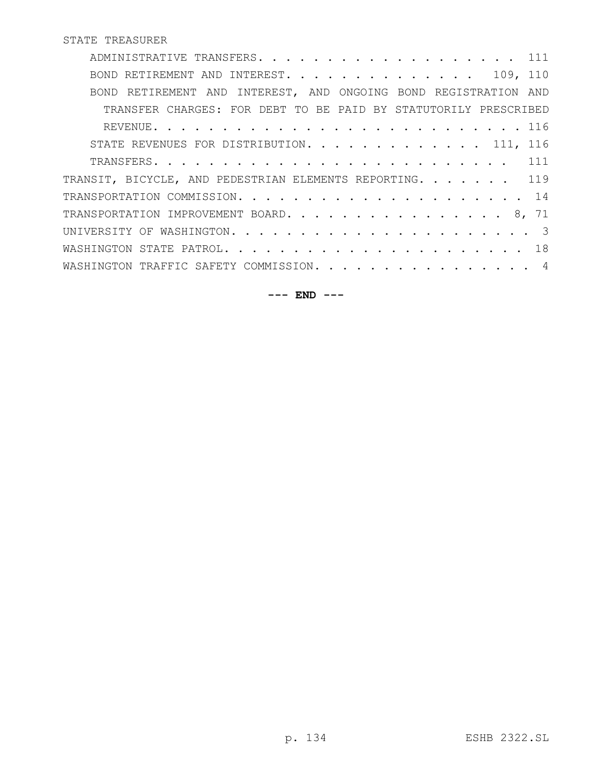STATE TREASURER

ADMINISTRATIVE TRANSFERS. . . . . . . . . . . . . . . . . . . . 111

BOND RETIREMENT AND INTEREST. . . . . . . . . . . . . . . 109, 110

BOND RETIREMENT AND INTEREST, AND ONGOING BOND REGISTRATION AND TRANSFER CHARGES: FOR DEBT TO BE PAID BY STATUTORILY PRESCRIBED REVENUE. . . . . . . . . . . . . . . . . . . . . . . . . . . 116

STATE REVENUES FOR DISTRIBUTION. . . . . . . . . . . . . 111, 116

TRANSFERS. . . . . . . . . . . . . . . . . . . . . . . . . . 111

TRANSIT, BICYCLE, AND PEDESTRIAN ELEMENTS REPORTING. . . . . . . 119

TRANSPORTATION COMMISSION. . . . . . . . . . . . . . . . . . . . . . 14

TRANSPORTATION IMPROVEMENT BOARD. . . . . . . . . . . . . . . . . 8, 71

UNIVERSITY OF WASHINGTON. . . . . . . . . . . . . . . . . . . . . . . 3

WASHINGTON STATE PATROL. . . . . . . . . . . . . . . . . . . . . . . 18

WASHINGTON TRAFFIC SAFETY COMMISSION. . . . . . . . . . . . . . . . . 4

**--- END ---**